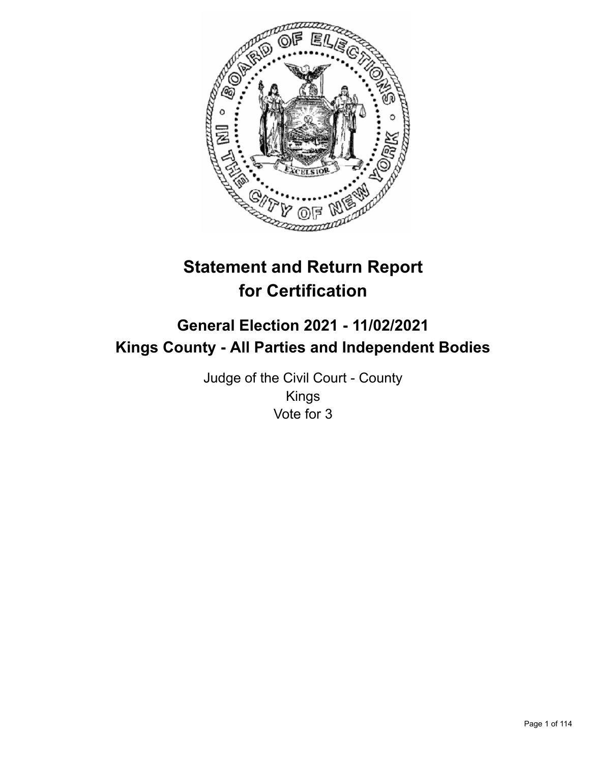# Statement and Return Report for Certification

## General Election 2021 - 11/02/2021
## Kings County - All Parties and Independent Bodies

Judge of the Civil Court - County
Kings
Vote for 3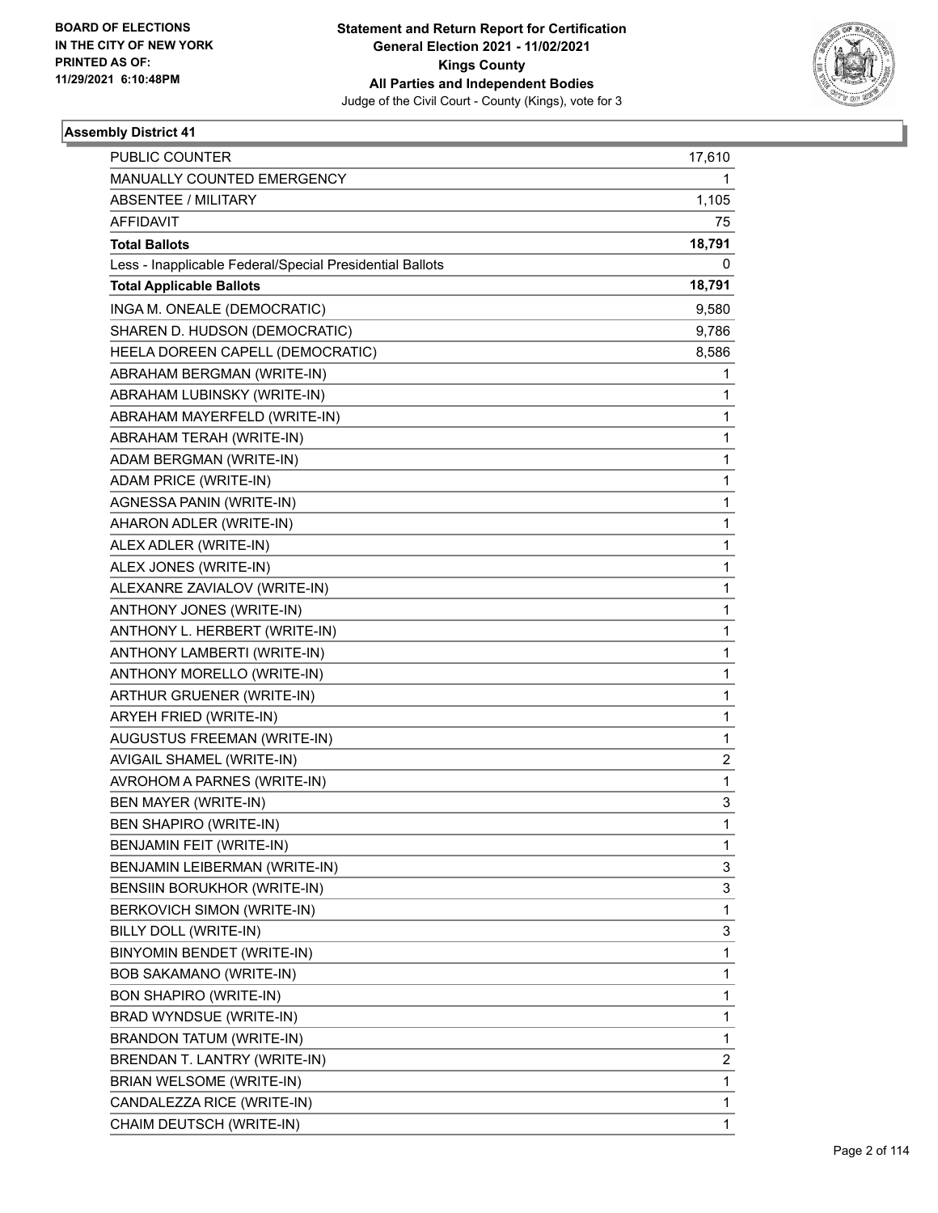**Statement and Return Report for Certification**
**General Election 2021 - 11/02/2021**
**Kings County**
**All Parties and Independent Bodies**
Judge of the Civil Court - County (Kings), vote for 3

BOARD OF ELECTIONS IN THE CITY OF NEW YORK
PRINTED AS OF: 11/29/2021 6:10:48PM

## Assembly District 41

| | |
|---|---|
| PUBLIC COUNTER | 17,610 |
| MANUALLY COUNTED EMERGENCY | 1 |
| ABSENTEE / MILITARY | 1,105 |
| AFFIDAVIT | 75 |
| **Total Ballots** | **18,791** |
| Less - Inapplicable Federal/Special Presidential Ballots | 0 |
| **Total Applicable Ballots** | **18,791** |
| INGA M. ONEALE (DEMOCRATIC) | 9,580 |
| SHAREN D. HUDSON (DEMOCRATIC) | 9,786 |
| HEELA DOREEN CAPELL (DEMOCRATIC) | 8,586 |
| ABRAHAM BERGMAN (WRITE-IN) | 1 |
| ABRAHAM LUBINSKY (WRITE-IN) | 1 |
| ABRAHAM MAYERFELD (WRITE-IN) | 1 |
| ABRAHAM TERAH (WRITE-IN) | 1 |
| ADAM BERGMAN (WRITE-IN) | 1 |
| ADAM PRICE (WRITE-IN) | 1 |
| AGNESSA PANIN (WRITE-IN) | 1 |
| AHARON ADLER (WRITE-IN) | 1 |
| ALEX ADLER (WRITE-IN) | 1 |
| ALEX JONES (WRITE-IN) | 1 |
| ALEXANRE ZAVIALOV (WRITE-IN) | 1 |
| ANTHONY JONES (WRITE-IN) | 1 |
| ANTHONY L. HERBERT (WRITE-IN) | 1 |
| ANTHONY LAMBERTI (WRITE-IN) | 1 |
| ANTHONY MORELLO (WRITE-IN) | 1 |
| ARTHUR GRUENER (WRITE-IN) | 1 |
| ARYEH FRIED (WRITE-IN) | 1 |
| AUGUSTUS FREEMAN (WRITE-IN) | 1 |
| AVIGAIL SHAMEL (WRITE-IN) | 2 |
| AVROHOM A PARNES (WRITE-IN) | 1 |
| BEN MAYER (WRITE-IN) | 3 |
| BEN SHAPIRO (WRITE-IN) | 1 |
| BENJAMIN FEIT (WRITE-IN) | 1 |
| BENJAMIN LEIBERMAN (WRITE-IN) | 3 |
| BENSIIN BORUKHOR (WRITE-IN) | 3 |
| BERKOVICH SIMON (WRITE-IN) | 1 |
| BILLY DOLL (WRITE-IN) | 3 |
| BINYOMIN BENDET (WRITE-IN) | 1 |
| BOB SAKAMANO (WRITE-IN) | 1 |
| BON SHAPIRO (WRITE-IN) | 1 |
| BRAD WYNDSUE (WRITE-IN) | 1 |
| BRANDON TATUM (WRITE-IN) | 1 |
| BRENDAN T. LANTRY (WRITE-IN) | 2 |
| BRIAN WELSOME (WRITE-IN) | 1 |
| CANDALEZZA RICE (WRITE-IN) | 1 |
| CHAIM DEUTSCH (WRITE-IN) | 1 |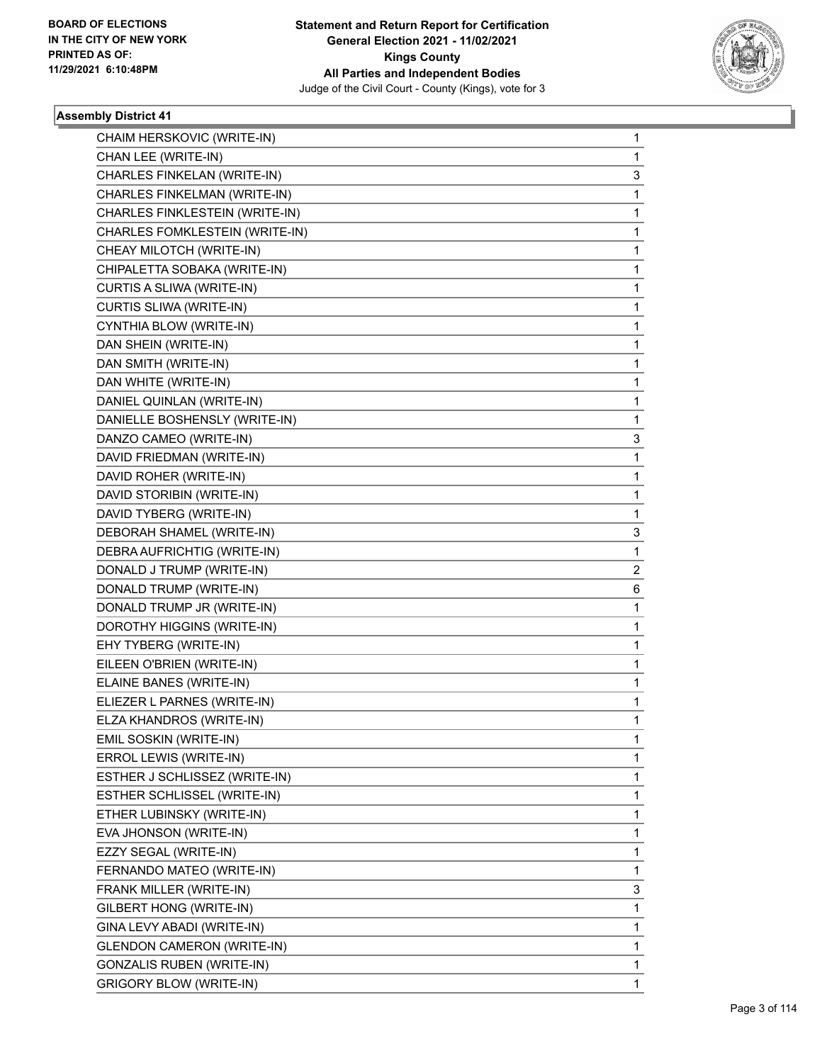BOARD OF ELECTIONS
IN THE CITY OF NEW YORK
PRINTED AS OF:
11/29/2021 6:10:48PM

**Statement and Return Report for Certification**
**General Election 2021 - 11/02/2021**
**Kings County**
**All Parties and Independent Bodies**
Judge of the Civil Court - County (Kings), vote for 3

### Assembly District 41

| | |
|---|---|
| CHAIM HERSKOVIC (WRITE-IN) | 1 |
| CHAN LEE (WRITE-IN) | 1 |
| CHARLES FINKELAN (WRITE-IN) | 3 |
| CHARLES FINKELMAN (WRITE-IN) | 1 |
| CHARLES FINKLESTEIN (WRITE-IN) | 1 |
| CHARLES FOMKLESTEIN (WRITE-IN) | 1 |
| CHEAY MILOTCH (WRITE-IN) | 1 |
| CHIPALETTA SOBAKA (WRITE-IN) | 1 |
| CURTIS A SLIWA (WRITE-IN) | 1 |
| CURTIS SLIWA (WRITE-IN) | 1 |
| CYNTHIA BLOW (WRITE-IN) | 1 |
| DAN SHEIN (WRITE-IN) | 1 |
| DAN SMITH (WRITE-IN) | 1 |
| DAN WHITE (WRITE-IN) | 1 |
| DANIEL QUINLAN (WRITE-IN) | 1 |
| DANIELLE BOSHENSLY (WRITE-IN) | 1 |
| DANZO CAMEO (WRITE-IN) | 3 |
| DAVID FRIEDMAN (WRITE-IN) | 1 |
| DAVID ROHER (WRITE-IN) | 1 |
| DAVID STORIBIN (WRITE-IN) | 1 |
| DAVID TYBERG (WRITE-IN) | 1 |
| DEBORAH SHAMEL (WRITE-IN) | 3 |
| DEBRA AUFRICHTIG (WRITE-IN) | 1 |
| DONALD J TRUMP (WRITE-IN) | 2 |
| DONALD TRUMP (WRITE-IN) | 6 |
| DONALD TRUMP JR (WRITE-IN) | 1 |
| DOROTHY HIGGINS (WRITE-IN) | 1 |
| EHY TYBERG (WRITE-IN) | 1 |
| EILEEN O'BRIEN (WRITE-IN) | 1 |
| ELAINE BANES (WRITE-IN) | 1 |
| ELIEZER L PARNES (WRITE-IN) | 1 |
| ELZA KHANDROS (WRITE-IN) | 1 |
| EMIL SOSKIN (WRITE-IN) | 1 |
| ERROL LEWIS (WRITE-IN) | 1 |
| ESTHER J SCHLISSEZ (WRITE-IN) | 1 |
| ESTHER SCHLISSEL (WRITE-IN) | 1 |
| ETHER LUBINSKY (WRITE-IN) | 1 |
| EVA JHONSON (WRITE-IN) | 1 |
| EZZY SEGAL (WRITE-IN) | 1 |
| FERNANDO MATEO (WRITE-IN) | 1 |
| FRANK MILLER (WRITE-IN) | 3 |
| GILBERT HONG (WRITE-IN) | 1 |
| GINA LEVY ABADI (WRITE-IN) | 1 |
| GLENDON CAMERON (WRITE-IN) | 1 |
| GONZALIS RUBEN (WRITE-IN) | 1 |
| GRIGORY BLOW (WRITE-IN) | 1 |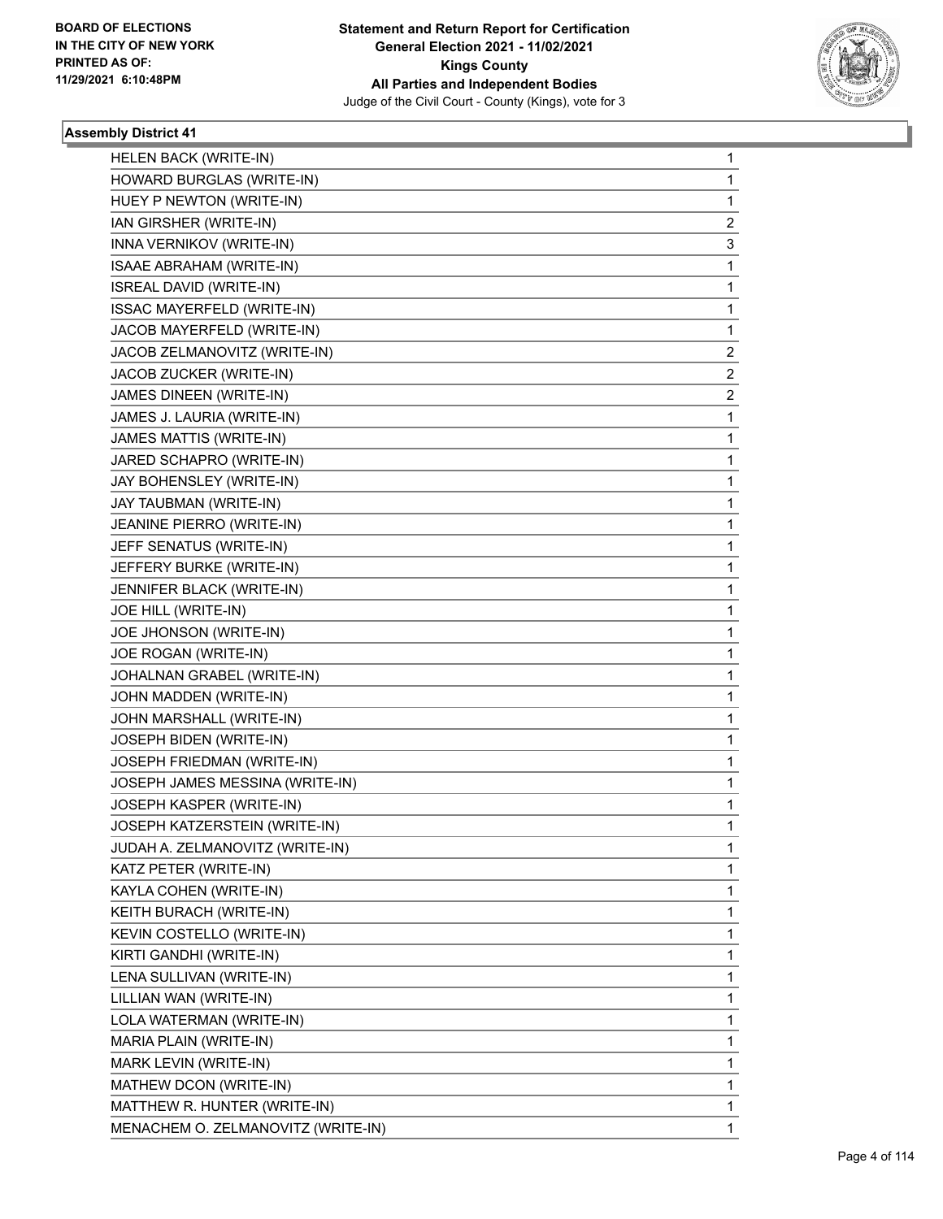BOARD OF ELECTIONS
IN THE CITY OF NEW YORK
PRINTED AS OF:
11/29/2021 6:10:48PM

**Statement and Return Report for Certification**
**General Election 2021 - 11/02/2021**
**Kings County**
**All Parties and Independent Bodies**
Judge of the Civil Court - County (Kings), vote for 3

### Assembly District 41

| | |
|---|---|
| HELEN BACK (WRITE-IN) | 1 |
| HOWARD BURGLAS (WRITE-IN) | 1 |
| HUEY P NEWTON (WRITE-IN) | 1 |
| IAN GIRSHER (WRITE-IN) | 2 |
| INNA VERNIKOV (WRITE-IN) | 3 |
| ISAAE ABRAHAM (WRITE-IN) | 1 |
| ISREAL DAVID (WRITE-IN) | 1 |
| ISSAC MAYERFELD (WRITE-IN) | 1 |
| JACOB MAYERFELD (WRITE-IN) | 1 |
| JACOB ZELMANOVITZ (WRITE-IN) | 2 |
| JACOB ZUCKER (WRITE-IN) | 2 |
| JAMES DINEEN (WRITE-IN) | 2 |
| JAMES J. LAURIA (WRITE-IN) | 1 |
| JAMES MATTIS (WRITE-IN) | 1 |
| JARED SCHAPRO (WRITE-IN) | 1 |
| JAY BOHENSLEY (WRITE-IN) | 1 |
| JAY TAUBMAN (WRITE-IN) | 1 |
| JEANINE PIERRO (WRITE-IN) | 1 |
| JEFF SENATUS (WRITE-IN) | 1 |
| JEFFERY BURKE (WRITE-IN) | 1 |
| JENNIFER BLACK (WRITE-IN) | 1 |
| JOE HILL (WRITE-IN) | 1 |
| JOE JHONSON (WRITE-IN) | 1 |
| JOE ROGAN (WRITE-IN) | 1 |
| JOHALNAN GRABEL (WRITE-IN) | 1 |
| JOHN MADDEN (WRITE-IN) | 1 |
| JOHN MARSHALL (WRITE-IN) | 1 |
| JOSEPH BIDEN (WRITE-IN) | 1 |
| JOSEPH FRIEDMAN (WRITE-IN) | 1 |
| JOSEPH JAMES MESSINA (WRITE-IN) | 1 |
| JOSEPH KASPER (WRITE-IN) | 1 |
| JOSEPH KATZERSTEIN (WRITE-IN) | 1 |
| JUDAH A. ZELMANOVITZ (WRITE-IN) | 1 |
| KATZ PETER (WRITE-IN) | 1 |
| KAYLA COHEN (WRITE-IN) | 1 |
| KEITH BURACH (WRITE-IN) | 1 |
| KEVIN COSTELLO (WRITE-IN) | 1 |
| KIRTI GANDHI (WRITE-IN) | 1 |
| LENA SULLIVAN (WRITE-IN) | 1 |
| LILLIAN WAN (WRITE-IN) | 1 |
| LOLA WATERMAN (WRITE-IN) | 1 |
| MARIA PLAIN (WRITE-IN) | 1 |
| MARK LEVIN (WRITE-IN) | 1 |
| MATHEW DCON (WRITE-IN) | 1 |
| MATTHEW R. HUNTER (WRITE-IN) | 1 |
| MENACHEM O. ZELMANOVITZ (WRITE-IN) | 1 |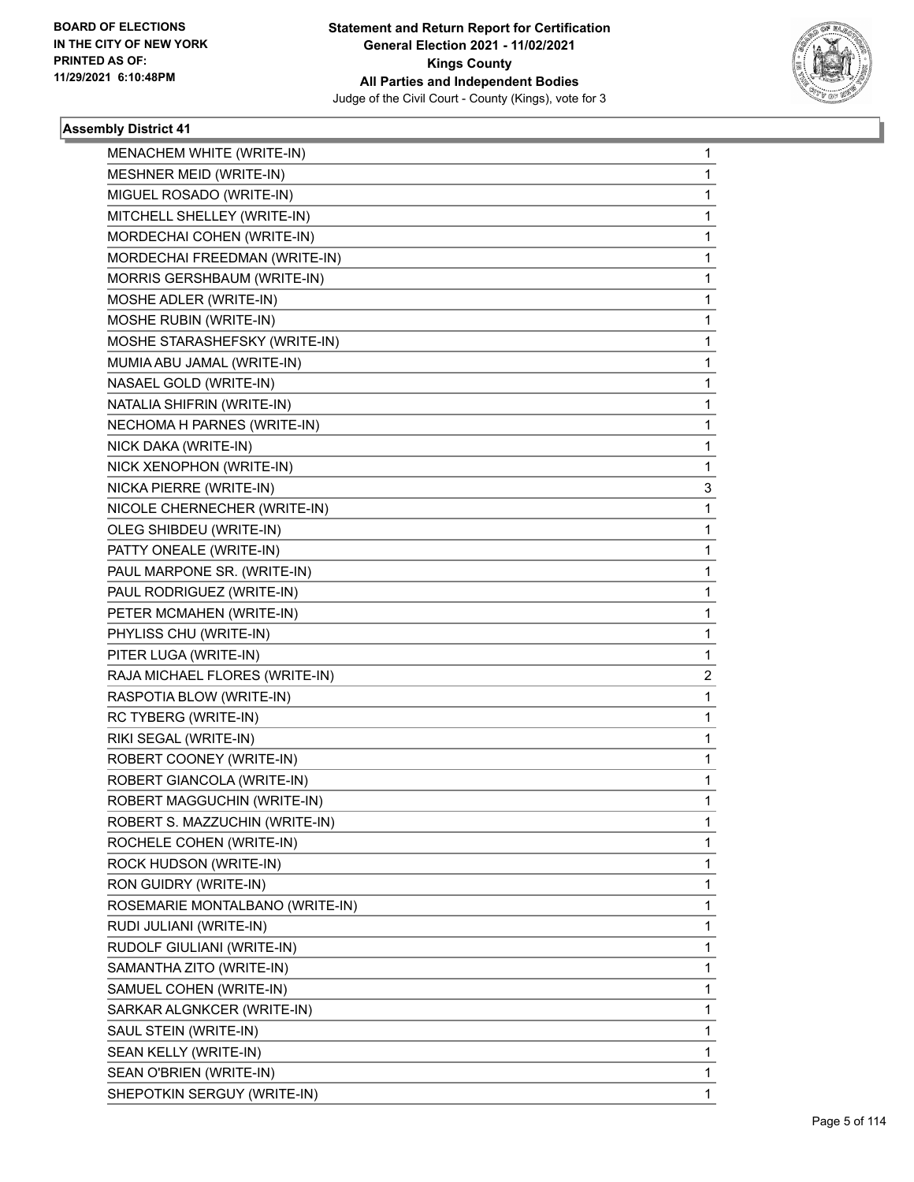## Assembly District 41

| Candidate | Votes |
|---|---|
| MENACHEM WHITE (WRITE-IN) | 1 |
| MESHNER MEID (WRITE-IN) | 1 |
| MIGUEL ROSADO (WRITE-IN) | 1 |
| MITCHELL SHELLEY (WRITE-IN) | 1 |
| MORDECHAI COHEN (WRITE-IN) | 1 |
| MORDECHAI FREEDMAN (WRITE-IN) | 1 |
| MORRIS GERSHBAUM (WRITE-IN) | 1 |
| MOSHE ADLER (WRITE-IN) | 1 |
| MOSHE RUBIN (WRITE-IN) | 1 |
| MOSHE STARASHEFSKY (WRITE-IN) | 1 |
| MUMIA ABU JAMAL (WRITE-IN) | 1 |
| NASAEL GOLD (WRITE-IN) | 1 |
| NATALIA SHIFRIN (WRITE-IN) | 1 |
| NECHOMA H PARNES (WRITE-IN) | 1 |
| NICK DAKA (WRITE-IN) | 1 |
| NICK XENOPHON (WRITE-IN) | 1 |
| NICKA PIERRE (WRITE-IN) | 3 |
| NICOLE CHERNECHER (WRITE-IN) | 1 |
| OLEG SHIBDEU (WRITE-IN) | 1 |
| PATTY ONEALE (WRITE-IN) | 1 |
| PAUL MARPONE SR. (WRITE-IN) | 1 |
| PAUL RODRIGUEZ (WRITE-IN) | 1 |
| PETER MCMAHEN (WRITE-IN) | 1 |
| PHYLISS CHU (WRITE-IN) | 1 |
| PITER LUGA (WRITE-IN) | 1 |
| RAJA MICHAEL FLORES (WRITE-IN) | 2 |
| RASPOTIA BLOW (WRITE-IN) | 1 |
| RC TYBERG (WRITE-IN) | 1 |
| RIKI SEGAL (WRITE-IN) | 1 |
| ROBERT COONEY (WRITE-IN) | 1 |
| ROBERT GIANCOLA (WRITE-IN) | 1 |
| ROBERT MAGGUCHIN (WRITE-IN) | 1 |
| ROBERT S. MAZZUCHIN (WRITE-IN) | 1 |
| ROCHELE COHEN (WRITE-IN) | 1 |
| ROCK HUDSON (WRITE-IN) | 1 |
| RON GUIDRY (WRITE-IN) | 1 |
| ROSEMARIE MONTALBANO (WRITE-IN) | 1 |
| RUDI JULIANI (WRITE-IN) | 1 |
| RUDOLF GIULIANI (WRITE-IN) | 1 |
| SAMANTHA ZITO (WRITE-IN) | 1 |
| SAMUEL COHEN (WRITE-IN) | 1 |
| SARKAR ALGNKCER (WRITE-IN) | 1 |
| SAUL STEIN (WRITE-IN) | 1 |
| SEAN KELLY (WRITE-IN) | 1 |
| SEAN O'BRIEN (WRITE-IN) | 1 |
| SHEPOTKIN SERGUY (WRITE-IN) | 1 |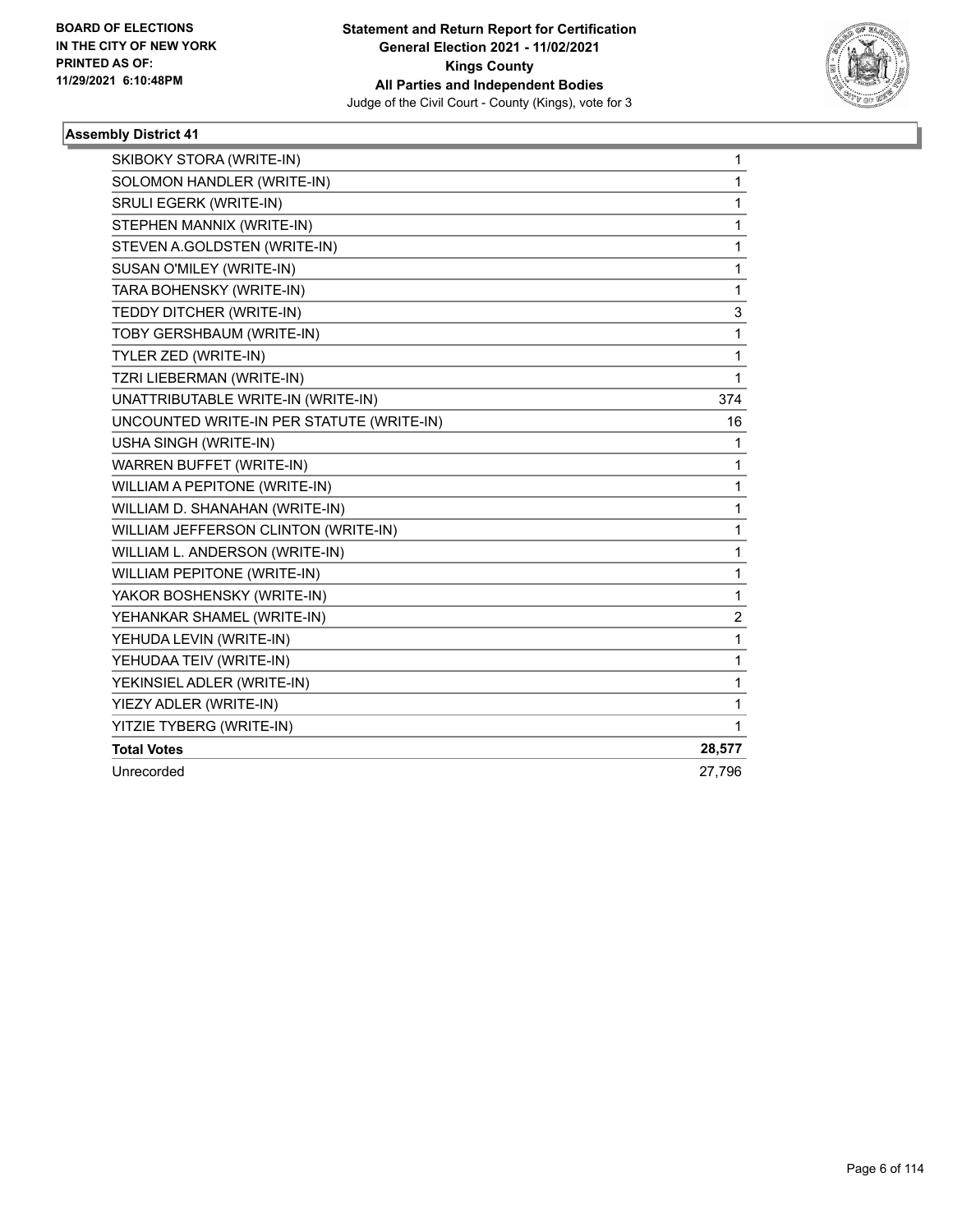**BOARD OF ELECTIONS IN THE CITY OF NEW YORK PRINTED AS OF: 11/29/2021 6:10:48PM**

**Statement and Return Report for Certification General Election 2021 - 11/02/2021 Kings County All Parties and Independent Bodies**
Judge of the Civil Court - County (Kings), vote for 3

### Assembly District 41

| | |
|---|---|
| SKIBOKY STORA (WRITE-IN) | 1 |
| SOLOMON HANDLER (WRITE-IN) | 1 |
| SRULI EGERK (WRITE-IN) | 1 |
| STEPHEN MANNIX (WRITE-IN) | 1 |
| STEVEN A.GOLDSTEN (WRITE-IN) | 1 |
| SUSAN O'MILEY (WRITE-IN) | 1 |
| TARA BOHENSKY (WRITE-IN) | 1 |
| TEDDY DITCHER (WRITE-IN) | 3 |
| TOBY GERSHBAUM (WRITE-IN) | 1 |
| TYLER ZED (WRITE-IN) | 1 |
| TZRI LIEBERMAN (WRITE-IN) | 1 |
| UNATTRIBUTABLE WRITE-IN (WRITE-IN) | 374 |
| UNCOUNTED WRITE-IN PER STATUTE (WRITE-IN) | 16 |
| USHA SINGH (WRITE-IN) | 1 |
| WARREN BUFFET (WRITE-IN) | 1 |
| WILLIAM A PEPITONE (WRITE-IN) | 1 |
| WILLIAM D. SHANAHAN (WRITE-IN) | 1 |
| WILLIAM JEFFERSON CLINTON (WRITE-IN) | 1 |
| WILLIAM L. ANDERSON (WRITE-IN) | 1 |
| WILLIAM PEPITONE (WRITE-IN) | 1 |
| YAKOR BOSHENSKY (WRITE-IN) | 1 |
| YEHANKAR SHAMEL (WRITE-IN) | 2 |
| YEHUDA LEVIN (WRITE-IN) | 1 |
| YEHUDAA TEIV (WRITE-IN) | 1 |
| YEKINSIEL ADLER (WRITE-IN) | 1 |
| YIEZY ADLER (WRITE-IN) | 1 |
| YITZIE TYBERG (WRITE-IN) | 1 |
| **Total Votes** | **28,577** |
| Unrecorded | 27,796 |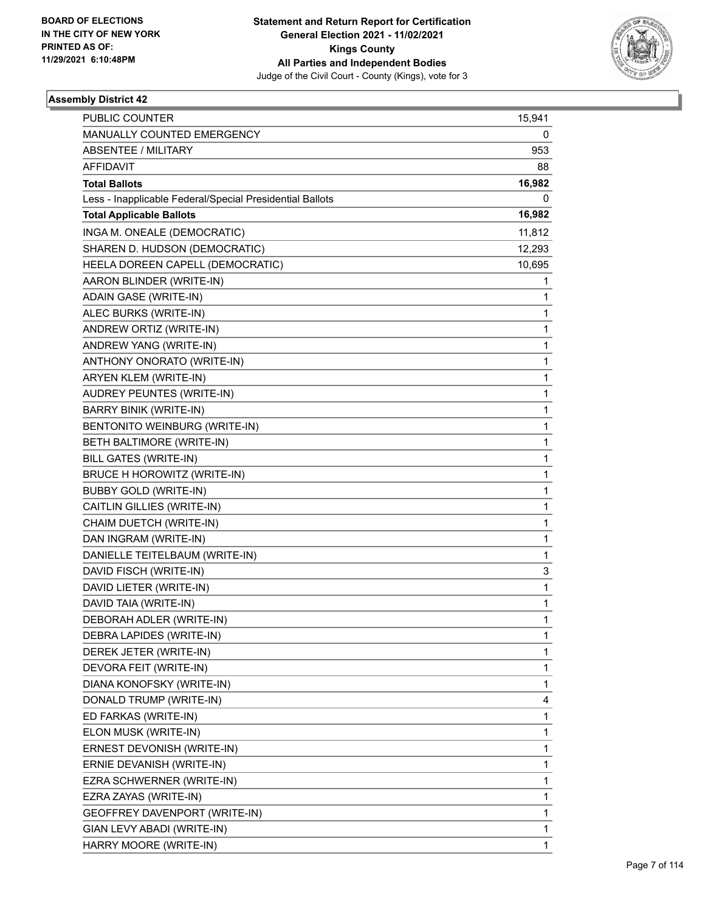**Statement and Return Report for Certification**
**General Election 2021 - 11/02/2021**
**Kings County**
**All Parties and Independent Bodies**
Judge of the Civil Court - County (Kings), vote for 3

BOARD OF ELECTIONS
IN THE CITY OF NEW YORK
PRINTED AS OF:
11/29/2021 6:10:48PM

### Assembly District 42

| | |
|---|---|
| PUBLIC COUNTER | 15,941 |
| MANUALLY COUNTED EMERGENCY | 0 |
| ABSENTEE / MILITARY | 953 |
| AFFIDAVIT | 88 |
| **Total Ballots** | **16,982** |
| Less - Inapplicable Federal/Special Presidential Ballots | 0 |
| **Total Applicable Ballots** | **16,982** |
| INGA M. ONEALE (DEMOCRATIC) | 11,812 |
| SHAREN D. HUDSON (DEMOCRATIC) | 12,293 |
| HEELA DOREEN CAPELL (DEMOCRATIC) | 10,695 |
| AARON BLINDER (WRITE-IN) | 1 |
| ADAIN GASE (WRITE-IN) | 1 |
| ALEC BURKS (WRITE-IN) | 1 |
| ANDREW ORTIZ (WRITE-IN) | 1 |
| ANDREW YANG (WRITE-IN) | 1 |
| ANTHONY ONORATO (WRITE-IN) | 1 |
| ARYEN KLEM (WRITE-IN) | 1 |
| AUDREY PEUNTES (WRITE-IN) | 1 |
| BARRY BINIK (WRITE-IN) | 1 |
| BENTONITO WEINBURG (WRITE-IN) | 1 |
| BETH BALTIMORE (WRITE-IN) | 1 |
| BILL GATES (WRITE-IN) | 1 |
| BRUCE H HOROWITZ (WRITE-IN) | 1 |
| BUBBY GOLD (WRITE-IN) | 1 |
| CAITLIN GILLIES (WRITE-IN) | 1 |
| CHAIM DUETCH (WRITE-IN) | 1 |
| DAN INGRAM (WRITE-IN) | 1 |
| DANIELLE TEITELBAUM (WRITE-IN) | 1 |
| DAVID FISCH (WRITE-IN) | 3 |
| DAVID LIETER (WRITE-IN) | 1 |
| DAVID TAIA (WRITE-IN) | 1 |
| DEBORAH ADLER (WRITE-IN) | 1 |
| DEBRA LAPIDES (WRITE-IN) | 1 |
| DEREK JETER (WRITE-IN) | 1 |
| DEVORA FEIT (WRITE-IN) | 1 |
| DIANA KONOFSKY (WRITE-IN) | 1 |
| DONALD TRUMP (WRITE-IN) | 4 |
| ED FARKAS (WRITE-IN) | 1 |
| ELON MUSK (WRITE-IN) | 1 |
| ERNEST DEVONISH (WRITE-IN) | 1 |
| ERNIE DEVANISH (WRITE-IN) | 1 |
| EZRA SCHWERNER (WRITE-IN) | 1 |
| EZRA ZAYAS (WRITE-IN) | 1 |
| GEOFFREY DAVENPORT (WRITE-IN) | 1 |
| GIAN LEVY ABADI (WRITE-IN) | 1 |
| HARRY MOORE (WRITE-IN) | 1 |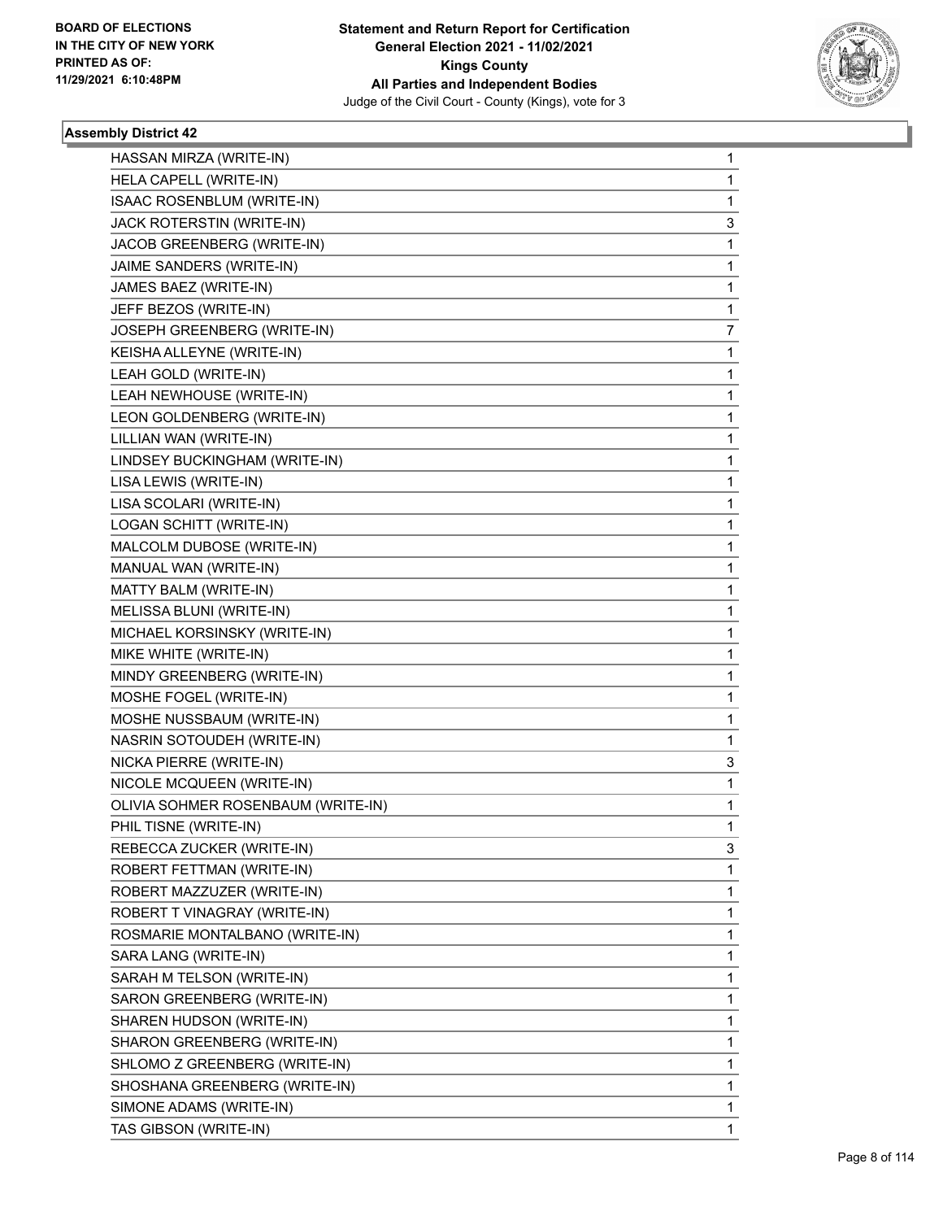**BOARD OF ELECTIONS IN THE CITY OF NEW YORK PRINTED AS OF: 11/29/2021 6:10:48PM**

**Statement and Return Report for Certification General Election 2021 - 11/02/2021 Kings County All Parties and Independent Bodies**
Judge of the Civil Court - County (Kings), vote for 3

### Assembly District 42

| | |
|---|---|
| HASSAN MIRZA (WRITE-IN) | 1 |
| HELA CAPELL (WRITE-IN) | 1 |
| ISAAC ROSENBLUM (WRITE-IN) | 1 |
| JACK ROTERSTIN (WRITE-IN) | 3 |
| JACOB GREENBERG (WRITE-IN) | 1 |
| JAIME SANDERS (WRITE-IN) | 1 |
| JAMES BAEZ (WRITE-IN) | 1 |
| JEFF BEZOS (WRITE-IN) | 1 |
| JOSEPH GREENBERG (WRITE-IN) | 7 |
| KEISHA ALLEYNE (WRITE-IN) | 1 |
| LEAH GOLD (WRITE-IN) | 1 |
| LEAH NEWHOUSE (WRITE-IN) | 1 |
| LEON GOLDENBERG (WRITE-IN) | 1 |
| LILLIAN WAN (WRITE-IN) | 1 |
| LINDSEY BUCKINGHAM (WRITE-IN) | 1 |
| LISA LEWIS (WRITE-IN) | 1 |
| LISA SCOLARI (WRITE-IN) | 1 |
| LOGAN SCHITT (WRITE-IN) | 1 |
| MALCOLM DUBOSE (WRITE-IN) | 1 |
| MANUAL WAN (WRITE-IN) | 1 |
| MATTY BALM (WRITE-IN) | 1 |
| MELISSA BLUNI (WRITE-IN) | 1 |
| MICHAEL KORSINSKY (WRITE-IN) | 1 |
| MIKE WHITE (WRITE-IN) | 1 |
| MINDY GREENBERG (WRITE-IN) | 1 |
| MOSHE FOGEL (WRITE-IN) | 1 |
| MOSHE NUSSBAUM (WRITE-IN) | 1 |
| NASRIN SOTOUDEH (WRITE-IN) | 1 |
| NICKA PIERRE (WRITE-IN) | 3 |
| NICOLE MCQUEEN (WRITE-IN) | 1 |
| OLIVIA SOHMER ROSENBAUM (WRITE-IN) | 1 |
| PHIL TISNE (WRITE-IN) | 1 |
| REBECCA ZUCKER (WRITE-IN) | 3 |
| ROBERT FETTMAN (WRITE-IN) | 1 |
| ROBERT MAZZUZER (WRITE-IN) | 1 |
| ROBERT T VINAGRAY (WRITE-IN) | 1 |
| ROSMARIE MONTALBANO (WRITE-IN) | 1 |
| SARA LANG (WRITE-IN) | 1 |
| SARAH M TELSON (WRITE-IN) | 1 |
| SARON GREENBERG (WRITE-IN) | 1 |
| SHAREN HUDSON (WRITE-IN) | 1 |
| SHARON GREENBERG (WRITE-IN) | 1 |
| SHLOMO Z GREENBERG (WRITE-IN) | 1 |
| SHOSHANA GREENBERG (WRITE-IN) | 1 |
| SIMONE ADAMS (WRITE-IN) | 1 |
| TAS GIBSON (WRITE-IN) | 1 |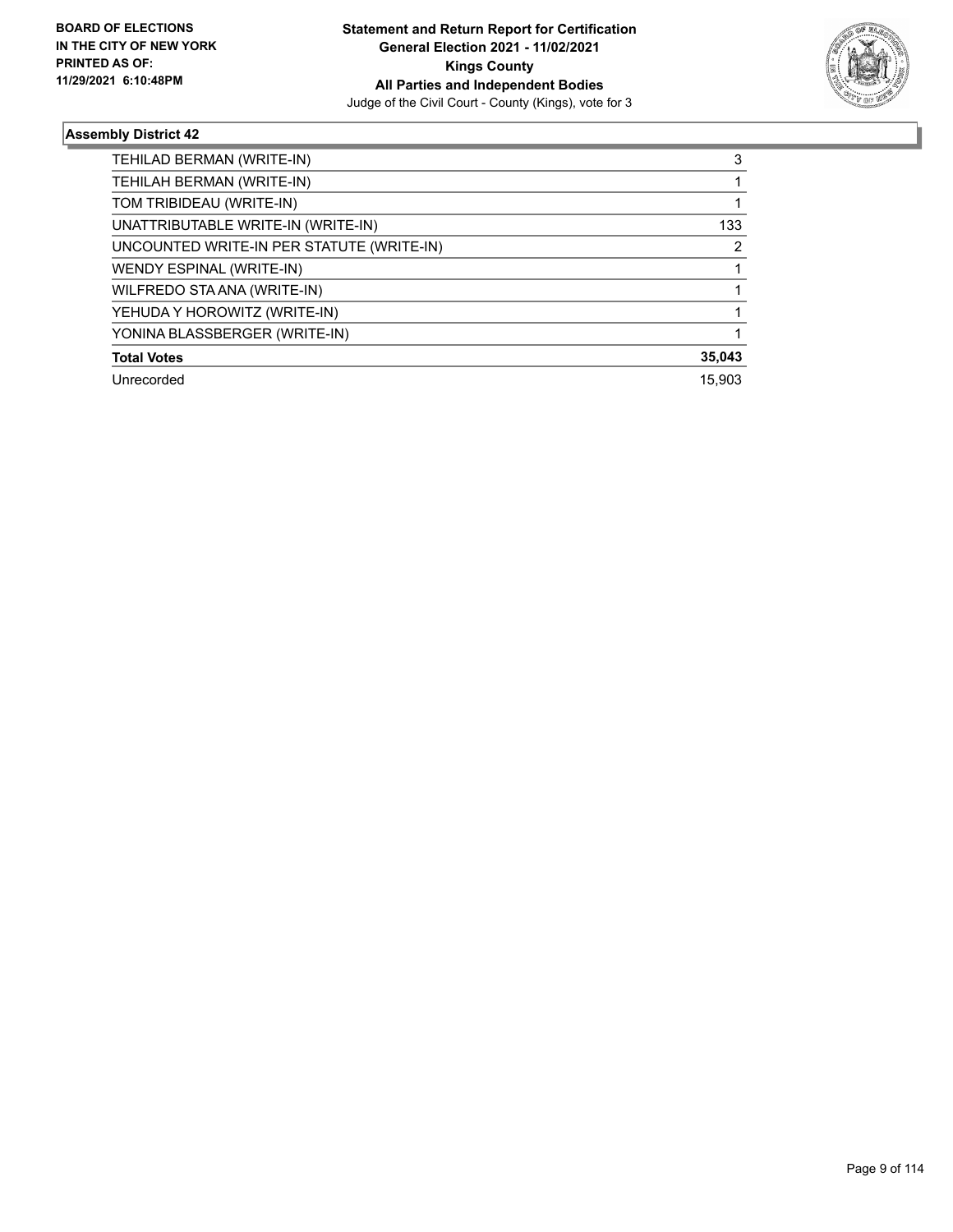**Assembly District 42**

| | |
|---|---|
| TEHILAD BERMAN (WRITE-IN) | 3 |
| TEHILAH BERMAN (WRITE-IN) | 1 |
| TOM TRIBIDEAU (WRITE-IN) | 1 |
| UNATTRIBUTABLE WRITE-IN (WRITE-IN) | 133 |
| UNCOUNTED WRITE-IN PER STATUTE (WRITE-IN) | 2 |
| WENDY ESPINAL (WRITE-IN) | 1 |
| WILFREDO STA ANA (WRITE-IN) | 1 |
| YEHUDA Y HOROWITZ (WRITE-IN) | 1 |
| YONINA BLASSBERGER (WRITE-IN) | 1 |
| **Total Votes** | **35,043** |
| Unrecorded | 15,903 |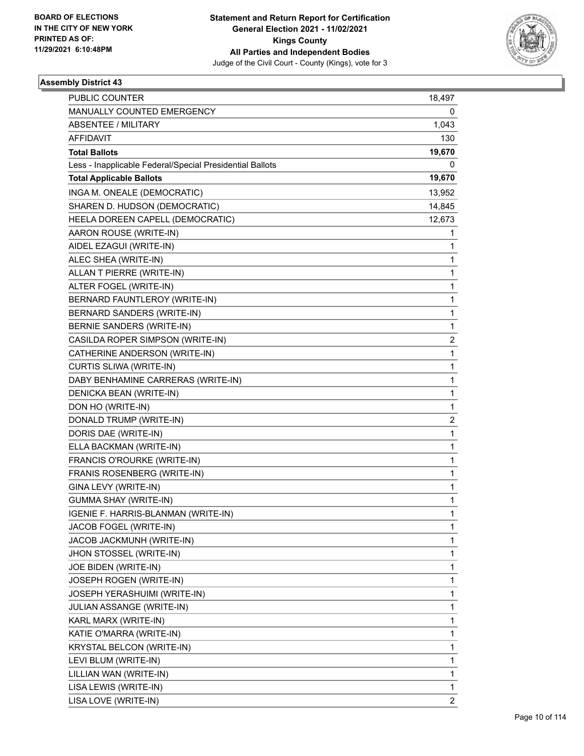BOARD OF ELECTIONS
IN THE CITY OF NEW YORK
PRINTED AS OF:
11/29/2021 6:10:48PM

**Statement and Return Report for Certification**
**General Election 2021 - 11/02/2021**
**Kings County**
**All Parties and Independent Bodies**
Judge of the Civil Court - County (Kings), vote for 3

### Assembly District 43

| | |
|---|---|
| PUBLIC COUNTER | 18,497 |
| MANUALLY COUNTED EMERGENCY | 0 |
| ABSENTEE / MILITARY | 1,043 |
| AFFIDAVIT | 130 |
| **Total Ballots** | **19,670** |
| Less - Inapplicable Federal/Special Presidential Ballots | 0 |
| **Total Applicable Ballots** | **19,670** |
| INGA M. ONEALE (DEMOCRATIC) | 13,952 |
| SHAREN D. HUDSON (DEMOCRATIC) | 14,845 |
| HEELA DOREEN CAPELL (DEMOCRATIC) | 12,673 |
| AARON ROUSE (WRITE-IN) | 1 |
| AIDEL EZAGUI (WRITE-IN) | 1 |
| ALEC SHEA (WRITE-IN) | 1 |
| ALLAN T PIERRE (WRITE-IN) | 1 |
| ALTER FOGEL (WRITE-IN) | 1 |
| BERNARD FAUNTLEROY (WRITE-IN) | 1 |
| BERNARD SANDERS (WRITE-IN) | 1 |
| BERNIE SANDERS (WRITE-IN) | 1 |
| CASILDA ROPER SIMPSON (WRITE-IN) | 2 |
| CATHERINE ANDERSON (WRITE-IN) | 1 |
| CURTIS SLIWA (WRITE-IN) | 1 |
| DABY BENHAMINE CARRERAS (WRITE-IN) | 1 |
| DENICKA BEAN (WRITE-IN) | 1 |
| DON HO (WRITE-IN) | 1 |
| DONALD TRUMP (WRITE-IN) | 2 |
| DORIS DAE (WRITE-IN) | 1 |
| ELLA BACKMAN (WRITE-IN) | 1 |
| FRANCIS O'ROURKE (WRITE-IN) | 1 |
| FRANIS ROSENBERG (WRITE-IN) | 1 |
| GINA LEVY (WRITE-IN) | 1 |
| GUMMA SHAY (WRITE-IN) | 1 |
| IGENIE F. HARRIS-BLANMAN (WRITE-IN) | 1 |
| JACOB FOGEL (WRITE-IN) | 1 |
| JACOB JACKMUNH (WRITE-IN) | 1 |
| JHON STOSSEL (WRITE-IN) | 1 |
| JOE BIDEN (WRITE-IN) | 1 |
| JOSEPH ROGEN (WRITE-IN) | 1 |
| JOSEPH YERASHUIMI (WRITE-IN) | 1 |
| JULIAN ASSANGE (WRITE-IN) | 1 |
| KARL MARX (WRITE-IN) | 1 |
| KATIE O'MARRA (WRITE-IN) | 1 |
| KRYSTAL BELCON (WRITE-IN) | 1 |
| LEVI BLUM (WRITE-IN) | 1 |
| LILLIAN WAN (WRITE-IN) | 1 |
| LISA LEWIS (WRITE-IN) | 1 |
| LISA LOVE (WRITE-IN) | 2 |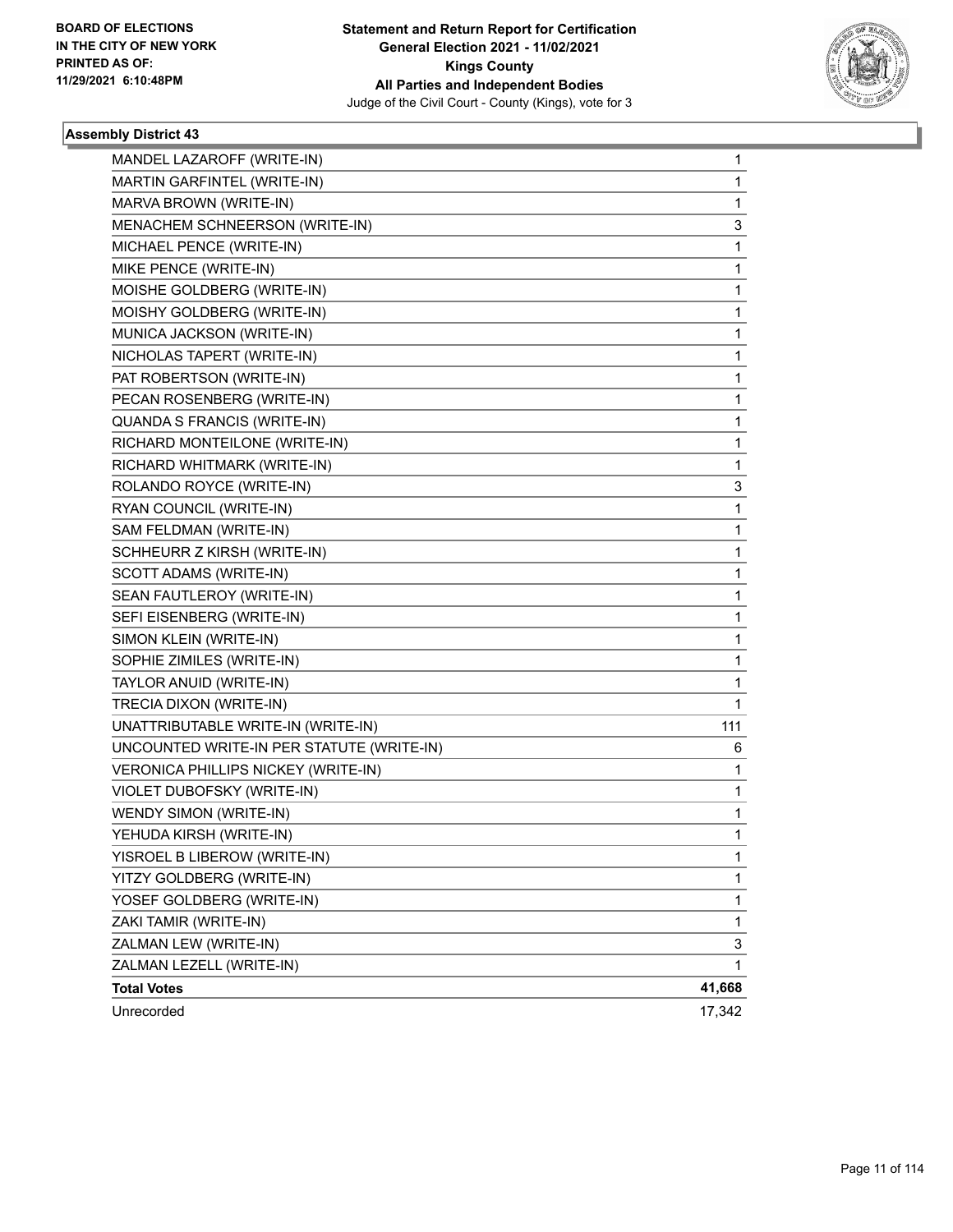**Statement and Return Report for Certification**
**General Election 2021 - 11/02/2021**
**Kings County**
**All Parties and Independent Bodies**
Judge of the Civil Court - County (Kings), vote for 3

BOARD OF ELECTIONS
IN THE CITY OF NEW YORK
PRINTED AS OF:
11/29/2021 6:10:48PM

### Assembly District 43

| Candidate | Votes |
|---|---|
| MANDEL LAZAROFF (WRITE-IN) | 1 |
| MARTIN GARFINTEL (WRITE-IN) | 1 |
| MARVA BROWN (WRITE-IN) | 1 |
| MENACHEM SCHNEERSON (WRITE-IN) | 3 |
| MICHAEL PENCE (WRITE-IN) | 1 |
| MIKE PENCE (WRITE-IN) | 1 |
| MOISHE GOLDBERG (WRITE-IN) | 1 |
| MOISHY GOLDBERG (WRITE-IN) | 1 |
| MUNICA JACKSON (WRITE-IN) | 1 |
| NICHOLAS TAPERT (WRITE-IN) | 1 |
| PAT ROBERTSON (WRITE-IN) | 1 |
| PECAN ROSENBERG (WRITE-IN) | 1 |
| QUANDA S FRANCIS (WRITE-IN) | 1 |
| RICHARD MONTEILONE (WRITE-IN) | 1 |
| RICHARD WHITMARK (WRITE-IN) | 1 |
| ROLANDO ROYCE (WRITE-IN) | 3 |
| RYAN COUNCIL (WRITE-IN) | 1 |
| SAM FELDMAN (WRITE-IN) | 1 |
| SCHHEURR Z KIRSH (WRITE-IN) | 1 |
| SCOTT ADAMS (WRITE-IN) | 1 |
| SEAN FAUTLEROY (WRITE-IN) | 1 |
| SEFI EISENBERG (WRITE-IN) | 1 |
| SIMON KLEIN (WRITE-IN) | 1 |
| SOPHIE ZIMILES (WRITE-IN) | 1 |
| TAYLOR ANUID (WRITE-IN) | 1 |
| TRECIA DIXON (WRITE-IN) | 1 |
| UNATTRIBUTABLE WRITE-IN (WRITE-IN) | 111 |
| UNCOUNTED WRITE-IN PER STATUTE (WRITE-IN) | 6 |
| VERONICA PHILLIPS NICKEY (WRITE-IN) | 1 |
| VIOLET DUBOFSKY (WRITE-IN) | 1 |
| WENDY SIMON (WRITE-IN) | 1 |
| YEHUDA KIRSH (WRITE-IN) | 1 |
| YISROEL B LIBEROW (WRITE-IN) | 1 |
| YITZY GOLDBERG (WRITE-IN) | 1 |
| YOSEF GOLDBERG (WRITE-IN) | 1 |
| ZAKI TAMIR (WRITE-IN) | 1 |
| ZALMAN LEW (WRITE-IN) | 3 |
| ZALMAN LEZELL (WRITE-IN) | 1 |
| **Total Votes** | **41,668** |
| Unrecorded | 17,342 |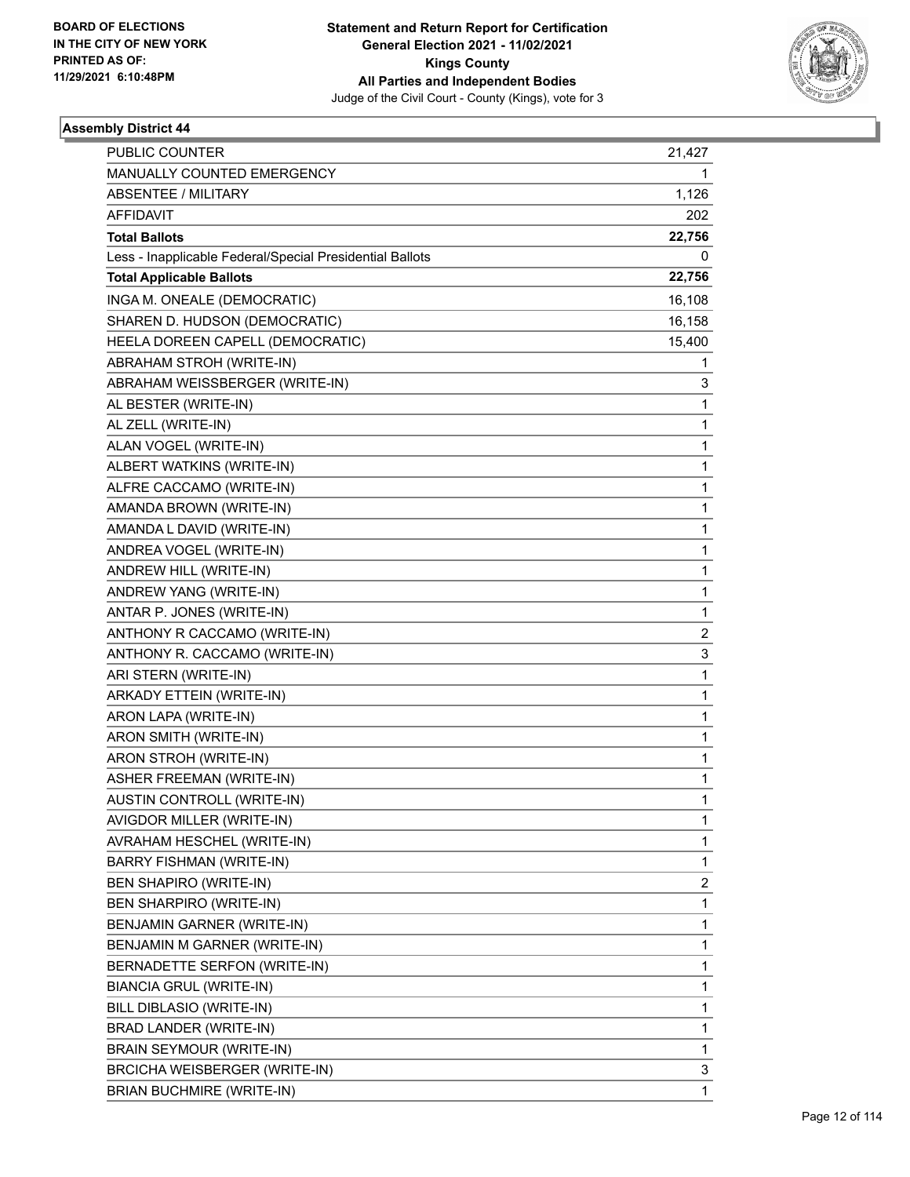BOARD OF ELECTIONS
IN THE CITY OF NEW YORK
PRINTED AS OF:
11/29/2021 6:10:48PM

**Statement and Return Report for Certification**
**General Election 2021 - 11/02/2021**
**Kings County**
**All Parties and Independent Bodies**
Judge of the Civil Court - County (Kings), vote for 3

### Assembly District 44

| | |
|---|---|
| PUBLIC COUNTER | 21,427 |
| MANUALLY COUNTED EMERGENCY | 1 |
| ABSENTEE / MILITARY | 1,126 |
| AFFIDAVIT | 202 |
| **Total Ballots** | **22,756** |
| Less - Inapplicable Federal/Special Presidential Ballots | 0 |
| **Total Applicable Ballots** | **22,756** |
| INGA M. ONEALE (DEMOCRATIC) | 16,108 |
| SHAREN D. HUDSON (DEMOCRATIC) | 16,158 |
| HEELA DOREEN CAPELL (DEMOCRATIC) | 15,400 |
| ABRAHAM STROH (WRITE-IN) | 1 |
| ABRAHAM WEISSBERGER (WRITE-IN) | 3 |
| AL BESTER (WRITE-IN) | 1 |
| AL ZELL (WRITE-IN) | 1 |
| ALAN VOGEL (WRITE-IN) | 1 |
| ALBERT WATKINS (WRITE-IN) | 1 |
| ALFRE CACCAMO (WRITE-IN) | 1 |
| AMANDA BROWN (WRITE-IN) | 1 |
| AMANDA L DAVID (WRITE-IN) | 1 |
| ANDREA VOGEL (WRITE-IN) | 1 |
| ANDREW HILL (WRITE-IN) | 1 |
| ANDREW YANG (WRITE-IN) | 1 |
| ANTAR P. JONES (WRITE-IN) | 1 |
| ANTHONY R CACCAMO (WRITE-IN) | 2 |
| ANTHONY R. CACCAMO (WRITE-IN) | 3 |
| ARI STERN (WRITE-IN) | 1 |
| ARKADY ETTEIN (WRITE-IN) | 1 |
| ARON LAPA (WRITE-IN) | 1 |
| ARON SMITH (WRITE-IN) | 1 |
| ARON STROH (WRITE-IN) | 1 |
| ASHER FREEMAN (WRITE-IN) | 1 |
| AUSTIN CONTROLL (WRITE-IN) | 1 |
| AVIGDOR MILLER (WRITE-IN) | 1 |
| AVRAHAM HESCHEL (WRITE-IN) | 1 |
| BARRY FISHMAN (WRITE-IN) | 1 |
| BEN SHAPIRO (WRITE-IN) | 2 |
| BEN SHARPIRO (WRITE-IN) | 1 |
| BENJAMIN GARNER (WRITE-IN) | 1 |
| BENJAMIN M GARNER (WRITE-IN) | 1 |
| BERNADETTE SERFON (WRITE-IN) | 1 |
| BIANCIA GRUL (WRITE-IN) | 1 |
| BILL DIBLASIO (WRITE-IN) | 1 |
| BRAD LANDER (WRITE-IN) | 1 |
| BRAIN SEYMOUR (WRITE-IN) | 1 |
| BRCICHA WEISBERGER (WRITE-IN) | 3 |
| BRIAN BUCHMIRE (WRITE-IN) | 1 |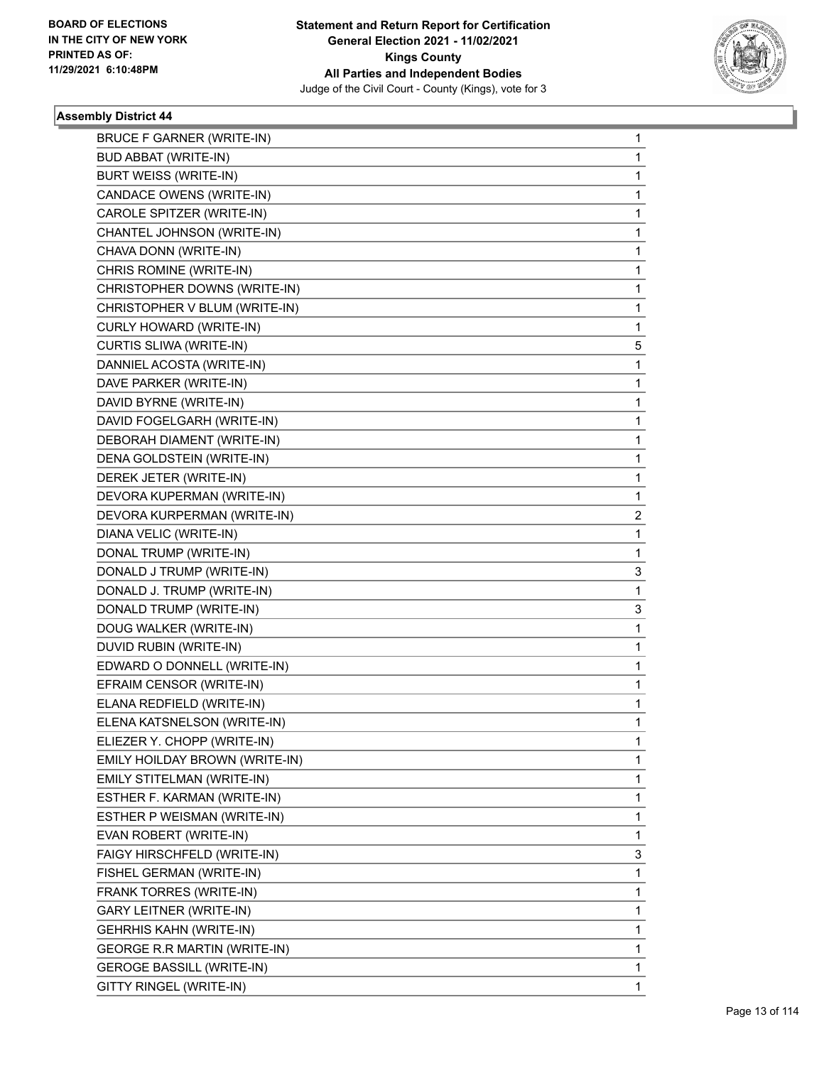**Statement and Return Report for Certification**
**General Election 2021 - 11/02/2021**
**Kings County**
**All Parties and Independent Bodies**
Judge of the Civil Court - County (Kings), vote for 3

BOARD OF ELECTIONS
IN THE CITY OF NEW YORK
PRINTED AS OF:
11/29/2021 6:10:48PM

### Assembly District 44

| | |
|---|---|
| BRUCE F GARNER (WRITE-IN) | 1 |
| BUD ABBAT (WRITE-IN) | 1 |
| BURT WEISS (WRITE-IN) | 1 |
| CANDACE OWENS (WRITE-IN) | 1 |
| CAROLE SPITZER (WRITE-IN) | 1 |
| CHANTEL JOHNSON (WRITE-IN) | 1 |
| CHAVA DONN (WRITE-IN) | 1 |
| CHRIS ROMINE (WRITE-IN) | 1 |
| CHRISTOPHER DOWNS (WRITE-IN) | 1 |
| CHRISTOPHER V BLUM (WRITE-IN) | 1 |
| CURLY HOWARD (WRITE-IN) | 1 |
| CURTIS SLIWA (WRITE-IN) | 5 |
| DANNIEL ACOSTA (WRITE-IN) | 1 |
| DAVE PARKER (WRITE-IN) | 1 |
| DAVID BYRNE (WRITE-IN) | 1 |
| DAVID FOGELGARH (WRITE-IN) | 1 |
| DEBORAH DIAMENT (WRITE-IN) | 1 |
| DENA GOLDSTEIN (WRITE-IN) | 1 |
| DEREK JETER (WRITE-IN) | 1 |
| DEVORA KUPERMAN (WRITE-IN) | 1 |
| DEVORA KURPERMAN (WRITE-IN) | 2 |
| DIANA VELIC (WRITE-IN) | 1 |
| DONAL TRUMP (WRITE-IN) | 1 |
| DONALD J TRUMP (WRITE-IN) | 3 |
| DONALD J. TRUMP (WRITE-IN) | 1 |
| DONALD TRUMP (WRITE-IN) | 3 |
| DOUG WALKER (WRITE-IN) | 1 |
| DUVID RUBIN (WRITE-IN) | 1 |
| EDWARD O DONNELL (WRITE-IN) | 1 |
| EFRAIM CENSOR (WRITE-IN) | 1 |
| ELANA REDFIELD (WRITE-IN) | 1 |
| ELENA KATSNELSON (WRITE-IN) | 1 |
| ELIEZER Y. CHOPP (WRITE-IN) | 1 |
| EMILY HOILDAY BROWN (WRITE-IN) | 1 |
| EMILY STITELMAN (WRITE-IN) | 1 |
| ESTHER F. KARMAN (WRITE-IN) | 1 |
| ESTHER P WEISMAN (WRITE-IN) | 1 |
| EVAN ROBERT (WRITE-IN) | 1 |
| FAIGY HIRSCHFELD (WRITE-IN) | 3 |
| FISHEL GERMAN (WRITE-IN) | 1 |
| FRANK TORRES (WRITE-IN) | 1 |
| GARY LEITNER (WRITE-IN) | 1 |
| GEHRHIS KAHN (WRITE-IN) | 1 |
| GEORGE R.R MARTIN (WRITE-IN) | 1 |
| GEROGE BASSILL (WRITE-IN) | 1 |
| GITTY RINGEL (WRITE-IN) | 1 |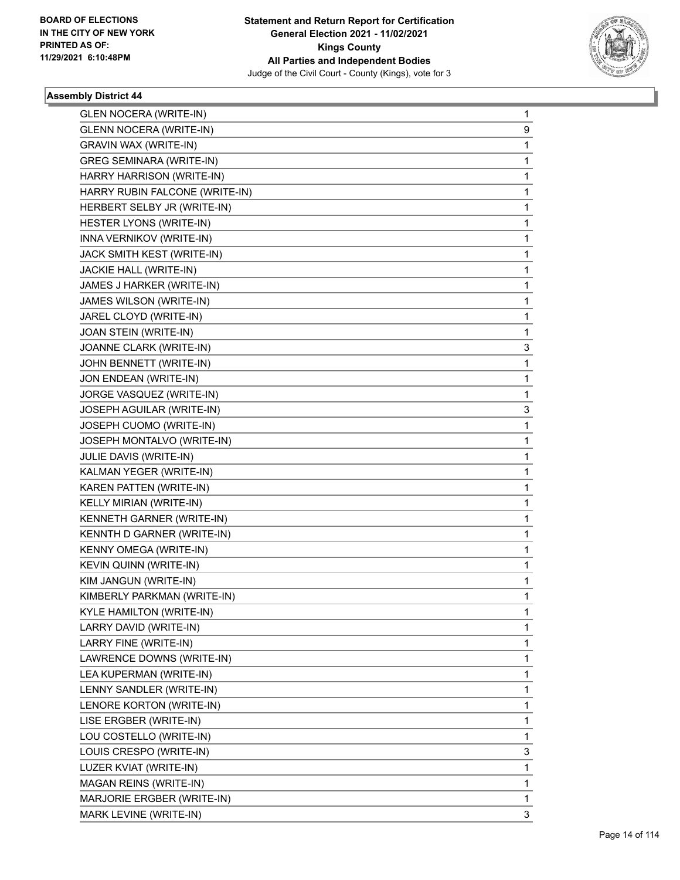**BOARD OF ELECTIONS IN THE CITY OF NEW YORK PRINTED AS OF: 11/29/2021 6:10:48PM**

**Statement and Return Report for Certification General Election 2021 - 11/02/2021 Kings County All Parties and Independent Bodies**
Judge of the Civil Court - County (Kings), vote for 3

### Assembly District 44

| | |
|---|---|
| GLEN NOCERA (WRITE-IN) | 1 |
| GLENN NOCERA (WRITE-IN) | 9 |
| GRAVIN WAX (WRITE-IN) | 1 |
| GREG SEMINARA (WRITE-IN) | 1 |
| HARRY HARRISON (WRITE-IN) | 1 |
| HARRY RUBIN FALCONE (WRITE-IN) | 1 |
| HERBERT SELBY JR (WRITE-IN) | 1 |
| HESTER LYONS (WRITE-IN) | 1 |
| INNA VERNIKOV (WRITE-IN) | 1 |
| JACK SMITH KEST (WRITE-IN) | 1 |
| JACKIE HALL (WRITE-IN) | 1 |
| JAMES J HARKER (WRITE-IN) | 1 |
| JAMES WILSON (WRITE-IN) | 1 |
| JAREL CLOYD (WRITE-IN) | 1 |
| JOAN STEIN (WRITE-IN) | 1 |
| JOANNE CLARK (WRITE-IN) | 3 |
| JOHN BENNETT (WRITE-IN) | 1 |
| JON ENDEAN (WRITE-IN) | 1 |
| JORGE VASQUEZ (WRITE-IN) | 1 |
| JOSEPH AGUILAR (WRITE-IN) | 3 |
| JOSEPH CUOMO (WRITE-IN) | 1 |
| JOSEPH MONTALVO (WRITE-IN) | 1 |
| JULIE DAVIS (WRITE-IN) | 1 |
| KALMAN YEGER (WRITE-IN) | 1 |
| KAREN PATTEN (WRITE-IN) | 1 |
| KELLY MIRIAN (WRITE-IN) | 1 |
| KENNETH GARNER (WRITE-IN) | 1 |
| KENNTH D GARNER (WRITE-IN) | 1 |
| KENNY OMEGA (WRITE-IN) | 1 |
| KEVIN QUINN (WRITE-IN) | 1 |
| KIM JANGUN (WRITE-IN) | 1 |
| KIMBERLY PARKMAN (WRITE-IN) | 1 |
| KYLE HAMILTON (WRITE-IN) | 1 |
| LARRY DAVID (WRITE-IN) | 1 |
| LARRY FINE (WRITE-IN) | 1 |
| LAWRENCE DOWNS (WRITE-IN) | 1 |
| LEA KUPERMAN (WRITE-IN) | 1 |
| LENNY SANDLER (WRITE-IN) | 1 |
| LENORE KORTON (WRITE-IN) | 1 |
| LISE ERGBER (WRITE-IN) | 1 |
| LOU COSTELLO (WRITE-IN) | 1 |
| LOUIS CRESPO (WRITE-IN) | 3 |
| LUZER KVIAT (WRITE-IN) | 1 |
| MAGAN REINS (WRITE-IN) | 1 |
| MARJORIE ERGBER (WRITE-IN) | 1 |
| MARK LEVINE (WRITE-IN) | 3 |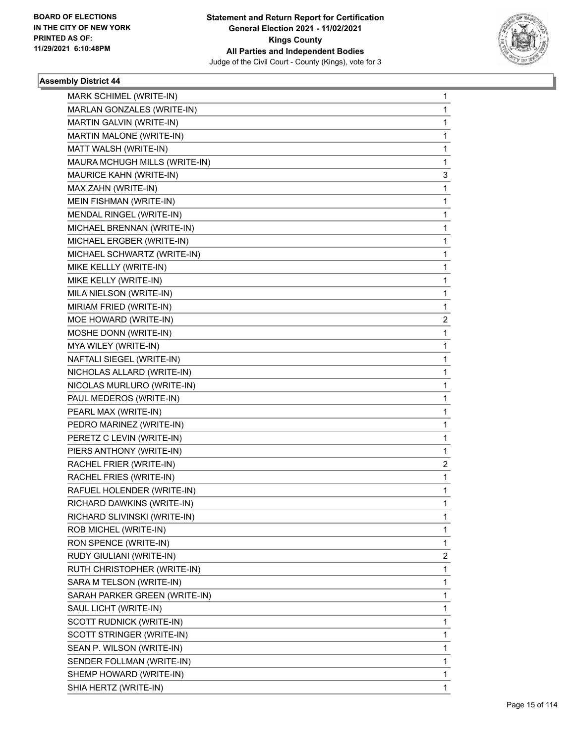**BOARD OF ELECTIONS IN THE CITY OF NEW YORK PRINTED AS OF: 11/29/2021 6:10:48PM**

**Statement and Return Report for Certification General Election 2021 - 11/02/2021 Kings County All Parties and Independent Bodies**
Judge of the Civil Court - County (Kings), vote for 3

### Assembly District 44

| | |
|---|---|
| MARK SCHIMEL (WRITE-IN) | 1 |
| MARLAN GONZALES (WRITE-IN) | 1 |
| MARTIN GALVIN (WRITE-IN) | 1 |
| MARTIN MALONE (WRITE-IN) | 1 |
| MATT WALSH (WRITE-IN) | 1 |
| MAURA MCHUGH MILLS (WRITE-IN) | 1 |
| MAURICE KAHN (WRITE-IN) | 3 |
| MAX ZAHN (WRITE-IN) | 1 |
| MEIN FISHMAN (WRITE-IN) | 1 |
| MENDAL RINGEL (WRITE-IN) | 1 |
| MICHAEL BRENNAN (WRITE-IN) | 1 |
| MICHAEL ERGBER (WRITE-IN) | 1 |
| MICHAEL SCHWARTZ (WRITE-IN) | 1 |
| MIKE KELLLY (WRITE-IN) | 1 |
| MIKE KELLY (WRITE-IN) | 1 |
| MILA NIELSON (WRITE-IN) | 1 |
| MIRIAM FRIED (WRITE-IN) | 1 |
| MOE HOWARD (WRITE-IN) | 2 |
| MOSHE DONN (WRITE-IN) | 1 |
| MYA WILEY (WRITE-IN) | 1 |
| NAFTALI SIEGEL (WRITE-IN) | 1 |
| NICHOLAS ALLARD (WRITE-IN) | 1 |
| NICOLAS MURLURO (WRITE-IN) | 1 |
| PAUL MEDEROS (WRITE-IN) | 1 |
| PEARL MAX (WRITE-IN) | 1 |
| PEDRO MARINEZ (WRITE-IN) | 1 |
| PERETZ C LEVIN (WRITE-IN) | 1 |
| PIERS ANTHONY (WRITE-IN) | 1 |
| RACHEL FRIER (WRITE-IN) | 2 |
| RACHEL FRIES (WRITE-IN) | 1 |
| RAFUEL HOLENDER (WRITE-IN) | 1 |
| RICHARD DAWKINS (WRITE-IN) | 1 |
| RICHARD SLIVINSKI (WRITE-IN) | 1 |
| ROB MICHEL (WRITE-IN) | 1 |
| RON SPENCE (WRITE-IN) | 1 |
| RUDY GIULIANI (WRITE-IN) | 2 |
| RUTH CHRISTOPHER (WRITE-IN) | 1 |
| SARA M TELSON (WRITE-IN) | 1 |
| SARAH PARKER GREEN (WRITE-IN) | 1 |
| SAUL LICHT (WRITE-IN) | 1 |
| SCOTT RUDNICK (WRITE-IN) | 1 |
| SCOTT STRINGER (WRITE-IN) | 1 |
| SEAN P. WILSON (WRITE-IN) | 1 |
| SENDER FOLLMAN (WRITE-IN) | 1 |
| SHEMP HOWARD (WRITE-IN) | 1 |
| SHIA HERTZ (WRITE-IN) | 1 |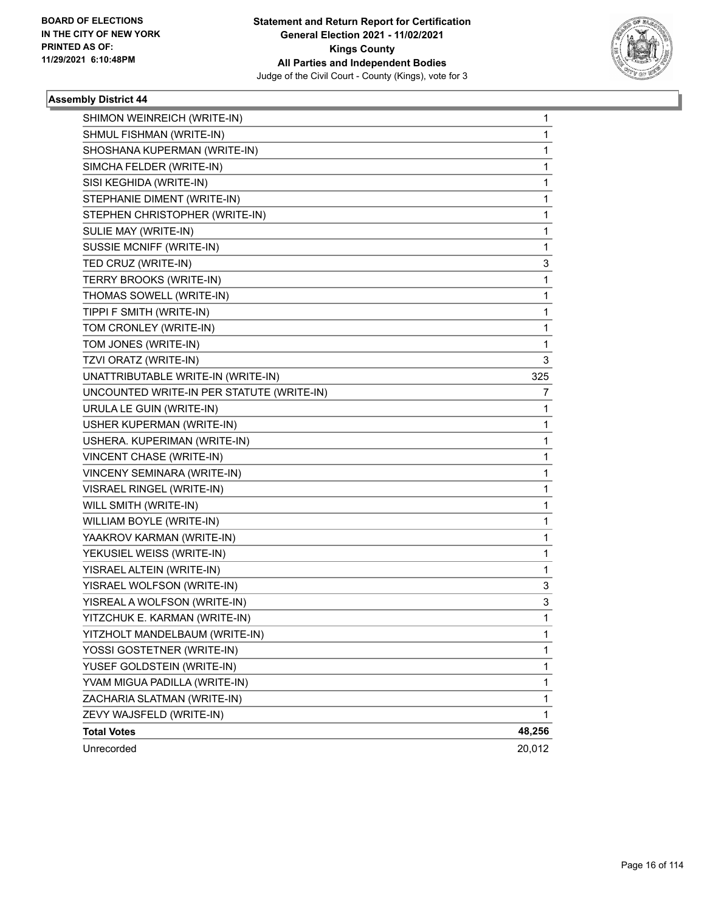BOARD OF ELECTIONS
IN THE CITY OF NEW YORK
PRINTED AS OF:
11/29/2021 6:10:48PM

**Statement and Return Report for Certification**
**General Election 2021 - 11/02/2021**
**Kings County**
**All Parties and Independent Bodies**
Judge of the Civil Court - County (Kings), vote for 3

### Assembly District 44

| Candidate | Votes |
|---|---|
| SHIMON WEINREICH (WRITE-IN) | 1 |
| SHMUL FISHMAN (WRITE-IN) | 1 |
| SHOSHANA KUPERMAN (WRITE-IN) | 1 |
| SIMCHA FELDER (WRITE-IN) | 1 |
| SISI KEGHIDA (WRITE-IN) | 1 |
| STEPHANIE DIMENT (WRITE-IN) | 1 |
| STEPHEN CHRISTOPHER (WRITE-IN) | 1 |
| SULIE MAY (WRITE-IN) | 1 |
| SUSSIE MCNIFF (WRITE-IN) | 1 |
| TED CRUZ (WRITE-IN) | 3 |
| TERRY BROOKS (WRITE-IN) | 1 |
| THOMAS SOWELL (WRITE-IN) | 1 |
| TIPPI F SMITH (WRITE-IN) | 1 |
| TOM CRONLEY (WRITE-IN) | 1 |
| TOM JONES (WRITE-IN) | 1 |
| TZVI ORATZ (WRITE-IN) | 3 |
| UNATTRIBUTABLE WRITE-IN (WRITE-IN) | 325 |
| UNCOUNTED WRITE-IN PER STATUTE (WRITE-IN) | 7 |
| URULA LE GUIN (WRITE-IN) | 1 |
| USHER KUPERMAN (WRITE-IN) | 1 |
| USHERA. KUPERIMAN (WRITE-IN) | 1 |
| VINCENT CHASE (WRITE-IN) | 1 |
| VINCENY SEMINARA (WRITE-IN) | 1 |
| VISRAEL RINGEL (WRITE-IN) | 1 |
| WILL SMITH (WRITE-IN) | 1 |
| WILLIAM BOYLE (WRITE-IN) | 1 |
| YAAKROV KARMAN (WRITE-IN) | 1 |
| YEKUSIEL WEISS (WRITE-IN) | 1 |
| YISRAEL ALTEIN (WRITE-IN) | 1 |
| YISRAEL WOLFSON (WRITE-IN) | 3 |
| YISREAL A WOLFSON (WRITE-IN) | 3 |
| YITZCHUK E. KARMAN (WRITE-IN) | 1 |
| YITZHOLT MANDELBAUM (WRITE-IN) | 1 |
| YOSSI GOSTETNER (WRITE-IN) | 1 |
| YUSEF GOLDSTEIN (WRITE-IN) | 1 |
| YVAM MIGUA PADILLA (WRITE-IN) | 1 |
| ZACHARIA SLATMAN (WRITE-IN) | 1 |
| ZEVY WAJSFELD (WRITE-IN) | 1 |
| **Total Votes** | **48,256** |
| Unrecorded | 20,012 |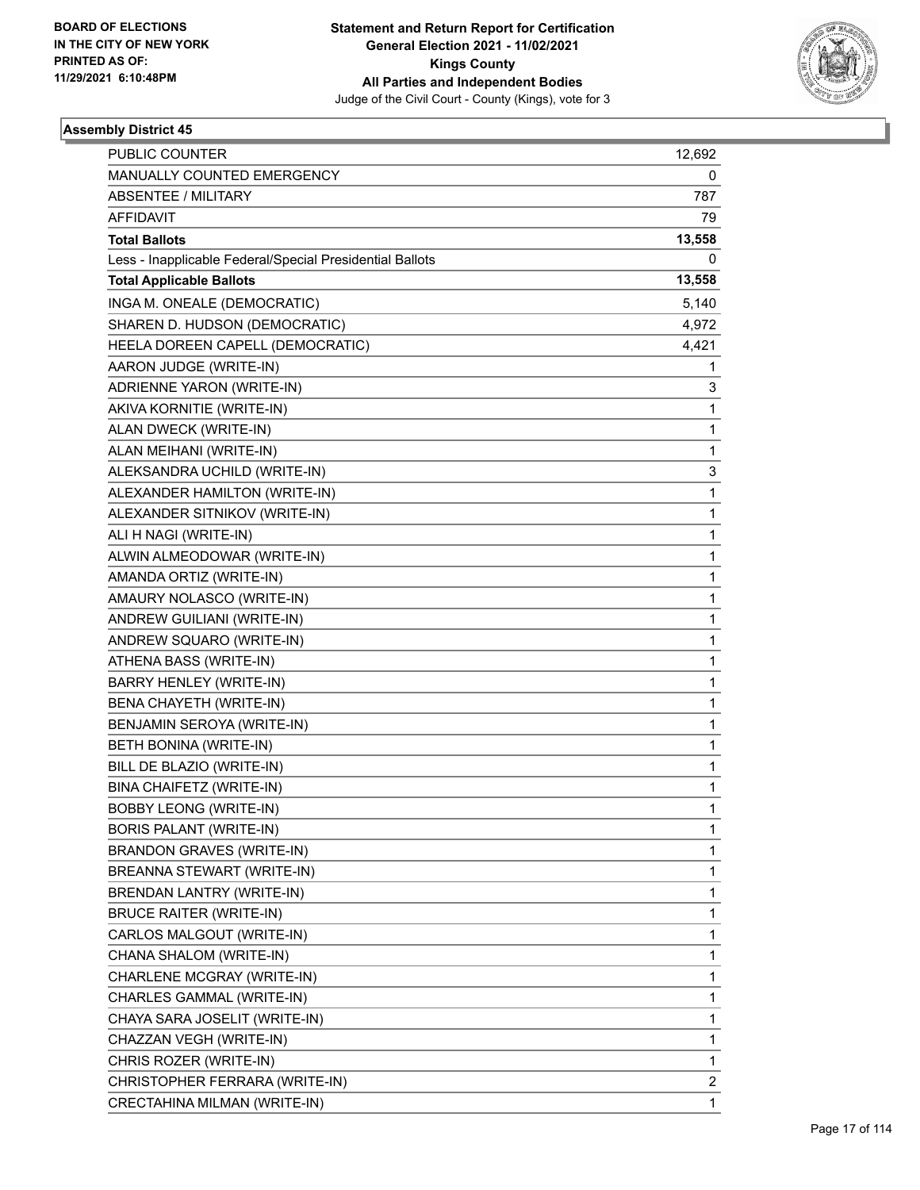**Statement and Return Report for Certification**
**General Election 2021 - 11/02/2021**
**Kings County**
**All Parties and Independent Bodies**
Judge of the Civil Court - County (Kings), vote for 3

BOARD OF ELECTIONS
IN THE CITY OF NEW YORK
PRINTED AS OF:
11/29/2021 6:10:48PM

### Assembly District 45

| | |
|---|---|
| PUBLIC COUNTER | 12,692 |
| MANUALLY COUNTED EMERGENCY | 0 |
| ABSENTEE / MILITARY | 787 |
| AFFIDAVIT | 79 |
| **Total Ballots** | **13,558** |
| Less - Inapplicable Federal/Special Presidential Ballots | 0 |
| **Total Applicable Ballots** | **13,558** |
| INGA M. ONEALE (DEMOCRATIC) | 5,140 |
| SHAREN D. HUDSON (DEMOCRATIC) | 4,972 |
| HEELA DOREEN CAPELL (DEMOCRATIC) | 4,421 |
| AARON JUDGE (WRITE-IN) | 1 |
| ADRIENNE YARON (WRITE-IN) | 3 |
| AKIVA KORNITIE (WRITE-IN) | 1 |
| ALAN DWECK (WRITE-IN) | 1 |
| ALAN MEIHANI (WRITE-IN) | 1 |
| ALEKSANDRA UCHILD (WRITE-IN) | 3 |
| ALEXANDER HAMILTON (WRITE-IN) | 1 |
| ALEXANDER SITNIKOV (WRITE-IN) | 1 |
| ALI H NAGI (WRITE-IN) | 1 |
| ALWIN ALMEODOWAR (WRITE-IN) | 1 |
| AMANDA ORTIZ (WRITE-IN) | 1 |
| AMAURY NOLASCO (WRITE-IN) | 1 |
| ANDREW GUILIANI (WRITE-IN) | 1 |
| ANDREW SQUARO (WRITE-IN) | 1 |
| ATHENA BASS (WRITE-IN) | 1 |
| BARRY HENLEY (WRITE-IN) | 1 |
| BENA CHAYETH (WRITE-IN) | 1 |
| BENJAMIN SEROYA (WRITE-IN) | 1 |
| BETH BONINA (WRITE-IN) | 1 |
| BILL DE BLAZIO (WRITE-IN) | 1 |
| BINA CHAIFETZ (WRITE-IN) | 1 |
| BOBBY LEONG (WRITE-IN) | 1 |
| BORIS PALANT (WRITE-IN) | 1 |
| BRANDON GRAVES (WRITE-IN) | 1 |
| BREANNA STEWART (WRITE-IN) | 1 |
| BRENDAN LANTRY (WRITE-IN) | 1 |
| BRUCE RAITER (WRITE-IN) | 1 |
| CARLOS MALGOUT (WRITE-IN) | 1 |
| CHANA SHALOM (WRITE-IN) | 1 |
| CHARLENE MCGRAY (WRITE-IN) | 1 |
| CHARLES GAMMAL (WRITE-IN) | 1 |
| CHAYA SARA JOSELIT (WRITE-IN) | 1 |
| CHAZZAN VEGH (WRITE-IN) | 1 |
| CHRIS ROZER (WRITE-IN) | 1 |
| CHRISTOPHER FERRARA (WRITE-IN) | 2 |
| CRECTAHINA MILMAN (WRITE-IN) | 1 |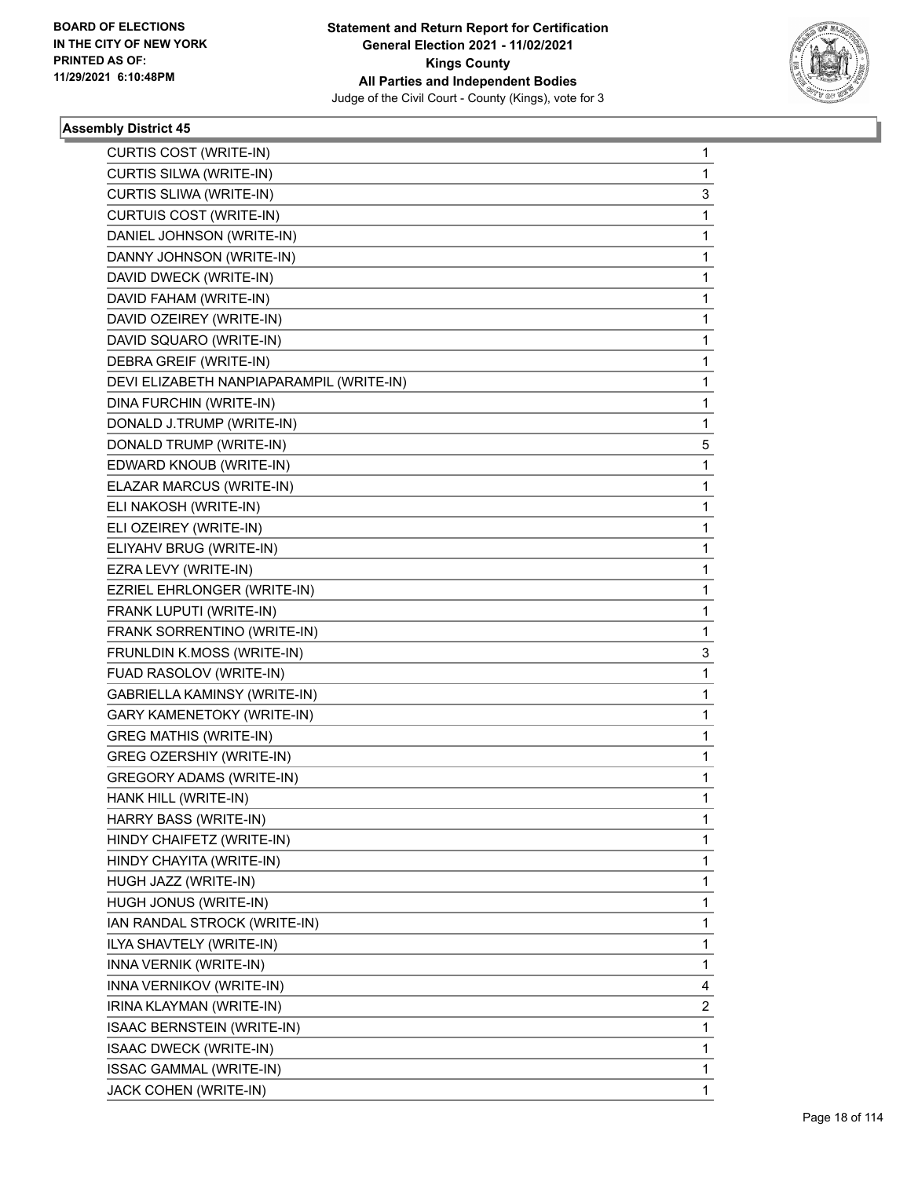**Statement and Return Report for Certification**
**General Election 2021 - 11/02/2021**
**Kings County**
**All Parties and Independent Bodies**
Judge of the Civil Court - County (Kings), vote for 3

BOARD OF ELECTIONS
IN THE CITY OF NEW YORK
PRINTED AS OF:
11/29/2021 6:10:48PM

### Assembly District 45

| | |
|---|---|
| CURTIS COST (WRITE-IN) | 1 |
| CURTIS SILWA (WRITE-IN) | 1 |
| CURTIS SLIWA (WRITE-IN) | 3 |
| CURTUIS COST (WRITE-IN) | 1 |
| DANIEL JOHNSON (WRITE-IN) | 1 |
| DANNY JOHNSON (WRITE-IN) | 1 |
| DAVID DWECK (WRITE-IN) | 1 |
| DAVID FAHAM (WRITE-IN) | 1 |
| DAVID OZEIREY (WRITE-IN) | 1 |
| DAVID SQUARO (WRITE-IN) | 1 |
| DEBRA GREIF (WRITE-IN) | 1 |
| DEVI ELIZABETH NANPIAPARAMPIL (WRITE-IN) | 1 |
| DINA FURCHIN (WRITE-IN) | 1 |
| DONALD J.TRUMP (WRITE-IN) | 1 |
| DONALD TRUMP (WRITE-IN) | 5 |
| EDWARD KNOUB (WRITE-IN) | 1 |
| ELAZAR MARCUS (WRITE-IN) | 1 |
| ELI NAKOSH (WRITE-IN) | 1 |
| ELI OZEIREY (WRITE-IN) | 1 |
| ELIYAHV BRUG (WRITE-IN) | 1 |
| EZRA LEVY (WRITE-IN) | 1 |
| EZRIEL EHRLONGER (WRITE-IN) | 1 |
| FRANK LUPUTI (WRITE-IN) | 1 |
| FRANK SORRENTINO (WRITE-IN) | 1 |
| FRUNLDIN K.MOSS (WRITE-IN) | 3 |
| FUAD RASOLOV (WRITE-IN) | 1 |
| GABRIELLA KAMINSY (WRITE-IN) | 1 |
| GARY KAMENETOKY (WRITE-IN) | 1 |
| GREG MATHIS (WRITE-IN) | 1 |
| GREG OZERSHIY (WRITE-IN) | 1 |
| GREGORY ADAMS (WRITE-IN) | 1 |
| HANK HILL (WRITE-IN) | 1 |
| HARRY BASS (WRITE-IN) | 1 |
| HINDY CHAIFETZ (WRITE-IN) | 1 |
| HINDY CHAYITA (WRITE-IN) | 1 |
| HUGH JAZZ (WRITE-IN) | 1 |
| HUGH JONUS (WRITE-IN) | 1 |
| IAN RANDAL STROCK (WRITE-IN) | 1 |
| ILYA SHAVTELY (WRITE-IN) | 1 |
| INNA VERNIK (WRITE-IN) | 1 |
| INNA VERNIKOV (WRITE-IN) | 4 |
| IRINA KLAYMAN (WRITE-IN) | 2 |
| ISAAC BERNSTEIN (WRITE-IN) | 1 |
| ISAAC DWECK (WRITE-IN) | 1 |
| ISSAC GAMMAL (WRITE-IN) | 1 |
| JACK COHEN (WRITE-IN) | 1 |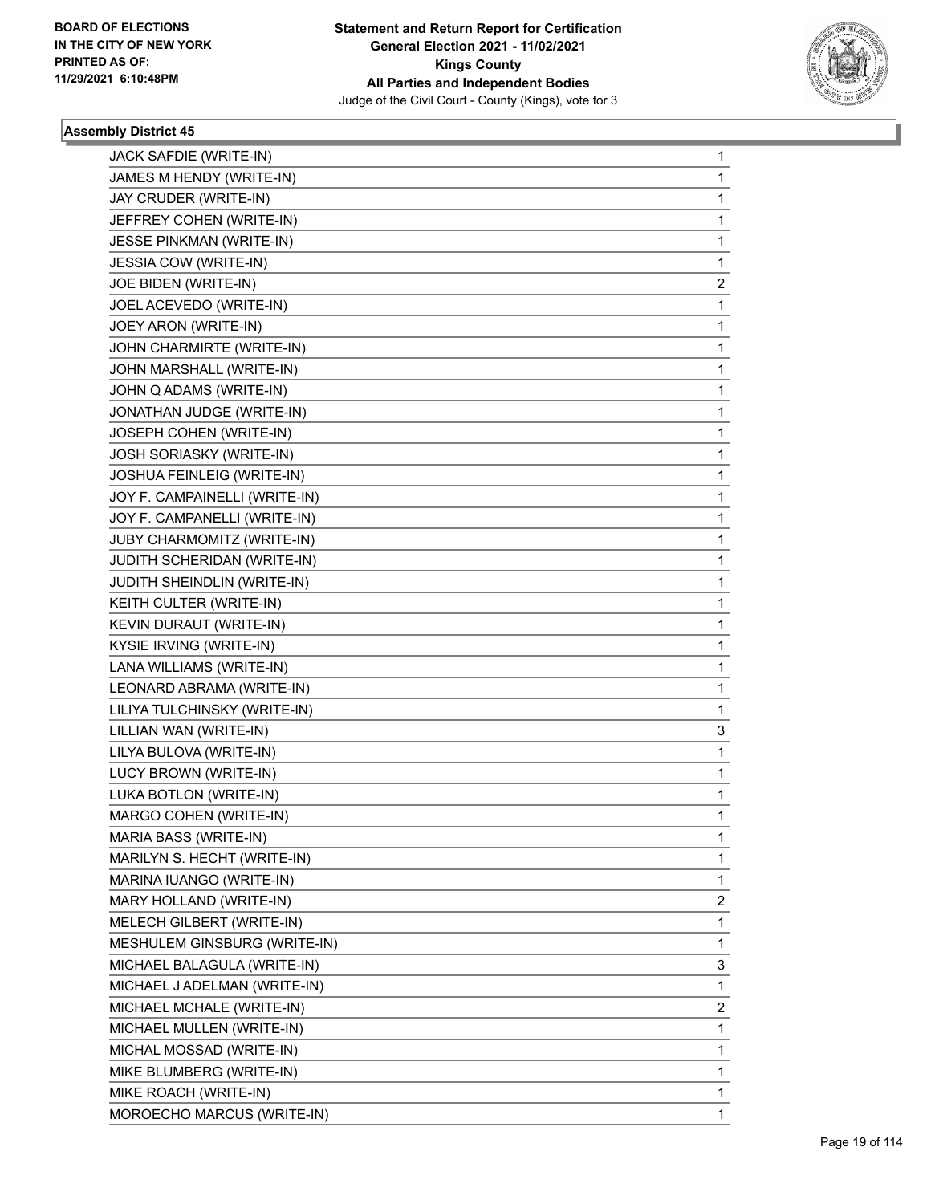BOARD OF ELECTIONS
IN THE CITY OF NEW YORK
PRINTED AS OF:
11/29/2021 6:10:48PM

**Statement and Return Report for Certification**
**General Election 2021 - 11/02/2021**
**Kings County**
**All Parties and Independent Bodies**
Judge of the Civil Court - County (Kings), vote for 3

### Assembly District 45

| | |
|---|---|
| JACK SAFDIE (WRITE-IN) | 1 |
| JAMES M HENDY (WRITE-IN) | 1 |
| JAY CRUDER (WRITE-IN) | 1 |
| JEFFREY COHEN (WRITE-IN) | 1 |
| JESSE PINKMAN (WRITE-IN) | 1 |
| JESSIA COW (WRITE-IN) | 1 |
| JOE BIDEN (WRITE-IN) | 2 |
| JOEL ACEVEDO (WRITE-IN) | 1 |
| JOEY ARON (WRITE-IN) | 1 |
| JOHN CHARMIRTE (WRITE-IN) | 1 |
| JOHN MARSHALL (WRITE-IN) | 1 |
| JOHN Q ADAMS (WRITE-IN) | 1 |
| JONATHAN JUDGE (WRITE-IN) | 1 |
| JOSEPH COHEN (WRITE-IN) | 1 |
| JOSH SORIASKY (WRITE-IN) | 1 |
| JOSHUA FEINLEIG (WRITE-IN) | 1 |
| JOY F. CAMPAINELLI (WRITE-IN) | 1 |
| JOY F. CAMPANELLI (WRITE-IN) | 1 |
| JUBY CHARMOMITZ (WRITE-IN) | 1 |
| JUDITH SCHERIDAN (WRITE-IN) | 1 |
| JUDITH SHEINDLIN (WRITE-IN) | 1 |
| KEITH CULTER (WRITE-IN) | 1 |
| KEVIN DURAUT (WRITE-IN) | 1 |
| KYSIE IRVING (WRITE-IN) | 1 |
| LANA WILLIAMS (WRITE-IN) | 1 |
| LEONARD ABRAMA (WRITE-IN) | 1 |
| LILIYA TULCHINSKY (WRITE-IN) | 1 |
| LILLIAN WAN (WRITE-IN) | 3 |
| LILYA BULOVA (WRITE-IN) | 1 |
| LUCY BROWN (WRITE-IN) | 1 |
| LUKA BOTLON (WRITE-IN) | 1 |
| MARGO COHEN (WRITE-IN) | 1 |
| MARIA BASS (WRITE-IN) | 1 |
| MARILYN S. HECHT (WRITE-IN) | 1 |
| MARINA IUANGO (WRITE-IN) | 1 |
| MARY HOLLAND (WRITE-IN) | 2 |
| MELECH GILBERT (WRITE-IN) | 1 |
| MESHULEM GINSBURG (WRITE-IN) | 1 |
| MICHAEL BALAGULA (WRITE-IN) | 3 |
| MICHAEL J ADELMAN (WRITE-IN) | 1 |
| MICHAEL MCHALE (WRITE-IN) | 2 |
| MICHAEL MULLEN (WRITE-IN) | 1 |
| MICHAL MOSSAD (WRITE-IN) | 1 |
| MIKE BLUMBERG (WRITE-IN) | 1 |
| MIKE ROACH (WRITE-IN) | 1 |
| MOROECHO MARCUS (WRITE-IN) | 1 |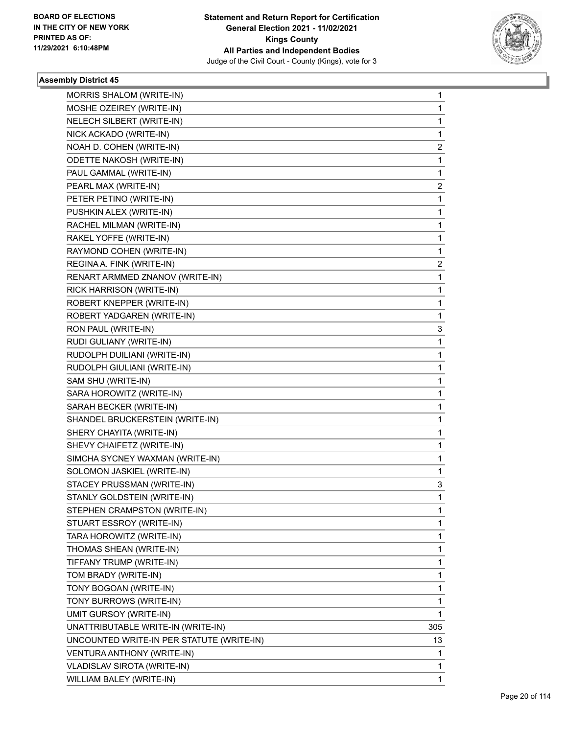BOARD OF ELECTIONS
IN THE CITY OF NEW YORK
PRINTED AS OF:
11/29/2021 6:10:48PM

**Statement and Return Report for Certification**
**General Election 2021 - 11/02/2021**
**Kings County**
**All Parties and Independent Bodies**
Judge of the Civil Court - County (Kings), vote for 3

### Assembly District 45

| | |
|---|---|
| MORRIS SHALOM (WRITE-IN) | 1 |
| MOSHE OZEIREY (WRITE-IN) | 1 |
| NELECH SILBERT (WRITE-IN) | 1 |
| NICK ACKADO (WRITE-IN) | 1 |
| NOAH D. COHEN (WRITE-IN) | 2 |
| ODETTE NAKOSH (WRITE-IN) | 1 |
| PAUL GAMMAL (WRITE-IN) | 1 |
| PEARL MAX (WRITE-IN) | 2 |
| PETER PETINO (WRITE-IN) | 1 |
| PUSHKIN ALEX (WRITE-IN) | 1 |
| RACHEL MILMAN (WRITE-IN) | 1 |
| RAKEL YOFFE (WRITE-IN) | 1 |
| RAYMOND COHEN (WRITE-IN) | 1 |
| REGINA A. FINK (WRITE-IN) | 2 |
| RENART ARMMED ZNANOV (WRITE-IN) | 1 |
| RICK HARRISON (WRITE-IN) | 1 |
| ROBERT KNEPPER (WRITE-IN) | 1 |
| ROBERT YADGAREN (WRITE-IN) | 1 |
| RON PAUL (WRITE-IN) | 3 |
| RUDI GULIANY (WRITE-IN) | 1 |
| RUDOLPH DUILIANI (WRITE-IN) | 1 |
| RUDOLPH GIULIANI (WRITE-IN) | 1 |
| SAM SHU (WRITE-IN) | 1 |
| SARA HOROWITZ (WRITE-IN) | 1 |
| SARAH BECKER (WRITE-IN) | 1 |
| SHANDEL BRUCKERSTEIN (WRITE-IN) | 1 |
| SHERY CHAYITA (WRITE-IN) | 1 |
| SHEVY CHAIFETZ (WRITE-IN) | 1 |
| SIMCHA SYCNEY WAXMAN (WRITE-IN) | 1 |
| SOLOMON JASKIEL (WRITE-IN) | 1 |
| STACEY PRUSSMAN (WRITE-IN) | 3 |
| STANLY GOLDSTEIN (WRITE-IN) | 1 |
| STEPHEN CRAMPSTON (WRITE-IN) | 1 |
| STUART ESSROY (WRITE-IN) | 1 |
| TARA HOROWITZ (WRITE-IN) | 1 |
| THOMAS SHEAN (WRITE-IN) | 1 |
| TIFFANY TRUMP (WRITE-IN) | 1 |
| TOM BRADY (WRITE-IN) | 1 |
| TONY BOGOAN (WRITE-IN) | 1 |
| TONY BURROWS (WRITE-IN) | 1 |
| UMIT GURSOY (WRITE-IN) | 1 |
| UNATTRIBUTABLE WRITE-IN (WRITE-IN) | 305 |
| UNCOUNTED WRITE-IN PER STATUTE (WRITE-IN) | 13 |
| VENTURA ANTHONY (WRITE-IN) | 1 |
| VLADISLAV SIROTA (WRITE-IN) | 1 |
| WILLIAM BALEY (WRITE-IN) | 1 |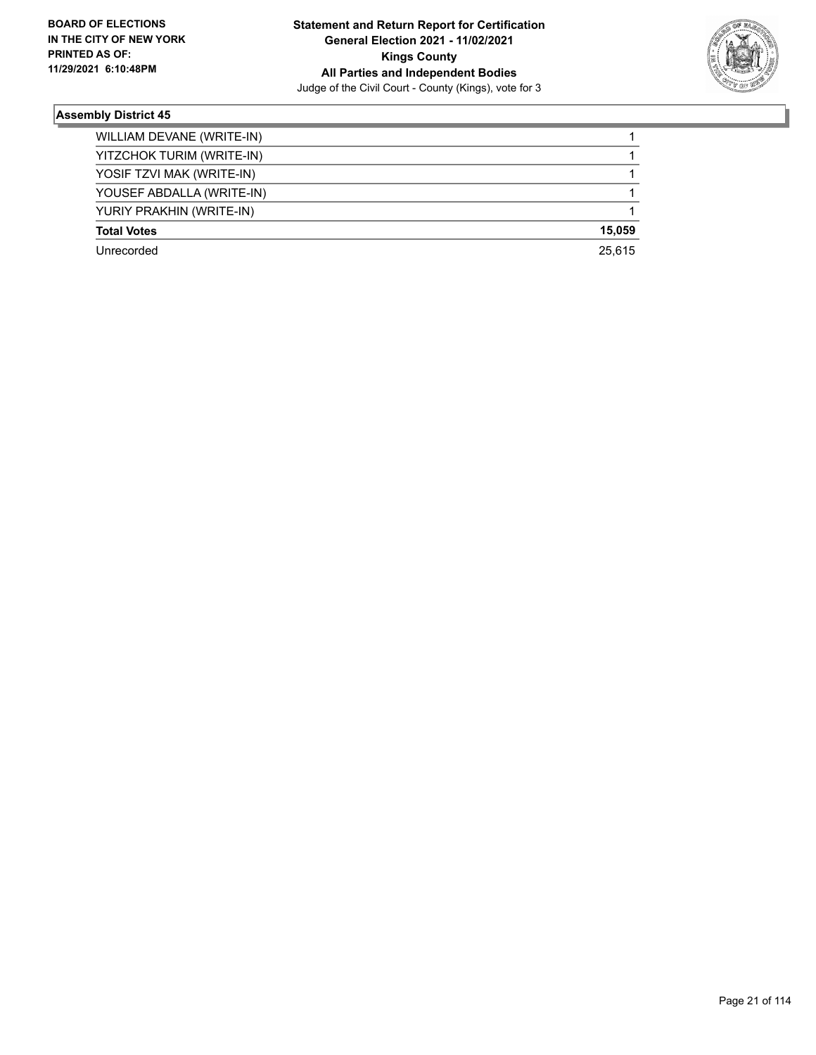## Assembly District 45

| | |
|---|---|
| WILLIAM DEVANE (WRITE-IN) | 1 |
| YITZCHOK TURIM (WRITE-IN) | 1 |
| YOSIF TZVI MAK (WRITE-IN) | 1 |
| YOUSEF ABDALLA (WRITE-IN) | 1 |
| YURIY PRAKHIN (WRITE-IN) | 1 |
| **Total Votes** | **15,059** |
| Unrecorded | 25,615 |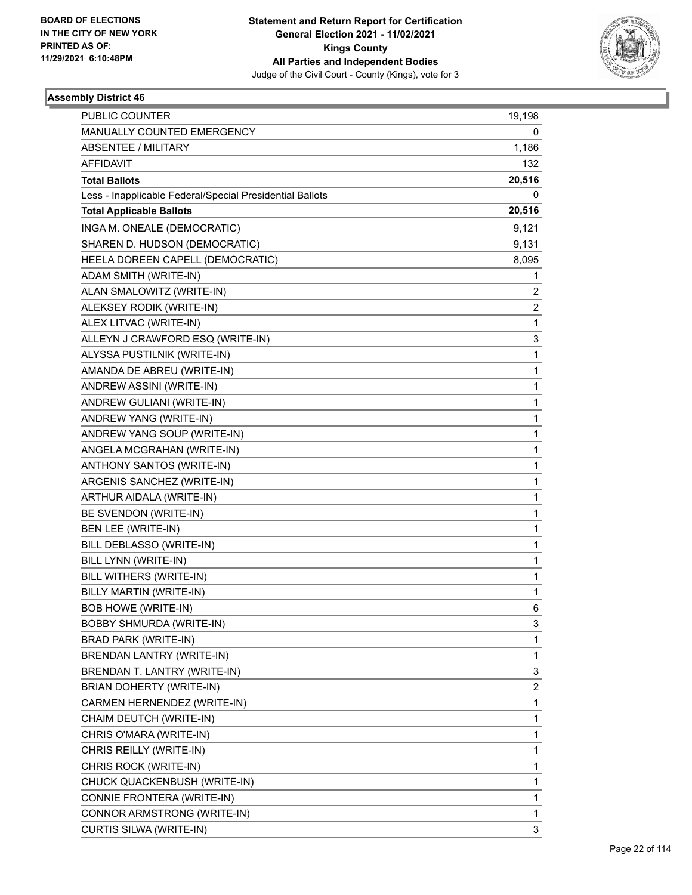BOARD OF ELECTIONS
IN THE CITY OF NEW YORK
PRINTED AS OF:
11/29/2021 6:10:48PM

**Statement and Return Report for Certification**
**General Election 2021 - 11/02/2021**
**Kings County**
**All Parties and Independent Bodies**
Judge of the Civil Court - County (Kings), vote for 3

### Assembly District 46

| | |
|---|---|
| PUBLIC COUNTER | 19,198 |
| MANUALLY COUNTED EMERGENCY | 0 |
| ABSENTEE / MILITARY | 1,186 |
| AFFIDAVIT | 132 |
| **Total Ballots** | **20,516** |
| Less - Inapplicable Federal/Special Presidential Ballots | 0 |
| **Total Applicable Ballots** | **20,516** |
| INGA M. ONEALE (DEMOCRATIC) | 9,121 |
| SHAREN D. HUDSON (DEMOCRATIC) | 9,131 |
| HEELA DOREEN CAPELL (DEMOCRATIC) | 8,095 |
| ADAM SMITH (WRITE-IN) | 1 |
| ALAN SMALOWITZ (WRITE-IN) | 2 |
| ALEKSEY RODIK (WRITE-IN) | 2 |
| ALEX LITVAC (WRITE-IN) | 1 |
| ALLEYN J CRAWFORD ESQ (WRITE-IN) | 3 |
| ALYSSA PUSTILNIK (WRITE-IN) | 1 |
| AMANDA DE ABREU (WRITE-IN) | 1 |
| ANDREW ASSINI (WRITE-IN) | 1 |
| ANDREW GULIANI (WRITE-IN) | 1 |
| ANDREW YANG (WRITE-IN) | 1 |
| ANDREW YANG SOUP (WRITE-IN) | 1 |
| ANGELA MCGRAHAN (WRITE-IN) | 1 |
| ANTHONY SANTOS (WRITE-IN) | 1 |
| ARGENIS SANCHEZ (WRITE-IN) | 1 |
| ARTHUR AIDALA (WRITE-IN) | 1 |
| BE SVENDON (WRITE-IN) | 1 |
| BEN LEE (WRITE-IN) | 1 |
| BILL DEBLASSO (WRITE-IN) | 1 |
| BILL LYNN (WRITE-IN) | 1 |
| BILL WITHERS (WRITE-IN) | 1 |
| BILLY MARTIN (WRITE-IN) | 1 |
| BOB HOWE (WRITE-IN) | 6 |
| BOBBY SHMURDA (WRITE-IN) | 3 |
| BRAD PARK (WRITE-IN) | 1 |
| BRENDAN LANTRY (WRITE-IN) | 1 |
| BRENDAN T. LANTRY (WRITE-IN) | 3 |
| BRIAN DOHERTY (WRITE-IN) | 2 |
| CARMEN HERNENDEZ (WRITE-IN) | 1 |
| CHAIM DEUTCH (WRITE-IN) | 1 |
| CHRIS O'MARA (WRITE-IN) | 1 |
| CHRIS REILLY (WRITE-IN) | 1 |
| CHRIS ROCK (WRITE-IN) | 1 |
| CHUCK QUACKENBUSH (WRITE-IN) | 1 |
| CONNIE FRONTERA (WRITE-IN) | 1 |
| CONNOR ARMSTRONG (WRITE-IN) | 1 |
| CURTIS SILWA (WRITE-IN) | 3 |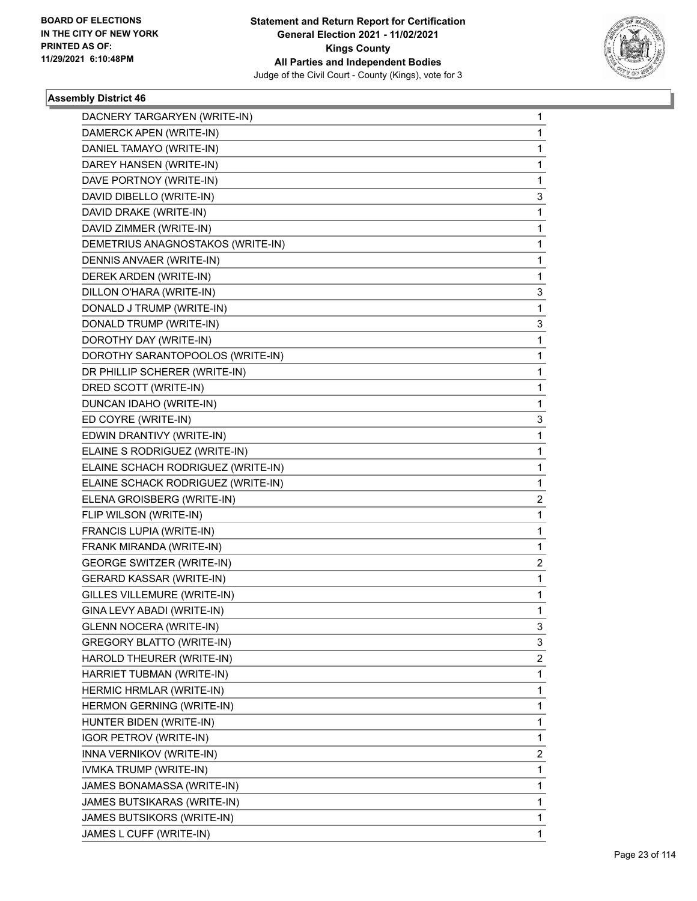**BOARD OF ELECTIONS IN THE CITY OF NEW YORK PRINTED AS OF: 11/29/2021 6:10:48PM**

**Statement and Return Report for Certification General Election 2021 - 11/02/2021 Kings County All Parties and Independent Bodies**

Judge of the Civil Court - County (Kings), vote for 3

### Assembly District 46

| | |
|---|---|
| DACNERY TARGARYEN (WRITE-IN) | 1 |
| DAMERCK APEN (WRITE-IN) | 1 |
| DANIEL TAMAYO (WRITE-IN) | 1 |
| DAREY HANSEN (WRITE-IN) | 1 |
| DAVE PORTNOY (WRITE-IN) | 1 |
| DAVID DIBELLO (WRITE-IN) | 3 |
| DAVID DRAKE (WRITE-IN) | 1 |
| DAVID ZIMMER (WRITE-IN) | 1 |
| DEMETRIUS ANAGNOSTAKOS (WRITE-IN) | 1 |
| DENNIS ANVAER (WRITE-IN) | 1 |
| DEREK ARDEN (WRITE-IN) | 1 |
| DILLON O'HARA (WRITE-IN) | 3 |
| DONALD J TRUMP (WRITE-IN) | 1 |
| DONALD TRUMP (WRITE-IN) | 3 |
| DOROTHY DAY (WRITE-IN) | 1 |
| DOROTHY SARANTOPOOLOS (WRITE-IN) | 1 |
| DR PHILLIP SCHERER (WRITE-IN) | 1 |
| DRED SCOTT (WRITE-IN) | 1 |
| DUNCAN IDAHO (WRITE-IN) | 1 |
| ED COYRE (WRITE-IN) | 3 |
| EDWIN DRANTIVY (WRITE-IN) | 1 |
| ELAINE S RODRIGUEZ (WRITE-IN) | 1 |
| ELAINE SCHACH RODRIGUEZ (WRITE-IN) | 1 |
| ELAINE SCHACK RODRIGUEZ (WRITE-IN) | 1 |
| ELENA GROISBERG (WRITE-IN) | 2 |
| FLIP WILSON (WRITE-IN) | 1 |
| FRANCIS LUPIA (WRITE-IN) | 1 |
| FRANK MIRANDA (WRITE-IN) | 1 |
| GEORGE SWITZER (WRITE-IN) | 2 |
| GERARD KASSAR (WRITE-IN) | 1 |
| GILLES VILLEMURE (WRITE-IN) | 1 |
| GINA LEVY ABADI (WRITE-IN) | 1 |
| GLENN NOCERA (WRITE-IN) | 3 |
| GREGORY BLATTO (WRITE-IN) | 3 |
| HAROLD THEURER (WRITE-IN) | 2 |
| HARRIET TUBMAN (WRITE-IN) | 1 |
| HERMIC HRMLAR (WRITE-IN) | 1 |
| HERMON GERNING (WRITE-IN) | 1 |
| HUNTER BIDEN (WRITE-IN) | 1 |
| IGOR PETROV (WRITE-IN) | 1 |
| INNA VERNIKOV (WRITE-IN) | 2 |
| IVMKA TRUMP (WRITE-IN) | 1 |
| JAMES BONAMASSA (WRITE-IN) | 1 |
| JAMES BUTSIKARAS (WRITE-IN) | 1 |
| JAMES BUTSIKORS (WRITE-IN) | 1 |
| JAMES L CUFF (WRITE-IN) | 1 |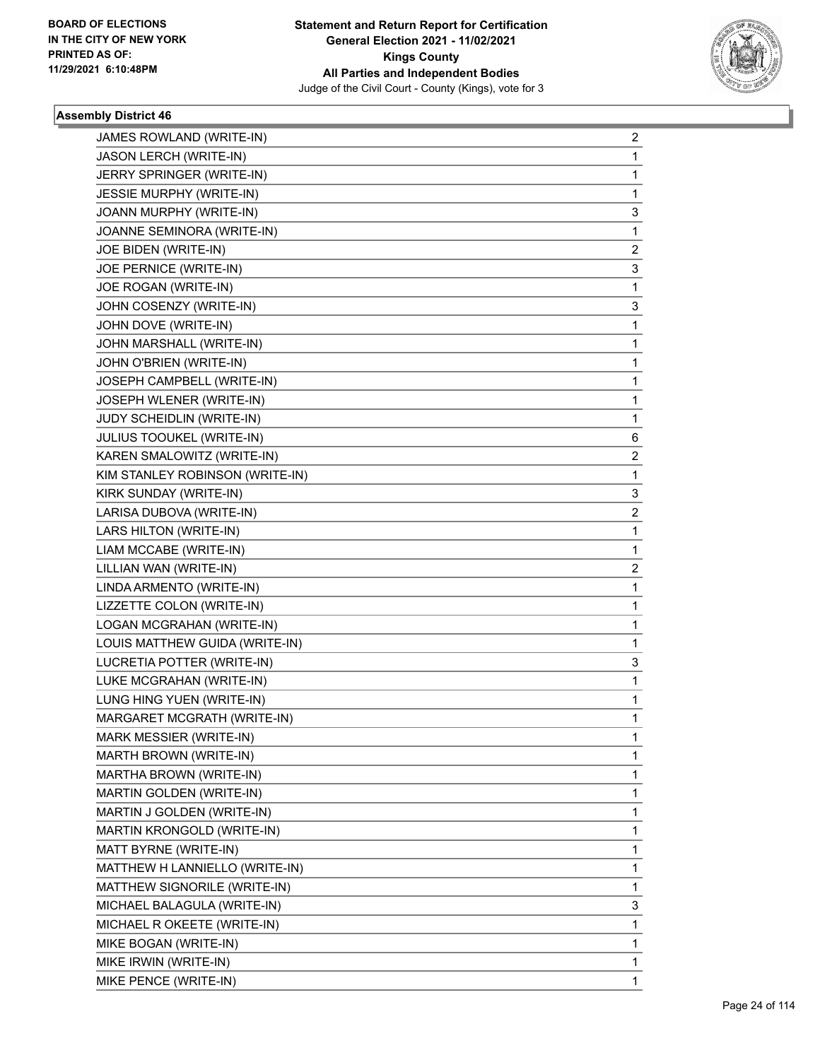**BOARD OF ELECTIONS IN THE CITY OF NEW YORK PRINTED AS OF: 11/29/2021 6:10:48PM**

**Statement and Return Report for Certification**
**General Election 2021 - 11/02/2021**
**Kings County**
**All Parties and Independent Bodies**
Judge of the Civil Court - County (Kings), vote for 3

### Assembly District 46

| | |
|---|---|
| JAMES ROWLAND (WRITE-IN) | 2 |
| JASON LERCH (WRITE-IN) | 1 |
| JERRY SPRINGER (WRITE-IN) | 1 |
| JESSIE MURPHY (WRITE-IN) | 1 |
| JOANN MURPHY (WRITE-IN) | 3 |
| JOANNE SEMINORA (WRITE-IN) | 1 |
| JOE BIDEN (WRITE-IN) | 2 |
| JOE PERNICE (WRITE-IN) | 3 |
| JOE ROGAN (WRITE-IN) | 1 |
| JOHN COSENZY (WRITE-IN) | 3 |
| JOHN DOVE (WRITE-IN) | 1 |
| JOHN MARSHALL (WRITE-IN) | 1 |
| JOHN O'BRIEN (WRITE-IN) | 1 |
| JOSEPH CAMPBELL (WRITE-IN) | 1 |
| JOSEPH WLENER (WRITE-IN) | 1 |
| JUDY SCHEIDLIN (WRITE-IN) | 1 |
| JULIUS TOOUKEL (WRITE-IN) | 6 |
| KAREN SMALOWITZ (WRITE-IN) | 2 |
| KIM STANLEY ROBINSON (WRITE-IN) | 1 |
| KIRK SUNDAY (WRITE-IN) | 3 |
| LARISA DUBOVA (WRITE-IN) | 2 |
| LARS HILTON (WRITE-IN) | 1 |
| LIAM MCCABE (WRITE-IN) | 1 |
| LILLIAN WAN (WRITE-IN) | 2 |
| LINDA ARMENTO (WRITE-IN) | 1 |
| LIZZETTE COLON (WRITE-IN) | 1 |
| LOGAN MCGRAHAN (WRITE-IN) | 1 |
| LOUIS MATTHEW GUIDA (WRITE-IN) | 1 |
| LUCRETIA POTTER (WRITE-IN) | 3 |
| LUKE MCGRAHAN (WRITE-IN) | 1 |
| LUNG HING YUEN (WRITE-IN) | 1 |
| MARGARET MCGRATH (WRITE-IN) | 1 |
| MARK MESSIER (WRITE-IN) | 1 |
| MARTH BROWN (WRITE-IN) | 1 |
| MARTHA BROWN (WRITE-IN) | 1 |
| MARTIN GOLDEN (WRITE-IN) | 1 |
| MARTIN J GOLDEN (WRITE-IN) | 1 |
| MARTIN KRONGOLD (WRITE-IN) | 1 |
| MATT BYRNE (WRITE-IN) | 1 |
| MATTHEW H LANNIELLO (WRITE-IN) | 1 |
| MATTHEW SIGNORILE (WRITE-IN) | 1 |
| MICHAEL BALAGULA (WRITE-IN) | 3 |
| MICHAEL R OKEETE (WRITE-IN) | 1 |
| MIKE BOGAN (WRITE-IN) | 1 |
| MIKE IRWIN (WRITE-IN) | 1 |
| MIKE PENCE (WRITE-IN) | 1 |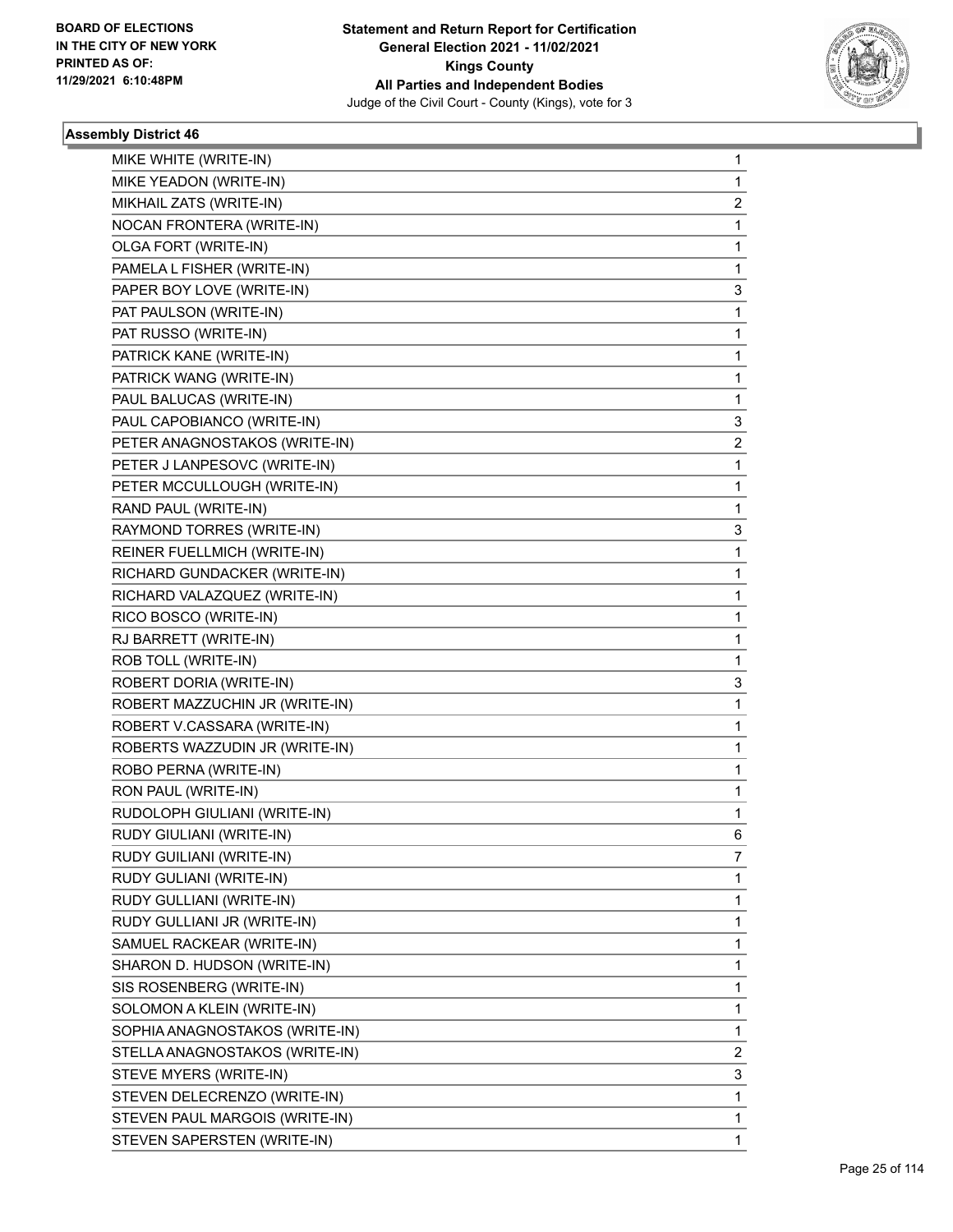## Assembly District 46

| Candidate | Votes |
|---|---|
| MIKE WHITE (WRITE-IN) | 1 |
| MIKE YEADON (WRITE-IN) | 1 |
| MIKHAIL ZATS (WRITE-IN) | 2 |
| NOCAN FRONTERA (WRITE-IN) | 1 |
| OLGA FORT (WRITE-IN) | 1 |
| PAMELA L FISHER (WRITE-IN) | 1 |
| PAPER BOY LOVE (WRITE-IN) | 3 |
| PAT PAULSON (WRITE-IN) | 1 |
| PAT RUSSO (WRITE-IN) | 1 |
| PATRICK KANE (WRITE-IN) | 1 |
| PATRICK WANG (WRITE-IN) | 1 |
| PAUL BALUCAS (WRITE-IN) | 1 |
| PAUL CAPOBIANCO (WRITE-IN) | 3 |
| PETER ANAGNOSTAKOS (WRITE-IN) | 2 |
| PETER J LANPESOVC (WRITE-IN) | 1 |
| PETER MCCULLOUGH (WRITE-IN) | 1 |
| RAND PAUL (WRITE-IN) | 1 |
| RAYMOND TORRES (WRITE-IN) | 3 |
| REINER FUELLMICH (WRITE-IN) | 1 |
| RICHARD GUNDACKER (WRITE-IN) | 1 |
| RICHARD VALAZQUEZ (WRITE-IN) | 1 |
| RICO BOSCO (WRITE-IN) | 1 |
| RJ BARRETT (WRITE-IN) | 1 |
| ROB TOLL (WRITE-IN) | 1 |
| ROBERT DORIA (WRITE-IN) | 3 |
| ROBERT MAZZUCHIN JR (WRITE-IN) | 1 |
| ROBERT V.CASSARA (WRITE-IN) | 1 |
| ROBERTS WAZZUDIN JR (WRITE-IN) | 1 |
| ROBO PERNA (WRITE-IN) | 1 |
| RON PAUL (WRITE-IN) | 1 |
| RUDOLOPH GIULIANI (WRITE-IN) | 1 |
| RUDY GIULIANI (WRITE-IN) | 6 |
| RUDY GUILIANI (WRITE-IN) | 7 |
| RUDY GULIANI (WRITE-IN) | 1 |
| RUDY GULLIANI (WRITE-IN) | 1 |
| RUDY GULLIANI JR (WRITE-IN) | 1 |
| SAMUEL RACKEAR (WRITE-IN) | 1 |
| SHARON D. HUDSON (WRITE-IN) | 1 |
| SIS ROSENBERG (WRITE-IN) | 1 |
| SOLOMON A KLEIN (WRITE-IN) | 1 |
| SOPHIA ANAGNOSTAKOS (WRITE-IN) | 1 |
| STELLA ANAGNOSTAKOS (WRITE-IN) | 2 |
| STEVE MYERS (WRITE-IN) | 3 |
| STEVEN DELECRENZO (WRITE-IN) | 1 |
| STEVEN PAUL MARGOIS (WRITE-IN) | 1 |
| STEVEN SAPERSTEN (WRITE-IN) | 1 |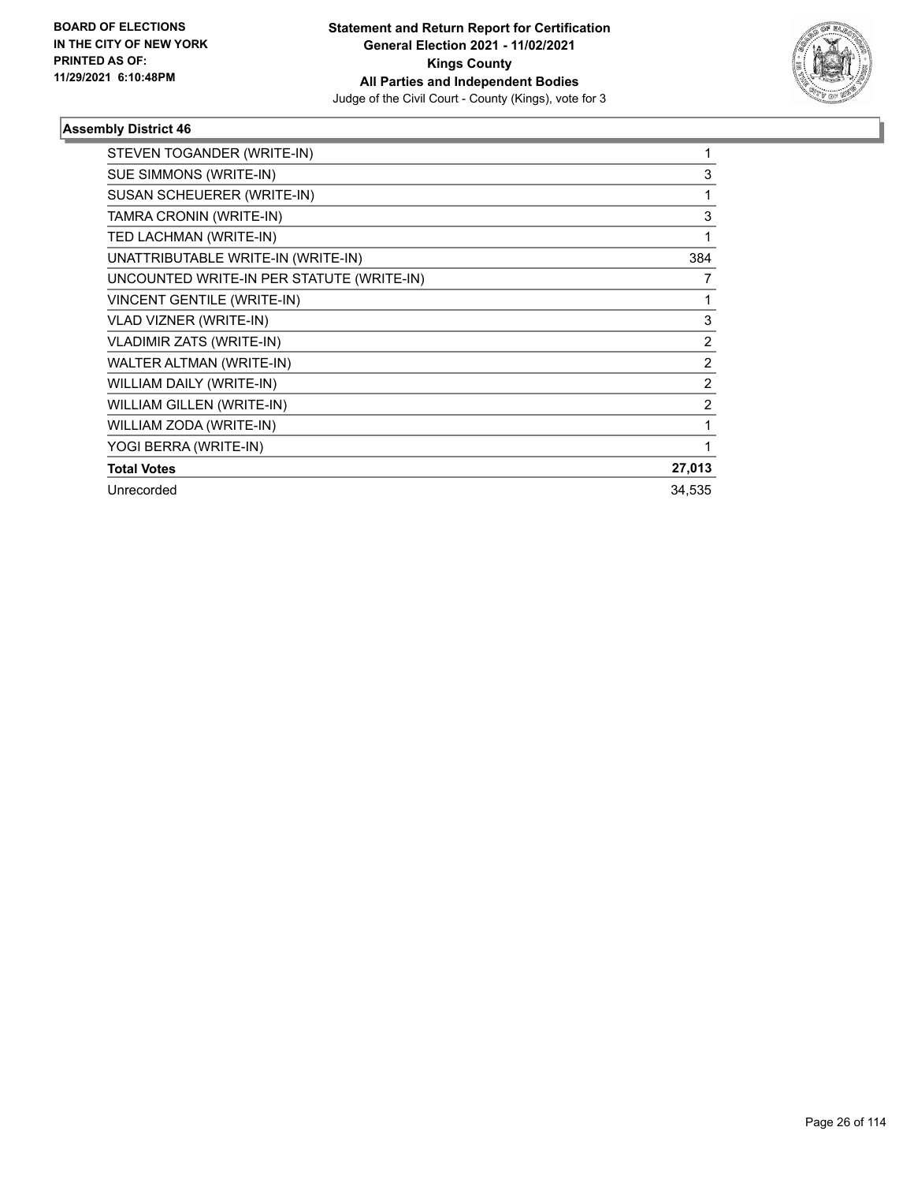## Assembly District 46

| Candidate | Votes |
|---|---|
| STEVEN TOGANDER (WRITE-IN) | 1 |
| SUE SIMMONS (WRITE-IN) | 3 |
| SUSAN SCHEUERER (WRITE-IN) | 1 |
| TAMRA CRONIN (WRITE-IN) | 3 |
| TED LACHMAN (WRITE-IN) | 1 |
| UNATTRIBUTABLE WRITE-IN (WRITE-IN) | 384 |
| UNCOUNTED WRITE-IN PER STATUTE (WRITE-IN) | 7 |
| VINCENT GENTILE (WRITE-IN) | 1 |
| VLAD VIZNER (WRITE-IN) | 3 |
| VLADIMIR ZATS (WRITE-IN) | 2 |
| WALTER ALTMAN (WRITE-IN) | 2 |
| WILLIAM DAILY (WRITE-IN) | 2 |
| WILLIAM GILLEN (WRITE-IN) | 2 |
| WILLIAM ZODA (WRITE-IN) | 1 |
| YOGI BERRA (WRITE-IN) | 1 |
| **Total Votes** | **27,013** |
| Unrecorded | 34,535 |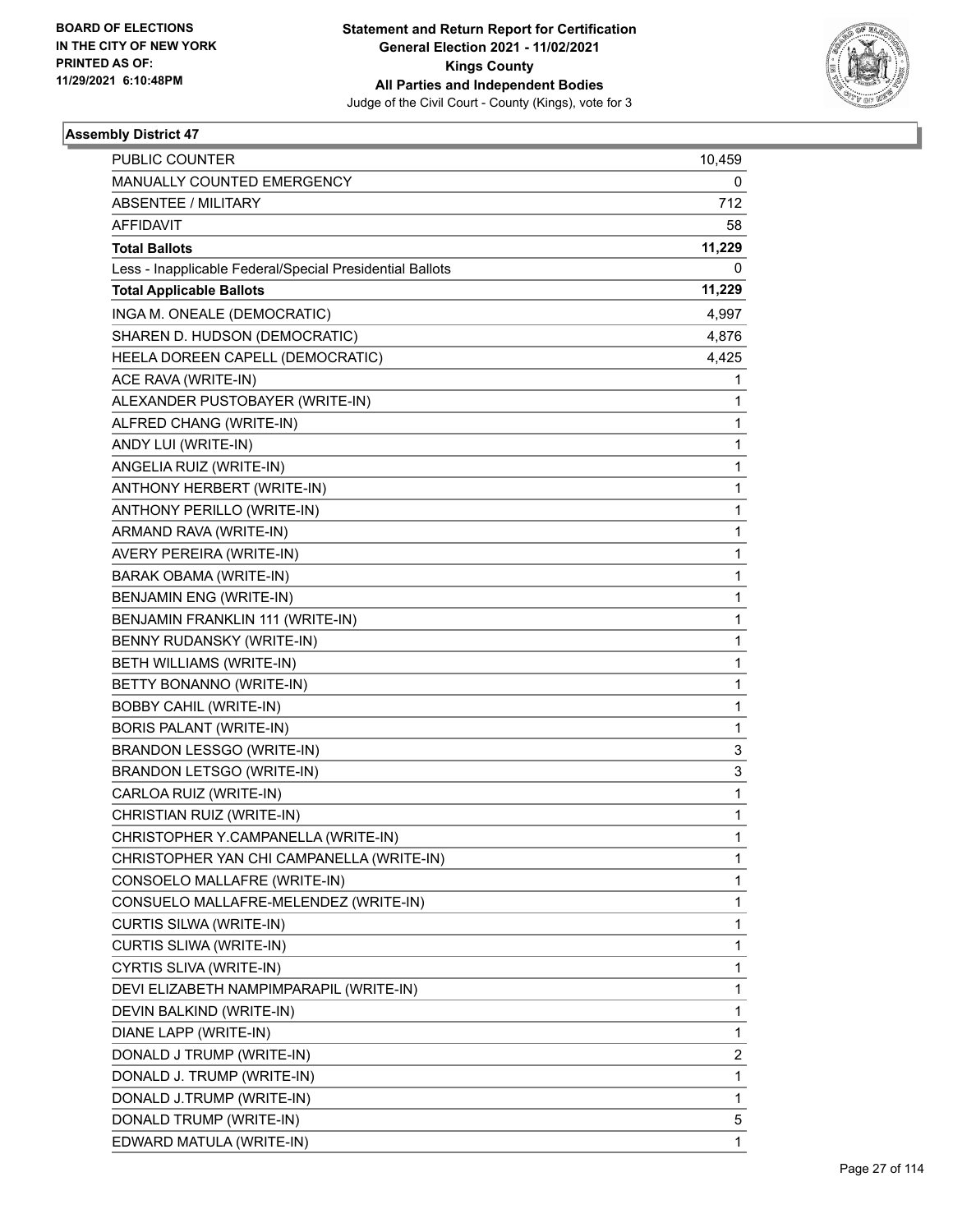**Statement and Return Report for Certification**
**General Election 2021 - 11/02/2021**
**Kings County**
**All Parties and Independent Bodies**
Judge of the Civil Court - County (Kings), vote for 3

BOARD OF ELECTIONS IN THE CITY OF NEW YORK
PRINTED AS OF: 11/29/2021 6:10:48PM

### Assembly District 47

| | |
|---|---|
| PUBLIC COUNTER | 10,459 |
| MANUALLY COUNTED EMERGENCY | 0 |
| ABSENTEE / MILITARY | 712 |
| AFFIDAVIT | 58 |
| **Total Ballots** | **11,229** |
| Less - Inapplicable Federal/Special Presidential Ballots | 0 |
| **Total Applicable Ballots** | **11,229** |
| INGA M. ONEALE (DEMOCRATIC) | 4,997 |
| SHAREN D. HUDSON (DEMOCRATIC) | 4,876 |
| HEELA DOREEN CAPELL (DEMOCRATIC) | 4,425 |
| ACE RAVA (WRITE-IN) | 1 |
| ALEXANDER PUSTOBAYER (WRITE-IN) | 1 |
| ALFRED CHANG (WRITE-IN) | 1 |
| ANDY LUI (WRITE-IN) | 1 |
| ANGELIA RUIZ (WRITE-IN) | 1 |
| ANTHONY HERBERT (WRITE-IN) | 1 |
| ANTHONY PERILLO (WRITE-IN) | 1 |
| ARMAND RAVA (WRITE-IN) | 1 |
| AVERY PEREIRA (WRITE-IN) | 1 |
| BARAK OBAMA (WRITE-IN) | 1 |
| BENJAMIN ENG (WRITE-IN) | 1 |
| BENJAMIN FRANKLIN 111 (WRITE-IN) | 1 |
| BENNY RUDANSKY (WRITE-IN) | 1 |
| BETH WILLIAMS (WRITE-IN) | 1 |
| BETTY BONANNO (WRITE-IN) | 1 |
| BOBBY CAHIL (WRITE-IN) | 1 |
| BORIS PALANT (WRITE-IN) | 1 |
| BRANDON LESSGO (WRITE-IN) | 3 |
| BRANDON LETSGO (WRITE-IN) | 3 |
| CARLOA RUIZ (WRITE-IN) | 1 |
| CHRISTIAN RUIZ (WRITE-IN) | 1 |
| CHRISTOPHER Y.CAMPANELLA (WRITE-IN) | 1 |
| CHRISTOPHER YAN CHI CAMPANELLA (WRITE-IN) | 1 |
| CONSOELO MALLAFRE (WRITE-IN) | 1 |
| CONSUELO MALLAFRE-MELENDEZ (WRITE-IN) | 1 |
| CURTIS SILWA (WRITE-IN) | 1 |
| CURTIS SLIWA (WRITE-IN) | 1 |
| CYRTIS SLIVA (WRITE-IN) | 1 |
| DEVI ELIZABETH NAMPIMPARAPIL (WRITE-IN) | 1 |
| DEVIN BALKIND (WRITE-IN) | 1 |
| DIANE LAPP (WRITE-IN) | 1 |
| DONALD J TRUMP (WRITE-IN) | 2 |
| DONALD J. TRUMP (WRITE-IN) | 1 |
| DONALD J.TRUMP (WRITE-IN) | 1 |
| DONALD TRUMP (WRITE-IN) | 5 |
| EDWARD MATULA (WRITE-IN) | 1 |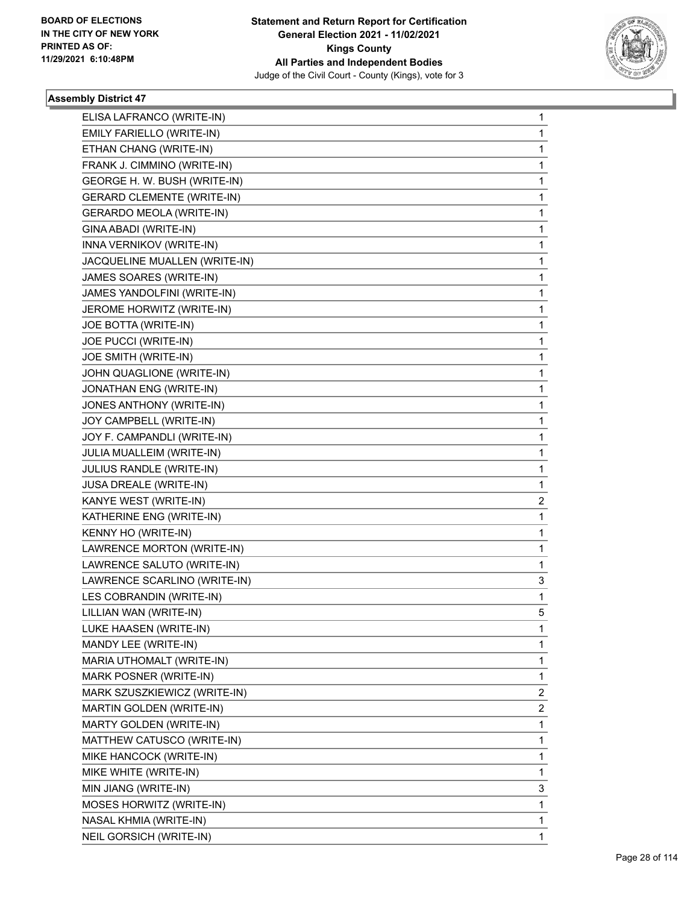**Statement and Return Report for Certification**
**General Election 2021 - 11/02/2021**
**Kings County**
**All Parties and Independent Bodies**
Judge of the Civil Court - County (Kings), vote for 3

BOARD OF ELECTIONS
IN THE CITY OF NEW YORK
PRINTED AS OF:
11/29/2021 6:10:48PM

### Assembly District 47

| | |
|---|---|
| ELISA LAFRANCO (WRITE-IN) | 1 |
| EMILY FARIELLO (WRITE-IN) | 1 |
| ETHAN CHANG (WRITE-IN) | 1 |
| FRANK J. CIMMINO (WRITE-IN) | 1 |
| GEORGE H. W. BUSH (WRITE-IN) | 1 |
| GERARD CLEMENTE (WRITE-IN) | 1 |
| GERARDO MEOLA (WRITE-IN) | 1 |
| GINA ABADI (WRITE-IN) | 1 |
| INNA VERNIKOV (WRITE-IN) | 1 |
| JACQUELINE MUALLEN (WRITE-IN) | 1 |
| JAMES SOARES (WRITE-IN) | 1 |
| JAMES YANDOLFINI (WRITE-IN) | 1 |
| JEROME HORWITZ (WRITE-IN) | 1 |
| JOE BOTTA (WRITE-IN) | 1 |
| JOE PUCCI (WRITE-IN) | 1 |
| JOE SMITH (WRITE-IN) | 1 |
| JOHN QUAGLIONE (WRITE-IN) | 1 |
| JONATHAN ENG (WRITE-IN) | 1 |
| JONES ANTHONY (WRITE-IN) | 1 |
| JOY CAMPBELL (WRITE-IN) | 1 |
| JOY F. CAMPANDLI (WRITE-IN) | 1 |
| JULIA MUALLEIM (WRITE-IN) | 1 |
| JULIUS RANDLE (WRITE-IN) | 1 |
| JUSA DREALE (WRITE-IN) | 1 |
| KANYE WEST (WRITE-IN) | 2 |
| KATHERINE ENG (WRITE-IN) | 1 |
| KENNY HO (WRITE-IN) | 1 |
| LAWRENCE MORTON (WRITE-IN) | 1 |
| LAWRENCE SALUTO (WRITE-IN) | 1 |
| LAWRENCE SCARLINO (WRITE-IN) | 3 |
| LES COBRANDIN (WRITE-IN) | 1 |
| LILLIAN WAN (WRITE-IN) | 5 |
| LUKE HAASEN (WRITE-IN) | 1 |
| MANDY LEE (WRITE-IN) | 1 |
| MARIA UTHOMALT (WRITE-IN) | 1 |
| MARK POSNER (WRITE-IN) | 1 |
| MARK SZUSZKIEWICZ (WRITE-IN) | 2 |
| MARTIN GOLDEN (WRITE-IN) | 2 |
| MARTY GOLDEN (WRITE-IN) | 1 |
| MATTHEW CATUSCO (WRITE-IN) | 1 |
| MIKE HANCOCK (WRITE-IN) | 1 |
| MIKE WHITE (WRITE-IN) | 1 |
| MIN JIANG (WRITE-IN) | 3 |
| MOSES HORWITZ (WRITE-IN) | 1 |
| NASAL KHMIA (WRITE-IN) | 1 |
| NEIL GORSICH (WRITE-IN) | 1 |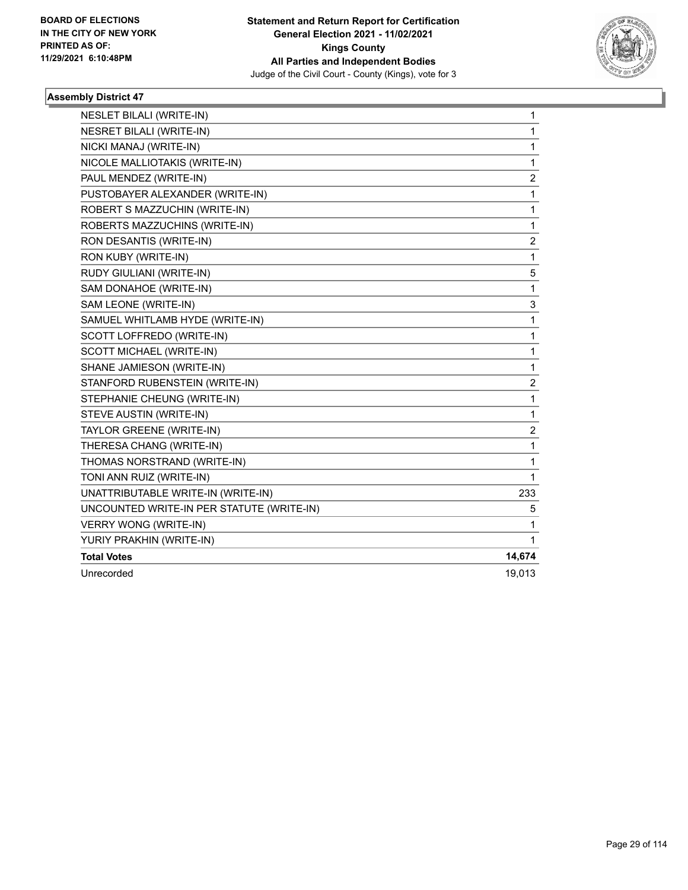BOARD OF ELECTIONS
IN THE CITY OF NEW YORK
PRINTED AS OF:
11/29/2021 6:10:48PM

**Statement and Return Report for Certification**
**General Election 2021 - 11/02/2021**
**Kings County**
**All Parties and Independent Bodies**
Judge of the Civil Court - County (Kings), vote for 3

### Assembly District 47

| Candidate | Votes |
|---|---|
| NESLET BILALI (WRITE-IN) | 1 |
| NESRET BILALI (WRITE-IN) | 1 |
| NICKI MANAJ (WRITE-IN) | 1 |
| NICOLE MALLIOTAKIS (WRITE-IN) | 1 |
| PAUL MENDEZ (WRITE-IN) | 2 |
| PUSTOBAYER ALEXANDER (WRITE-IN) | 1 |
| ROBERT S MAZZUCHIN (WRITE-IN) | 1 |
| ROBERTS MAZZUCHINS (WRITE-IN) | 1 |
| RON DESANTIS (WRITE-IN) | 2 |
| RON KUBY (WRITE-IN) | 1 |
| RUDY GIULIANI (WRITE-IN) | 5 |
| SAM DONAHOE (WRITE-IN) | 1 |
| SAM LEONE (WRITE-IN) | 3 |
| SAMUEL WHITLAMB HYDE (WRITE-IN) | 1 |
| SCOTT LOFFREDO (WRITE-IN) | 1 |
| SCOTT MICHAEL (WRITE-IN) | 1 |
| SHANE JAMIESON (WRITE-IN) | 1 |
| STANFORD RUBENSTEIN (WRITE-IN) | 2 |
| STEPHANIE CHEUNG (WRITE-IN) | 1 |
| STEVE AUSTIN (WRITE-IN) | 1 |
| TAYLOR GREENE (WRITE-IN) | 2 |
| THERESA CHANG (WRITE-IN) | 1 |
| THOMAS NORSTRAND (WRITE-IN) | 1 |
| TONI ANN RUIZ (WRITE-IN) | 1 |
| UNATTRIBUTABLE WRITE-IN (WRITE-IN) | 233 |
| UNCOUNTED WRITE-IN PER STATUTE (WRITE-IN) | 5 |
| VERRY WONG (WRITE-IN) | 1 |
| YURIY PRAKHIN (WRITE-IN) | 1 |
| **Total Votes** | **14,674** |
| Unrecorded | 19,013 |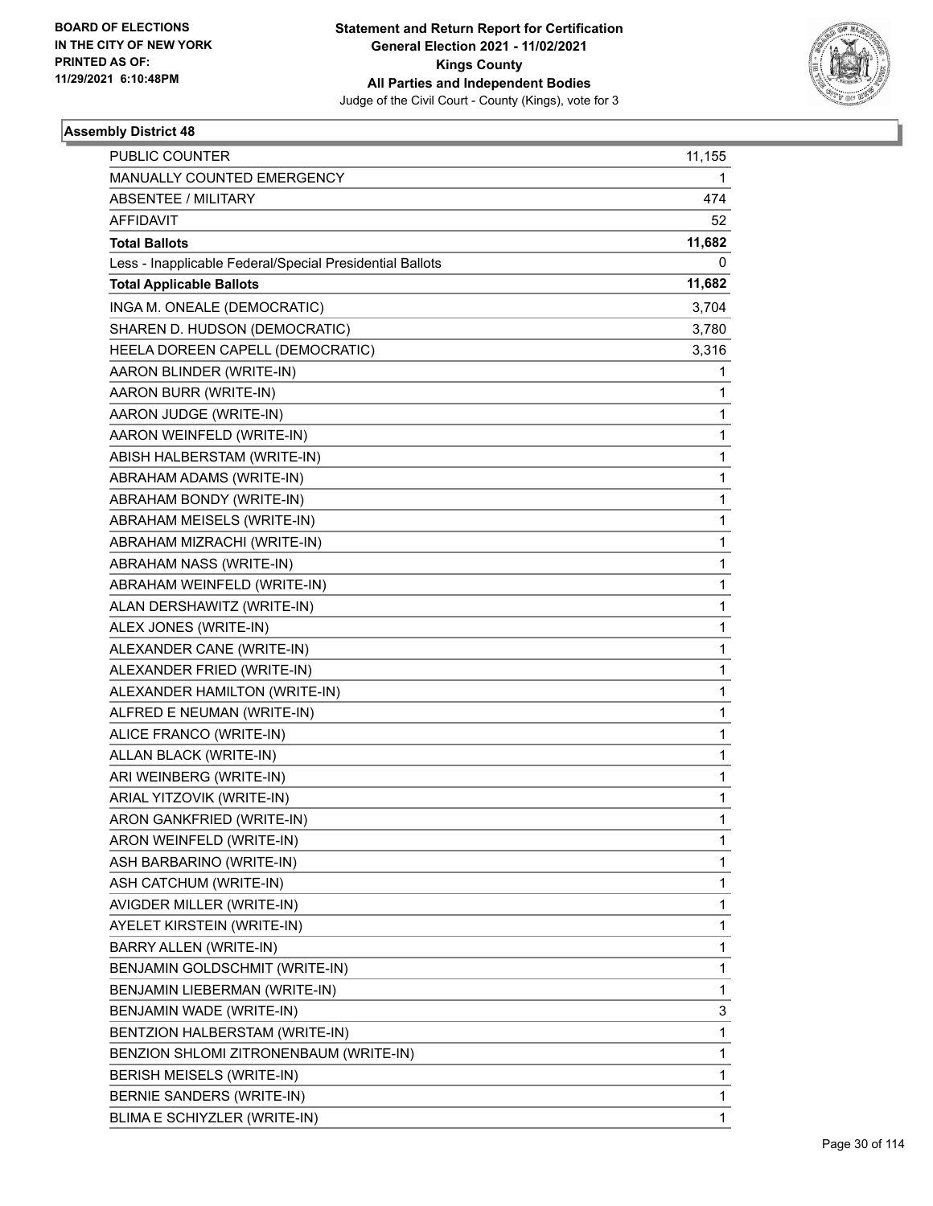BOARD OF ELECTIONS
IN THE CITY OF NEW YORK
PRINTED AS OF:
11/29/2021 6:10:48PM

**Statement and Return Report for Certification**
**General Election 2021 - 11/02/2021**
**Kings County**
**All Parties and Independent Bodies**
Judge of the Civil Court - County (Kings), vote for 3

**Assembly District 48**

| | |
|---|---|
| PUBLIC COUNTER | 11,155 |
| MANUALLY COUNTED EMERGENCY | 1 |
| ABSENTEE / MILITARY | 474 |
| AFFIDAVIT | 52 |
| **Total Ballots** | **11,682** |
| Less - Inapplicable Federal/Special Presidential Ballots | 0 |
| **Total Applicable Ballots** | **11,682** |
| INGA M. ONEALE (DEMOCRATIC) | 3,704 |
| SHAREN D. HUDSON (DEMOCRATIC) | 3,780 |
| HEELA DOREEN CAPELL (DEMOCRATIC) | 3,316 |
| AARON BLINDER (WRITE-IN) | 1 |
| AARON BURR (WRITE-IN) | 1 |
| AARON JUDGE (WRITE-IN) | 1 |
| AARON WEINFELD (WRITE-IN) | 1 |
| ABISH HALBERSTAM (WRITE-IN) | 1 |
| ABRAHAM ADAMS (WRITE-IN) | 1 |
| ABRAHAM BONDY (WRITE-IN) | 1 |
| ABRAHAM MEISELS (WRITE-IN) | 1 |
| ABRAHAM MIZRACHI (WRITE-IN) | 1 |
| ABRAHAM NASS (WRITE-IN) | 1 |
| ABRAHAM WEINFELD (WRITE-IN) | 1 |
| ALAN DERSHAWITZ (WRITE-IN) | 1 |
| ALEX JONES (WRITE-IN) | 1 |
| ALEXANDER CANE (WRITE-IN) | 1 |
| ALEXANDER FRIED (WRITE-IN) | 1 |
| ALEXANDER HAMILTON (WRITE-IN) | 1 |
| ALFRED E NEUMAN (WRITE-IN) | 1 |
| ALICE FRANCO (WRITE-IN) | 1 |
| ALLAN BLACK (WRITE-IN) | 1 |
| ARI WEINBERG (WRITE-IN) | 1 |
| ARIAL YITZOVIK (WRITE-IN) | 1 |
| ARON GANKFRIED (WRITE-IN) | 1 |
| ARON WEINFELD (WRITE-IN) | 1 |
| ASH BARBARINO (WRITE-IN) | 1 |
| ASH CATCHUM (WRITE-IN) | 1 |
| AVIGDER MILLER (WRITE-IN) | 1 |
| AYELET KIRSTEIN (WRITE-IN) | 1 |
| BARRY ALLEN (WRITE-IN) | 1 |
| BENJAMIN GOLDSCHMIT (WRITE-IN) | 1 |
| BENJAMIN LIEBERMAN (WRITE-IN) | 1 |
| BENJAMIN WADE (WRITE-IN) | 3 |
| BENTZION HALBERSTAM (WRITE-IN) | 1 |
| BENZION SHLOMI ZITRONENBAUM (WRITE-IN) | 1 |
| BERISH MEISELS (WRITE-IN) | 1 |
| BERNIE SANDERS (WRITE-IN) | 1 |
| BLIMA E SCHIYZLER (WRITE-IN) | 1 |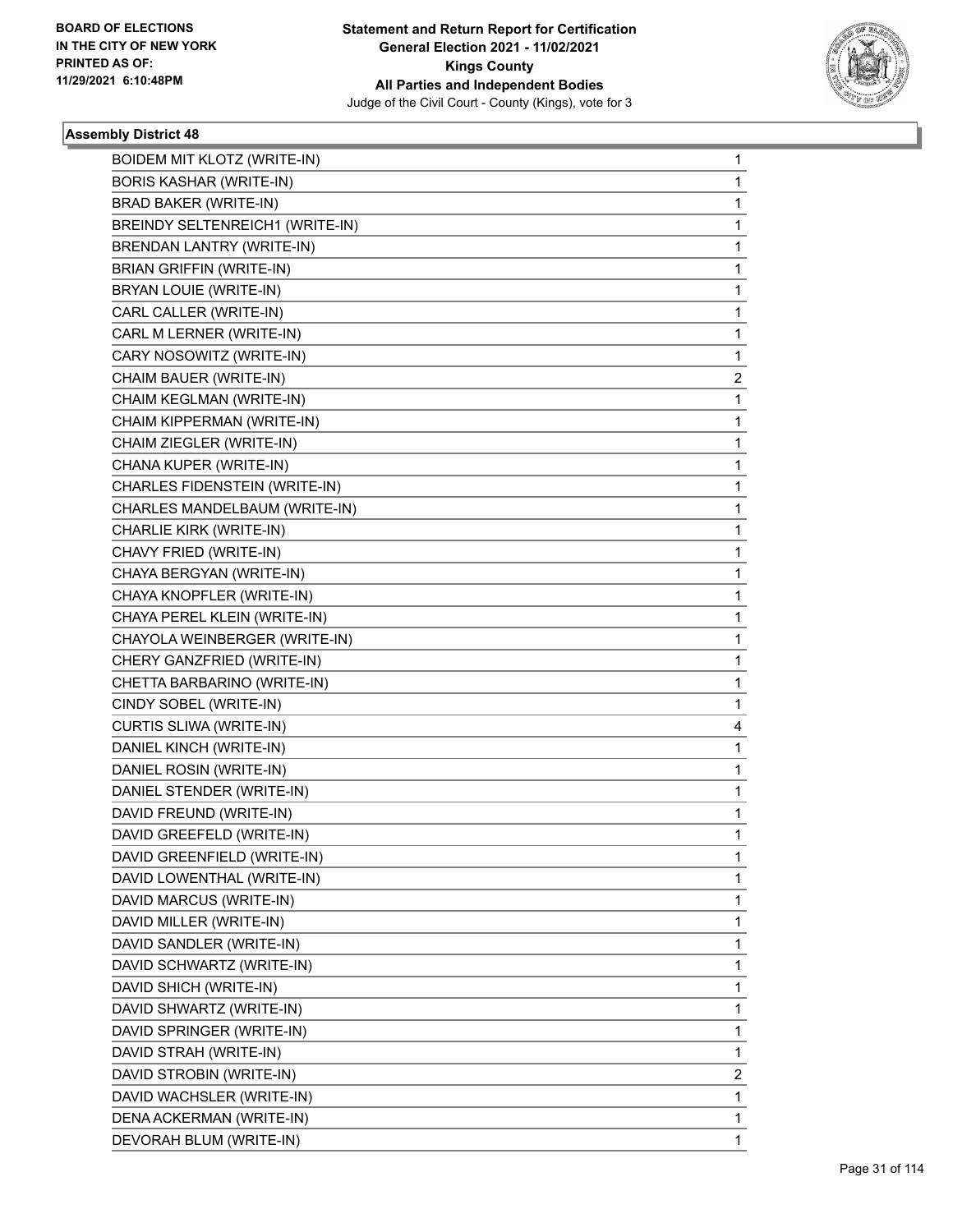**BOARD OF ELECTIONS IN THE CITY OF NEW YORK PRINTED AS OF: 11/29/2021 6:10:48PM**

**Statement and Return Report for Certification General Election 2021 - 11/02/2021 Kings County All Parties and Independent Bodies**
Judge of the Civil Court - County (Kings), vote for 3

### Assembly District 48

| | |
|---|---|
| BOIDEM MIT KLOTZ (WRITE-IN) | 1 |
| BORIS KASHAR (WRITE-IN) | 1 |
| BRAD BAKER (WRITE-IN) | 1 |
| BREINDY SELTENREICH1 (WRITE-IN) | 1 |
| BRENDAN LANTRY (WRITE-IN) | 1 |
| BRIAN GRIFFIN (WRITE-IN) | 1 |
| BRYAN LOUIE (WRITE-IN) | 1 |
| CARL CALLER (WRITE-IN) | 1 |
| CARL M LERNER (WRITE-IN) | 1 |
| CARY NOSOWITZ (WRITE-IN) | 1 |
| CHAIM BAUER (WRITE-IN) | 2 |
| CHAIM KEGLMAN (WRITE-IN) | 1 |
| CHAIM KIPPERMAN (WRITE-IN) | 1 |
| CHAIM ZIEGLER (WRITE-IN) | 1 |
| CHANA KUPER (WRITE-IN) | 1 |
| CHARLES FIDENSTEIN (WRITE-IN) | 1 |
| CHARLES MANDELBAUM (WRITE-IN) | 1 |
| CHARLIE KIRK (WRITE-IN) | 1 |
| CHAVY FRIED (WRITE-IN) | 1 |
| CHAYA BERGYAN (WRITE-IN) | 1 |
| CHAYA KNOPFLER (WRITE-IN) | 1 |
| CHAYA PEREL KLEIN (WRITE-IN) | 1 |
| CHAYOLA WEINBERGER (WRITE-IN) | 1 |
| CHERY GANZFRIED (WRITE-IN) | 1 |
| CHETTA BARBARINO (WRITE-IN) | 1 |
| CINDY SOBEL (WRITE-IN) | 1 |
| CURTIS SLIWA (WRITE-IN) | 4 |
| DANIEL KINCH (WRITE-IN) | 1 |
| DANIEL ROSIN (WRITE-IN) | 1 |
| DANIEL STENDER (WRITE-IN) | 1 |
| DAVID FREUND (WRITE-IN) | 1 |
| DAVID GREEFELD (WRITE-IN) | 1 |
| DAVID GREENFIELD (WRITE-IN) | 1 |
| DAVID LOWENTHAL (WRITE-IN) | 1 |
| DAVID MARCUS (WRITE-IN) | 1 |
| DAVID MILLER (WRITE-IN) | 1 |
| DAVID SANDLER (WRITE-IN) | 1 |
| DAVID SCHWARTZ (WRITE-IN) | 1 |
| DAVID SHICH (WRITE-IN) | 1 |
| DAVID SHWARTZ (WRITE-IN) | 1 |
| DAVID SPRINGER (WRITE-IN) | 1 |
| DAVID STRAH (WRITE-IN) | 1 |
| DAVID STROBIN (WRITE-IN) | 2 |
| DAVID WACHSLER (WRITE-IN) | 1 |
| DENA ACKERMAN (WRITE-IN) | 1 |
| DEVORAH BLUM (WRITE-IN) | 1 |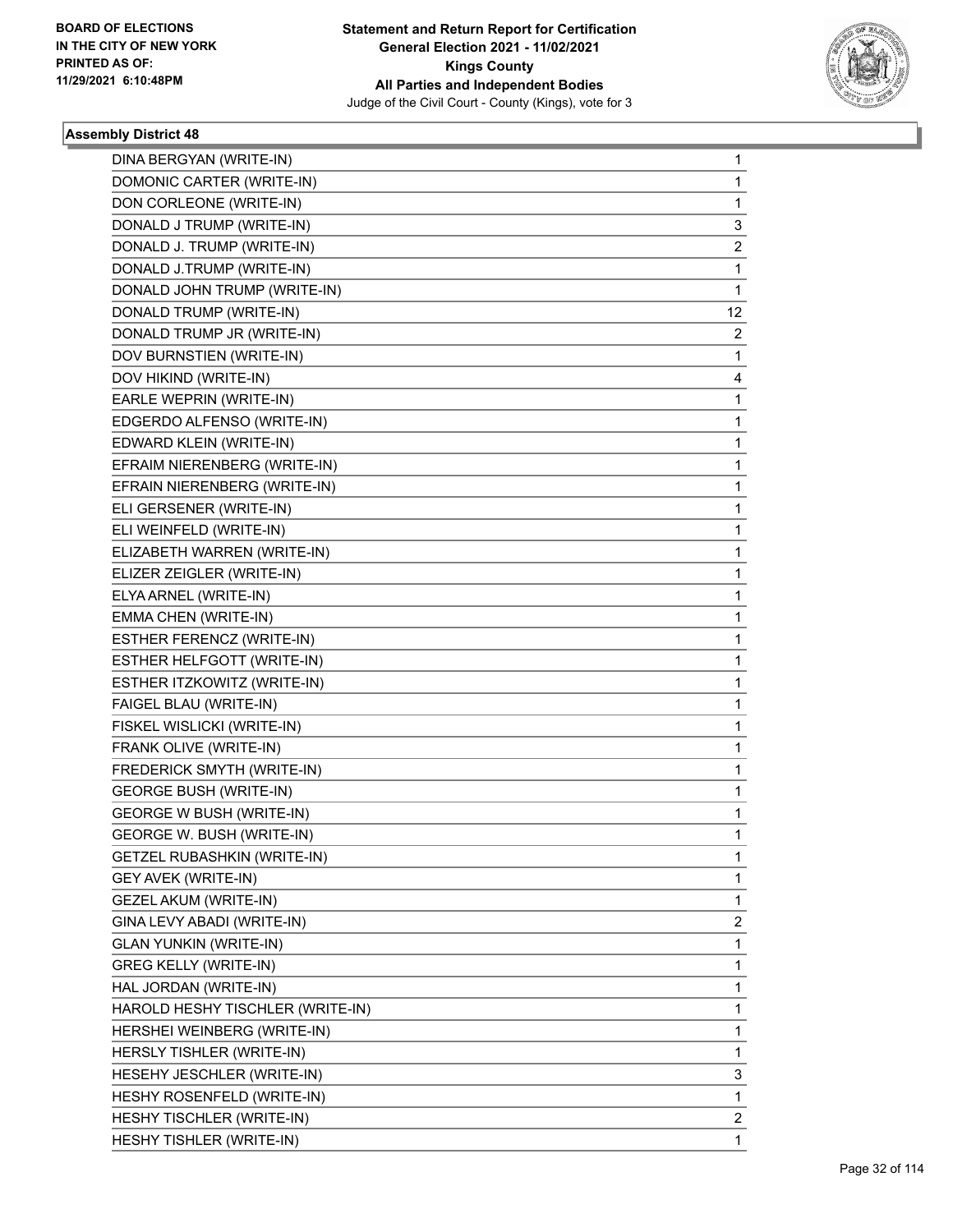**Assembly District 48**

| | |
|---|---|
| DINA BERGYAN (WRITE-IN) | 1 |
| DOMONIC CARTER (WRITE-IN) | 1 |
| DON CORLEONE (WRITE-IN) | 1 |
| DONALD J TRUMP (WRITE-IN) | 3 |
| DONALD J. TRUMP (WRITE-IN) | 2 |
| DONALD J.TRUMP (WRITE-IN) | 1 |
| DONALD JOHN TRUMP (WRITE-IN) | 1 |
| DONALD TRUMP (WRITE-IN) | 12 |
| DONALD TRUMP JR (WRITE-IN) | 2 |
| DOV BURNSTIEN (WRITE-IN) | 1 |
| DOV HIKIND (WRITE-IN) | 4 |
| EARLE WEPRIN (WRITE-IN) | 1 |
| EDGERDO ALFENSO (WRITE-IN) | 1 |
| EDWARD KLEIN (WRITE-IN) | 1 |
| EFRAIM NIERENBERG (WRITE-IN) | 1 |
| EFRAIN NIERENBERG (WRITE-IN) | 1 |
| ELI GERSENER (WRITE-IN) | 1 |
| ELI WEINFELD (WRITE-IN) | 1 |
| ELIZABETH WARREN (WRITE-IN) | 1 |
| ELIZER ZEIGLER (WRITE-IN) | 1 |
| ELYA ARNEL (WRITE-IN) | 1 |
| EMMA CHEN (WRITE-IN) | 1 |
| ESTHER FERENCZ (WRITE-IN) | 1 |
| ESTHER HELFGOTT (WRITE-IN) | 1 |
| ESTHER ITZKOWITZ (WRITE-IN) | 1 |
| FAIGEL BLAU (WRITE-IN) | 1 |
| FISKEL WISLICKI (WRITE-IN) | 1 |
| FRANK OLIVE (WRITE-IN) | 1 |
| FREDERICK SMYTH (WRITE-IN) | 1 |
| GEORGE BUSH (WRITE-IN) | 1 |
| GEORGE W BUSH (WRITE-IN) | 1 |
| GEORGE W. BUSH (WRITE-IN) | 1 |
| GETZEL RUBASHKIN (WRITE-IN) | 1 |
| GEY AVEK (WRITE-IN) | 1 |
| GEZEL AKUM (WRITE-IN) | 1 |
| GINA LEVY ABADI (WRITE-IN) | 2 |
| GLAN YUNKIN (WRITE-IN) | 1 |
| GREG KELLY (WRITE-IN) | 1 |
| HAL JORDAN (WRITE-IN) | 1 |
| HAROLD HESHY TISCHLER (WRITE-IN) | 1 |
| HERSHEI WEINBERG (WRITE-IN) | 1 |
| HERSLY TISHLER (WRITE-IN) | 1 |
| HESEHY JESCHLER (WRITE-IN) | 3 |
| HESHY ROSENFELD (WRITE-IN) | 1 |
| HESHY TISCHLER (WRITE-IN) | 2 |
| HESHY TISHLER (WRITE-IN) | 1 |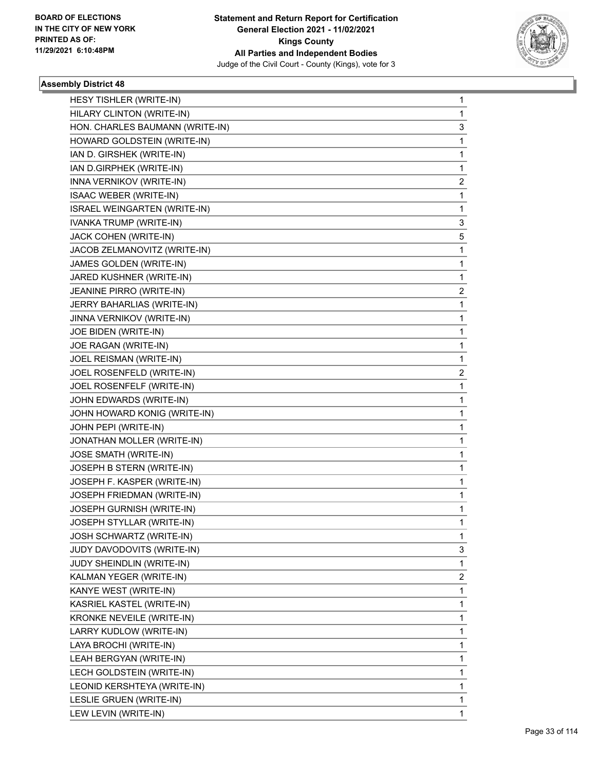**BOARD OF ELECTIONS IN THE CITY OF NEW YORK PRINTED AS OF: 11/29/2021 6:10:48PM**

**Statement and Return Report for Certification General Election 2021 - 11/02/2021 Kings County All Parties and Independent Bodies**

Judge of the Civil Court - County (Kings), vote for 3

### Assembly District 48

| | |
|---|---|
| HESY TISHLER (WRITE-IN) | 1 |
| HILARY CLINTON (WRITE-IN) | 1 |
| HON. CHARLES BAUMANN (WRITE-IN) | 3 |
| HOWARD GOLDSTEIN (WRITE-IN) | 1 |
| IAN D. GIRSHEK (WRITE-IN) | 1 |
| IAN D.GIRPHEK (WRITE-IN) | 1 |
| INNA VERNIKOV (WRITE-IN) | 2 |
| ISAAC WEBER (WRITE-IN) | 1 |
| ISRAEL WEINGARTEN (WRITE-IN) | 1 |
| IVANKA TRUMP (WRITE-IN) | 3 |
| JACK COHEN (WRITE-IN) | 5 |
| JACOB ZELMANOVITZ (WRITE-IN) | 1 |
| JAMES GOLDEN (WRITE-IN) | 1 |
| JARED KUSHNER (WRITE-IN) | 1 |
| JEANINE PIRRO (WRITE-IN) | 2 |
| JERRY BAHARLIAS (WRITE-IN) | 1 |
| JINNA VERNIKOV (WRITE-IN) | 1 |
| JOE BIDEN (WRITE-IN) | 1 |
| JOE RAGAN (WRITE-IN) | 1 |
| JOEL REISMAN (WRITE-IN) | 1 |
| JOEL ROSENFELD (WRITE-IN) | 2 |
| JOEL ROSENFELF (WRITE-IN) | 1 |
| JOHN EDWARDS (WRITE-IN) | 1 |
| JOHN HOWARD KONIG (WRITE-IN) | 1 |
| JOHN PEPI (WRITE-IN) | 1 |
| JONATHAN MOLLER (WRITE-IN) | 1 |
| JOSE SMATH (WRITE-IN) | 1 |
| JOSEPH B STERN (WRITE-IN) | 1 |
| JOSEPH F. KASPER (WRITE-IN) | 1 |
| JOSEPH FRIEDMAN (WRITE-IN) | 1 |
| JOSEPH GURNISH (WRITE-IN) | 1 |
| JOSEPH STYLLAR (WRITE-IN) | 1 |
| JOSH SCHWARTZ (WRITE-IN) | 1 |
| JUDY DAVODOVITS (WRITE-IN) | 3 |
| JUDY SHEINDLIN (WRITE-IN) | 1 |
| KALMAN YEGER (WRITE-IN) | 2 |
| KANYE WEST (WRITE-IN) | 1 |
| KASRIEL KASTEL (WRITE-IN) | 1 |
| KRONKE NEVEILE (WRITE-IN) | 1 |
| LARRY KUDLOW (WRITE-IN) | 1 |
| LAYA BROCHI (WRITE-IN) | 1 |
| LEAH BERGYAN (WRITE-IN) | 1 |
| LECH GOLDSTEIN (WRITE-IN) | 1 |
| LEONID KERSHTEYA (WRITE-IN) | 1 |
| LESLIE GRUEN (WRITE-IN) | 1 |
| LEW LEVIN (WRITE-IN) | 1 |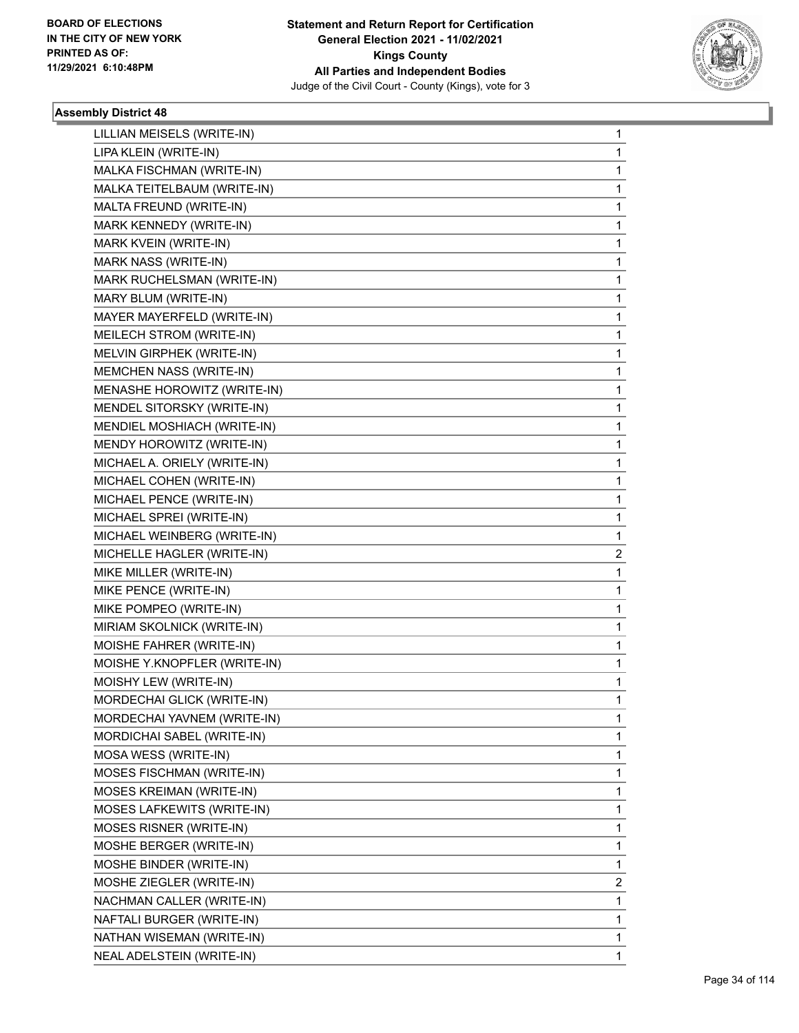**BOARD OF ELECTIONS IN THE CITY OF NEW YORK PRINTED AS OF: 11/29/2021 6:10:48PM**

**Statement and Return Report for Certification General Election 2021 - 11/02/2021 Kings County All Parties and Independent Bodies**
Judge of the Civil Court - County (Kings), vote for 3

### Assembly District 48

| | |
|---|---|
| LILLIAN MEISELS (WRITE-IN) | 1 |
| LIPA KLEIN (WRITE-IN) | 1 |
| MALKA FISCHMAN (WRITE-IN) | 1 |
| MALKA TEITELBAUM (WRITE-IN) | 1 |
| MALTA FREUND (WRITE-IN) | 1 |
| MARK KENNEDY (WRITE-IN) | 1 |
| MARK KVEIN (WRITE-IN) | 1 |
| MARK NASS (WRITE-IN) | 1 |
| MARK RUCHELSMAN (WRITE-IN) | 1 |
| MARY BLUM (WRITE-IN) | 1 |
| MAYER MAYERFELD (WRITE-IN) | 1 |
| MEILECH STROM (WRITE-IN) | 1 |
| MELVIN GIRPHEK (WRITE-IN) | 1 |
| MEMCHEN NASS (WRITE-IN) | 1 |
| MENASHE HOROWITZ (WRITE-IN) | 1 |
| MENDEL SITORSKY (WRITE-IN) | 1 |
| MENDIEL MOSHIACH (WRITE-IN) | 1 |
| MENDY HOROWITZ (WRITE-IN) | 1 |
| MICHAEL A. ORIELY (WRITE-IN) | 1 |
| MICHAEL COHEN (WRITE-IN) | 1 |
| MICHAEL PENCE (WRITE-IN) | 1 |
| MICHAEL SPREI (WRITE-IN) | 1 |
| MICHAEL WEINBERG (WRITE-IN) | 1 |
| MICHELLE HAGLER (WRITE-IN) | 2 |
| MIKE MILLER (WRITE-IN) | 1 |
| MIKE PENCE (WRITE-IN) | 1 |
| MIKE POMPEO (WRITE-IN) | 1 |
| MIRIAM SKOLNICK (WRITE-IN) | 1 |
| MOISHE FAHRER (WRITE-IN) | 1 |
| MOISHE Y.KNOPFLER (WRITE-IN) | 1 |
| MOISHY LEW (WRITE-IN) | 1 |
| MORDECHAI GLICK (WRITE-IN) | 1 |
| MORDECHAI YAVNEM (WRITE-IN) | 1 |
| MORDICHAI SABEL (WRITE-IN) | 1 |
| MOSA WESS (WRITE-IN) | 1 |
| MOSES FISCHMAN (WRITE-IN) | 1 |
| MOSES KREIMAN (WRITE-IN) | 1 |
| MOSES LAFKEWITS (WRITE-IN) | 1 |
| MOSES RISNER (WRITE-IN) | 1 |
| MOSHE BERGER (WRITE-IN) | 1 |
| MOSHE BINDER (WRITE-IN) | 1 |
| MOSHE ZIEGLER (WRITE-IN) | 2 |
| NACHMAN CALLER (WRITE-IN) | 1 |
| NAFTALI BURGER (WRITE-IN) | 1 |
| NATHAN WISEMAN (WRITE-IN) | 1 |
| NEAL ADELSTEIN (WRITE-IN) | 1 |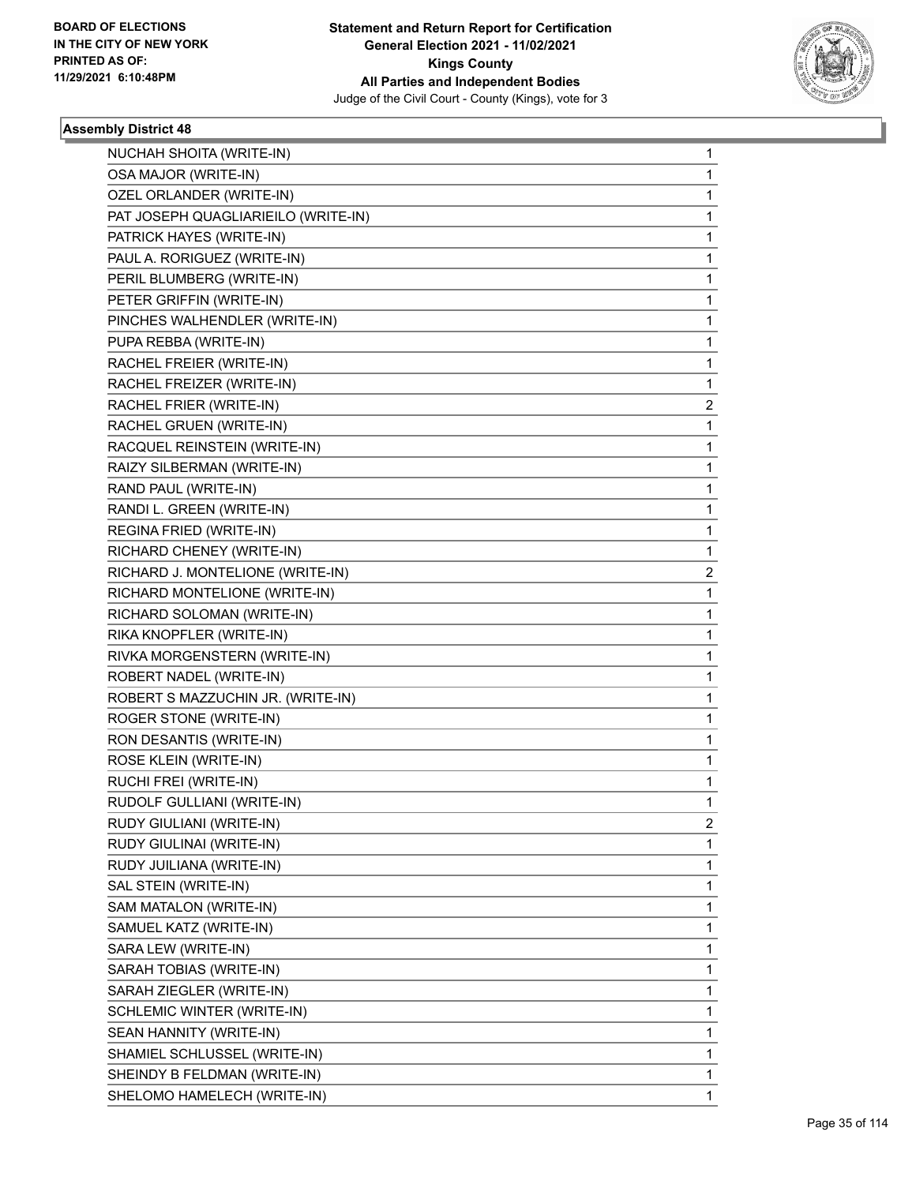**BOARD OF ELECTIONS IN THE CITY OF NEW YORK PRINTED AS OF: 11/29/2021 6:10:48PM**

**Statement and Return Report for Certification General Election 2021 - 11/02/2021 Kings County All Parties and Independent Bodies**

Judge of the Civil Court - County (Kings), vote for 3

### Assembly District 48

| | |
|---|---|
| NUCHAH SHOITA (WRITE-IN) | 1 |
| OSA MAJOR (WRITE-IN) | 1 |
| OZEL ORLANDER (WRITE-IN) | 1 |
| PAT JOSEPH QUAGLIARIEILO (WRITE-IN) | 1 |
| PATRICK HAYES (WRITE-IN) | 1 |
| PAUL A. RORIGUEZ (WRITE-IN) | 1 |
| PERIL BLUMBERG (WRITE-IN) | 1 |
| PETER GRIFFIN (WRITE-IN) | 1 |
| PINCHES WALHENDLER (WRITE-IN) | 1 |
| PUPA REBBA (WRITE-IN) | 1 |
| RACHEL FREIER (WRITE-IN) | 1 |
| RACHEL FREIZER (WRITE-IN) | 1 |
| RACHEL FRIER (WRITE-IN) | 2 |
| RACHEL GRUEN (WRITE-IN) | 1 |
| RACQUEL REINSTEIN (WRITE-IN) | 1 |
| RAIZY SILBERMAN (WRITE-IN) | 1 |
| RAND PAUL (WRITE-IN) | 1 |
| RANDI L. GREEN (WRITE-IN) | 1 |
| REGINA FRIED (WRITE-IN) | 1 |
| RICHARD CHENEY (WRITE-IN) | 1 |
| RICHARD J. MONTELIONE (WRITE-IN) | 2 |
| RICHARD MONTELIONE (WRITE-IN) | 1 |
| RICHARD SOLOMAN (WRITE-IN) | 1 |
| RIKA KNOPFLER (WRITE-IN) | 1 |
| RIVKA MORGENSTERN (WRITE-IN) | 1 |
| ROBERT NADEL (WRITE-IN) | 1 |
| ROBERT S MAZZUCHIN JR. (WRITE-IN) | 1 |
| ROGER STONE (WRITE-IN) | 1 |
| RON DESANTIS (WRITE-IN) | 1 |
| ROSE KLEIN (WRITE-IN) | 1 |
| RUCHI FREI (WRITE-IN) | 1 |
| RUDOLF GULLIANI (WRITE-IN) | 1 |
| RUDY GIULIANI (WRITE-IN) | 2 |
| RUDY GIULINAI (WRITE-IN) | 1 |
| RUDY JUILIANA (WRITE-IN) | 1 |
| SAL STEIN (WRITE-IN) | 1 |
| SAM MATALON (WRITE-IN) | 1 |
| SAMUEL KATZ (WRITE-IN) | 1 |
| SARA LEW (WRITE-IN) | 1 |
| SARAH TOBIAS (WRITE-IN) | 1 |
| SARAH ZIEGLER (WRITE-IN) | 1 |
| SCHLEMIC WINTER (WRITE-IN) | 1 |
| SEAN HANNITY (WRITE-IN) | 1 |
| SHAMIEL SCHLUSSEL (WRITE-IN) | 1 |
| SHEINDY B FELDMAN (WRITE-IN) | 1 |
| SHELOMO HAMELECH (WRITE-IN) | 1 |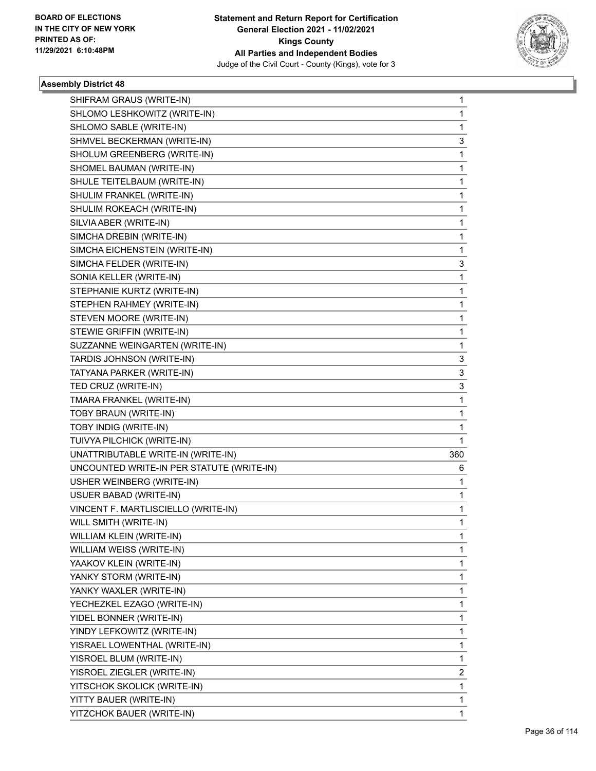## Assembly District 48

| Candidate | Votes |
|---|---|
| SHIFRAM GRAUS (WRITE-IN) | 1 |
| SHLOMO LESHKOWITZ (WRITE-IN) | 1 |
| SHLOMO SABLE (WRITE-IN) | 1 |
| SHMVEL BECKERMAN (WRITE-IN) | 3 |
| SHOLUM GREENBERG (WRITE-IN) | 1 |
| SHOMEL BAUMAN (WRITE-IN) | 1 |
| SHULE TEITELBAUM (WRITE-IN) | 1 |
| SHULIM FRANKEL (WRITE-IN) | 1 |
| SHULIM ROKEACH (WRITE-IN) | 1 |
| SILVIA ABER (WRITE-IN) | 1 |
| SIMCHA DREBIN (WRITE-IN) | 1 |
| SIMCHA EICHENSTEIN (WRITE-IN) | 1 |
| SIMCHA FELDER (WRITE-IN) | 3 |
| SONIA KELLER (WRITE-IN) | 1 |
| STEPHANIE KURTZ (WRITE-IN) | 1 |
| STEPHEN RAHMEY (WRITE-IN) | 1 |
| STEVEN MOORE (WRITE-IN) | 1 |
| STEWIE GRIFFIN (WRITE-IN) | 1 |
| SUZZANNE WEINGARTEN (WRITE-IN) | 1 |
| TARDIS JOHNSON (WRITE-IN) | 3 |
| TATYANA PARKER (WRITE-IN) | 3 |
| TED CRUZ (WRITE-IN) | 3 |
| TMARA FRANKEL (WRITE-IN) | 1 |
| TOBY BRAUN (WRITE-IN) | 1 |
| TOBY INDIG (WRITE-IN) | 1 |
| TUIVYA PILCHICK (WRITE-IN) | 1 |
| UNATTRIBUTABLE WRITE-IN (WRITE-IN) | 360 |
| UNCOUNTED WRITE-IN PER STATUTE (WRITE-IN) | 6 |
| USHER WEINBERG (WRITE-IN) | 1 |
| USUER BABAD (WRITE-IN) | 1 |
| VINCENT F. MARTLISCIELLO (WRITE-IN) | 1 |
| WILL SMITH (WRITE-IN) | 1 |
| WILLIAM KLEIN (WRITE-IN) | 1 |
| WILLIAM WEISS (WRITE-IN) | 1 |
| YAAKOV KLEIN (WRITE-IN) | 1 |
| YANKY STORM (WRITE-IN) | 1 |
| YANKY WAXLER (WRITE-IN) | 1 |
| YECHEZKEL EZAGO (WRITE-IN) | 1 |
| YIDEL BONNER (WRITE-IN) | 1 |
| YINDY LEFKOWITZ (WRITE-IN) | 1 |
| YISRAEL LOWENTHAL (WRITE-IN) | 1 |
| YISROEL BLUM (WRITE-IN) | 1 |
| YISROEL ZIEGLER (WRITE-IN) | 2 |
| YITSCHOK SKOLICK (WRITE-IN) | 1 |
| YITTY BAUER (WRITE-IN) | 1 |
| YITZCHOK BAUER (WRITE-IN) | 1 |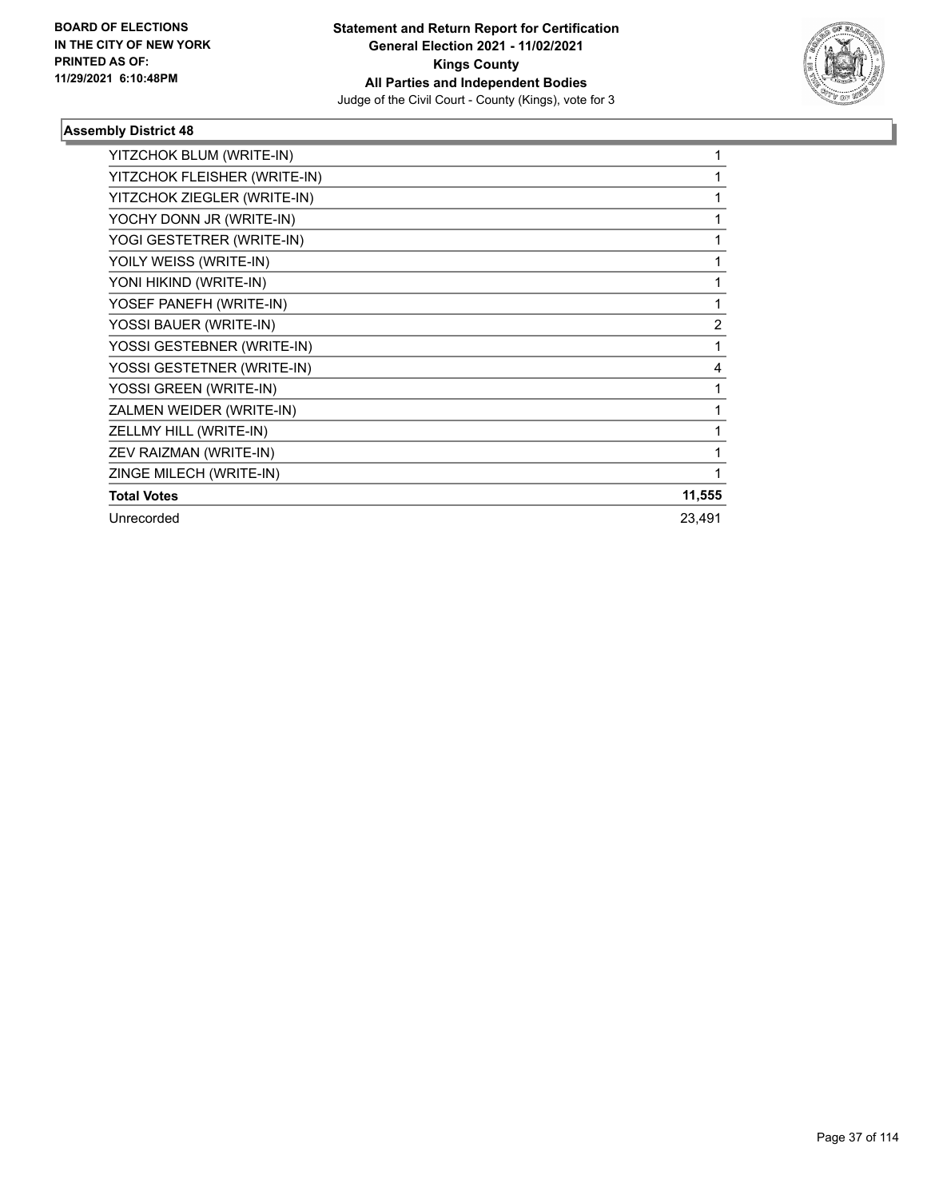## Assembly District 48

| Candidate | Votes |
|---|---|
| YITZCHOK BLUM (WRITE-IN) | 1 |
| YITZCHOK FLEISHER (WRITE-IN) | 1 |
| YITZCHOK ZIEGLER (WRITE-IN) | 1 |
| YOCHY DONN JR (WRITE-IN) | 1 |
| YOGI GESTETRER (WRITE-IN) | 1 |
| YOILY WEISS (WRITE-IN) | 1 |
| YONI HIKIND (WRITE-IN) | 1 |
| YOSEF PANEFH (WRITE-IN) | 1 |
| YOSSI BAUER (WRITE-IN) | 2 |
| YOSSI GESTEBNER (WRITE-IN) | 1 |
| YOSSI GESTETNER (WRITE-IN) | 4 |
| YOSSI GREEN (WRITE-IN) | 1 |
| ZALMEN WEIDER (WRITE-IN) | 1 |
| ZELLMY HILL (WRITE-IN) | 1 |
| ZEV RAIZMAN (WRITE-IN) | 1 |
| ZINGE MILECH (WRITE-IN) | 1 |
| **Total Votes** | **11,555** |
| Unrecorded | 23,491 |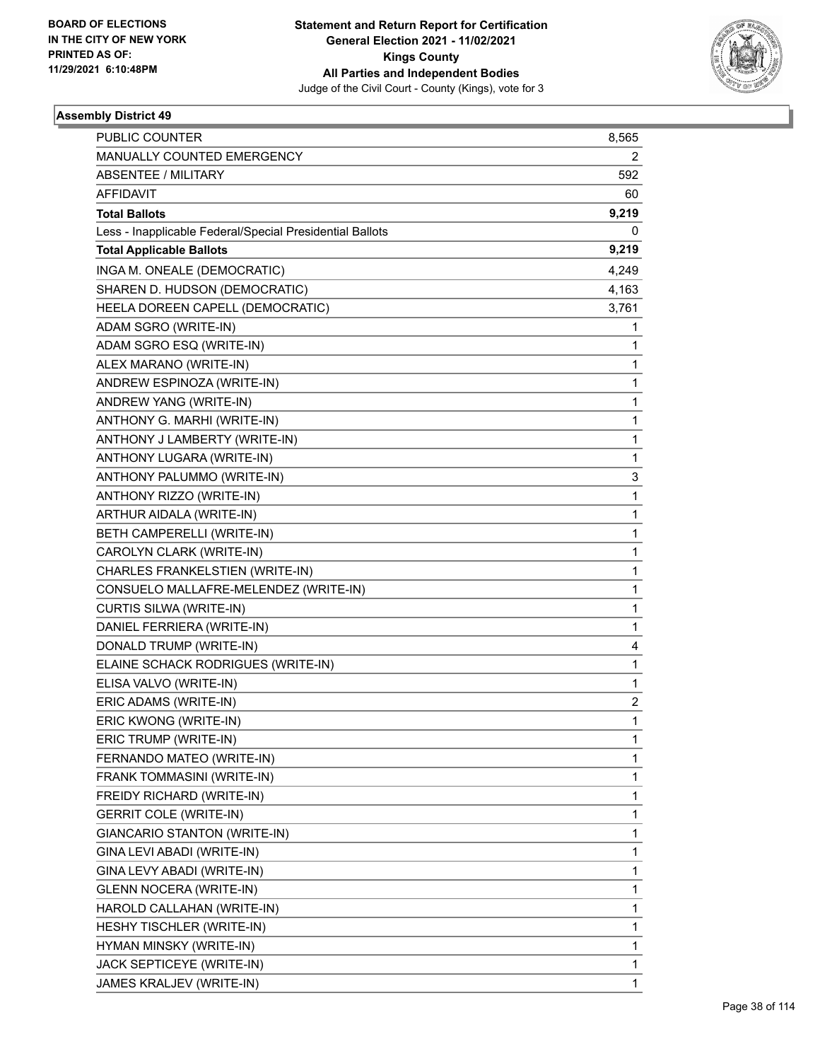BOARD OF ELECTIONS
IN THE CITY OF NEW YORK
PRINTED AS OF:
11/29/2021 6:10:48PM

**Statement and Return Report for Certification**
**General Election 2021 - 11/02/2021**
**Kings County**
**All Parties and Independent Bodies**
Judge of the Civil Court - County (Kings), vote for 3

### Assembly District 49

| | |
|---|---|
| PUBLIC COUNTER | 8,565 |
| MANUALLY COUNTED EMERGENCY | 2 |
| ABSENTEE / MILITARY | 592 |
| AFFIDAVIT | 60 |
| **Total Ballots** | **9,219** |
| Less - Inapplicable Federal/Special Presidential Ballots | 0 |
| **Total Applicable Ballots** | **9,219** |
| INGA M. ONEALE (DEMOCRATIC) | 4,249 |
| SHAREN D. HUDSON (DEMOCRATIC) | 4,163 |
| HEELA DOREEN CAPELL (DEMOCRATIC) | 3,761 |
| ADAM SGRO (WRITE-IN) | 1 |
| ADAM SGRO ESQ (WRITE-IN) | 1 |
| ALEX MARANO (WRITE-IN) | 1 |
| ANDREW ESPINOZA (WRITE-IN) | 1 |
| ANDREW YANG (WRITE-IN) | 1 |
| ANTHONY G. MARHI (WRITE-IN) | 1 |
| ANTHONY J LAMBERTY (WRITE-IN) | 1 |
| ANTHONY LUGARA (WRITE-IN) | 1 |
| ANTHONY PALUMMO (WRITE-IN) | 3 |
| ANTHONY RIZZO (WRITE-IN) | 1 |
| ARTHUR AIDALA (WRITE-IN) | 1 |
| BETH CAMPERELLI (WRITE-IN) | 1 |
| CAROLYN CLARK (WRITE-IN) | 1 |
| CHARLES FRANKELSTIEN (WRITE-IN) | 1 |
| CONSUELO MALLAFRE-MELENDEZ (WRITE-IN) | 1 |
| CURTIS SILWA (WRITE-IN) | 1 |
| DANIEL FERRIERA (WRITE-IN) | 1 |
| DONALD TRUMP (WRITE-IN) | 4 |
| ELAINE SCHACK RODRIGUES (WRITE-IN) | 1 |
| ELISA VALVO (WRITE-IN) | 1 |
| ERIC ADAMS (WRITE-IN) | 2 |
| ERIC KWONG (WRITE-IN) | 1 |
| ERIC TRUMP (WRITE-IN) | 1 |
| FERNANDO MATEO (WRITE-IN) | 1 |
| FRANK TOMMASINI (WRITE-IN) | 1 |
| FREIDY RICHARD (WRITE-IN) | 1 |
| GERRIT COLE (WRITE-IN) | 1 |
| GIANCARIO STANTON (WRITE-IN) | 1 |
| GINA LEVI ABADI (WRITE-IN) | 1 |
| GINA LEVY ABADI (WRITE-IN) | 1 |
| GLENN NOCERA (WRITE-IN) | 1 |
| HAROLD CALLAHAN (WRITE-IN) | 1 |
| HESHY TISCHLER (WRITE-IN) | 1 |
| HYMAN MINSKY (WRITE-IN) | 1 |
| JACK SEPTICEYE (WRITE-IN) | 1 |
| JAMES KRALJEV (WRITE-IN) | 1 |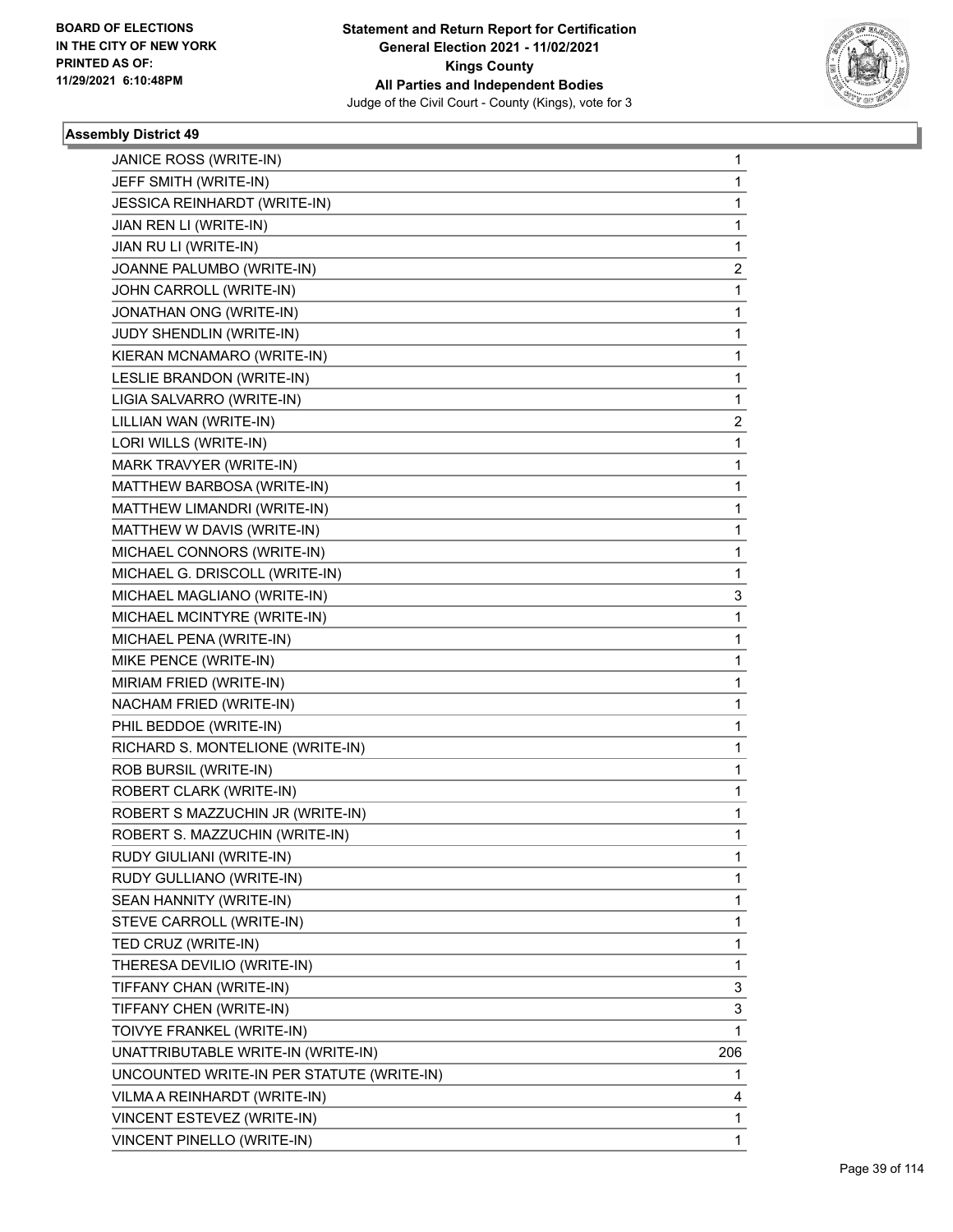BOARD OF ELECTIONS
IN THE CITY OF NEW YORK
PRINTED AS OF:
11/29/2021 6:10:48PM

**Statement and Return Report for Certification**
**General Election 2021 - 11/02/2021**
**Kings County**
**All Parties and Independent Bodies**
Judge of the Civil Court - County (Kings), vote for 3

### Assembly District 49

| | |
|---|---|
| JANICE ROSS (WRITE-IN) | 1 |
| JEFF SMITH (WRITE-IN) | 1 |
| JESSICA REINHARDT (WRITE-IN) | 1 |
| JIAN REN LI (WRITE-IN) | 1 |
| JIAN RU LI (WRITE-IN) | 1 |
| JOANNE PALUMBO (WRITE-IN) | 2 |
| JOHN CARROLL (WRITE-IN) | 1 |
| JONATHAN ONG (WRITE-IN) | 1 |
| JUDY SHENDLIN (WRITE-IN) | 1 |
| KIERAN MCNAMARO (WRITE-IN) | 1 |
| LESLIE BRANDON (WRITE-IN) | 1 |
| LIGIA SALVARRO (WRITE-IN) | 1 |
| LILLIAN WAN (WRITE-IN) | 2 |
| LORI WILLS (WRITE-IN) | 1 |
| MARK TRAVYER (WRITE-IN) | 1 |
| MATTHEW BARBOSA (WRITE-IN) | 1 |
| MATTHEW LIMANDRI (WRITE-IN) | 1 |
| MATTHEW W DAVIS (WRITE-IN) | 1 |
| MICHAEL CONNORS (WRITE-IN) | 1 |
| MICHAEL G. DRISCOLL (WRITE-IN) | 1 |
| MICHAEL MAGLIANO (WRITE-IN) | 3 |
| MICHAEL MCINTYRE (WRITE-IN) | 1 |
| MICHAEL PENA (WRITE-IN) | 1 |
| MIKE PENCE (WRITE-IN) | 1 |
| MIRIAM FRIED (WRITE-IN) | 1 |
| NACHAM FRIED (WRITE-IN) | 1 |
| PHIL BEDDOE (WRITE-IN) | 1 |
| RICHARD S. MONTELIONE (WRITE-IN) | 1 |
| ROB BURSIL (WRITE-IN) | 1 |
| ROBERT CLARK (WRITE-IN) | 1 |
| ROBERT S MAZZUCHIN JR (WRITE-IN) | 1 |
| ROBERT S. MAZZUCHIN (WRITE-IN) | 1 |
| RUDY GIULIANI (WRITE-IN) | 1 |
| RUDY GULLIANO (WRITE-IN) | 1 |
| SEAN HANNITY (WRITE-IN) | 1 |
| STEVE CARROLL (WRITE-IN) | 1 |
| TED CRUZ (WRITE-IN) | 1 |
| THERESA DEVILIO (WRITE-IN) | 1 |
| TIFFANY CHAN (WRITE-IN) | 3 |
| TIFFANY CHEN (WRITE-IN) | 3 |
| TOIVYE FRANKEL (WRITE-IN) | 1 |
| UNATTRIBUTABLE WRITE-IN (WRITE-IN) | 206 |
| UNCOUNTED WRITE-IN PER STATUTE (WRITE-IN) | 1 |
| VILMA A REINHARDT (WRITE-IN) | 4 |
| VINCENT ESTEVEZ (WRITE-IN) | 1 |
| VINCENT PINELLO (WRITE-IN) | 1 |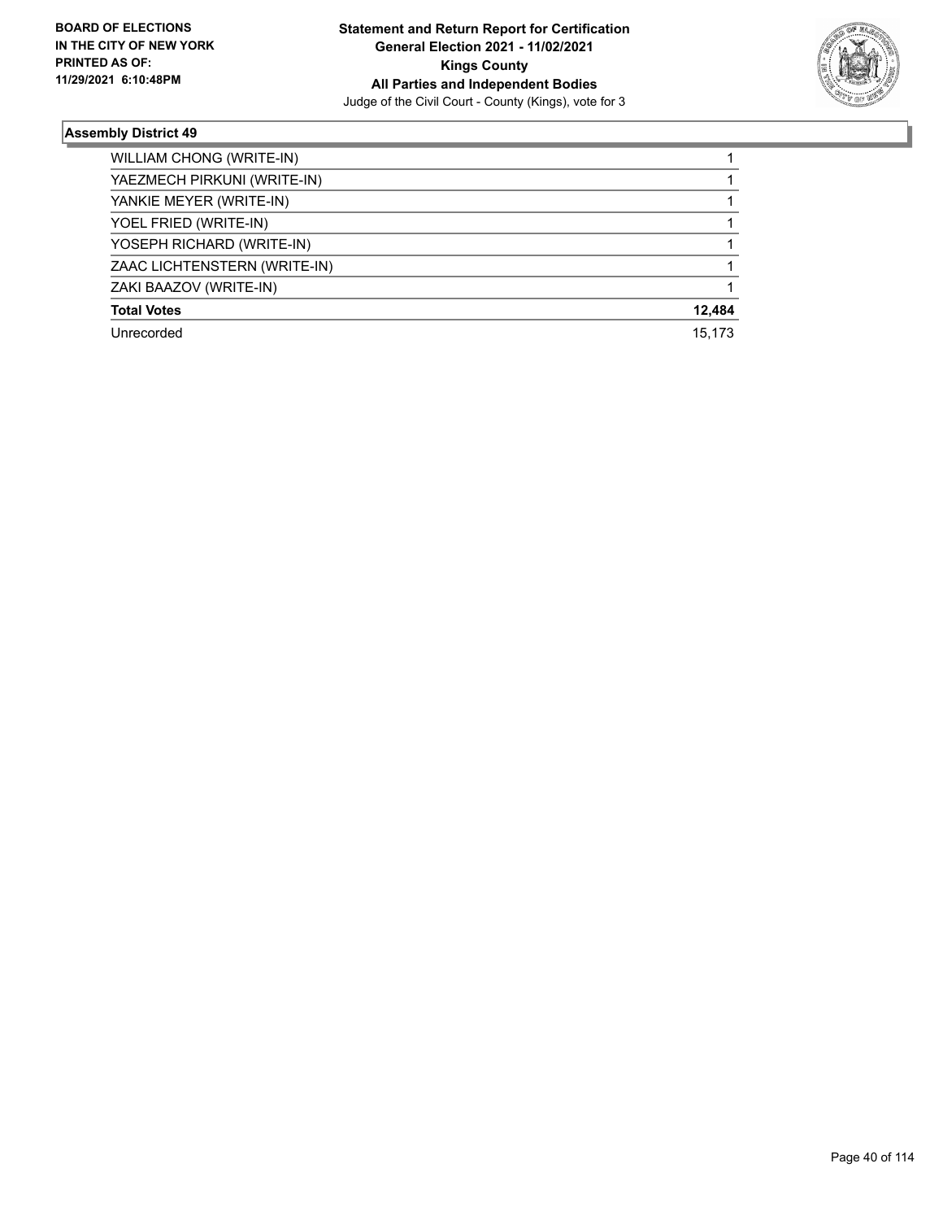## Assembly District 49

| | |
|---|---|
| WILLIAM CHONG (WRITE-IN) | 1 |
| YAEZMECH PIRKUNI (WRITE-IN) | 1 |
| YANKIE MEYER (WRITE-IN) | 1 |
| YOEL FRIED (WRITE-IN) | 1 |
| YOSEPH RICHARD (WRITE-IN) | 1 |
| ZAAC LICHTENSTERN (WRITE-IN) | 1 |
| ZAKI BAAZOV (WRITE-IN) | 1 |
| **Total Votes** | **12,484** |
| Unrecorded | 15,173 |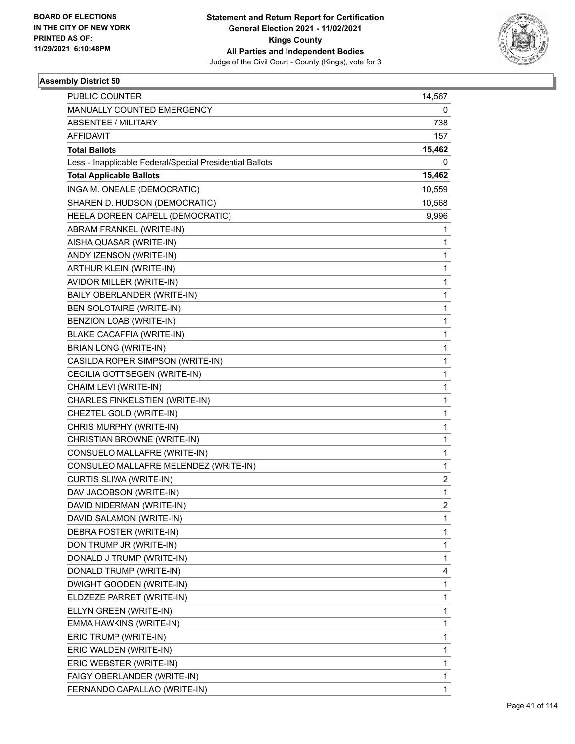BOARD OF ELECTIONS
IN THE CITY OF NEW YORK
PRINTED AS OF:
11/29/2021 6:10:48PM

**Statement and Return Report for Certification**
**General Election 2021 - 11/02/2021**
**Kings County**
**All Parties and Independent Bodies**
Judge of the Civil Court - County (Kings), vote for 3

### Assembly District 50

| | |
|---|---|
| PUBLIC COUNTER | 14,567 |
| MANUALLY COUNTED EMERGENCY | 0 |
| ABSENTEE / MILITARY | 738 |
| AFFIDAVIT | 157 |
| **Total Ballots** | **15,462** |
| Less - Inapplicable Federal/Special Presidential Ballots | 0 |
| **Total Applicable Ballots** | **15,462** |
| INGA M. ONEALE (DEMOCRATIC) | 10,559 |
| SHAREN D. HUDSON (DEMOCRATIC) | 10,568 |
| HEELA DOREEN CAPELL (DEMOCRATIC) | 9,996 |
| ABRAM FRANKEL (WRITE-IN) | 1 |
| AISHA QUASAR (WRITE-IN) | 1 |
| ANDY IZENSON (WRITE-IN) | 1 |
| ARTHUR KLEIN (WRITE-IN) | 1 |
| AVIDOR MILLER (WRITE-IN) | 1 |
| BAILY OBERLANDER (WRITE-IN) | 1 |
| BEN SOLOTAIRE (WRITE-IN) | 1 |
| BENZION LOAB (WRITE-IN) | 1 |
| BLAKE CACAFFIA (WRITE-IN) | 1 |
| BRIAN LONG (WRITE-IN) | 1 |
| CASILDA ROPER SIMPSON (WRITE-IN) | 1 |
| CECILIA GOTTSEGEN (WRITE-IN) | 1 |
| CHAIM LEVI (WRITE-IN) | 1 |
| CHARLES FINKELSTIEN (WRITE-IN) | 1 |
| CHEZTEL GOLD (WRITE-IN) | 1 |
| CHRIS MURPHY (WRITE-IN) | 1 |
| CHRISTIAN BROWNE (WRITE-IN) | 1 |
| CONSUELO MALLAFRE (WRITE-IN) | 1 |
| CONSULEO MALLAFRE MELENDEZ (WRITE-IN) | 1 |
| CURTIS SLIWA (WRITE-IN) | 2 |
| DAV JACOBSON (WRITE-IN) | 1 |
| DAVID NIDERMAN (WRITE-IN) | 2 |
| DAVID SALAMON (WRITE-IN) | 1 |
| DEBRA FOSTER (WRITE-IN) | 1 |
| DON TRUMP JR (WRITE-IN) | 1 |
| DONALD J TRUMP (WRITE-IN) | 1 |
| DONALD TRUMP (WRITE-IN) | 4 |
| DWIGHT GOODEN (WRITE-IN) | 1 |
| ELDZEZE PARRET (WRITE-IN) | 1 |
| ELLYN GREEN (WRITE-IN) | 1 |
| EMMA HAWKINS (WRITE-IN) | 1 |
| ERIC TRUMP (WRITE-IN) | 1 |
| ERIC WALDEN (WRITE-IN) | 1 |
| ERIC WEBSTER (WRITE-IN) | 1 |
| FAIGY OBERLANDER (WRITE-IN) | 1 |
| FERNANDO CAPALLAO (WRITE-IN) | 1 |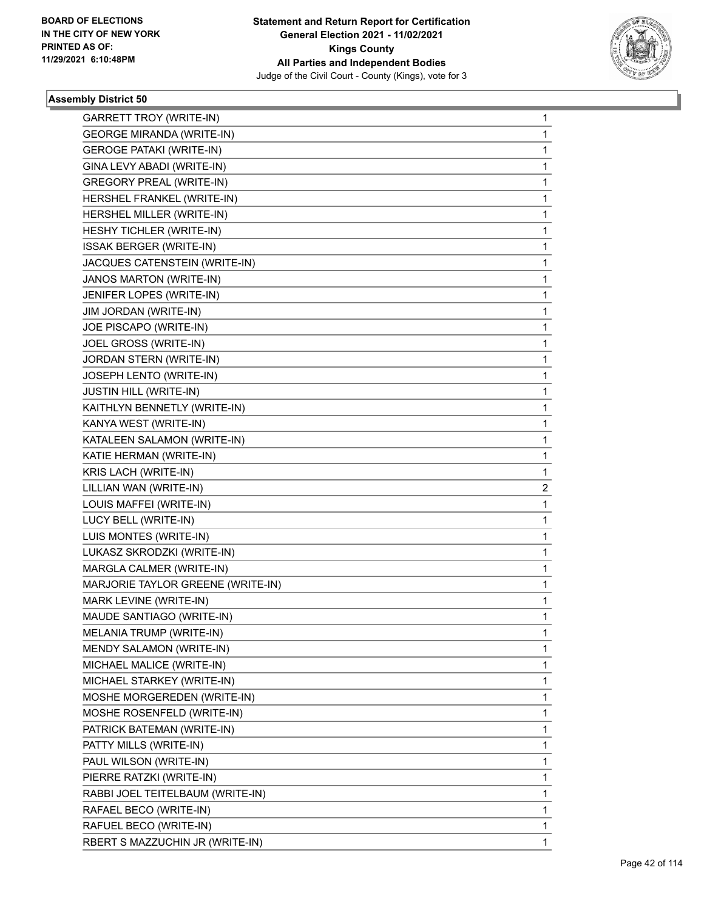**Statement and Return Report for Certification**
**General Election 2021 - 11/02/2021**
**Kings County**
**All Parties and Independent Bodies**
Judge of the Civil Court - County (Kings), vote for 3

BOARD OF ELECTIONS
IN THE CITY OF NEW YORK
PRINTED AS OF:
11/29/2021 6:10:48PM

### Assembly District 50

| | |
|---|---|
| GARRETT TROY (WRITE-IN) | 1 |
| GEORGE MIRANDA (WRITE-IN) | 1 |
| GEROGE PATAKI (WRITE-IN) | 1 |
| GINA LEVY ABADI (WRITE-IN) | 1 |
| GREGORY PREAL (WRITE-IN) | 1 |
| HERSHEL FRANKEL (WRITE-IN) | 1 |
| HERSHEL MILLER (WRITE-IN) | 1 |
| HESHY TICHLER (WRITE-IN) | 1 |
| ISSAK BERGER (WRITE-IN) | 1 |
| JACQUES CATENSTEIN (WRITE-IN) | 1 |
| JANOS MARTON (WRITE-IN) | 1 |
| JENIFER LOPES (WRITE-IN) | 1 |
| JIM JORDAN (WRITE-IN) | 1 |
| JOE PISCAPO (WRITE-IN) | 1 |
| JOEL GROSS (WRITE-IN) | 1 |
| JORDAN STERN (WRITE-IN) | 1 |
| JOSEPH LENTO (WRITE-IN) | 1 |
| JUSTIN HILL (WRITE-IN) | 1 |
| KAITHLYN BENNETLY (WRITE-IN) | 1 |
| KANYA WEST (WRITE-IN) | 1 |
| KATALEEN SALAMON (WRITE-IN) | 1 |
| KATIE HERMAN (WRITE-IN) | 1 |
| KRIS LACH (WRITE-IN) | 1 |
| LILLIAN WAN (WRITE-IN) | 2 |
| LOUIS MAFFEI (WRITE-IN) | 1 |
| LUCY BELL (WRITE-IN) | 1 |
| LUIS MONTES (WRITE-IN) | 1 |
| LUKASZ SKRODZKI (WRITE-IN) | 1 |
| MARGLA CALMER (WRITE-IN) | 1 |
| MARJORIE TAYLOR GREENE (WRITE-IN) | 1 |
| MARK LEVINE (WRITE-IN) | 1 |
| MAUDE SANTIAGO (WRITE-IN) | 1 |
| MELANIA TRUMP (WRITE-IN) | 1 |
| MENDY SALAMON (WRITE-IN) | 1 |
| MICHAEL MALICE (WRITE-IN) | 1 |
| MICHAEL STARKEY (WRITE-IN) | 1 |
| MOSHE MORGEREDEN (WRITE-IN) | 1 |
| MOSHE ROSENFELD (WRITE-IN) | 1 |
| PATRICK BATEMAN (WRITE-IN) | 1 |
| PATTY MILLS (WRITE-IN) | 1 |
| PAUL WILSON (WRITE-IN) | 1 |
| PIERRE RATZKI (WRITE-IN) | 1 |
| RABBI JOEL TEITELBAUM (WRITE-IN) | 1 |
| RAFAEL BECO (WRITE-IN) | 1 |
| RAFUEL BECO (WRITE-IN) | 1 |
| RBERT S MAZZUCHIN JR (WRITE-IN) | 1 |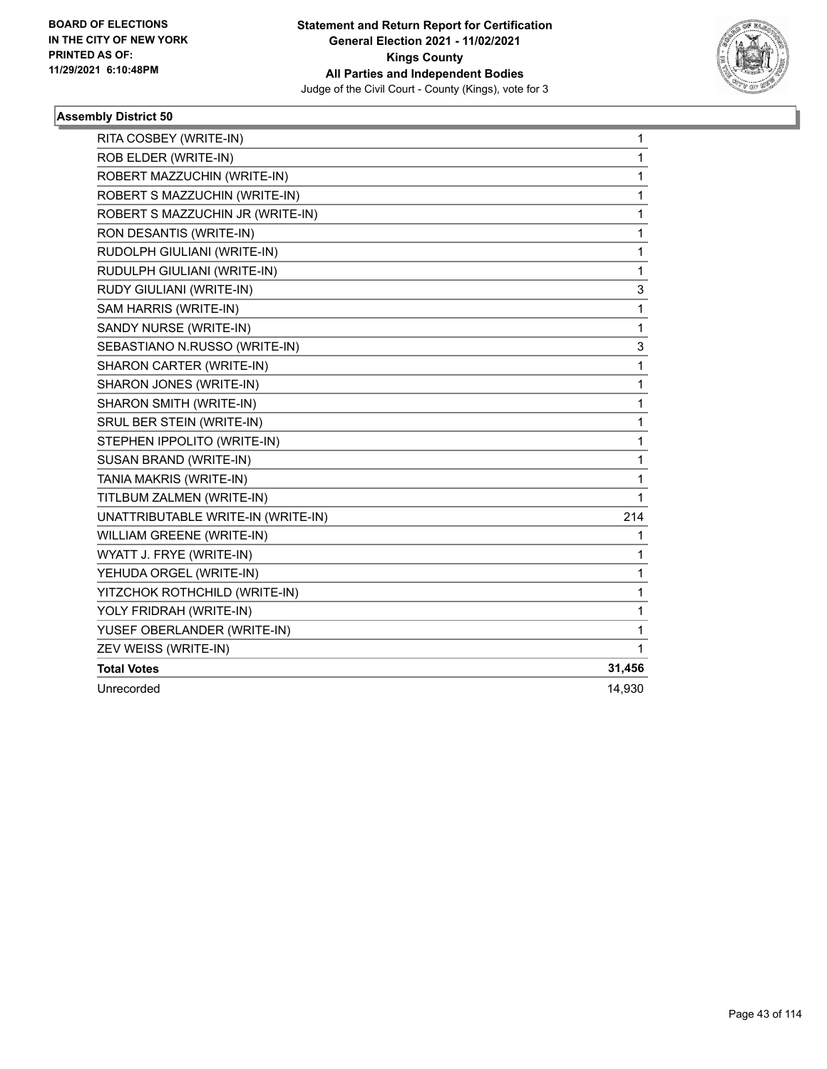BOARD OF ELECTIONS
IN THE CITY OF NEW YORK
PRINTED AS OF:
11/29/2021 6:10:48PM

**Statement and Return Report for Certification**
**General Election 2021 - 11/02/2021**
**Kings County**
**All Parties and Independent Bodies**
Judge of the Civil Court - County (Kings), vote for 3

### Assembly District 50

| Candidate | Votes |
|---|---|
| RITA COSBEY (WRITE-IN) | 1 |
| ROB ELDER (WRITE-IN) | 1 |
| ROBERT MAZZUCHIN (WRITE-IN) | 1 |
| ROBERT S MAZZUCHIN (WRITE-IN) | 1 |
| ROBERT S MAZZUCHIN JR (WRITE-IN) | 1 |
| RON DESANTIS (WRITE-IN) | 1 |
| RUDOLPH GIULIANI (WRITE-IN) | 1 |
| RUDULPH GIULIANI (WRITE-IN) | 1 |
| RUDY GIULIANI (WRITE-IN) | 3 |
| SAM HARRIS (WRITE-IN) | 1 |
| SANDY NURSE (WRITE-IN) | 1 |
| SEBASTIANO N.RUSSO (WRITE-IN) | 3 |
| SHARON CARTER (WRITE-IN) | 1 |
| SHARON JONES (WRITE-IN) | 1 |
| SHARON SMITH (WRITE-IN) | 1 |
| SRUL BER STEIN (WRITE-IN) | 1 |
| STEPHEN IPPOLITO (WRITE-IN) | 1 |
| SUSAN BRAND (WRITE-IN) | 1 |
| TANIA MAKRIS (WRITE-IN) | 1 |
| TITLBUM ZALMEN (WRITE-IN) | 1 |
| UNATTRIBUTABLE WRITE-IN (WRITE-IN) | 214 |
| WILLIAM GREENE (WRITE-IN) | 1 |
| WYATT J. FRYE (WRITE-IN) | 1 |
| YEHUDA ORGEL (WRITE-IN) | 1 |
| YITZCHOK ROTHCHILD (WRITE-IN) | 1 |
| YOLY FRIDRAH (WRITE-IN) | 1 |
| YUSEF OBERLANDER (WRITE-IN) | 1 |
| ZEV WEISS (WRITE-IN) | 1 |
| **Total Votes** | **31,456** |
| Unrecorded | 14,930 |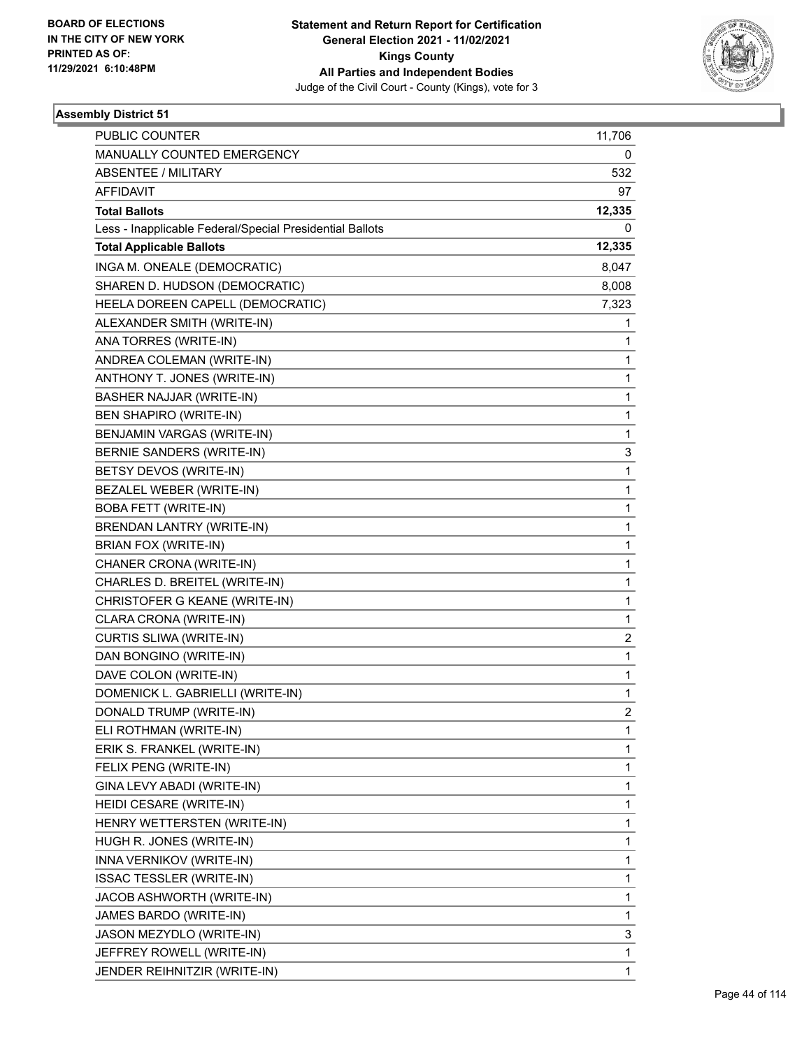BOARD OF ELECTIONS
IN THE CITY OF NEW YORK
PRINTED AS OF:
11/29/2021 6:10:48PM

**Statement and Return Report for Certification**
**General Election 2021 - 11/02/2021**
**Kings County**
**All Parties and Independent Bodies**
Judge of the Civil Court - County (Kings), vote for 3

### Assembly District 51

| | |
|---|---|
| PUBLIC COUNTER | 11,706 |
| MANUALLY COUNTED EMERGENCY | 0 |
| ABSENTEE / MILITARY | 532 |
| AFFIDAVIT | 97 |
| **Total Ballots** | **12,335** |
| Less - Inapplicable Federal/Special Presidential Ballots | 0 |
| **Total Applicable Ballots** | **12,335** |
| INGA M. ONEALE (DEMOCRATIC) | 8,047 |
| SHAREN D. HUDSON (DEMOCRATIC) | 8,008 |
| HEELA DOREEN CAPELL (DEMOCRATIC) | 7,323 |
| ALEXANDER SMITH (WRITE-IN) | 1 |
| ANA TORRES (WRITE-IN) | 1 |
| ANDREA COLEMAN (WRITE-IN) | 1 |
| ANTHONY T. JONES (WRITE-IN) | 1 |
| BASHER NAJJAR (WRITE-IN) | 1 |
| BEN SHAPIRO (WRITE-IN) | 1 |
| BENJAMIN VARGAS (WRITE-IN) | 1 |
| BERNIE SANDERS (WRITE-IN) | 3 |
| BETSY DEVOS (WRITE-IN) | 1 |
| BEZALEL WEBER (WRITE-IN) | 1 |
| BOBA FETT (WRITE-IN) | 1 |
| BRENDAN LANTRY (WRITE-IN) | 1 |
| BRIAN FOX (WRITE-IN) | 1 |
| CHANER CRONA (WRITE-IN) | 1 |
| CHARLES D. BREITEL (WRITE-IN) | 1 |
| CHRISTOFER G KEANE (WRITE-IN) | 1 |
| CLARA CRONA (WRITE-IN) | 1 |
| CURTIS SLIWA (WRITE-IN) | 2 |
| DAN BONGINO (WRITE-IN) | 1 |
| DAVE COLON (WRITE-IN) | 1 |
| DOMENICK L. GABRIELLI (WRITE-IN) | 1 |
| DONALD TRUMP (WRITE-IN) | 2 |
| ELI ROTHMAN (WRITE-IN) | 1 |
| ERIK S. FRANKEL (WRITE-IN) | 1 |
| FELIX PENG (WRITE-IN) | 1 |
| GINA LEVY ABADI (WRITE-IN) | 1 |
| HEIDI CESARE (WRITE-IN) | 1 |
| HENRY WETTERSTEN (WRITE-IN) | 1 |
| HUGH R. JONES (WRITE-IN) | 1 |
| INNA VERNIKOV (WRITE-IN) | 1 |
| ISSAC TESSLER (WRITE-IN) | 1 |
| JACOB ASHWORTH (WRITE-IN) | 1 |
| JAMES BARDO (WRITE-IN) | 1 |
| JASON MEZYDLO (WRITE-IN) | 3 |
| JEFFREY ROWELL (WRITE-IN) | 1 |
| JENDER REIHNITZIR (WRITE-IN) | 1 |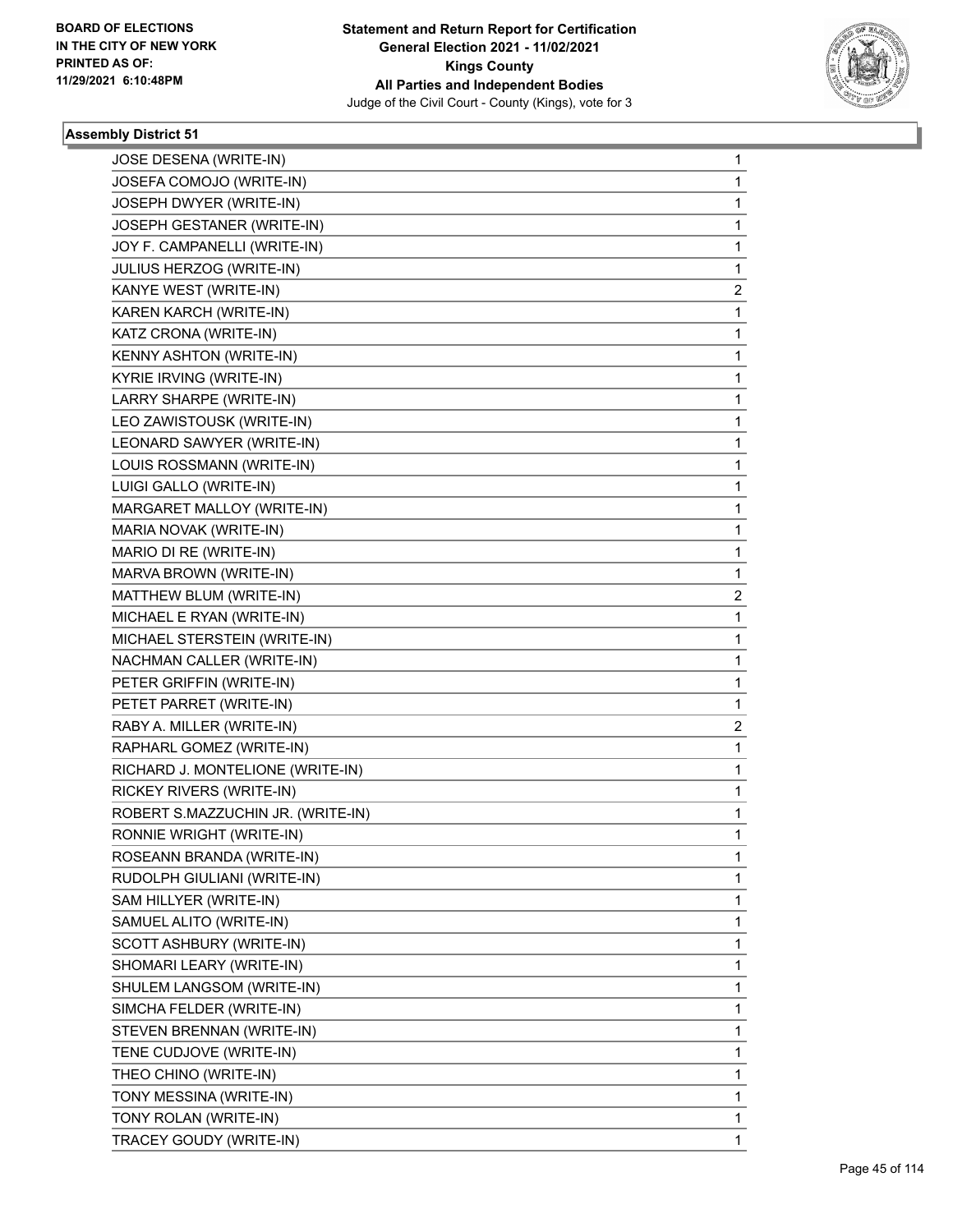## Assembly District 51

| | |
|---|---|
| JOSE DESENA (WRITE-IN) | 1 |
| JOSEFA COMOJO (WRITE-IN) | 1 |
| JOSEPH DWYER (WRITE-IN) | 1 |
| JOSEPH GESTANER (WRITE-IN) | 1 |
| JOY F. CAMPANELLI (WRITE-IN) | 1 |
| JULIUS HERZOG (WRITE-IN) | 1 |
| KANYE WEST (WRITE-IN) | 2 |
| KAREN KARCH (WRITE-IN) | 1 |
| KATZ CRONA (WRITE-IN) | 1 |
| KENNY ASHTON (WRITE-IN) | 1 |
| KYRIE IRVING (WRITE-IN) | 1 |
| LARRY SHARPE (WRITE-IN) | 1 |
| LEO ZAWISTOUSK (WRITE-IN) | 1 |
| LEONARD SAWYER (WRITE-IN) | 1 |
| LOUIS ROSSMANN (WRITE-IN) | 1 |
| LUIGI GALLO (WRITE-IN) | 1 |
| MARGARET MALLOY (WRITE-IN) | 1 |
| MARIA NOVAK (WRITE-IN) | 1 |
| MARIO DI RE (WRITE-IN) | 1 |
| MARVA BROWN (WRITE-IN) | 1 |
| MATTHEW BLUM (WRITE-IN) | 2 |
| MICHAEL E RYAN (WRITE-IN) | 1 |
| MICHAEL STERSTEIN (WRITE-IN) | 1 |
| NACHMAN CALLER (WRITE-IN) | 1 |
| PETER GRIFFIN (WRITE-IN) | 1 |
| PETET PARRET (WRITE-IN) | 1 |
| RABY A. MILLER (WRITE-IN) | 2 |
| RAPHARL GOMEZ (WRITE-IN) | 1 |
| RICHARD J. MONTELIONE (WRITE-IN) | 1 |
| RICKEY RIVERS (WRITE-IN) | 1 |
| ROBERT S.MAZZUCHIN JR. (WRITE-IN) | 1 |
| RONNIE WRIGHT (WRITE-IN) | 1 |
| ROSEANN BRANDA (WRITE-IN) | 1 |
| RUDOLPH GIULIANI (WRITE-IN) | 1 |
| SAM HILLYER (WRITE-IN) | 1 |
| SAMUEL ALITO (WRITE-IN) | 1 |
| SCOTT ASHBURY (WRITE-IN) | 1 |
| SHOMARI LEARY (WRITE-IN) | 1 |
| SHULEM LANGSOM (WRITE-IN) | 1 |
| SIMCHA FELDER (WRITE-IN) | 1 |
| STEVEN BRENNAN (WRITE-IN) | 1 |
| TENE CUDJOVE (WRITE-IN) | 1 |
| THEO CHINO (WRITE-IN) | 1 |
| TONY MESSINA (WRITE-IN) | 1 |
| TONY ROLAN (WRITE-IN) | 1 |
| TRACEY GOUDY (WRITE-IN) | 1 |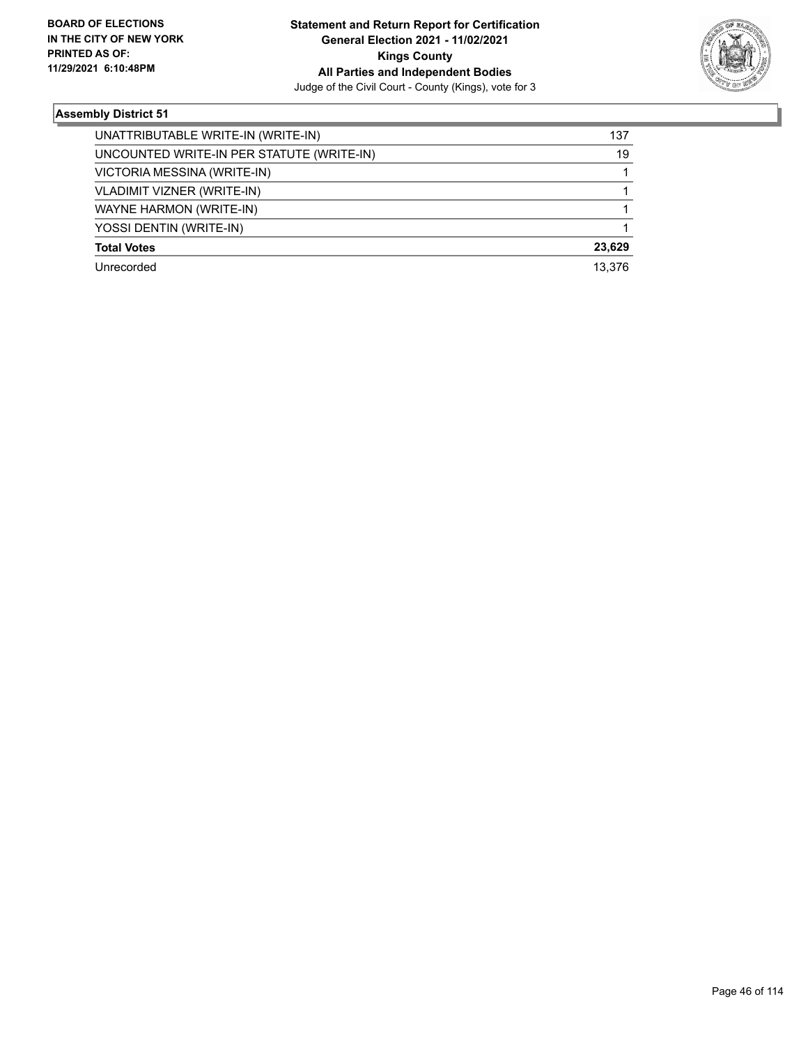## Assembly District 51

| | |
|---|---|
| UNATTRIBUTABLE WRITE-IN (WRITE-IN) | 137 |
| UNCOUNTED WRITE-IN PER STATUTE (WRITE-IN) | 19 |
| VICTORIA MESSINA (WRITE-IN) | 1 |
| VLADIMIT VIZNER (WRITE-IN) | 1 |
| WAYNE HARMON (WRITE-IN) | 1 |
| YOSSI DENTIN (WRITE-IN) | 1 |
| **Total Votes** | **23,629** |
| Unrecorded | 13,376 |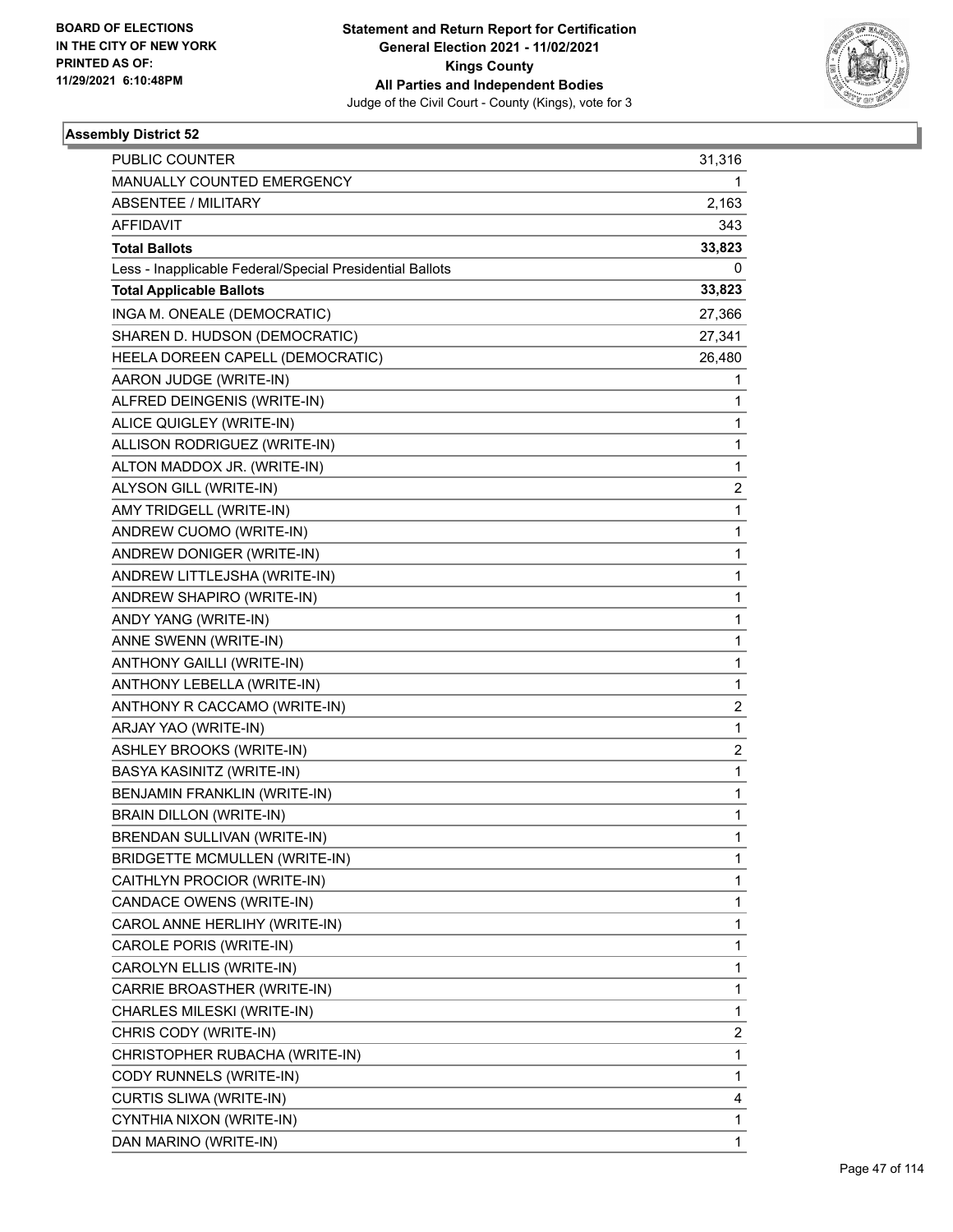BOARD OF ELECTIONS
IN THE CITY OF NEW YORK
PRINTED AS OF:
11/29/2021 6:10:48PM

**Statement and Return Report for Certification**
**General Election 2021 - 11/02/2021**
**Kings County**
**All Parties and Independent Bodies**
Judge of the Civil Court - County (Kings), vote for 3

## Assembly District 52

| | |
|---|---|
| PUBLIC COUNTER | 31,316 |
| MANUALLY COUNTED EMERGENCY | 1 |
| ABSENTEE / MILITARY | 2,163 |
| AFFIDAVIT | 343 |
| **Total Ballots** | **33,823** |
| Less - Inapplicable Federal/Special Presidential Ballots | 0 |
| **Total Applicable Ballots** | **33,823** |
| INGA M. ONEALE (DEMOCRATIC) | 27,366 |
| SHAREN D. HUDSON (DEMOCRATIC) | 27,341 |
| HEELA DOREEN CAPELL (DEMOCRATIC) | 26,480 |
| AARON JUDGE (WRITE-IN) | 1 |
| ALFRED DEINGENIS (WRITE-IN) | 1 |
| ALICE QUIGLEY (WRITE-IN) | 1 |
| ALLISON RODRIGUEZ (WRITE-IN) | 1 |
| ALTON MADDOX JR. (WRITE-IN) | 1 |
| ALYSON GILL (WRITE-IN) | 2 |
| AMY TRIDGELL (WRITE-IN) | 1 |
| ANDREW CUOMO (WRITE-IN) | 1 |
| ANDREW DONIGER (WRITE-IN) | 1 |
| ANDREW LITTLEJSHA (WRITE-IN) | 1 |
| ANDREW SHAPIRO (WRITE-IN) | 1 |
| ANDY YANG (WRITE-IN) | 1 |
| ANNE SWENN (WRITE-IN) | 1 |
| ANTHONY GAILLI (WRITE-IN) | 1 |
| ANTHONY LEBELLA (WRITE-IN) | 1 |
| ANTHONY R CACCAMO (WRITE-IN) | 2 |
| ARJAY YAO (WRITE-IN) | 1 |
| ASHLEY BROOKS (WRITE-IN) | 2 |
| BASYA KASINITZ (WRITE-IN) | 1 |
| BENJAMIN FRANKLIN (WRITE-IN) | 1 |
| BRAIN DILLON (WRITE-IN) | 1 |
| BRENDAN SULLIVAN (WRITE-IN) | 1 |
| BRIDGETTE MCMULLEN (WRITE-IN) | 1 |
| CAITHLYN PROCIOR (WRITE-IN) | 1 |
| CANDACE OWENS (WRITE-IN) | 1 |
| CAROL ANNE HERLIHY (WRITE-IN) | 1 |
| CAROLE PORIS (WRITE-IN) | 1 |
| CAROLYN ELLIS (WRITE-IN) | 1 |
| CARRIE BROASTHER (WRITE-IN) | 1 |
| CHARLES MILESKI (WRITE-IN) | 1 |
| CHRIS CODY (WRITE-IN) | 2 |
| CHRISTOPHER RUBACHA (WRITE-IN) | 1 |
| CODY RUNNELS (WRITE-IN) | 1 |
| CURTIS SLIWA (WRITE-IN) | 4 |
| CYNTHIA NIXON (WRITE-IN) | 1 |
| DAN MARINO (WRITE-IN) | 1 |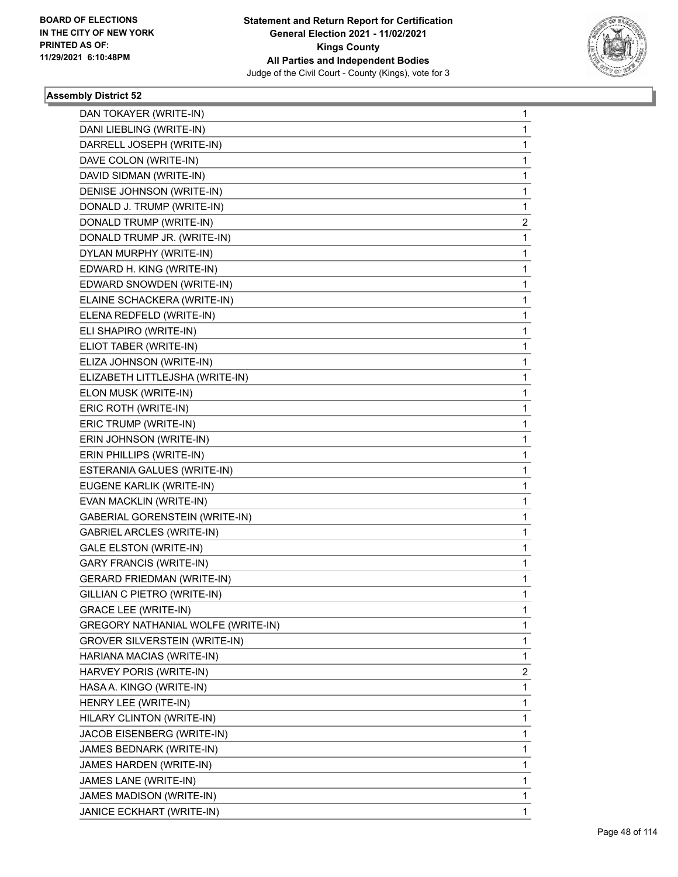## Assembly District 52

| | |
|---|---|
| DAN TOKAYER (WRITE-IN) | 1 |
| DANI LIEBLING (WRITE-IN) | 1 |
| DARRELL JOSEPH (WRITE-IN) | 1 |
| DAVE COLON (WRITE-IN) | 1 |
| DAVID SIDMAN (WRITE-IN) | 1 |
| DENISE JOHNSON (WRITE-IN) | 1 |
| DONALD J. TRUMP (WRITE-IN) | 1 |
| DONALD TRUMP (WRITE-IN) | 2 |
| DONALD TRUMP JR. (WRITE-IN) | 1 |
| DYLAN MURPHY (WRITE-IN) | 1 |
| EDWARD H. KING (WRITE-IN) | 1 |
| EDWARD SNOWDEN (WRITE-IN) | 1 |
| ELAINE SCHACKERA (WRITE-IN) | 1 |
| ELENA REDFELD (WRITE-IN) | 1 |
| ELI SHAPIRO (WRITE-IN) | 1 |
| ELIOT TABER (WRITE-IN) | 1 |
| ELIZA JOHNSON (WRITE-IN) | 1 |
| ELIZABETH LITTLEJSHA (WRITE-IN) | 1 |
| ELON MUSK (WRITE-IN) | 1 |
| ERIC ROTH (WRITE-IN) | 1 |
| ERIC TRUMP (WRITE-IN) | 1 |
| ERIN JOHNSON (WRITE-IN) | 1 |
| ERIN PHILLIPS (WRITE-IN) | 1 |
| ESTERANIA GALUES (WRITE-IN) | 1 |
| EUGENE KARLIK (WRITE-IN) | 1 |
| EVAN MACKLIN (WRITE-IN) | 1 |
| GABERIAL GORENSTEIN (WRITE-IN) | 1 |
| GABRIEL ARCLES (WRITE-IN) | 1 |
| GALE ELSTON (WRITE-IN) | 1 |
| GARY FRANCIS (WRITE-IN) | 1 |
| GERARD FRIEDMAN (WRITE-IN) | 1 |
| GILLIAN C PIETRO (WRITE-IN) | 1 |
| GRACE LEE (WRITE-IN) | 1 |
| GREGORY NATHANIAL WOLFE (WRITE-IN) | 1 |
| GROVER SILVERSTEIN (WRITE-IN) | 1 |
| HARIANA MACIAS (WRITE-IN) | 1 |
| HARVEY PORIS (WRITE-IN) | 2 |
| HASA A. KINGO (WRITE-IN) | 1 |
| HENRY LEE (WRITE-IN) | 1 |
| HILARY CLINTON (WRITE-IN) | 1 |
| JACOB EISENBERG (WRITE-IN) | 1 |
| JAMES BEDNARK (WRITE-IN) | 1 |
| JAMES HARDEN (WRITE-IN) | 1 |
| JAMES LANE (WRITE-IN) | 1 |
| JAMES MADISON (WRITE-IN) | 1 |
| JANICE ECKHART (WRITE-IN) | 1 |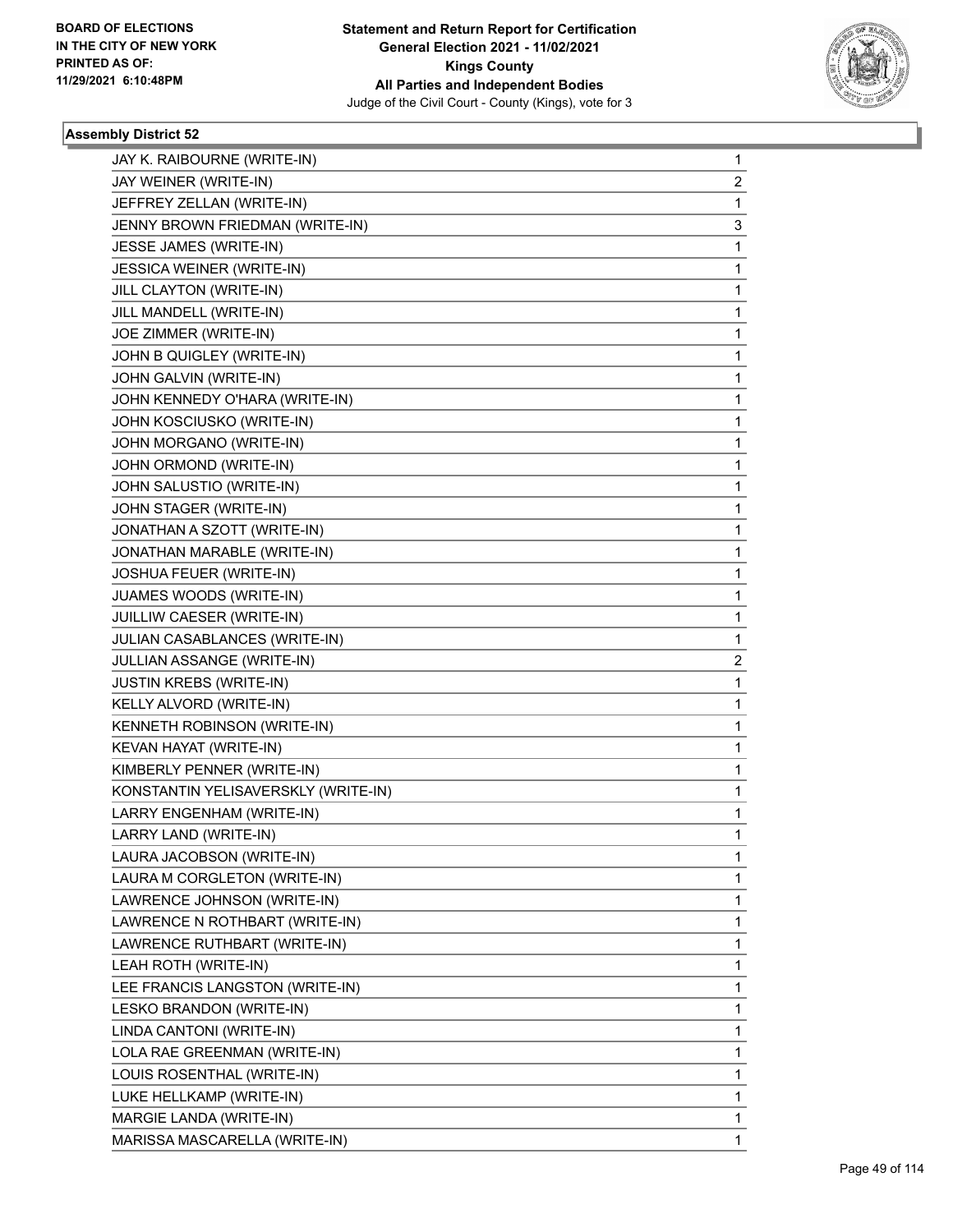**Statement and Return Report for Certification**
**General Election 2021 - 11/02/2021**
**Kings County**
**All Parties and Independent Bodies**
Judge of the Civil Court - County (Kings), vote for 3

BOARD OF ELECTIONS
IN THE CITY OF NEW YORK
PRINTED AS OF:
11/29/2021 6:10:48PM

### Assembly District 52

| | |
|---|---|
| JAY K. RAIBOURNE (WRITE-IN) | 1 |
| JAY WEINER (WRITE-IN) | 2 |
| JEFFREY ZELLAN (WRITE-IN) | 1 |
| JENNY BROWN FRIEDMAN (WRITE-IN) | 3 |
| JESSE JAMES (WRITE-IN) | 1 |
| JESSICA WEINER (WRITE-IN) | 1 |
| JILL CLAYTON (WRITE-IN) | 1 |
| JILL MANDELL (WRITE-IN) | 1 |
| JOE ZIMMER (WRITE-IN) | 1 |
| JOHN B QUIGLEY (WRITE-IN) | 1 |
| JOHN GALVIN (WRITE-IN) | 1 |
| JOHN KENNEDY O'HARA (WRITE-IN) | 1 |
| JOHN KOSCIUSKO (WRITE-IN) | 1 |
| JOHN MORGANO (WRITE-IN) | 1 |
| JOHN ORMOND (WRITE-IN) | 1 |
| JOHN SALUSTIO (WRITE-IN) | 1 |
| JOHN STAGER (WRITE-IN) | 1 |
| JONATHAN A SZOTT (WRITE-IN) | 1 |
| JONATHAN MARABLE (WRITE-IN) | 1 |
| JOSHUA FEUER (WRITE-IN) | 1 |
| JUAMES WOODS (WRITE-IN) | 1 |
| JUILLIW CAESER (WRITE-IN) | 1 |
| JULIAN CASABLANCES (WRITE-IN) | 1 |
| JULLIAN ASSANGE (WRITE-IN) | 2 |
| JUSTIN KREBS (WRITE-IN) | 1 |
| KELLY ALVORD (WRITE-IN) | 1 |
| KENNETH ROBINSON (WRITE-IN) | 1 |
| KEVAN HAYAT (WRITE-IN) | 1 |
| KIMBERLY PENNER (WRITE-IN) | 1 |
| KONSTANTIN YELISAVERSKLY (WRITE-IN) | 1 |
| LARRY ENGENHAM (WRITE-IN) | 1 |
| LARRY LAND (WRITE-IN) | 1 |
| LAURA JACOBSON (WRITE-IN) | 1 |
| LAURA M CORGLETON (WRITE-IN) | 1 |
| LAWRENCE JOHNSON (WRITE-IN) | 1 |
| LAWRENCE N ROTHBART (WRITE-IN) | 1 |
| LAWRENCE RUTHBART (WRITE-IN) | 1 |
| LEAH ROTH (WRITE-IN) | 1 |
| LEE FRANCIS LANGSTON (WRITE-IN) | 1 |
| LESKO BRANDON (WRITE-IN) | 1 |
| LINDA CANTONI (WRITE-IN) | 1 |
| LOLA RAE GREENMAN (WRITE-IN) | 1 |
| LOUIS ROSENTHAL (WRITE-IN) | 1 |
| LUKE HELLKAMP (WRITE-IN) | 1 |
| MARGIE LANDA (WRITE-IN) | 1 |
| MARISSA MASCARELLA (WRITE-IN) | 1 |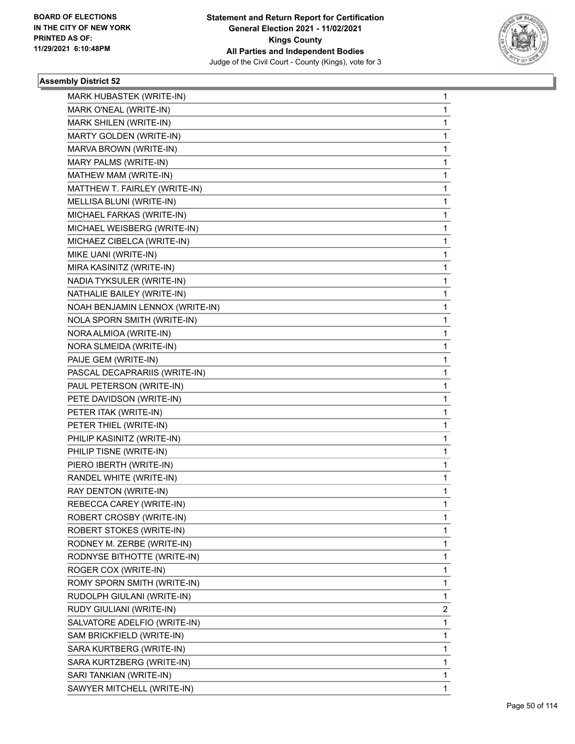**Statement and Return Report for Certification**
**General Election 2021 - 11/02/2021**
**Kings County**
**All Parties and Independent Bodies**
Judge of the Civil Court - County (Kings), vote for 3

BOARD OF ELECTIONS IN THE CITY OF NEW YORK PRINTED AS OF: 11/29/2021 6:10:48PM

### Assembly District 52

| Candidate | Votes |
|---|---|
| MARK HUBASTEK (WRITE-IN) | 1 |
| MARK O'NEAL (WRITE-IN) | 1 |
| MARK SHILEN (WRITE-IN) | 1 |
| MARTY GOLDEN (WRITE-IN) | 1 |
| MARVA BROWN (WRITE-IN) | 1 |
| MARY PALMS (WRITE-IN) | 1 |
| MATHEW MAM (WRITE-IN) | 1 |
| MATTHEW T. FAIRLEY (WRITE-IN) | 1 |
| MELLISA BLUNI (WRITE-IN) | 1 |
| MICHAEL FARKAS (WRITE-IN) | 1 |
| MICHAEL WEISBERG (WRITE-IN) | 1 |
| MICHAEZ CIBELCA (WRITE-IN) | 1 |
| MIKE UANI (WRITE-IN) | 1 |
| MIRA KASINITZ (WRITE-IN) | 1 |
| NADIA TYKSULER (WRITE-IN) | 1 |
| NATHALIE BAILEY (WRITE-IN) | 1 |
| NOAH BENJAMIN LENNOX (WRITE-IN) | 1 |
| NOLA SPORN SMITH (WRITE-IN) | 1 |
| NORA ALMIOA (WRITE-IN) | 1 |
| NORA SLMEIDA (WRITE-IN) | 1 |
| PAIJE GEM (WRITE-IN) | 1 |
| PASCAL DECAPRARIIS (WRITE-IN) | 1 |
| PAUL PETERSON (WRITE-IN) | 1 |
| PETE DAVIDSON (WRITE-IN) | 1 |
| PETER ITAK (WRITE-IN) | 1 |
| PETER THIEL (WRITE-IN) | 1 |
| PHILIP KASINITZ (WRITE-IN) | 1 |
| PHILIP TISNE (WRITE-IN) | 1 |
| PIERO IBERTH (WRITE-IN) | 1 |
| RANDEL WHITE (WRITE-IN) | 1 |
| RAY DENTON (WRITE-IN) | 1 |
| REBECCA CAREY (WRITE-IN) | 1 |
| ROBERT CROSBY (WRITE-IN) | 1 |
| ROBERT STOKES (WRITE-IN) | 1 |
| RODNEY M. ZERBE (WRITE-IN) | 1 |
| RODNYSE BITHOTTE (WRITE-IN) | 1 |
| ROGER COX (WRITE-IN) | 1 |
| ROMY SPORN SMITH (WRITE-IN) | 1 |
| RUDOLPH GIULANI (WRITE-IN) | 1 |
| RUDY GIULIANI (WRITE-IN) | 2 |
| SALVATORE ADELFIO (WRITE-IN) | 1 |
| SAM BRICKFIELD (WRITE-IN) | 1 |
| SARA KURTBERG (WRITE-IN) | 1 |
| SARA KURTZBERG (WRITE-IN) | 1 |
| SARI TANKIAN (WRITE-IN) | 1 |
| SAWYER MITCHELL (WRITE-IN) | 1 |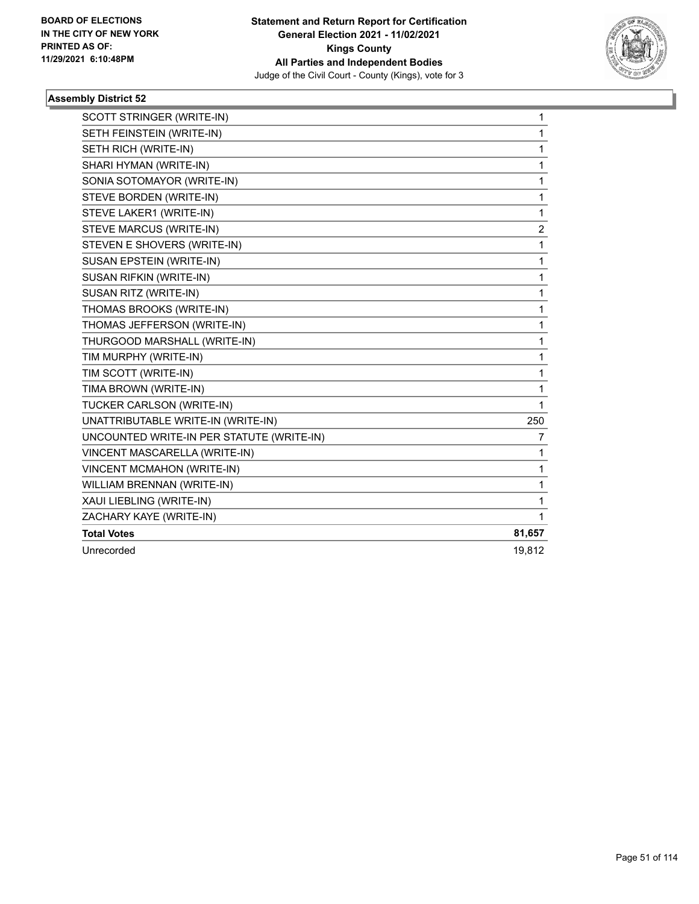**Statement and Return Report for Certification**
**General Election 2021 - 11/02/2021**
**Kings County**
**All Parties and Independent Bodies**
Judge of the Civil Court - County (Kings), vote for 3

BOARD OF ELECTIONS
IN THE CITY OF NEW YORK
PRINTED AS OF:
11/29/2021 6:10:48PM

### Assembly District 52

| | |
|---|---|
| SCOTT STRINGER (WRITE-IN) | 1 |
| SETH FEINSTEIN (WRITE-IN) | 1 |
| SETH RICH (WRITE-IN) | 1 |
| SHARI HYMAN (WRITE-IN) | 1 |
| SONIA SOTOMAYOR (WRITE-IN) | 1 |
| STEVE BORDEN (WRITE-IN) | 1 |
| STEVE LAKER1 (WRITE-IN) | 1 |
| STEVE MARCUS (WRITE-IN) | 2 |
| STEVEN E SHOVERS (WRITE-IN) | 1 |
| SUSAN EPSTEIN (WRITE-IN) | 1 |
| SUSAN RIFKIN (WRITE-IN) | 1 |
| SUSAN RITZ (WRITE-IN) | 1 |
| THOMAS BROOKS (WRITE-IN) | 1 |
| THOMAS JEFFERSON (WRITE-IN) | 1 |
| THURGOOD MARSHALL (WRITE-IN) | 1 |
| TIM MURPHY (WRITE-IN) | 1 |
| TIM SCOTT (WRITE-IN) | 1 |
| TIMA BROWN (WRITE-IN) | 1 |
| TUCKER CARLSON (WRITE-IN) | 1 |
| UNATTRIBUTABLE WRITE-IN (WRITE-IN) | 250 |
| UNCOUNTED WRITE-IN PER STATUTE (WRITE-IN) | 7 |
| VINCENT MASCARELLA (WRITE-IN) | 1 |
| VINCENT MCMAHON (WRITE-IN) | 1 |
| WILLIAM BRENNAN (WRITE-IN) | 1 |
| XAUI LIEBLING (WRITE-IN) | 1 |
| ZACHARY KAYE (WRITE-IN) | 1 |
| **Total Votes** | **81,657** |
| Unrecorded | 19,812 |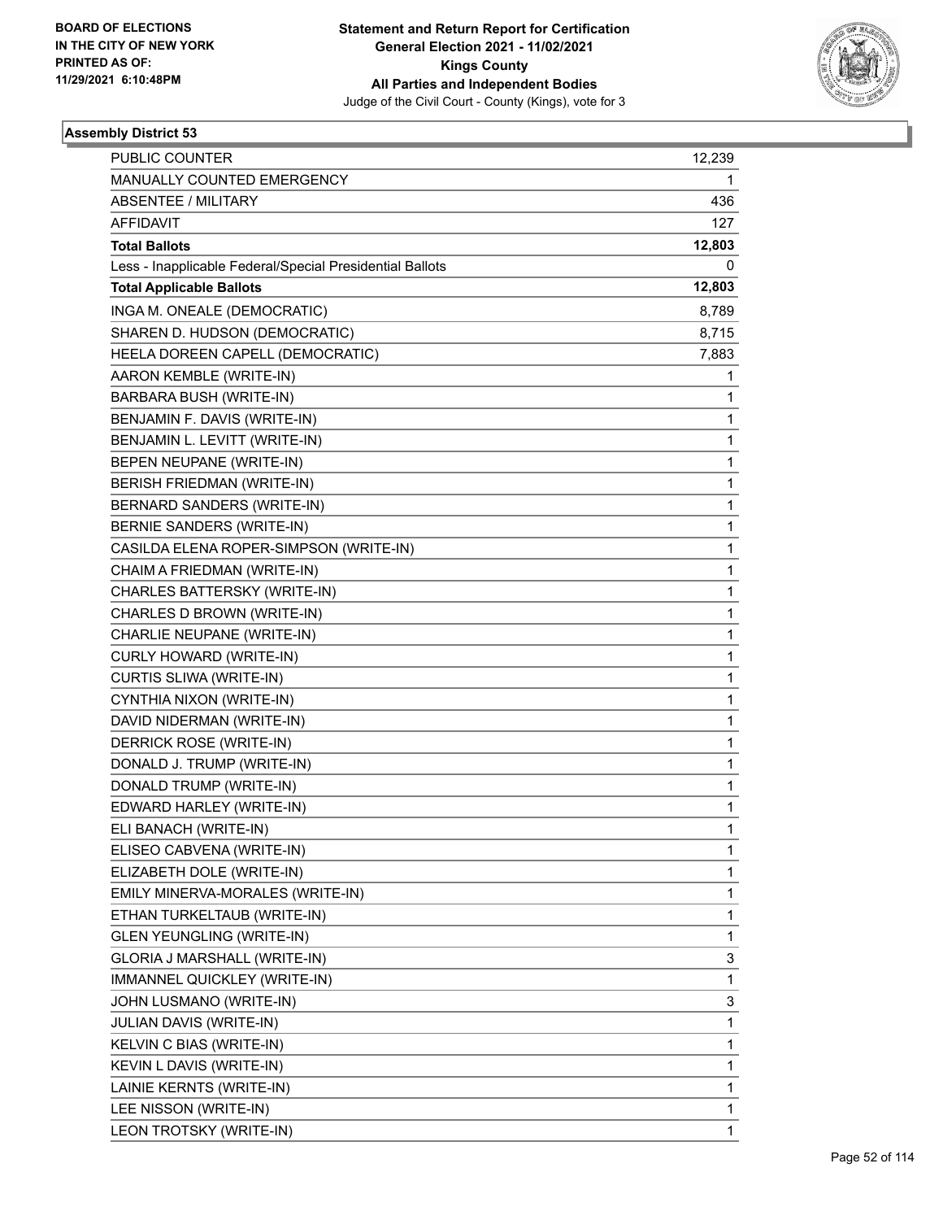**BOARD OF ELECTIONS IN THE CITY OF NEW YORK PRINTED AS OF: 11/29/2021 6:10:48PM**

**Statement and Return Report for Certification**
**General Election 2021 - 11/02/2021**
**Kings County**
**All Parties and Independent Bodies**
Judge of the Civil Court - County (Kings), vote for 3

### Assembly District 53

| | |
|---|---|
| PUBLIC COUNTER | 12,239 |
| MANUALLY COUNTED EMERGENCY | 1 |
| ABSENTEE / MILITARY | 436 |
| AFFIDAVIT | 127 |
| **Total Ballots** | **12,803** |
| Less - Inapplicable Federal/Special Presidential Ballots | 0 |
| **Total Applicable Ballots** | **12,803** |
| INGA M. ONEALE (DEMOCRATIC) | 8,789 |
| SHAREN D. HUDSON (DEMOCRATIC) | 8,715 |
| HEELA DOREEN CAPELL (DEMOCRATIC) | 7,883 |
| AARON KEMBLE (WRITE-IN) | 1 |
| BARBARA BUSH (WRITE-IN) | 1 |
| BENJAMIN F. DAVIS (WRITE-IN) | 1 |
| BENJAMIN L. LEVITT (WRITE-IN) | 1 |
| BEPEN NEUPANE (WRITE-IN) | 1 |
| BERISH FRIEDMAN (WRITE-IN) | 1 |
| BERNARD SANDERS (WRITE-IN) | 1 |
| BERNIE SANDERS (WRITE-IN) | 1 |
| CASILDA ELENA ROPER-SIMPSON (WRITE-IN) | 1 |
| CHAIM A FRIEDMAN (WRITE-IN) | 1 |
| CHARLES BATTERSKY (WRITE-IN) | 1 |
| CHARLES D BROWN (WRITE-IN) | 1 |
| CHARLIE NEUPANE (WRITE-IN) | 1 |
| CURLY HOWARD (WRITE-IN) | 1 |
| CURTIS SLIWA (WRITE-IN) | 1 |
| CYNTHIA NIXON (WRITE-IN) | 1 |
| DAVID NIDERMAN (WRITE-IN) | 1 |
| DERRICK ROSE (WRITE-IN) | 1 |
| DONALD J. TRUMP (WRITE-IN) | 1 |
| DONALD TRUMP (WRITE-IN) | 1 |
| EDWARD HARLEY (WRITE-IN) | 1 |
| ELI BANACH (WRITE-IN) | 1 |
| ELISEO CABVENA (WRITE-IN) | 1 |
| ELIZABETH DOLE (WRITE-IN) | 1 |
| EMILY MINERVA-MORALES (WRITE-IN) | 1 |
| ETHAN TURKELTAUB (WRITE-IN) | 1 |
| GLEN YEUNGLING (WRITE-IN) | 1 |
| GLORIA J MARSHALL (WRITE-IN) | 3 |
| IMMANNEL QUICKLEY (WRITE-IN) | 1 |
| JOHN LUSMANO (WRITE-IN) | 3 |
| JULIAN DAVIS (WRITE-IN) | 1 |
| KELVIN C BIAS (WRITE-IN) | 1 |
| KEVIN L DAVIS (WRITE-IN) | 1 |
| LAINIE KERNTS (WRITE-IN) | 1 |
| LEE NISSON (WRITE-IN) | 1 |
| LEON TROTSKY (WRITE-IN) | 1 |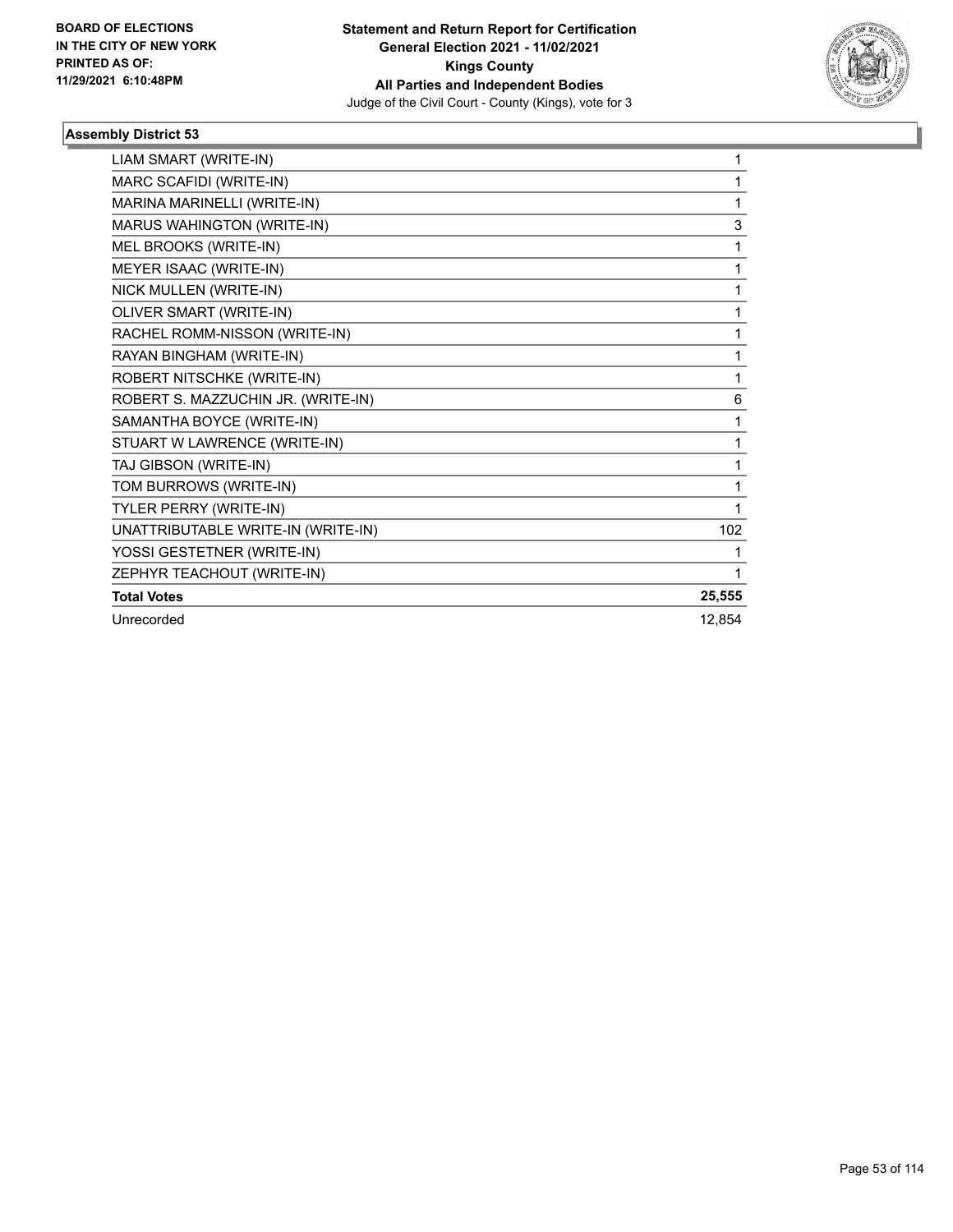**Statement and Return Report for Certification**
**General Election 2021 - 11/02/2021**
**Kings County**
**All Parties and Independent Bodies**
Judge of the Civil Court - County (Kings), vote for 3

**BOARD OF ELECTIONS IN THE CITY OF NEW YORK PRINTED AS OF: 11/29/2021 6:10:48PM**

### Assembly District 53

| | |
|---|---|
| LIAM SMART (WRITE-IN) | 1 |
| MARC SCAFIDI (WRITE-IN) | 1 |
| MARINA MARINELLI (WRITE-IN) | 1 |
| MARUS WAHINGTON (WRITE-IN) | 3 |
| MEL BROOKS (WRITE-IN) | 1 |
| MEYER ISAAC (WRITE-IN) | 1 |
| NICK MULLEN (WRITE-IN) | 1 |
| OLIVER SMART (WRITE-IN) | 1 |
| RACHEL ROMM-NISSON (WRITE-IN) | 1 |
| RAYAN BINGHAM (WRITE-IN) | 1 |
| ROBERT NITSCHKE (WRITE-IN) | 1 |
| ROBERT S. MAZZUCHIN JR. (WRITE-IN) | 6 |
| SAMANTHA BOYCE (WRITE-IN) | 1 |
| STUART W LAWRENCE (WRITE-IN) | 1 |
| TAJ GIBSON (WRITE-IN) | 1 |
| TOM BURROWS (WRITE-IN) | 1 |
| TYLER PERRY (WRITE-IN) | 1 |
| UNATTRIBUTABLE WRITE-IN (WRITE-IN) | 102 |
| YOSSI GESTETNER (WRITE-IN) | 1 |
| ZEPHYR TEACHOUT (WRITE-IN) | 1 |
| **Total Votes** | **25,555** |
| Unrecorded | 12,854 |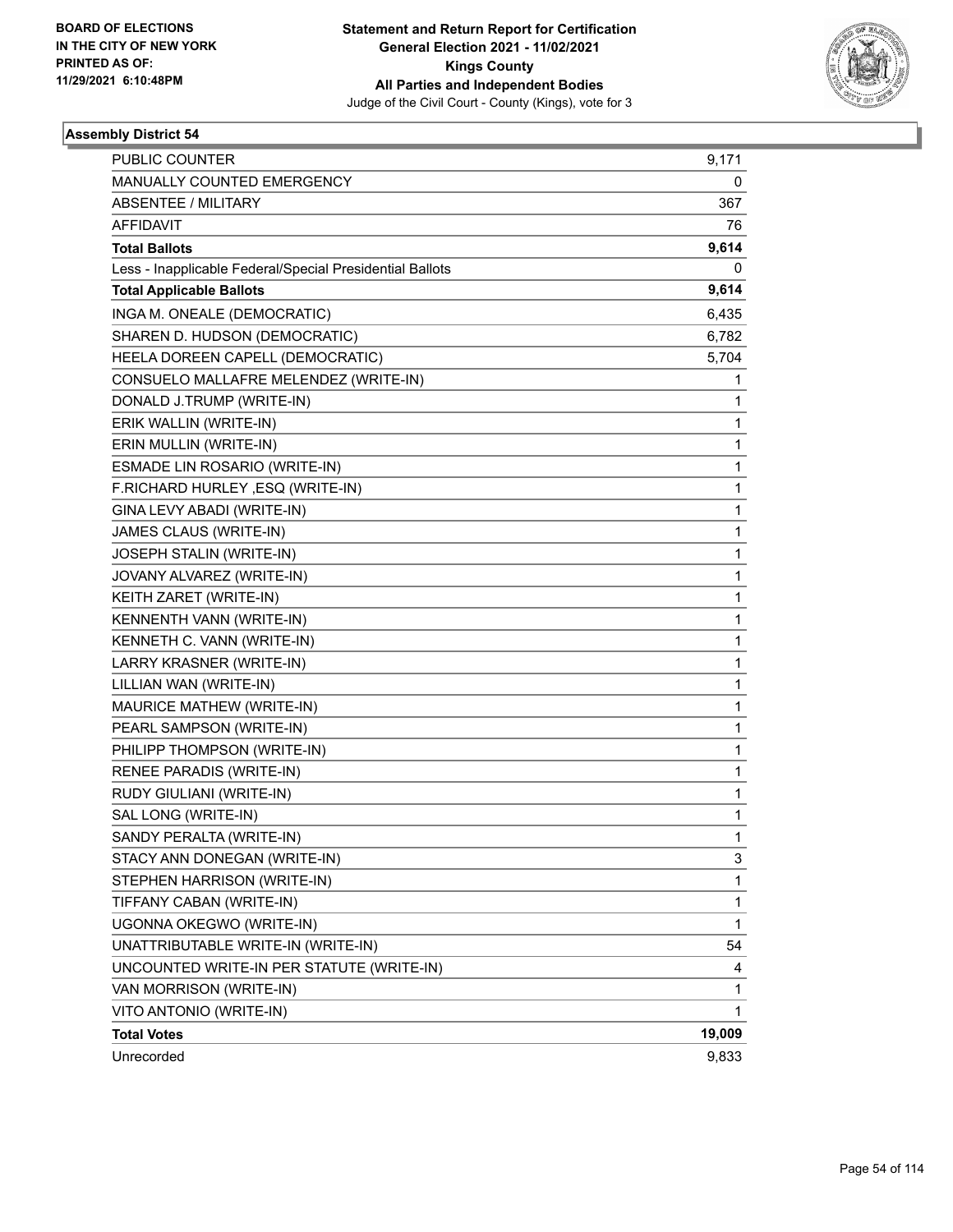**BOARD OF ELECTIONS IN THE CITY OF NEW YORK PRINTED AS OF: 11/29/2021 6:10:48PM**

**Statement and Return Report for Certification General Election 2021 - 11/02/2021 Kings County All Parties and Independent Bodies**
Judge of the Civil Court - County (Kings), vote for 3

### Assembly District 54

| | |
|---|---|
| PUBLIC COUNTER | 9,171 |
| MANUALLY COUNTED EMERGENCY | 0 |
| ABSENTEE / MILITARY | 367 |
| AFFIDAVIT | 76 |
| **Total Ballots** | **9,614** |
| Less - Inapplicable Federal/Special Presidential Ballots | 0 |
| **Total Applicable Ballots** | **9,614** |
| INGA M. ONEALE (DEMOCRATIC) | 6,435 |
| SHAREN D. HUDSON (DEMOCRATIC) | 6,782 |
| HEELA DOREEN CAPELL (DEMOCRATIC) | 5,704 |
| CONSUELO MALLAFRE MELENDEZ (WRITE-IN) | 1 |
| DONALD J.TRUMP (WRITE-IN) | 1 |
| ERIK WALLIN (WRITE-IN) | 1 |
| ERIN MULLIN (WRITE-IN) | 1 |
| ESMADE LIN ROSARIO (WRITE-IN) | 1 |
| F.RICHARD HURLEY ,ESQ (WRITE-IN) | 1 |
| GINA LEVY ABADI (WRITE-IN) | 1 |
| JAMES CLAUS (WRITE-IN) | 1 |
| JOSEPH STALIN (WRITE-IN) | 1 |
| JOVANY ALVAREZ (WRITE-IN) | 1 |
| KEITH ZARET (WRITE-IN) | 1 |
| KENNENTH VANN (WRITE-IN) | 1 |
| KENNETH C. VANN (WRITE-IN) | 1 |
| LARRY KRASNER (WRITE-IN) | 1 |
| LILLIAN WAN (WRITE-IN) | 1 |
| MAURICE MATHEW (WRITE-IN) | 1 |
| PEARL SAMPSON (WRITE-IN) | 1 |
| PHILIPP THOMPSON (WRITE-IN) | 1 |
| RENEE PARADIS (WRITE-IN) | 1 |
| RUDY GIULIANI (WRITE-IN) | 1 |
| SAL LONG (WRITE-IN) | 1 |
| SANDY PERALTA (WRITE-IN) | 1 |
| STACY ANN DONEGAN (WRITE-IN) | 3 |
| STEPHEN HARRISON (WRITE-IN) | 1 |
| TIFFANY CABAN (WRITE-IN) | 1 |
| UGONNA OKEGWO (WRITE-IN) | 1 |
| UNATTRIBUTABLE WRITE-IN (WRITE-IN) | 54 |
| UNCOUNTED WRITE-IN PER STATUTE (WRITE-IN) | 4 |
| VAN MORRISON (WRITE-IN) | 1 |
| VITO ANTONIO (WRITE-IN) | 1 |
| **Total Votes** | **19,009** |
| Unrecorded | 9,833 |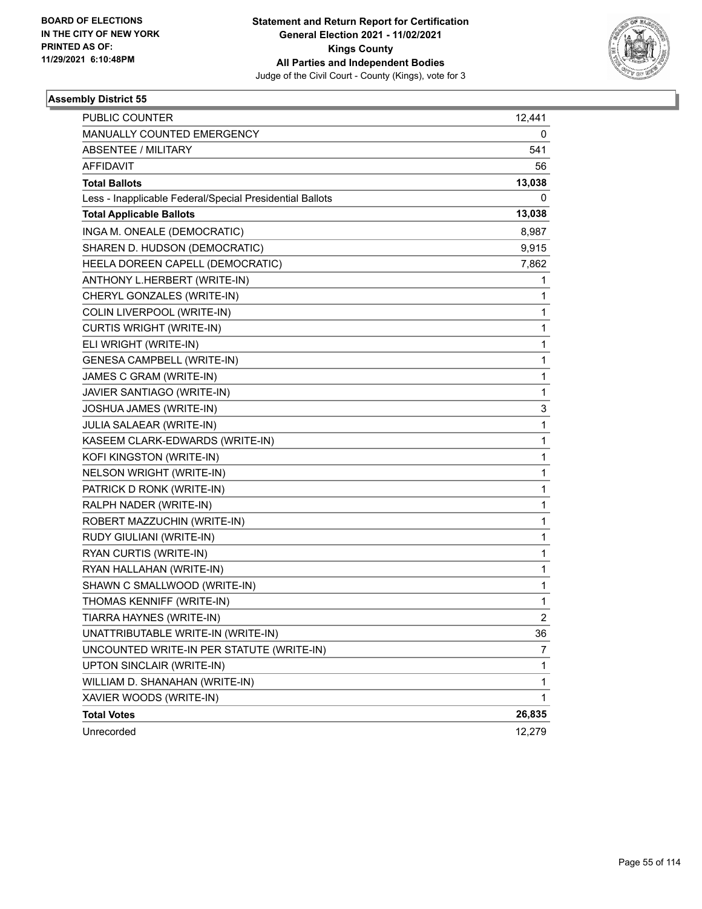BOARD OF ELECTIONS
IN THE CITY OF NEW YORK
PRINTED AS OF:
11/29/2021 6:10:48PM

**Statement and Return Report for Certification**
**General Election 2021 - 11/02/2021**
**Kings County**
**All Parties and Independent Bodies**
Judge of the Civil Court - County (Kings), vote for 3

### Assembly District 55

| | |
|---|---|
| PUBLIC COUNTER | 12,441 |
| MANUALLY COUNTED EMERGENCY | 0 |
| ABSENTEE / MILITARY | 541 |
| AFFIDAVIT | 56 |
| **Total Ballots** | **13,038** |
| Less - Inapplicable Federal/Special Presidential Ballots | 0 |
| **Total Applicable Ballots** | **13,038** |
| INGA M. ONEALE (DEMOCRATIC) | 8,987 |
| SHAREN D. HUDSON (DEMOCRATIC) | 9,915 |
| HEELA DOREEN CAPELL (DEMOCRATIC) | 7,862 |
| ANTHONY L.HERBERT (WRITE-IN) | 1 |
| CHERYL GONZALES (WRITE-IN) | 1 |
| COLIN LIVERPOOL (WRITE-IN) | 1 |
| CURTIS WRIGHT (WRITE-IN) | 1 |
| ELI WRIGHT (WRITE-IN) | 1 |
| GENESA CAMPBELL (WRITE-IN) | 1 |
| JAMES C GRAM (WRITE-IN) | 1 |
| JAVIER SANTIAGO (WRITE-IN) | 1 |
| JOSHUA JAMES (WRITE-IN) | 3 |
| JULIA SALAEAR (WRITE-IN) | 1 |
| KASEEM CLARK-EDWARDS (WRITE-IN) | 1 |
| KOFI KINGSTON (WRITE-IN) | 1 |
| NELSON WRIGHT (WRITE-IN) | 1 |
| PATRICK D RONK (WRITE-IN) | 1 |
| RALPH NADER (WRITE-IN) | 1 |
| ROBERT MAZZUCHIN (WRITE-IN) | 1 |
| RUDY GIULIANI (WRITE-IN) | 1 |
| RYAN CURTIS (WRITE-IN) | 1 |
| RYAN HALLAHAN (WRITE-IN) | 1 |
| SHAWN C SMALLWOOD (WRITE-IN) | 1 |
| THOMAS KENNIFF (WRITE-IN) | 1 |
| TIARRA HAYNES (WRITE-IN) | 2 |
| UNATTRIBUTABLE WRITE-IN (WRITE-IN) | 36 |
| UNCOUNTED WRITE-IN PER STATUTE (WRITE-IN) | 7 |
| UPTON SINCLAIR (WRITE-IN) | 1 |
| WILLIAM D. SHANAHAN (WRITE-IN) | 1 |
| XAVIER WOODS (WRITE-IN) | 1 |
| **Total Votes** | **26,835** |
| Unrecorded | 12,279 |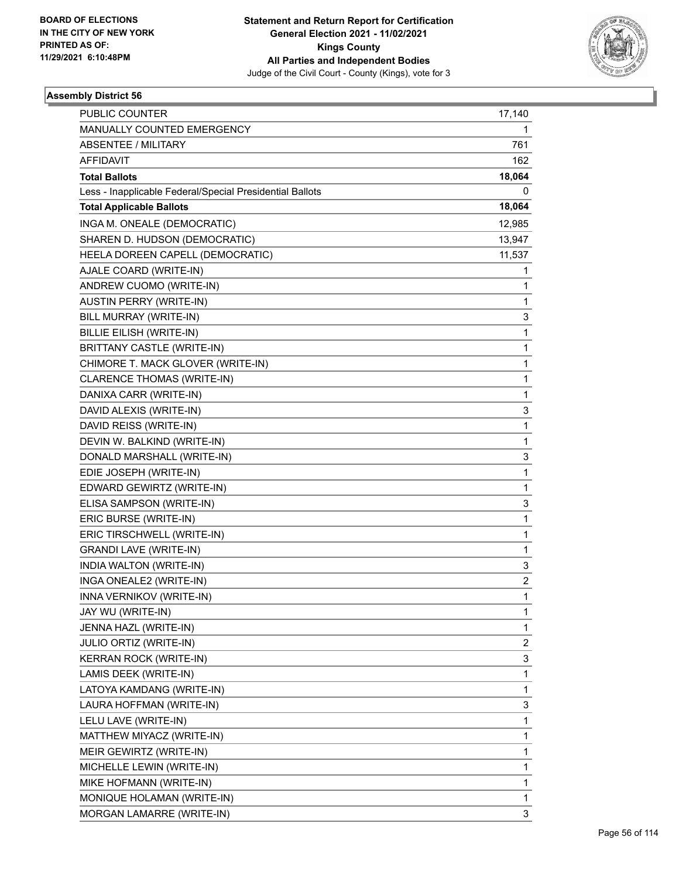BOARD OF ELECTIONS
IN THE CITY OF NEW YORK
PRINTED AS OF:
11/29/2021 6:10:48PM

**Statement and Return Report for Certification**
**General Election 2021 - 11/02/2021**
**Kings County**
**All Parties and Independent Bodies**
Judge of the Civil Court - County (Kings), vote for 3

**Assembly District 56**

| | |
|---|---|
| PUBLIC COUNTER | 17,140 |
| MANUALLY COUNTED EMERGENCY | 1 |
| ABSENTEE / MILITARY | 761 |
| AFFIDAVIT | 162 |
| **Total Ballots** | **18,064** |
| Less - Inapplicable Federal/Special Presidential Ballots | 0 |
| **Total Applicable Ballots** | **18,064** |
| INGA M. ONEALE (DEMOCRATIC) | 12,985 |
| SHAREN D. HUDSON (DEMOCRATIC) | 13,947 |
| HEELA DOREEN CAPELL (DEMOCRATIC) | 11,537 |
| AJALE COARD (WRITE-IN) | 1 |
| ANDREW CUOMO (WRITE-IN) | 1 |
| AUSTIN PERRY (WRITE-IN) | 1 |
| BILL MURRAY (WRITE-IN) | 3 |
| BILLIE EILISH (WRITE-IN) | 1 |
| BRITTANY CASTLE (WRITE-IN) | 1 |
| CHIMORE T. MACK GLOVER (WRITE-IN) | 1 |
| CLARENCE THOMAS (WRITE-IN) | 1 |
| DANIXA CARR (WRITE-IN) | 1 |
| DAVID ALEXIS (WRITE-IN) | 3 |
| DAVID REISS (WRITE-IN) | 1 |
| DEVIN W. BALKIND (WRITE-IN) | 1 |
| DONALD MARSHALL (WRITE-IN) | 3 |
| EDIE JOSEPH (WRITE-IN) | 1 |
| EDWARD GEWIRTZ (WRITE-IN) | 1 |
| ELISA SAMPSON (WRITE-IN) | 3 |
| ERIC BURSE (WRITE-IN) | 1 |
| ERIC TIRSCHWELL (WRITE-IN) | 1 |
| GRANDI LAVE (WRITE-IN) | 1 |
| INDIA WALTON (WRITE-IN) | 3 |
| INGA ONEALE2 (WRITE-IN) | 2 |
| INNA VERNIKOV (WRITE-IN) | 1 |
| JAY WU (WRITE-IN) | 1 |
| JENNA HAZL (WRITE-IN) | 1 |
| JULIO ORTIZ (WRITE-IN) | 2 |
| KERRAN ROCK (WRITE-IN) | 3 |
| LAMIS DEEK (WRITE-IN) | 1 |
| LATOYA KAMDANG (WRITE-IN) | 1 |
| LAURA HOFFMAN (WRITE-IN) | 3 |
| LELU LAVE (WRITE-IN) | 1 |
| MATTHEW MIYACZ (WRITE-IN) | 1 |
| MEIR GEWIRTZ (WRITE-IN) | 1 |
| MICHELLE LEWIN (WRITE-IN) | 1 |
| MIKE HOFMANN (WRITE-IN) | 1 |
| MONIQUE HOLAMAN (WRITE-IN) | 1 |
| MORGAN LAMARRE (WRITE-IN) | 3 |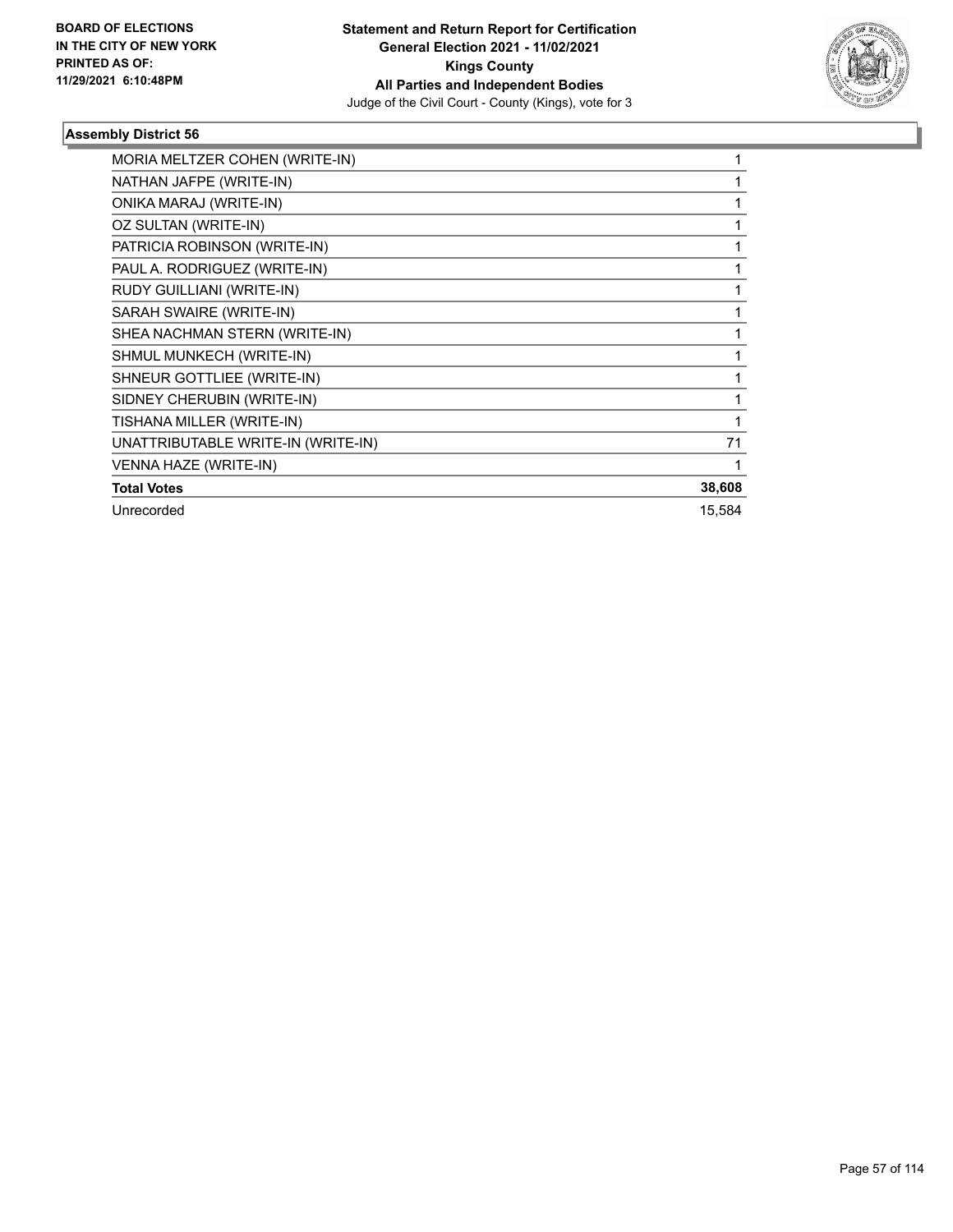**BOARD OF ELECTIONS IN THE CITY OF NEW YORK PRINTED AS OF: 11/29/2021 6:10:48PM**

**Statement and Return Report for Certification General Election 2021 - 11/02/2021 Kings County All Parties and Independent Bodies**

Judge of the Civil Court - County (Kings), vote for 3

### Assembly District 56

| | |
|---|---|
| MORIA MELTZER COHEN (WRITE-IN) | 1 |
| NATHAN JAFPE (WRITE-IN) | 1 |
| ONIKA MARAJ (WRITE-IN) | 1 |
| OZ SULTAN (WRITE-IN) | 1 |
| PATRICIA ROBINSON (WRITE-IN) | 1 |
| PAUL A. RODRIGUEZ (WRITE-IN) | 1 |
| RUDY GUILLIANI (WRITE-IN) | 1 |
| SARAH SWAIRE (WRITE-IN) | 1 |
| SHEA NACHMAN STERN (WRITE-IN) | 1 |
| SHMUL MUNKECH (WRITE-IN) | 1 |
| SHNEUR GOTTLIEE (WRITE-IN) | 1 |
| SIDNEY CHERUBIN (WRITE-IN) | 1 |
| TISHANA MILLER (WRITE-IN) | 1 |
| UNATTRIBUTABLE WRITE-IN (WRITE-IN) | 71 |
| VENNA HAZE (WRITE-IN) | 1 |
| **Total Votes** | **38,608** |
| Unrecorded | 15,584 |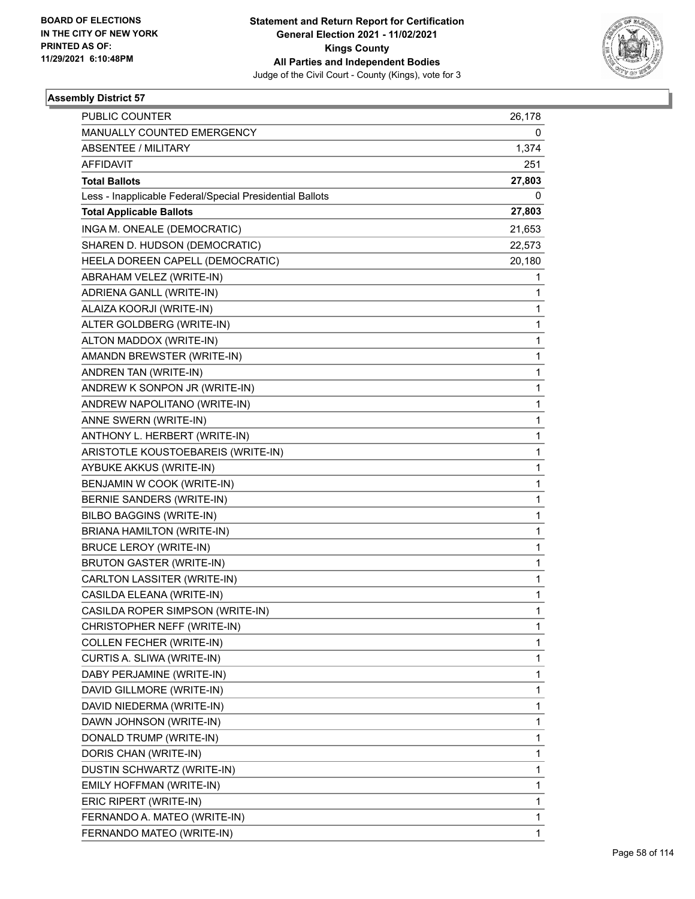BOARD OF ELECTIONS
IN THE CITY OF NEW YORK
PRINTED AS OF:
11/29/2021 6:10:48PM

**Statement and Return Report for Certification**
**General Election 2021 - 11/02/2021**
**Kings County**
**All Parties and Independent Bodies**
Judge of the Civil Court - County (Kings), vote for 3

## Assembly District 57

| | |
|---|---|
| PUBLIC COUNTER | 26,178 |
| MANUALLY COUNTED EMERGENCY | 0 |
| ABSENTEE / MILITARY | 1,374 |
| AFFIDAVIT | 251 |
| **Total Ballots** | **27,803** |
| Less - Inapplicable Federal/Special Presidential Ballots | 0 |
| **Total Applicable Ballots** | **27,803** |
| INGA M. ONEALE (DEMOCRATIC) | 21,653 |
| SHAREN D. HUDSON (DEMOCRATIC) | 22,573 |
| HEELA DOREEN CAPELL (DEMOCRATIC) | 20,180 |
| ABRAHAM VELEZ (WRITE-IN) | 1 |
| ADRIENA GANLL (WRITE-IN) | 1 |
| ALAIZA KOORJI (WRITE-IN) | 1 |
| ALTER GOLDBERG (WRITE-IN) | 1 |
| ALTON MADDOX (WRITE-IN) | 1 |
| AMANDN BREWSTER (WRITE-IN) | 1 |
| ANDREN TAN (WRITE-IN) | 1 |
| ANDREW K SONPON JR (WRITE-IN) | 1 |
| ANDREW NAPOLITANO (WRITE-IN) | 1 |
| ANNE SWERN (WRITE-IN) | 1 |
| ANTHONY L. HERBERT (WRITE-IN) | 1 |
| ARISTOTLE KOUSTOEBAREIS (WRITE-IN) | 1 |
| AYBUKE AKKUS (WRITE-IN) | 1 |
| BENJAMIN W COOK (WRITE-IN) | 1 |
| BERNIE SANDERS (WRITE-IN) | 1 |
| BILBO BAGGINS (WRITE-IN) | 1 |
| BRIANA HAMILTON (WRITE-IN) | 1 |
| BRUCE LEROY (WRITE-IN) | 1 |
| BRUTON GASTER (WRITE-IN) | 1 |
| CARLTON LASSITER (WRITE-IN) | 1 |
| CASILDA ELEANA (WRITE-IN) | 1 |
| CASILDA ROPER SIMPSON (WRITE-IN) | 1 |
| CHRISTOPHER NEFF (WRITE-IN) | 1 |
| COLLEN FECHER (WRITE-IN) | 1 |
| CURTIS A. SLIWA (WRITE-IN) | 1 |
| DABY PERJAMINE (WRITE-IN) | 1 |
| DAVID GILLMORE (WRITE-IN) | 1 |
| DAVID NIEDERMA (WRITE-IN) | 1 |
| DAWN JOHNSON (WRITE-IN) | 1 |
| DONALD TRUMP (WRITE-IN) | 1 |
| DORIS CHAN (WRITE-IN) | 1 |
| DUSTIN SCHWARTZ (WRITE-IN) | 1 |
| EMILY HOFFMAN (WRITE-IN) | 1 |
| ERIC RIPERT (WRITE-IN) | 1 |
| FERNANDO A. MATEO (WRITE-IN) | 1 |
| FERNANDO MATEO (WRITE-IN) | 1 |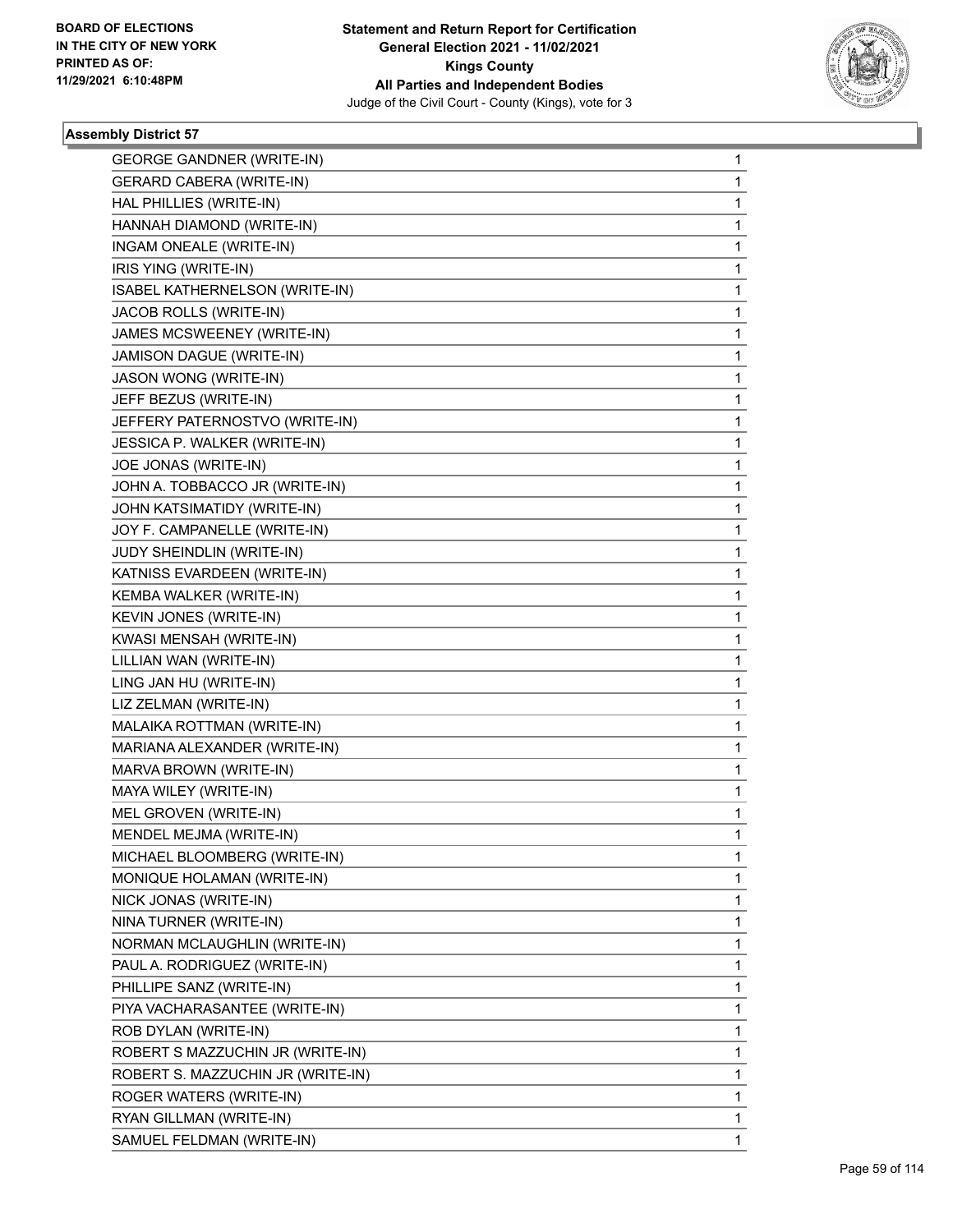**BOARD OF ELECTIONS IN THE CITY OF NEW YORK PRINTED AS OF: 11/29/2021 6:10:48PM**

**Statement and Return Report for Certification General Election 2021 - 11/02/2021 Kings County All Parties and Independent Bodies**
Judge of the Civil Court - County (Kings), vote for 3

### Assembly District 57

| | |
|---|---|
| GEORGE GANDNER (WRITE-IN) | 1 |
| GERARD CABERA (WRITE-IN) | 1 |
| HAL PHILLIES (WRITE-IN) | 1 |
| HANNAH DIAMOND (WRITE-IN) | 1 |
| INGAM ONEALE (WRITE-IN) | 1 |
| IRIS YING (WRITE-IN) | 1 |
| ISABEL KATHERNELSON (WRITE-IN) | 1 |
| JACOB ROLLS (WRITE-IN) | 1 |
| JAMES MCSWEENEY (WRITE-IN) | 1 |
| JAMISON DAGUE (WRITE-IN) | 1 |
| JASON WONG (WRITE-IN) | 1 |
| JEFF BEZUS (WRITE-IN) | 1 |
| JEFFERY PATERNOSTVO (WRITE-IN) | 1 |
| JESSICA P. WALKER (WRITE-IN) | 1 |
| JOE JONAS (WRITE-IN) | 1 |
| JOHN A. TOBBACCO JR (WRITE-IN) | 1 |
| JOHN KATSIMATIDY (WRITE-IN) | 1 |
| JOY F. CAMPANELLE (WRITE-IN) | 1 |
| JUDY SHEINDLIN (WRITE-IN) | 1 |
| KATNISS EVARDEEN (WRITE-IN) | 1 |
| KEMBA WALKER (WRITE-IN) | 1 |
| KEVIN JONES (WRITE-IN) | 1 |
| KWASI MENSAH (WRITE-IN) | 1 |
| LILLIAN WAN (WRITE-IN) | 1 |
| LING JAN HU (WRITE-IN) | 1 |
| LIZ ZELMAN (WRITE-IN) | 1 |
| MALAIKA ROTTMAN (WRITE-IN) | 1 |
| MARIANA ALEXANDER (WRITE-IN) | 1 |
| MARVA BROWN (WRITE-IN) | 1 |
| MAYA WILEY (WRITE-IN) | 1 |
| MEL GROVEN (WRITE-IN) | 1 |
| MENDEL MEJMA (WRITE-IN) | 1 |
| MICHAEL BLOOMBERG (WRITE-IN) | 1 |
| MONIQUE HOLAMAN (WRITE-IN) | 1 |
| NICK JONAS (WRITE-IN) | 1 |
| NINA TURNER (WRITE-IN) | 1 |
| NORMAN MCLAUGHLIN (WRITE-IN) | 1 |
| PAUL A. RODRIGUEZ (WRITE-IN) | 1 |
| PHILLIPE SANZ (WRITE-IN) | 1 |
| PIYA VACHARASANTEE (WRITE-IN) | 1 |
| ROB DYLAN (WRITE-IN) | 1 |
| ROBERT S MAZZUCHIN JR (WRITE-IN) | 1 |
| ROBERT S. MAZZUCHIN JR (WRITE-IN) | 1 |
| ROGER WATERS (WRITE-IN) | 1 |
| RYAN GILLMAN (WRITE-IN) | 1 |
| SAMUEL FELDMAN (WRITE-IN) | 1 |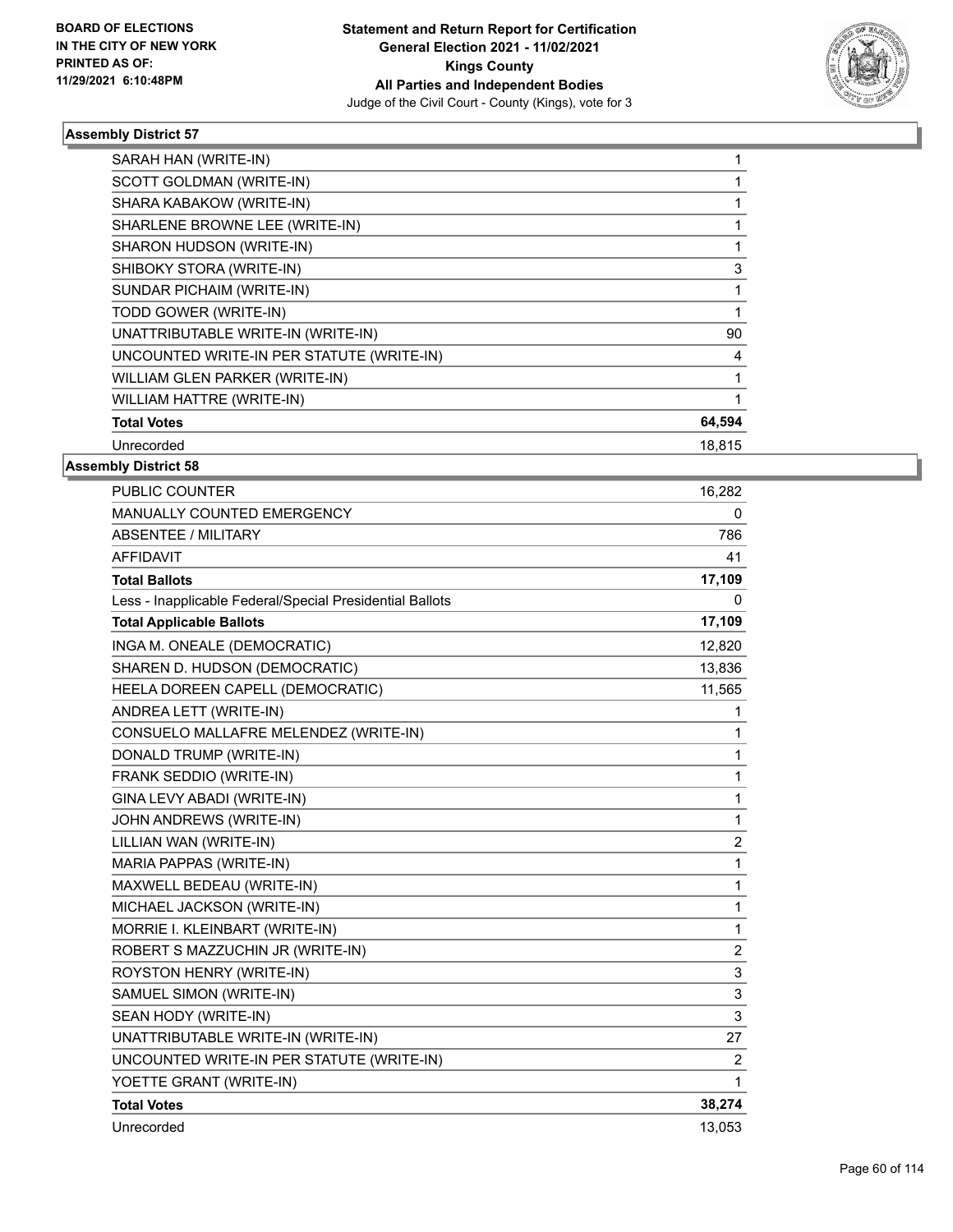## Assembly District 57

| | |
|---|---|
| SARAH HAN (WRITE-IN) | 1 |
| SCOTT GOLDMAN (WRITE-IN) | 1 |
| SHARA KABAKOW (WRITE-IN) | 1 |
| SHARLENE BROWNE LEE (WRITE-IN) | 1 |
| SHARON HUDSON (WRITE-IN) | 1 |
| SHIBOKY STORA (WRITE-IN) | 3 |
| SUNDAR PICHAIM (WRITE-IN) | 1 |
| TODD GOWER (WRITE-IN) | 1 |
| UNATTRIBUTABLE WRITE-IN (WRITE-IN) | 90 |
| UNCOUNTED WRITE-IN PER STATUTE (WRITE-IN) | 4 |
| WILLIAM GLEN PARKER (WRITE-IN) | 1 |
| WILLIAM HATTRE (WRITE-IN) | 1 |
| **Total Votes** | **64,594** |
| Unrecorded | 18,815 |

## Assembly District 58

| | |
|---|---|
| PUBLIC COUNTER | 16,282 |
| MANUALLY COUNTED EMERGENCY | 0 |
| ABSENTEE / MILITARY | 786 |
| AFFIDAVIT | 41 |
| **Total Ballots** | **17,109** |
| Less - Inapplicable Federal/Special Presidential Ballots | 0 |
| **Total Applicable Ballots** | **17,109** |
| INGA M. ONEALE (DEMOCRATIC) | 12,820 |
| SHAREN D. HUDSON (DEMOCRATIC) | 13,836 |
| HEELA DOREEN CAPELL (DEMOCRATIC) | 11,565 |
| ANDREA LETT (WRITE-IN) | 1 |
| CONSUELO MALLAFRE MELENDEZ (WRITE-IN) | 1 |
| DONALD TRUMP (WRITE-IN) | 1 |
| FRANK SEDDIO (WRITE-IN) | 1 |
| GINA LEVY ABADI (WRITE-IN) | 1 |
| JOHN ANDREWS (WRITE-IN) | 1 |
| LILLIAN WAN (WRITE-IN) | 2 |
| MARIA PAPPAS (WRITE-IN) | 1 |
| MAXWELL BEDEAU (WRITE-IN) | 1 |
| MICHAEL JACKSON (WRITE-IN) | 1 |
| MORRIE I. KLEINBART (WRITE-IN) | 1 |
| ROBERT S MAZZUCHIN JR (WRITE-IN) | 2 |
| ROYSTON HENRY (WRITE-IN) | 3 |
| SAMUEL SIMON (WRITE-IN) | 3 |
| SEAN HODY (WRITE-IN) | 3 |
| UNATTRIBUTABLE WRITE-IN (WRITE-IN) | 27 |
| UNCOUNTED WRITE-IN PER STATUTE (WRITE-IN) | 2 |
| YOETTE GRANT (WRITE-IN) | 1 |
| **Total Votes** | **38,274** |
| Unrecorded | 13,053 |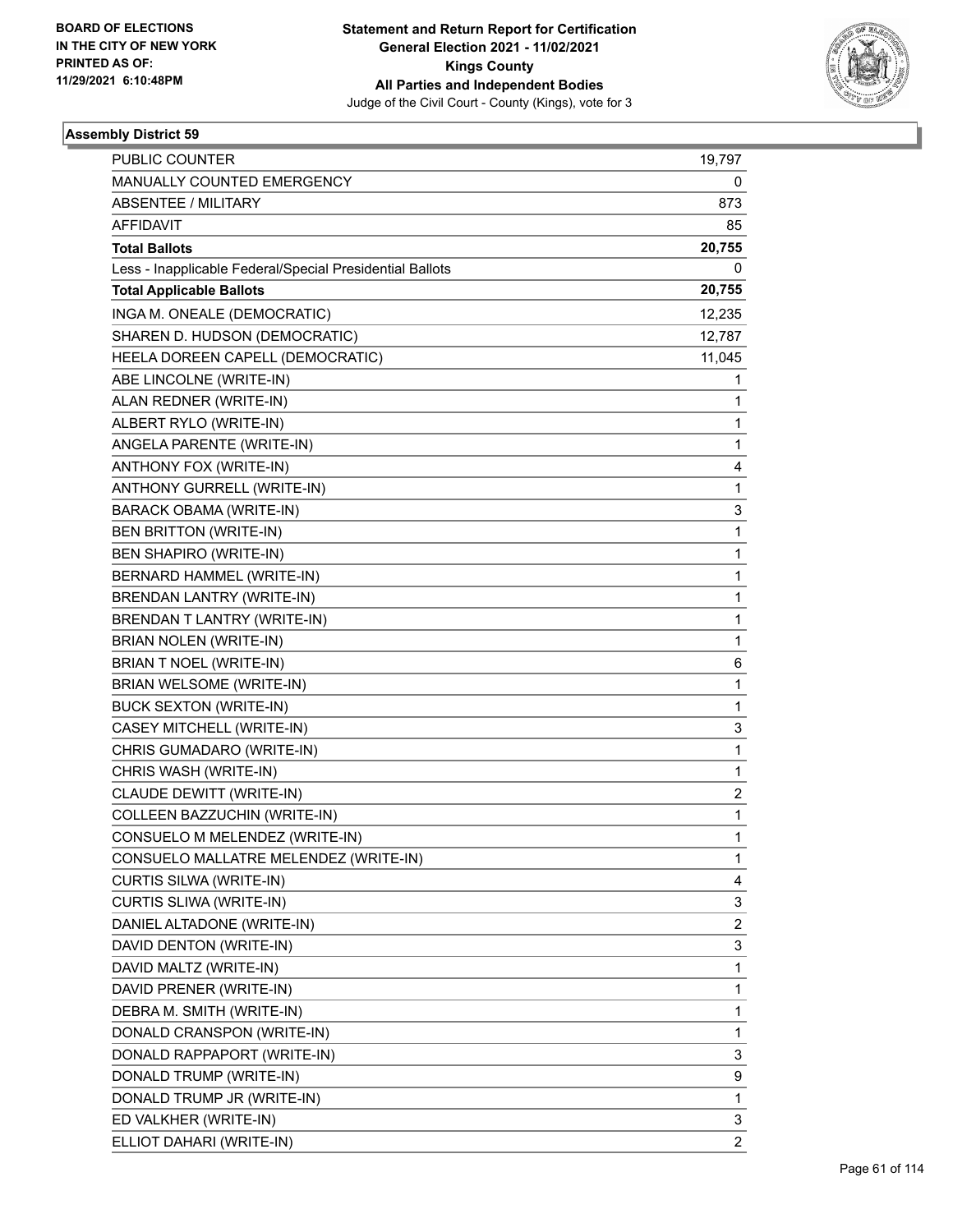BOARD OF ELECTIONS
IN THE CITY OF NEW YORK
PRINTED AS OF:
11/29/2021 6:10:48PM

**Statement and Return Report for Certification**
**General Election 2021 - 11/02/2021**
**Kings County**
**All Parties and Independent Bodies**
Judge of the Civil Court - County (Kings), vote for 3

### Assembly District 59

| | |
|---|---|
| PUBLIC COUNTER | 19,797 |
| MANUALLY COUNTED EMERGENCY | 0 |
| ABSENTEE / MILITARY | 873 |
| AFFIDAVIT | 85 |
| **Total Ballots** | **20,755** |
| Less - Inapplicable Federal/Special Presidential Ballots | 0 |
| **Total Applicable Ballots** | **20,755** |
| INGA M. ONEALE (DEMOCRATIC) | 12,235 |
| SHAREN D. HUDSON (DEMOCRATIC) | 12,787 |
| HEELA DOREEN CAPELL (DEMOCRATIC) | 11,045 |
| ABE LINCOLNE (WRITE-IN) | 1 |
| ALAN REDNER (WRITE-IN) | 1 |
| ALBERT RYLO (WRITE-IN) | 1 |
| ANGELA PARENTE (WRITE-IN) | 1 |
| ANTHONY FOX (WRITE-IN) | 4 |
| ANTHONY GURRELL (WRITE-IN) | 1 |
| BARACK OBAMA (WRITE-IN) | 3 |
| BEN BRITTON (WRITE-IN) | 1 |
| BEN SHAPIRO (WRITE-IN) | 1 |
| BERNARD HAMMEL (WRITE-IN) | 1 |
| BRENDAN LANTRY (WRITE-IN) | 1 |
| BRENDAN T LANTRY (WRITE-IN) | 1 |
| BRIAN NOLEN (WRITE-IN) | 1 |
| BRIAN T NOEL (WRITE-IN) | 6 |
| BRIAN WELSOME (WRITE-IN) | 1 |
| BUCK SEXTON (WRITE-IN) | 1 |
| CASEY MITCHELL (WRITE-IN) | 3 |
| CHRIS GUMADARO (WRITE-IN) | 1 |
| CHRIS WASH (WRITE-IN) | 1 |
| CLAUDE DEWITT (WRITE-IN) | 2 |
| COLLEEN BAZZUCHIN (WRITE-IN) | 1 |
| CONSUELO M MELENDEZ (WRITE-IN) | 1 |
| CONSUELO MALLATRE MELENDEZ (WRITE-IN) | 1 |
| CURTIS SILWA (WRITE-IN) | 4 |
| CURTIS SLIWA (WRITE-IN) | 3 |
| DANIEL ALTADONE (WRITE-IN) | 2 |
| DAVID DENTON (WRITE-IN) | 3 |
| DAVID MALTZ (WRITE-IN) | 1 |
| DAVID PRENER (WRITE-IN) | 1 |
| DEBRA M. SMITH (WRITE-IN) | 1 |
| DONALD CRANSPON (WRITE-IN) | 1 |
| DONALD RAPPAPORT (WRITE-IN) | 3 |
| DONALD TRUMP (WRITE-IN) | 9 |
| DONALD TRUMP JR (WRITE-IN) | 1 |
| ED VALKHER (WRITE-IN) | 3 |
| ELLIOT DAHARI (WRITE-IN) | 2 |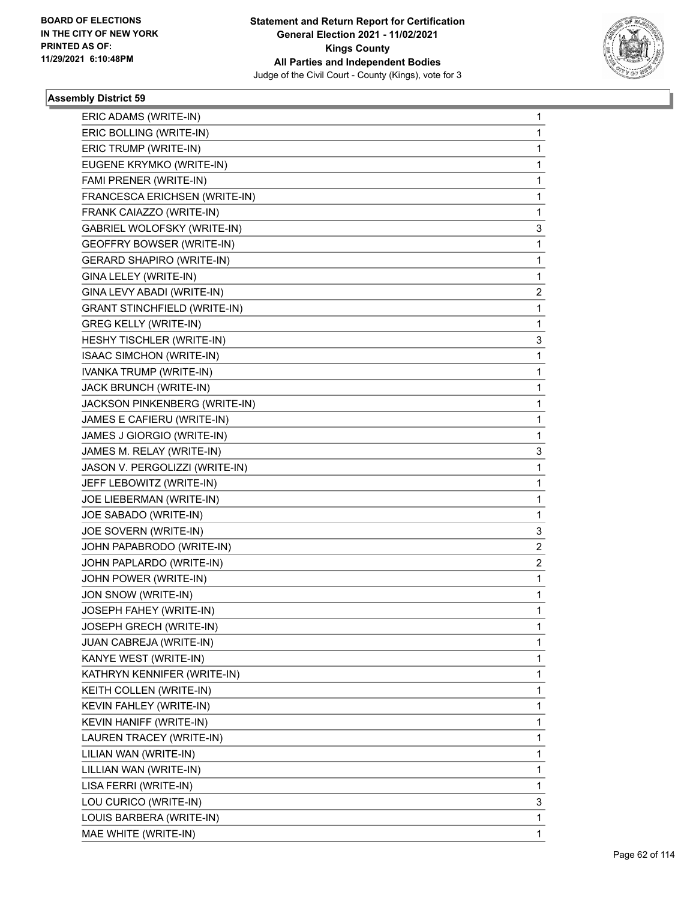BOARD OF ELECTIONS
IN THE CITY OF NEW YORK
PRINTED AS OF:
11/29/2021 6:10:48PM

**Statement and Return Report for Certification**
**General Election 2021 - 11/02/2021**
**Kings County**
**All Parties and Independent Bodies**
Judge of the Civil Court - County (Kings), vote for 3

### Assembly District 59

| | |
|---|---|
| ERIC ADAMS (WRITE-IN) | 1 |
| ERIC BOLLING (WRITE-IN) | 1 |
| ERIC TRUMP (WRITE-IN) | 1 |
| EUGENE KRYMKO (WRITE-IN) | 1 |
| FAMI PRENER (WRITE-IN) | 1 |
| FRANCESCA ERICHSEN (WRITE-IN) | 1 |
| FRANK CAIAZZO (WRITE-IN) | 1 |
| GABRIEL WOLOFSKY (WRITE-IN) | 3 |
| GEOFFRY BOWSER (WRITE-IN) | 1 |
| GERARD SHAPIRO (WRITE-IN) | 1 |
| GINA LELEY (WRITE-IN) | 1 |
| GINA LEVY ABADI (WRITE-IN) | 2 |
| GRANT STINCHFIELD (WRITE-IN) | 1 |
| GREG KELLY (WRITE-IN) | 1 |
| HESHY TISCHLER (WRITE-IN) | 3 |
| ISAAC SIMCHON (WRITE-IN) | 1 |
| IVANKA TRUMP (WRITE-IN) | 1 |
| JACK BRUNCH (WRITE-IN) | 1 |
| JACKSON PINKENBERG (WRITE-IN) | 1 |
| JAMES E CAFIERU (WRITE-IN) | 1 |
| JAMES J GIORGIO (WRITE-IN) | 1 |
| JAMES M. RELAY (WRITE-IN) | 3 |
| JASON V. PERGOLIZZI (WRITE-IN) | 1 |
| JEFF LEBOWITZ (WRITE-IN) | 1 |
| JOE LIEBERMAN (WRITE-IN) | 1 |
| JOE SABADO (WRITE-IN) | 1 |
| JOE SOVERN (WRITE-IN) | 3 |
| JOHN PAPABRODO (WRITE-IN) | 2 |
| JOHN PAPLARDO (WRITE-IN) | 2 |
| JOHN POWER (WRITE-IN) | 1 |
| JON SNOW (WRITE-IN) | 1 |
| JOSEPH FAHEY (WRITE-IN) | 1 |
| JOSEPH GRECH (WRITE-IN) | 1 |
| JUAN CABREJA (WRITE-IN) | 1 |
| KANYE WEST (WRITE-IN) | 1 |
| KATHRYN KENNIFER (WRITE-IN) | 1 |
| KEITH COLLEN (WRITE-IN) | 1 |
| KEVIN FAHLEY (WRITE-IN) | 1 |
| KEVIN HANIFF (WRITE-IN) | 1 |
| LAUREN TRACEY (WRITE-IN) | 1 |
| LILIAN WAN (WRITE-IN) | 1 |
| LILLIAN WAN (WRITE-IN) | 1 |
| LISA FERRI (WRITE-IN) | 1 |
| LOU CURICO (WRITE-IN) | 3 |
| LOUIS BARBERA (WRITE-IN) | 1 |
| MAE WHITE (WRITE-IN) | 1 |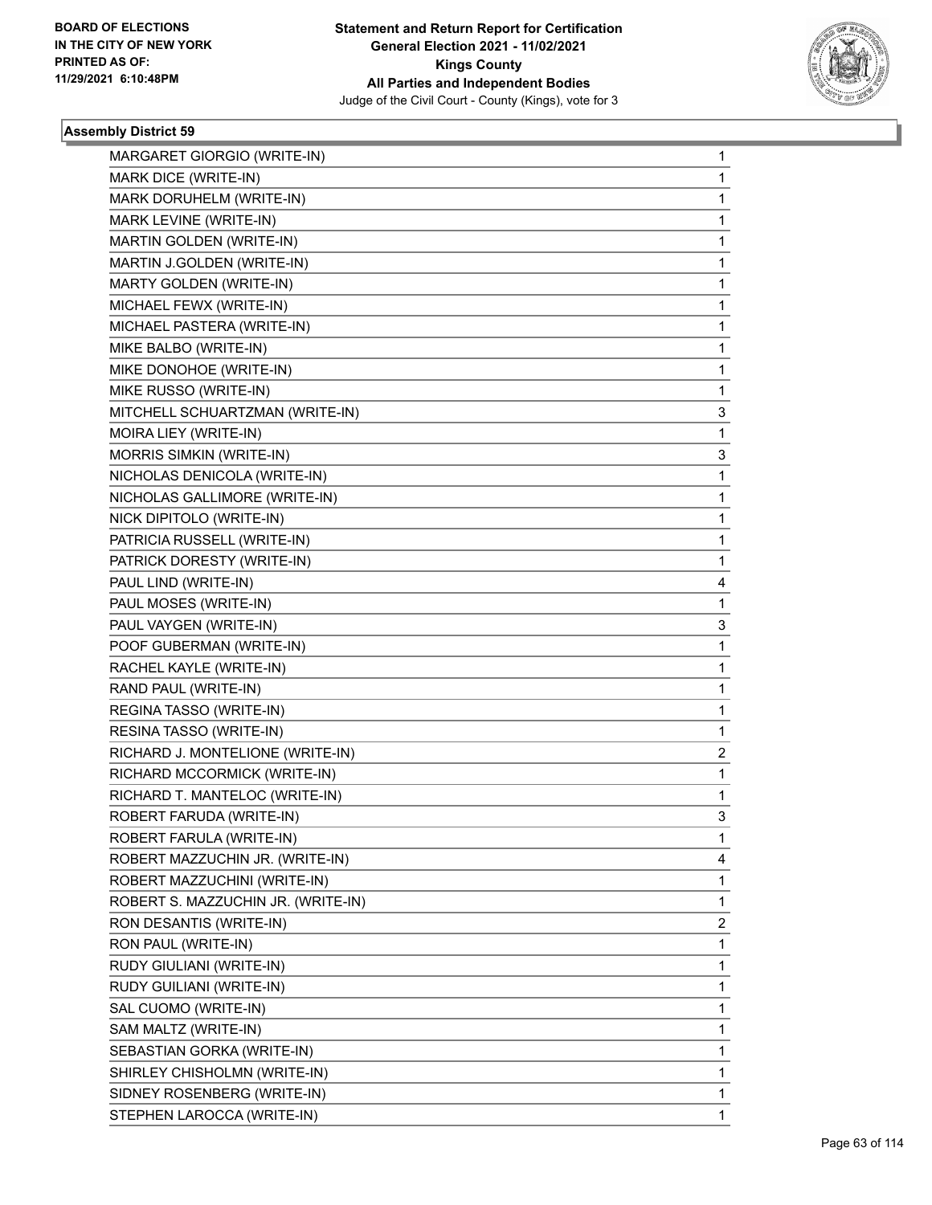BOARD OF ELECTIONS
IN THE CITY OF NEW YORK
PRINTED AS OF:
11/29/2021 6:10:48PM

**Statement and Return Report for Certification**
**General Election 2021 - 11/02/2021**
**Kings County**
**All Parties and Independent Bodies**
Judge of the Civil Court - County (Kings), vote for 3

### Assembly District 59

| | |
|---|---|
| MARGARET GIORGIO (WRITE-IN) | 1 |
| MARK DICE (WRITE-IN) | 1 |
| MARK DORUHELM (WRITE-IN) | 1 |
| MARK LEVINE (WRITE-IN) | 1 |
| MARTIN GOLDEN (WRITE-IN) | 1 |
| MARTIN J.GOLDEN (WRITE-IN) | 1 |
| MARTY GOLDEN (WRITE-IN) | 1 |
| MICHAEL FEWX (WRITE-IN) | 1 |
| MICHAEL PASTERA (WRITE-IN) | 1 |
| MIKE BALBO (WRITE-IN) | 1 |
| MIKE DONOHOE (WRITE-IN) | 1 |
| MIKE RUSSO (WRITE-IN) | 1 |
| MITCHELL SCHUARTZMAN (WRITE-IN) | 3 |
| MOIRA LIEY (WRITE-IN) | 1 |
| MORRIS SIMKIN (WRITE-IN) | 3 |
| NICHOLAS DENICOLA (WRITE-IN) | 1 |
| NICHOLAS GALLIMORE (WRITE-IN) | 1 |
| NICK DIPITOLO (WRITE-IN) | 1 |
| PATRICIA RUSSELL (WRITE-IN) | 1 |
| PATRICK DORESTY (WRITE-IN) | 1 |
| PAUL LIND (WRITE-IN) | 4 |
| PAUL MOSES (WRITE-IN) | 1 |
| PAUL VAYGEN (WRITE-IN) | 3 |
| POOF GUBERMAN (WRITE-IN) | 1 |
| RACHEL KAYLE (WRITE-IN) | 1 |
| RAND PAUL (WRITE-IN) | 1 |
| REGINA TASSO (WRITE-IN) | 1 |
| RESINA TASSO (WRITE-IN) | 1 |
| RICHARD J. MONTELIONE (WRITE-IN) | 2 |
| RICHARD MCCORMICK (WRITE-IN) | 1 |
| RICHARD T. MANTELOC (WRITE-IN) | 1 |
| ROBERT FARUDA (WRITE-IN) | 3 |
| ROBERT FARULA (WRITE-IN) | 1 |
| ROBERT MAZZUCHIN JR. (WRITE-IN) | 4 |
| ROBERT MAZZUCHINI (WRITE-IN) | 1 |
| ROBERT S. MAZZUCHIN JR. (WRITE-IN) | 1 |
| RON DESANTIS (WRITE-IN) | 2 |
| RON PAUL (WRITE-IN) | 1 |
| RUDY GIULIANI (WRITE-IN) | 1 |
| RUDY GUILIANI (WRITE-IN) | 1 |
| SAL CUOMO (WRITE-IN) | 1 |
| SAM MALTZ (WRITE-IN) | 1 |
| SEBASTIAN GORKA (WRITE-IN) | 1 |
| SHIRLEY CHISHOLMN (WRITE-IN) | 1 |
| SIDNEY ROSENBERG (WRITE-IN) | 1 |
| STEPHEN LAROCCA (WRITE-IN) | 1 |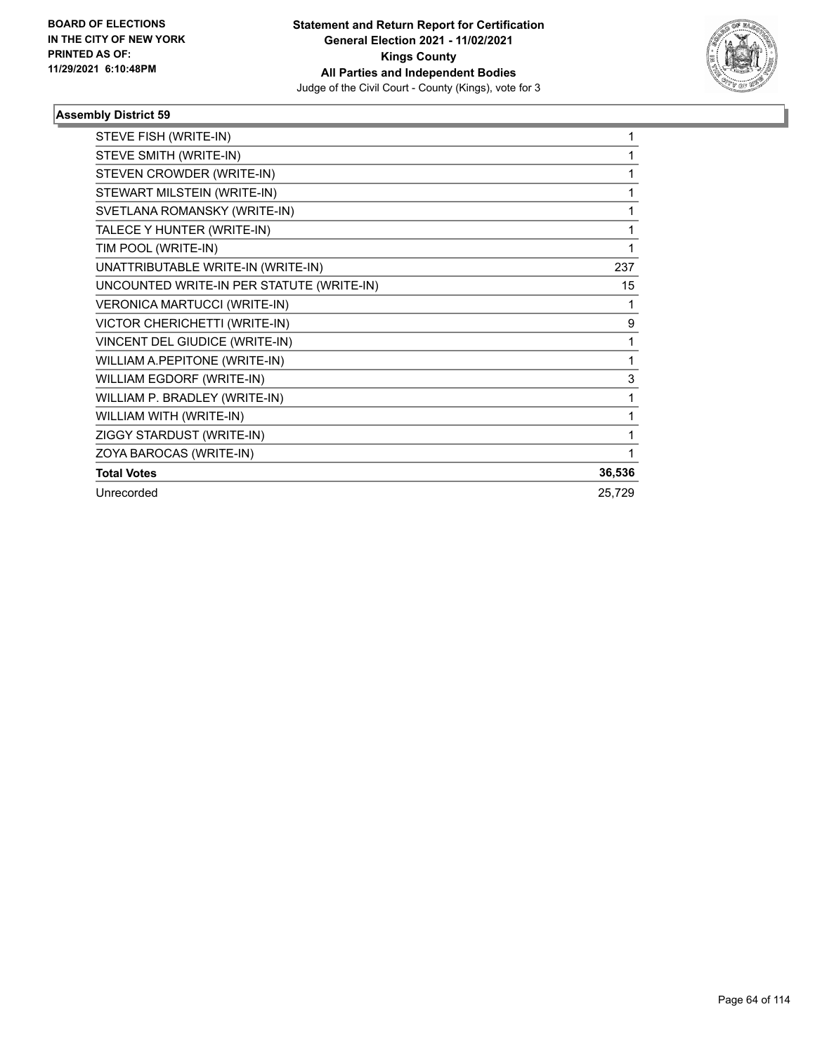**BOARD OF ELECTIONS IN THE CITY OF NEW YORK PRINTED AS OF: 11/29/2021 6:10:48PM**

**Statement and Return Report for Certification General Election 2021 - 11/02/2021 Kings County All Parties and Independent Bodies**

Judge of the Civil Court - County (Kings), vote for 3

### Assembly District 59

| | |
|---|---|
| STEVE FISH (WRITE-IN) | 1 |
| STEVE SMITH (WRITE-IN) | 1 |
| STEVEN CROWDER (WRITE-IN) | 1 |
| STEWART MILSTEIN (WRITE-IN) | 1 |
| SVETLANA ROMANSKY (WRITE-IN) | 1 |
| TALECE Y HUNTER (WRITE-IN) | 1 |
| TIM POOL (WRITE-IN) | 1 |
| UNATTRIBUTABLE WRITE-IN (WRITE-IN) | 237 |
| UNCOUNTED WRITE-IN PER STATUTE (WRITE-IN) | 15 |
| VERONICA MARTUCCI (WRITE-IN) | 1 |
| VICTOR CHERICHETTI (WRITE-IN) | 9 |
| VINCENT DEL GIUDICE (WRITE-IN) | 1 |
| WILLIAM A.PEPITONE (WRITE-IN) | 1 |
| WILLIAM EGDORF (WRITE-IN) | 3 |
| WILLIAM P. BRADLEY (WRITE-IN) | 1 |
| WILLIAM WITH (WRITE-IN) | 1 |
| ZIGGY STARDUST (WRITE-IN) | 1 |
| ZOYA BAROCAS (WRITE-IN) | 1 |
| **Total Votes** | **36,536** |
| Unrecorded | 25,729 |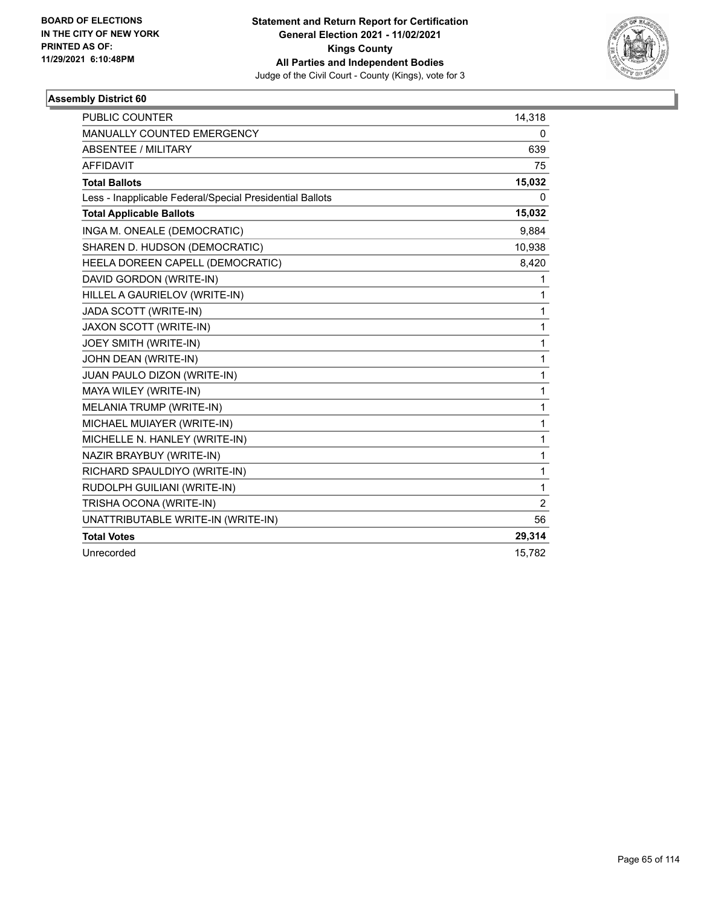**BOARD OF ELECTIONS IN THE CITY OF NEW YORK PRINTED AS OF: 11/29/2021 6:10:48PM**

**Statement and Return Report for Certification General Election 2021 - 11/02/2021 Kings County All Parties and Independent Bodies**

Judge of the Civil Court - County (Kings), vote for 3

## Assembly District 60

| | |
|---|---|
| PUBLIC COUNTER | 14,318 |
| MANUALLY COUNTED EMERGENCY | 0 |
| ABSENTEE / MILITARY | 639 |
| AFFIDAVIT | 75 |
| **Total Ballots** | **15,032** |
| Less - Inapplicable Federal/Special Presidential Ballots | 0 |
| **Total Applicable Ballots** | **15,032** |
| INGA M. ONEALE (DEMOCRATIC) | 9,884 |
| SHAREN D. HUDSON (DEMOCRATIC) | 10,938 |
| HEELA DOREEN CAPELL (DEMOCRATIC) | 8,420 |
| DAVID GORDON (WRITE-IN) | 1 |
| HILLEL A GAURIELOV (WRITE-IN) | 1 |
| JADA SCOTT (WRITE-IN) | 1 |
| JAXON SCOTT (WRITE-IN) | 1 |
| JOEY SMITH (WRITE-IN) | 1 |
| JOHN DEAN (WRITE-IN) | 1 |
| JUAN PAULO DIZON (WRITE-IN) | 1 |
| MAYA WILEY (WRITE-IN) | 1 |
| MELANIA TRUMP (WRITE-IN) | 1 |
| MICHAEL MUIAYER (WRITE-IN) | 1 |
| MICHELLE N. HANLEY (WRITE-IN) | 1 |
| NAZIR BRAYBUY (WRITE-IN) | 1 |
| RICHARD SPAULDIYO (WRITE-IN) | 1 |
| RUDOLPH GUILIANI (WRITE-IN) | 1 |
| TRISHA OCONA (WRITE-IN) | 2 |
| UNATTRIBUTABLE WRITE-IN (WRITE-IN) | 56 |
| **Total Votes** | **29,314** |
| Unrecorded | 15,782 |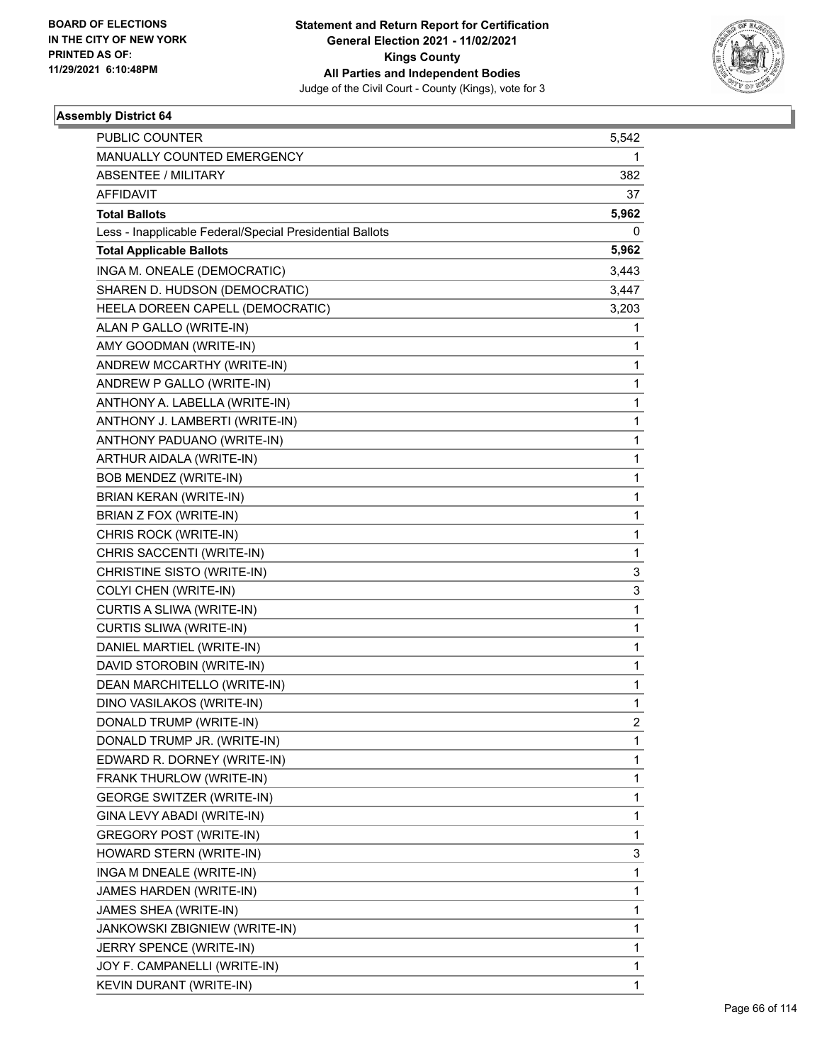BOARD OF ELECTIONS
IN THE CITY OF NEW YORK
PRINTED AS OF:
11/29/2021 6:10:48PM

**Statement and Return Report for Certification**
**General Election 2021 - 11/02/2021**
**Kings County**
**All Parties and Independent Bodies**
Judge of the Civil Court - County (Kings), vote for 3

## Assembly District 64

| | |
|---|---|
| PUBLIC COUNTER | 5,542 |
| MANUALLY COUNTED EMERGENCY | 1 |
| ABSENTEE / MILITARY | 382 |
| AFFIDAVIT | 37 |
| **Total Ballots** | **5,962** |
| Less - Inapplicable Federal/Special Presidential Ballots | 0 |
| **Total Applicable Ballots** | **5,962** |
| INGA M. ONEALE (DEMOCRATIC) | 3,443 |
| SHAREN D. HUDSON (DEMOCRATIC) | 3,447 |
| HEELA DOREEN CAPELL (DEMOCRATIC) | 3,203 |
| ALAN P GALLO (WRITE-IN) | 1 |
| AMY GOODMAN (WRITE-IN) | 1 |
| ANDREW MCCARTHY (WRITE-IN) | 1 |
| ANDREW P GALLO (WRITE-IN) | 1 |
| ANTHONY A. LABELLA (WRITE-IN) | 1 |
| ANTHONY J. LAMBERTI (WRITE-IN) | 1 |
| ANTHONY PADUANO (WRITE-IN) | 1 |
| ARTHUR AIDALA (WRITE-IN) | 1 |
| BOB MENDEZ (WRITE-IN) | 1 |
| BRIAN KERAN (WRITE-IN) | 1 |
| BRIAN Z FOX (WRITE-IN) | 1 |
| CHRIS ROCK (WRITE-IN) | 1 |
| CHRIS SACCENTI (WRITE-IN) | 1 |
| CHRISTINE SISTO (WRITE-IN) | 3 |
| COLYI CHEN (WRITE-IN) | 3 |
| CURTIS A SLIWA (WRITE-IN) | 1 |
| CURTIS SLIWA (WRITE-IN) | 1 |
| DANIEL MARTIEL (WRITE-IN) | 1 |
| DAVID STOROBIN (WRITE-IN) | 1 |
| DEAN MARCHITELLO (WRITE-IN) | 1 |
| DINO VASILAKOS (WRITE-IN) | 1 |
| DONALD TRUMP (WRITE-IN) | 2 |
| DONALD TRUMP JR. (WRITE-IN) | 1 |
| EDWARD R. DORNEY (WRITE-IN) | 1 |
| FRANK THURLOW (WRITE-IN) | 1 |
| GEORGE SWITZER (WRITE-IN) | 1 |
| GINA LEVY ABADI (WRITE-IN) | 1 |
| GREGORY POST (WRITE-IN) | 1 |
| HOWARD STERN (WRITE-IN) | 3 |
| INGA M DNEALE (WRITE-IN) | 1 |
| JAMES HARDEN (WRITE-IN) | 1 |
| JAMES SHEA (WRITE-IN) | 1 |
| JANKOWSKI ZBIGNIEW (WRITE-IN) | 1 |
| JERRY SPENCE (WRITE-IN) | 1 |
| JOY F. CAMPANELLI (WRITE-IN) | 1 |
| KEVIN DURANT (WRITE-IN) | 1 |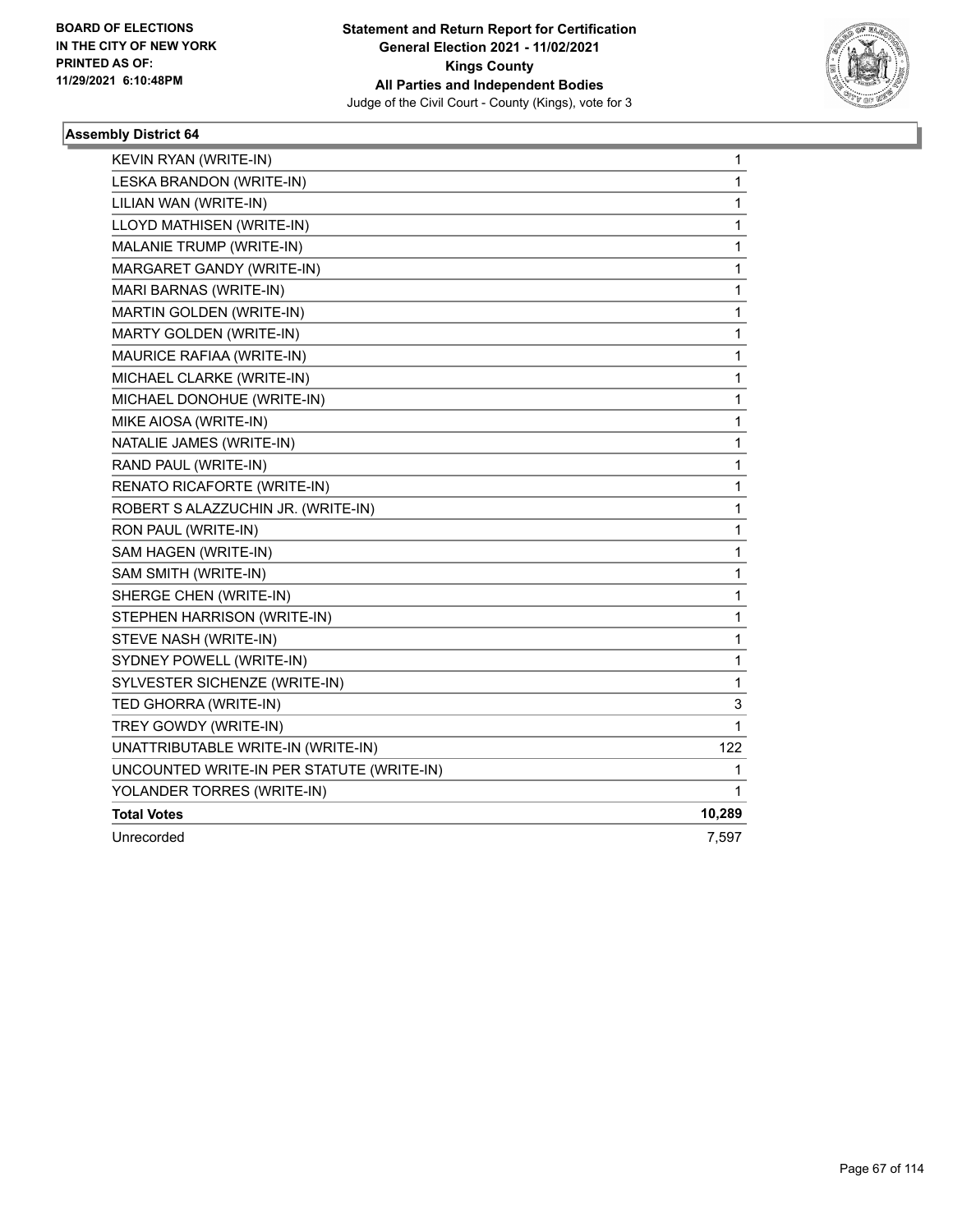**BOARD OF ELECTIONS IN THE CITY OF NEW YORK PRINTED AS OF: 11/29/2021 6:10:48PM**

**Statement and Return Report for Certification General Election 2021 - 11/02/2021 Kings County All Parties and Independent Bodies**

Judge of the Civil Court - County (Kings), vote for 3

### Assembly District 64

| | |
|---|---|
| KEVIN RYAN (WRITE-IN) | 1 |
| LESKA BRANDON (WRITE-IN) | 1 |
| LILIAN WAN (WRITE-IN) | 1 |
| LLOYD MATHISEN (WRITE-IN) | 1 |
| MALANIE TRUMP (WRITE-IN) | 1 |
| MARGARET GANDY (WRITE-IN) | 1 |
| MARI BARNAS (WRITE-IN) | 1 |
| MARTIN GOLDEN (WRITE-IN) | 1 |
| MARTY GOLDEN (WRITE-IN) | 1 |
| MAURICE RAFIAA (WRITE-IN) | 1 |
| MICHAEL CLARKE (WRITE-IN) | 1 |
| MICHAEL DONOHUE (WRITE-IN) | 1 |
| MIKE AIOSA (WRITE-IN) | 1 |
| NATALIE JAMES (WRITE-IN) | 1 |
| RAND PAUL (WRITE-IN) | 1 |
| RENATO RICAFORTE (WRITE-IN) | 1 |
| ROBERT S ALAZZUCHIN JR. (WRITE-IN) | 1 |
| RON PAUL (WRITE-IN) | 1 |
| SAM HAGEN (WRITE-IN) | 1 |
| SAM SMITH (WRITE-IN) | 1 |
| SHERGE CHEN (WRITE-IN) | 1 |
| STEPHEN HARRISON (WRITE-IN) | 1 |
| STEVE NASH (WRITE-IN) | 1 |
| SYDNEY POWELL (WRITE-IN) | 1 |
| SYLVESTER SICHENZE (WRITE-IN) | 1 |
| TED GHORRA (WRITE-IN) | 3 |
| TREY GOWDY (WRITE-IN) | 1 |
| UNATTRIBUTABLE WRITE-IN (WRITE-IN) | 122 |
| UNCOUNTED WRITE-IN PER STATUTE (WRITE-IN) | 1 |
| YOLANDER TORRES (WRITE-IN) | 1 |
| **Total Votes** | **10,289** |
| Unrecorded | 7,597 |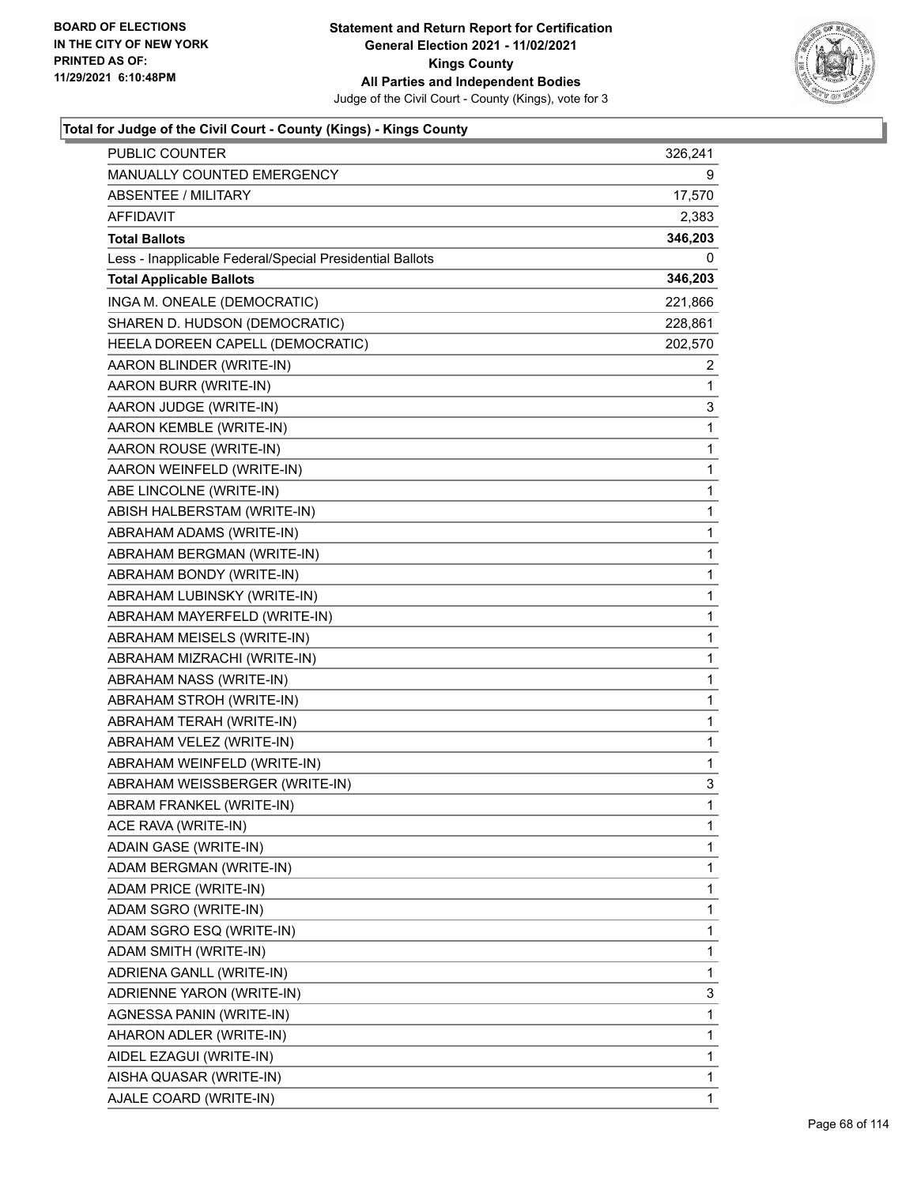### Total for Judge of the Civil Court - County (Kings) - Kings County

| | |
|---|---|
| PUBLIC COUNTER | 326,241 |
| MANUALLY COUNTED EMERGENCY | 9 |
| ABSENTEE / MILITARY | 17,570 |
| AFFIDAVIT | 2,383 |
| **Total Ballots** | **346,203** |
| Less - Inapplicable Federal/Special Presidential Ballots | 0 |
| **Total Applicable Ballots** | **346,203** |
| INGA M. ONEALE (DEMOCRATIC) | 221,866 |
| SHAREN D. HUDSON (DEMOCRATIC) | 228,861 |
| HEELA DOREEN CAPELL (DEMOCRATIC) | 202,570 |
| AARON BLINDER (WRITE-IN) | 2 |
| AARON BURR (WRITE-IN) | 1 |
| AARON JUDGE (WRITE-IN) | 3 |
| AARON KEMBLE (WRITE-IN) | 1 |
| AARON ROUSE (WRITE-IN) | 1 |
| AARON WEINFELD (WRITE-IN) | 1 |
| ABE LINCOLNE (WRITE-IN) | 1 |
| ABISH HALBERSTAM (WRITE-IN) | 1 |
| ABRAHAM ADAMS (WRITE-IN) | 1 |
| ABRAHAM BERGMAN (WRITE-IN) | 1 |
| ABRAHAM BONDY (WRITE-IN) | 1 |
| ABRAHAM LUBINSKY (WRITE-IN) | 1 |
| ABRAHAM MAYERFELD (WRITE-IN) | 1 |
| ABRAHAM MEISELS (WRITE-IN) | 1 |
| ABRAHAM MIZRACHI (WRITE-IN) | 1 |
| ABRAHAM NASS (WRITE-IN) | 1 |
| ABRAHAM STROH (WRITE-IN) | 1 |
| ABRAHAM TERAH (WRITE-IN) | 1 |
| ABRAHAM VELEZ (WRITE-IN) | 1 |
| ABRAHAM WEINFELD (WRITE-IN) | 1 |
| ABRAHAM WEISSBERGER (WRITE-IN) | 3 |
| ABRAM FRANKEL (WRITE-IN) | 1 |
| ACE RAVA (WRITE-IN) | 1 |
| ADAIN GASE (WRITE-IN) | 1 |
| ADAM BERGMAN (WRITE-IN) | 1 |
| ADAM PRICE (WRITE-IN) | 1 |
| ADAM SGRO (WRITE-IN) | 1 |
| ADAM SGRO ESQ (WRITE-IN) | 1 |
| ADAM SMITH (WRITE-IN) | 1 |
| ADRIENA GANLL (WRITE-IN) | 1 |
| ADRIENNE YARON (WRITE-IN) | 3 |
| AGNESSA PANIN (WRITE-IN) | 1 |
| AHARON ADLER (WRITE-IN) | 1 |
| AIDEL EZAGUI (WRITE-IN) | 1 |
| AISHA QUASAR (WRITE-IN) | 1 |
| AJALE COARD (WRITE-IN) | 1 |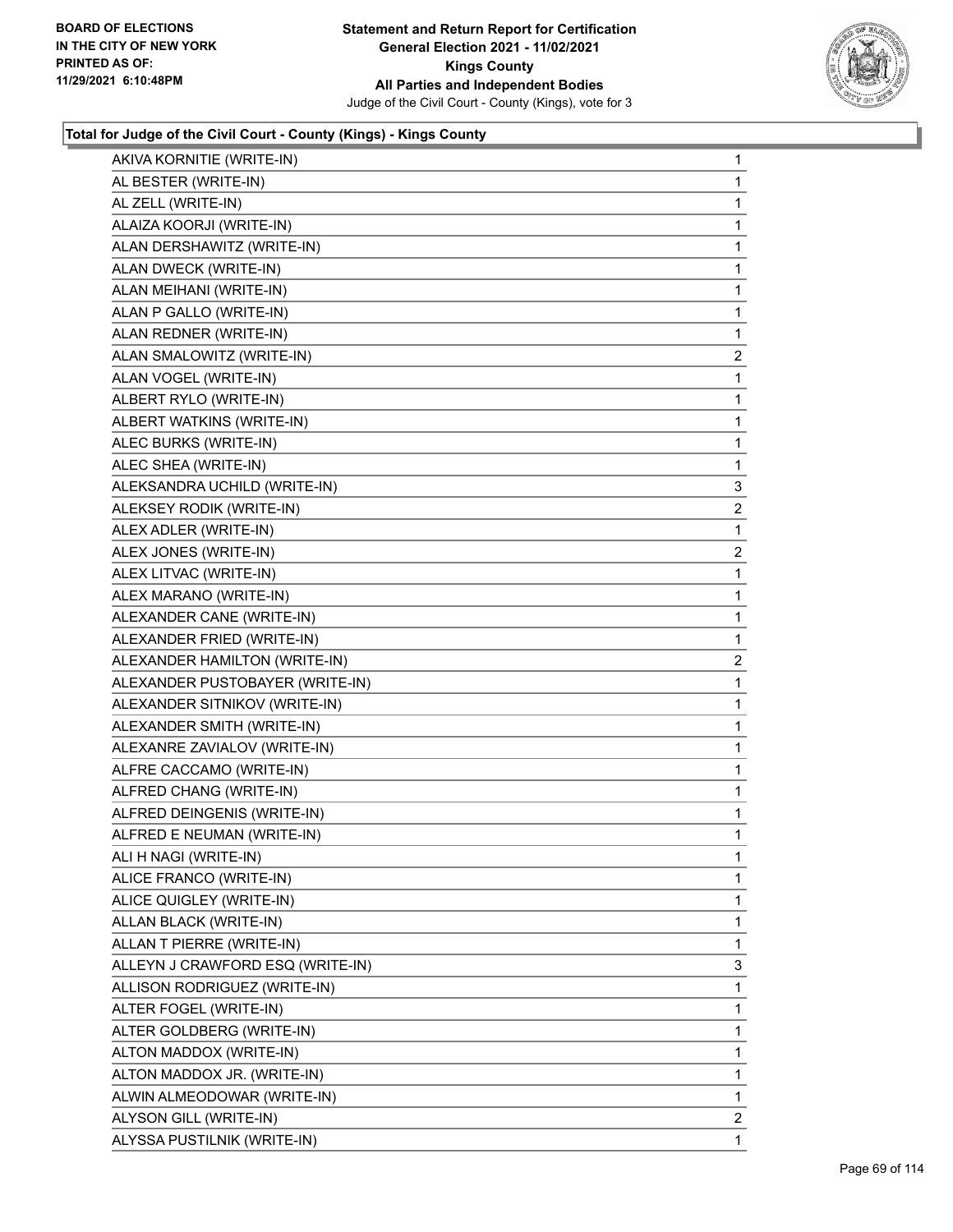**BOARD OF ELECTIONS IN THE CITY OF NEW YORK PRINTED AS OF: 11/29/2021 6:10:48PM**

**Statement and Return Report for Certification General Election 2021 - 11/02/2021 Kings County All Parties and Independent Bodies**
Judge of the Civil Court - County (Kings), vote for 3

### Total for Judge of the Civil Court - County (Kings) - Kings County

| Candidate | Votes |
|---|---|
| AKIVA KORNITIE (WRITE-IN) | 1 |
| AL BESTER (WRITE-IN) | 1 |
| AL ZELL (WRITE-IN) | 1 |
| ALAIZA KOORJI (WRITE-IN) | 1 |
| ALAN DERSHAWITZ (WRITE-IN) | 1 |
| ALAN DWECK (WRITE-IN) | 1 |
| ALAN MEIHANI (WRITE-IN) | 1 |
| ALAN P GALLO (WRITE-IN) | 1 |
| ALAN REDNER (WRITE-IN) | 1 |
| ALAN SMALOWITZ (WRITE-IN) | 2 |
| ALAN VOGEL (WRITE-IN) | 1 |
| ALBERT RYLO (WRITE-IN) | 1 |
| ALBERT WATKINS (WRITE-IN) | 1 |
| ALEC BURKS (WRITE-IN) | 1 |
| ALEC SHEA (WRITE-IN) | 1 |
| ALEKSANDRA UCHILD (WRITE-IN) | 3 |
| ALEKSEY RODIK (WRITE-IN) | 2 |
| ALEX ADLER (WRITE-IN) | 1 |
| ALEX JONES (WRITE-IN) | 2 |
| ALEX LITVAC (WRITE-IN) | 1 |
| ALEX MARANO (WRITE-IN) | 1 |
| ALEXANDER CANE (WRITE-IN) | 1 |
| ALEXANDER FRIED (WRITE-IN) | 1 |
| ALEXANDER HAMILTON (WRITE-IN) | 2 |
| ALEXANDER PUSTOBAYER (WRITE-IN) | 1 |
| ALEXANDER SITNIKOV (WRITE-IN) | 1 |
| ALEXANDER SMITH (WRITE-IN) | 1 |
| ALEXANRE ZAVIALOV (WRITE-IN) | 1 |
| ALFRE CACCAMO (WRITE-IN) | 1 |
| ALFRED CHANG (WRITE-IN) | 1 |
| ALFRED DEINGENIS (WRITE-IN) | 1 |
| ALFRED E NEUMAN (WRITE-IN) | 1 |
| ALI H NAGI (WRITE-IN) | 1 |
| ALICE FRANCO (WRITE-IN) | 1 |
| ALICE QUIGLEY (WRITE-IN) | 1 |
| ALLAN BLACK (WRITE-IN) | 1 |
| ALLAN T PIERRE (WRITE-IN) | 1 |
| ALLEYN J CRAWFORD ESQ (WRITE-IN) | 3 |
| ALLISON RODRIGUEZ (WRITE-IN) | 1 |
| ALTER FOGEL (WRITE-IN) | 1 |
| ALTER GOLDBERG (WRITE-IN) | 1 |
| ALTON MADDOX (WRITE-IN) | 1 |
| ALTON MADDOX JR. (WRITE-IN) | 1 |
| ALWIN ALMEODOWAR (WRITE-IN) | 1 |
| ALYSON GILL (WRITE-IN) | 2 |
| ALYSSA PUSTILNIK (WRITE-IN) | 1 |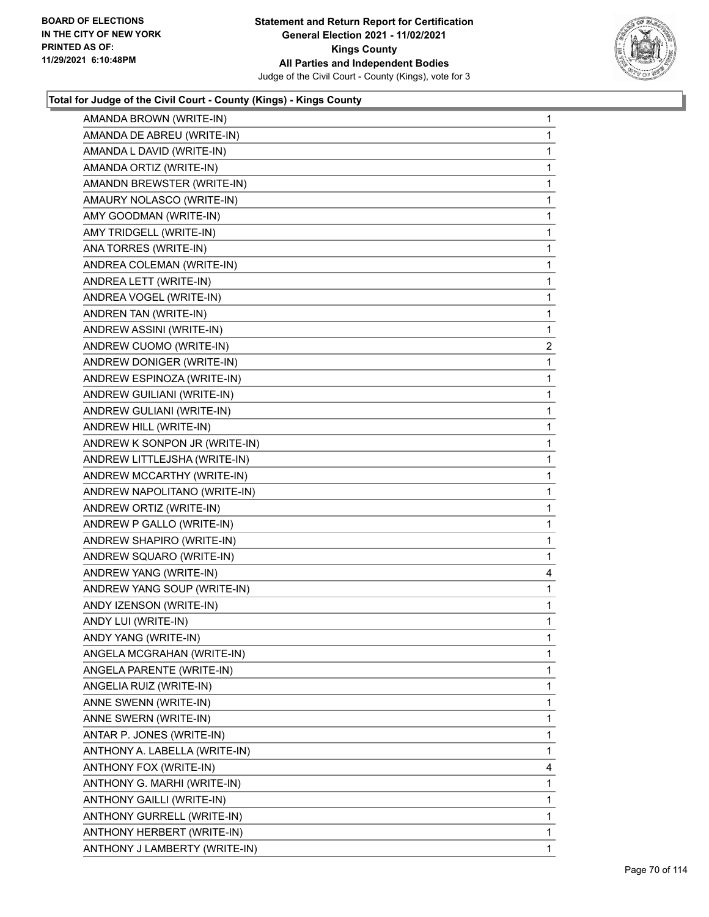**Total for Judge of the Civil Court - County (Kings) - Kings County**

| Candidate | Votes |
|---|---|
| AMANDA BROWN (WRITE-IN) | 1 |
| AMANDA DE ABREU (WRITE-IN) | 1 |
| AMANDA L DAVID (WRITE-IN) | 1 |
| AMANDA ORTIZ (WRITE-IN) | 1 |
| AMANDN BREWSTER (WRITE-IN) | 1 |
| AMAURY NOLASCO (WRITE-IN) | 1 |
| AMY GOODMAN (WRITE-IN) | 1 |
| AMY TRIDGELL (WRITE-IN) | 1 |
| ANA TORRES (WRITE-IN) | 1 |
| ANDREA COLEMAN (WRITE-IN) | 1 |
| ANDREA LETT (WRITE-IN) | 1 |
| ANDREA VOGEL (WRITE-IN) | 1 |
| ANDREN TAN (WRITE-IN) | 1 |
| ANDREW ASSINI (WRITE-IN) | 1 |
| ANDREW CUOMO (WRITE-IN) | 2 |
| ANDREW DONIGER (WRITE-IN) | 1 |
| ANDREW ESPINOZA (WRITE-IN) | 1 |
| ANDREW GUILIANI (WRITE-IN) | 1 |
| ANDREW GULIANI (WRITE-IN) | 1 |
| ANDREW HILL (WRITE-IN) | 1 |
| ANDREW K SONPON JR (WRITE-IN) | 1 |
| ANDREW LITTLEJSHA (WRITE-IN) | 1 |
| ANDREW MCCARTHY (WRITE-IN) | 1 |
| ANDREW NAPOLITANO (WRITE-IN) | 1 |
| ANDREW ORTIZ (WRITE-IN) | 1 |
| ANDREW P GALLO (WRITE-IN) | 1 |
| ANDREW SHAPIRO (WRITE-IN) | 1 |
| ANDREW SQUARO (WRITE-IN) | 1 |
| ANDREW YANG (WRITE-IN) | 4 |
| ANDREW YANG SOUP (WRITE-IN) | 1 |
| ANDY IZENSON (WRITE-IN) | 1 |
| ANDY LUI (WRITE-IN) | 1 |
| ANDY YANG (WRITE-IN) | 1 |
| ANGELA MCGRAHAN (WRITE-IN) | 1 |
| ANGELA PARENTE (WRITE-IN) | 1 |
| ANGELIA RUIZ (WRITE-IN) | 1 |
| ANNE SWENN (WRITE-IN) | 1 |
| ANNE SWERN (WRITE-IN) | 1 |
| ANTAR P. JONES (WRITE-IN) | 1 |
| ANTHONY A. LABELLA (WRITE-IN) | 1 |
| ANTHONY FOX (WRITE-IN) | 4 |
| ANTHONY G. MARHI (WRITE-IN) | 1 |
| ANTHONY GAILLI (WRITE-IN) | 1 |
| ANTHONY GURRELL (WRITE-IN) | 1 |
| ANTHONY HERBERT (WRITE-IN) | 1 |
| ANTHONY J LAMBERTY (WRITE-IN) | 1 |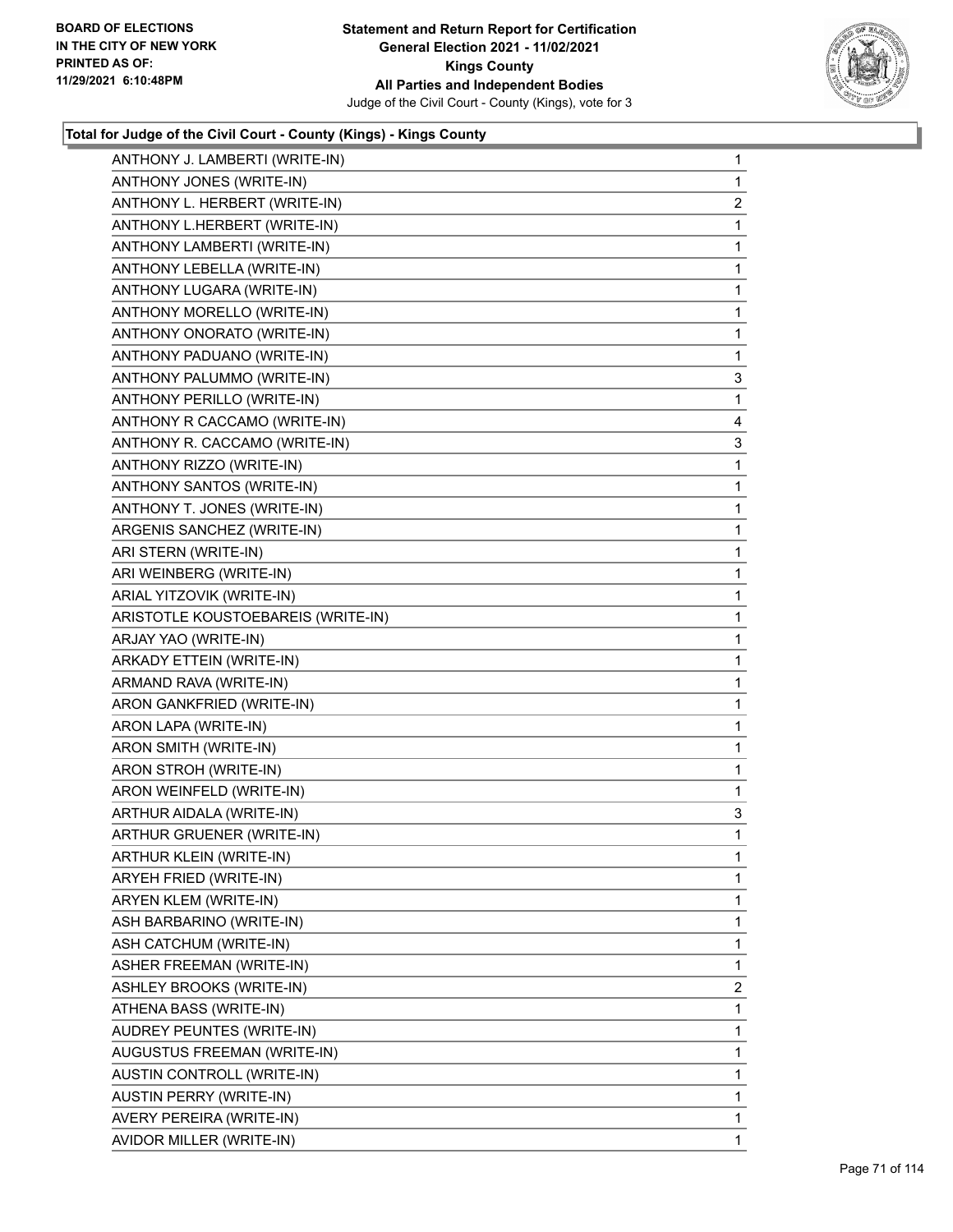### Total for Judge of the Civil Court - County (Kings) - Kings County

| | |
|---|---|
| ANTHONY J. LAMBERTI (WRITE-IN) | 1 |
| ANTHONY JONES (WRITE-IN) | 1 |
| ANTHONY L. HERBERT (WRITE-IN) | 2 |
| ANTHONY L.HERBERT (WRITE-IN) | 1 |
| ANTHONY LAMBERTI (WRITE-IN) | 1 |
| ANTHONY LEBELLA (WRITE-IN) | 1 |
| ANTHONY LUGARA (WRITE-IN) | 1 |
| ANTHONY MORELLO (WRITE-IN) | 1 |
| ANTHONY ONORATO (WRITE-IN) | 1 |
| ANTHONY PADUANO (WRITE-IN) | 1 |
| ANTHONY PALUMMO (WRITE-IN) | 3 |
| ANTHONY PERILLO (WRITE-IN) | 1 |
| ANTHONY R CACCAMO (WRITE-IN) | 4 |
| ANTHONY R. CACCAMO (WRITE-IN) | 3 |
| ANTHONY RIZZO (WRITE-IN) | 1 |
| ANTHONY SANTOS (WRITE-IN) | 1 |
| ANTHONY T. JONES (WRITE-IN) | 1 |
| ARGENIS SANCHEZ (WRITE-IN) | 1 |
| ARI STERN (WRITE-IN) | 1 |
| ARI WEINBERG (WRITE-IN) | 1 |
| ARIAL YITZOVIK (WRITE-IN) | 1 |
| ARISTOTLE KOUSTOEBAREIS (WRITE-IN) | 1 |
| ARJAY YAO (WRITE-IN) | 1 |
| ARKADY ETTEIN (WRITE-IN) | 1 |
| ARMAND RAVA (WRITE-IN) | 1 |
| ARON GANKFRIED (WRITE-IN) | 1 |
| ARON LAPA (WRITE-IN) | 1 |
| ARON SMITH (WRITE-IN) | 1 |
| ARON STROH (WRITE-IN) | 1 |
| ARON WEINFELD (WRITE-IN) | 1 |
| ARTHUR AIDALA (WRITE-IN) | 3 |
| ARTHUR GRUENER (WRITE-IN) | 1 |
| ARTHUR KLEIN (WRITE-IN) | 1 |
| ARYEH FRIED (WRITE-IN) | 1 |
| ARYEN KLEM (WRITE-IN) | 1 |
| ASH BARBARINO (WRITE-IN) | 1 |
| ASH CATCHUM (WRITE-IN) | 1 |
| ASHER FREEMAN (WRITE-IN) | 1 |
| ASHLEY BROOKS (WRITE-IN) | 2 |
| ATHENA BASS (WRITE-IN) | 1 |
| AUDREY PEUNTES (WRITE-IN) | 1 |
| AUGUSTUS FREEMAN (WRITE-IN) | 1 |
| AUSTIN CONTROLL (WRITE-IN) | 1 |
| AUSTIN PERRY (WRITE-IN) | 1 |
| AVERY PEREIRA (WRITE-IN) | 1 |
| AVIDOR MILLER (WRITE-IN) | 1 |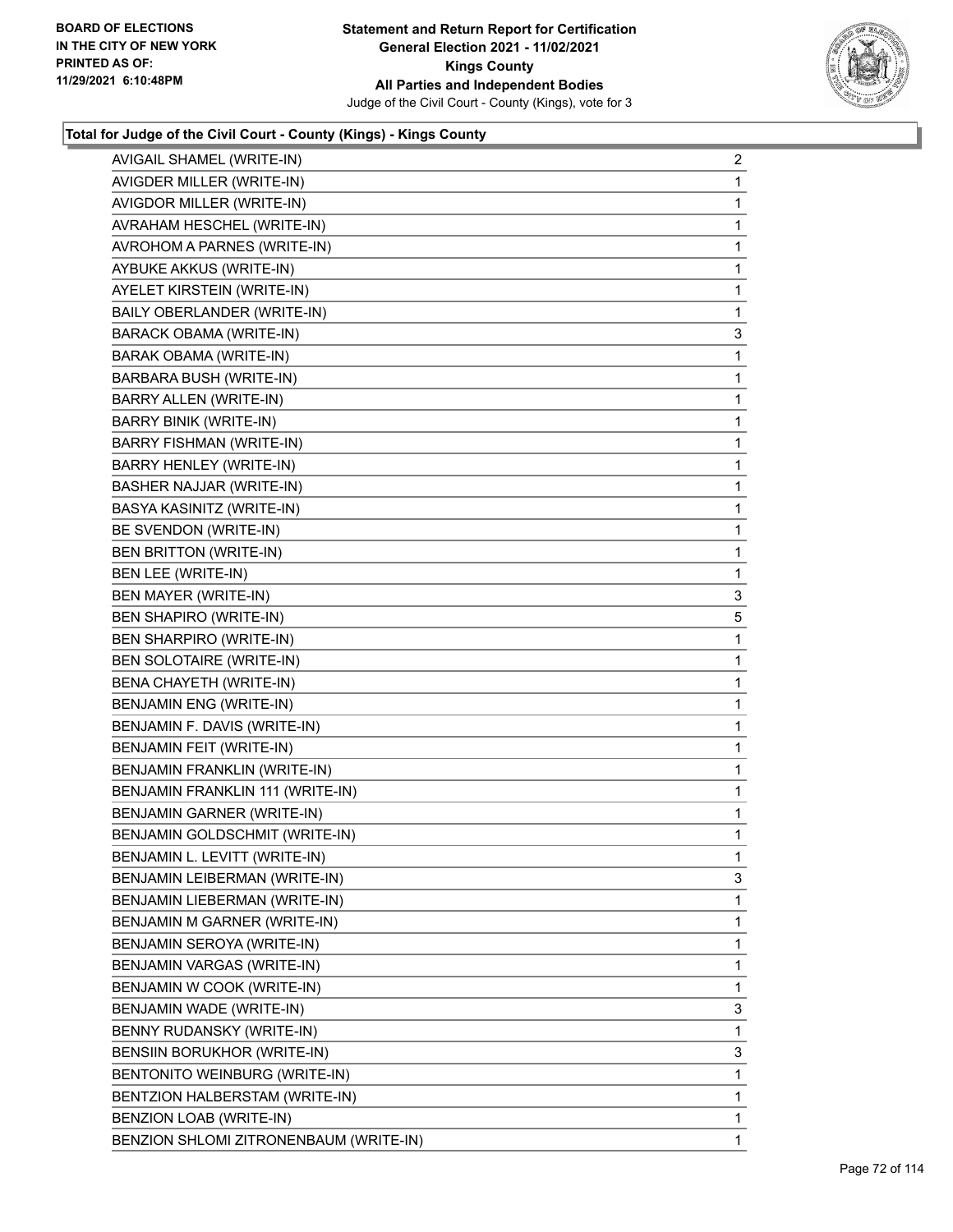**Total for Judge of the Civil Court - County (Kings) - Kings County**

| Candidate | Votes |
|---|---|
| AVIGAIL SHAMEL (WRITE-IN) | 2 |
| AVIGDER MILLER (WRITE-IN) | 1 |
| AVIGDOR MILLER (WRITE-IN) | 1 |
| AVRAHAM HESCHEL (WRITE-IN) | 1 |
| AVROHOM A PARNES (WRITE-IN) | 1 |
| AYBUKE AKKUS (WRITE-IN) | 1 |
| AYELET KIRSTEIN (WRITE-IN) | 1 |
| BAILY OBERLANDER (WRITE-IN) | 1 |
| BARACK OBAMA (WRITE-IN) | 3 |
| BARAK OBAMA (WRITE-IN) | 1 |
| BARBARA BUSH (WRITE-IN) | 1 |
| BARRY ALLEN (WRITE-IN) | 1 |
| BARRY BINIK (WRITE-IN) | 1 |
| BARRY FISHMAN (WRITE-IN) | 1 |
| BARRY HENLEY (WRITE-IN) | 1 |
| BASHER NAJJAR (WRITE-IN) | 1 |
| BASYA KASINITZ (WRITE-IN) | 1 |
| BE SVENDON (WRITE-IN) | 1 |
| BEN BRITTON (WRITE-IN) | 1 |
| BEN LEE (WRITE-IN) | 1 |
| BEN MAYER (WRITE-IN) | 3 |
| BEN SHAPIRO (WRITE-IN) | 5 |
| BEN SHARPIRO (WRITE-IN) | 1 |
| BEN SOLOTAIRE (WRITE-IN) | 1 |
| BENA CHAYETH (WRITE-IN) | 1 |
| BENJAMIN ENG (WRITE-IN) | 1 |
| BENJAMIN F. DAVIS (WRITE-IN) | 1 |
| BENJAMIN FEIT (WRITE-IN) | 1 |
| BENJAMIN FRANKLIN (WRITE-IN) | 1 |
| BENJAMIN FRANKLIN 111 (WRITE-IN) | 1 |
| BENJAMIN GARNER (WRITE-IN) | 1 |
| BENJAMIN GOLDSCHMIT (WRITE-IN) | 1 |
| BENJAMIN L. LEVITT (WRITE-IN) | 1 |
| BENJAMIN LEIBERMAN (WRITE-IN) | 3 |
| BENJAMIN LIEBERMAN (WRITE-IN) | 1 |
| BENJAMIN M GARNER (WRITE-IN) | 1 |
| BENJAMIN SEROYA (WRITE-IN) | 1 |
| BENJAMIN VARGAS (WRITE-IN) | 1 |
| BENJAMIN W COOK (WRITE-IN) | 1 |
| BENJAMIN WADE (WRITE-IN) | 3 |
| BENNY RUDANSKY (WRITE-IN) | 1 |
| BENSIIN BORUKHOR (WRITE-IN) | 3 |
| BENTONITO WEINBURG (WRITE-IN) | 1 |
| BENTZION HALBERSTAM (WRITE-IN) | 1 |
| BENZION LOAB (WRITE-IN) | 1 |
| BENZION SHLOMI ZITRONENBAUM (WRITE-IN) | 1 |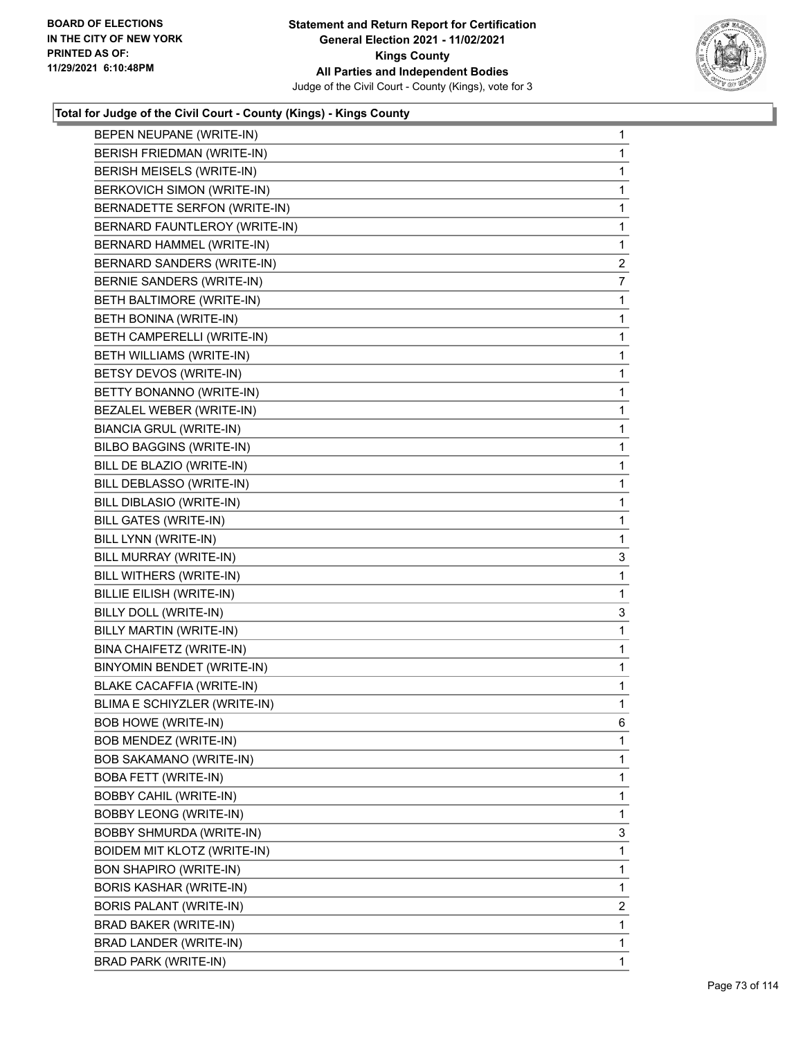**Total for Judge of the Civil Court - County (Kings) - Kings County**

| | |
|---|---|
| BEPEN NEUPANE (WRITE-IN) | 1 |
| BERISH FRIEDMAN (WRITE-IN) | 1 |
| BERISH MEISELS (WRITE-IN) | 1 |
| BERKOVICH SIMON (WRITE-IN) | 1 |
| BERNADETTE SERFON (WRITE-IN) | 1 |
| BERNARD FAUNTLEROY (WRITE-IN) | 1 |
| BERNARD HAMMEL (WRITE-IN) | 1 |
| BERNARD SANDERS (WRITE-IN) | 2 |
| BERNIE SANDERS (WRITE-IN) | 7 |
| BETH BALTIMORE (WRITE-IN) | 1 |
| BETH BONINA (WRITE-IN) | 1 |
| BETH CAMPERELLI (WRITE-IN) | 1 |
| BETH WILLIAMS (WRITE-IN) | 1 |
| BETSY DEVOS (WRITE-IN) | 1 |
| BETTY BONANNO (WRITE-IN) | 1 |
| BEZALEL WEBER (WRITE-IN) | 1 |
| BIANCIA GRUL (WRITE-IN) | 1 |
| BILBO BAGGINS (WRITE-IN) | 1 |
| BILL DE BLAZIO (WRITE-IN) | 1 |
| BILL DEBLASSO (WRITE-IN) | 1 |
| BILL DIBLASIO (WRITE-IN) | 1 |
| BILL GATES (WRITE-IN) | 1 |
| BILL LYNN (WRITE-IN) | 1 |
| BILL MURRAY (WRITE-IN) | 3 |
| BILL WITHERS (WRITE-IN) | 1 |
| BILLIE EILISH (WRITE-IN) | 1 |
| BILLY DOLL (WRITE-IN) | 3 |
| BILLY MARTIN (WRITE-IN) | 1 |
| BINA CHAIFETZ (WRITE-IN) | 1 |
| BINYOMIN BENDET (WRITE-IN) | 1 |
| BLAKE CACAFFIA (WRITE-IN) | 1 |
| BLIMA E SCHIYZLER (WRITE-IN) | 1 |
| BOB HOWE (WRITE-IN) | 6 |
| BOB MENDEZ (WRITE-IN) | 1 |
| BOB SAKAMANO (WRITE-IN) | 1 |
| BOBA FETT (WRITE-IN) | 1 |
| BOBBY CAHIL (WRITE-IN) | 1 |
| BOBBY LEONG (WRITE-IN) | 1 |
| BOBBY SHMURDA (WRITE-IN) | 3 |
| BOIDEM MIT KLOTZ (WRITE-IN) | 1 |
| BON SHAPIRO (WRITE-IN) | 1 |
| BORIS KASHAR (WRITE-IN) | 1 |
| BORIS PALANT (WRITE-IN) | 2 |
| BRAD BAKER (WRITE-IN) | 1 |
| BRAD LANDER (WRITE-IN) | 1 |
| BRAD PARK (WRITE-IN) | 1 |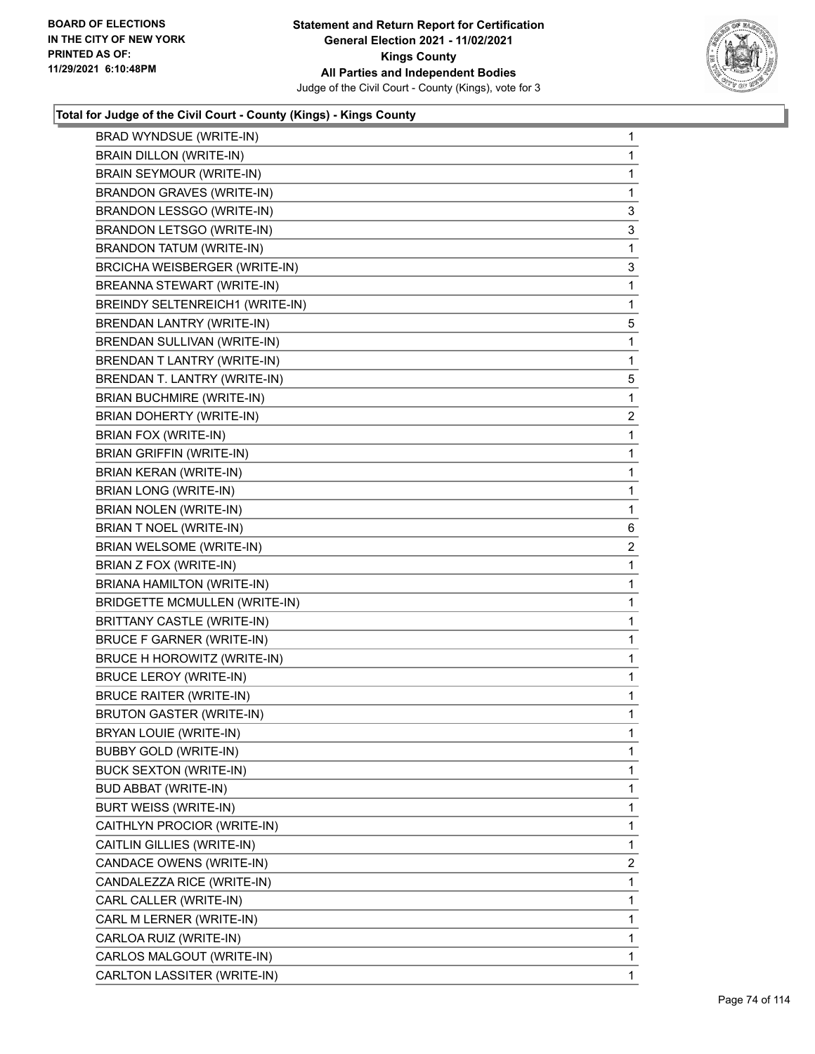**Statement and Return Report for Certification**
**General Election 2021 - 11/02/2021**
**Kings County**
**All Parties and Independent Bodies**
Judge of the Civil Court - County (Kings), vote for 3

BOARD OF ELECTIONS
IN THE CITY OF NEW YORK
PRINTED AS OF:
11/29/2021 6:10:48PM

### Total for Judge of the Civil Court - County (Kings) - Kings County

| | |
|---|---|
| BRAD WYNDSUE (WRITE-IN) | 1 |
| BRAIN DILLON (WRITE-IN) | 1 |
| BRAIN SEYMOUR (WRITE-IN) | 1 |
| BRANDON GRAVES (WRITE-IN) | 1 |
| BRANDON LESSGO (WRITE-IN) | 3 |
| BRANDON LETSGO (WRITE-IN) | 3 |
| BRANDON TATUM (WRITE-IN) | 1 |
| BRCICHA WEISBERGER (WRITE-IN) | 3 |
| BREANNA STEWART (WRITE-IN) | 1 |
| BREINDY SELTENREICH1 (WRITE-IN) | 1 |
| BRENDAN LANTRY (WRITE-IN) | 5 |
| BRENDAN SULLIVAN (WRITE-IN) | 1 |
| BRENDAN T LANTRY (WRITE-IN) | 1 |
| BRENDAN T. LANTRY (WRITE-IN) | 5 |
| BRIAN BUCHMIRE (WRITE-IN) | 1 |
| BRIAN DOHERTY (WRITE-IN) | 2 |
| BRIAN FOX (WRITE-IN) | 1 |
| BRIAN GRIFFIN (WRITE-IN) | 1 |
| BRIAN KERAN (WRITE-IN) | 1 |
| BRIAN LONG (WRITE-IN) | 1 |
| BRIAN NOLEN (WRITE-IN) | 1 |
| BRIAN T NOEL (WRITE-IN) | 6 |
| BRIAN WELSOME (WRITE-IN) | 2 |
| BRIAN Z FOX (WRITE-IN) | 1 |
| BRIANA HAMILTON (WRITE-IN) | 1 |
| BRIDGETTE MCMULLEN (WRITE-IN) | 1 |
| BRITTANY CASTLE (WRITE-IN) | 1 |
| BRUCE F GARNER (WRITE-IN) | 1 |
| BRUCE H HOROWITZ (WRITE-IN) | 1 |
| BRUCE LEROY (WRITE-IN) | 1 |
| BRUCE RAITER (WRITE-IN) | 1 |
| BRUTON GASTER (WRITE-IN) | 1 |
| BRYAN LOUIE (WRITE-IN) | 1 |
| BUBBY GOLD (WRITE-IN) | 1 |
| BUCK SEXTON (WRITE-IN) | 1 |
| BUD ABBAT (WRITE-IN) | 1 |
| BURT WEISS (WRITE-IN) | 1 |
| CAITHLYN PROCIOR (WRITE-IN) | 1 |
| CAITLIN GILLIES (WRITE-IN) | 1 |
| CANDACE OWENS (WRITE-IN) | 2 |
| CANDALEZZA RICE (WRITE-IN) | 1 |
| CARL CALLER (WRITE-IN) | 1 |
| CARL M LERNER (WRITE-IN) | 1 |
| CARLOA RUIZ (WRITE-IN) | 1 |
| CARLOS MALGOUT (WRITE-IN) | 1 |
| CARLTON LASSITER (WRITE-IN) | 1 |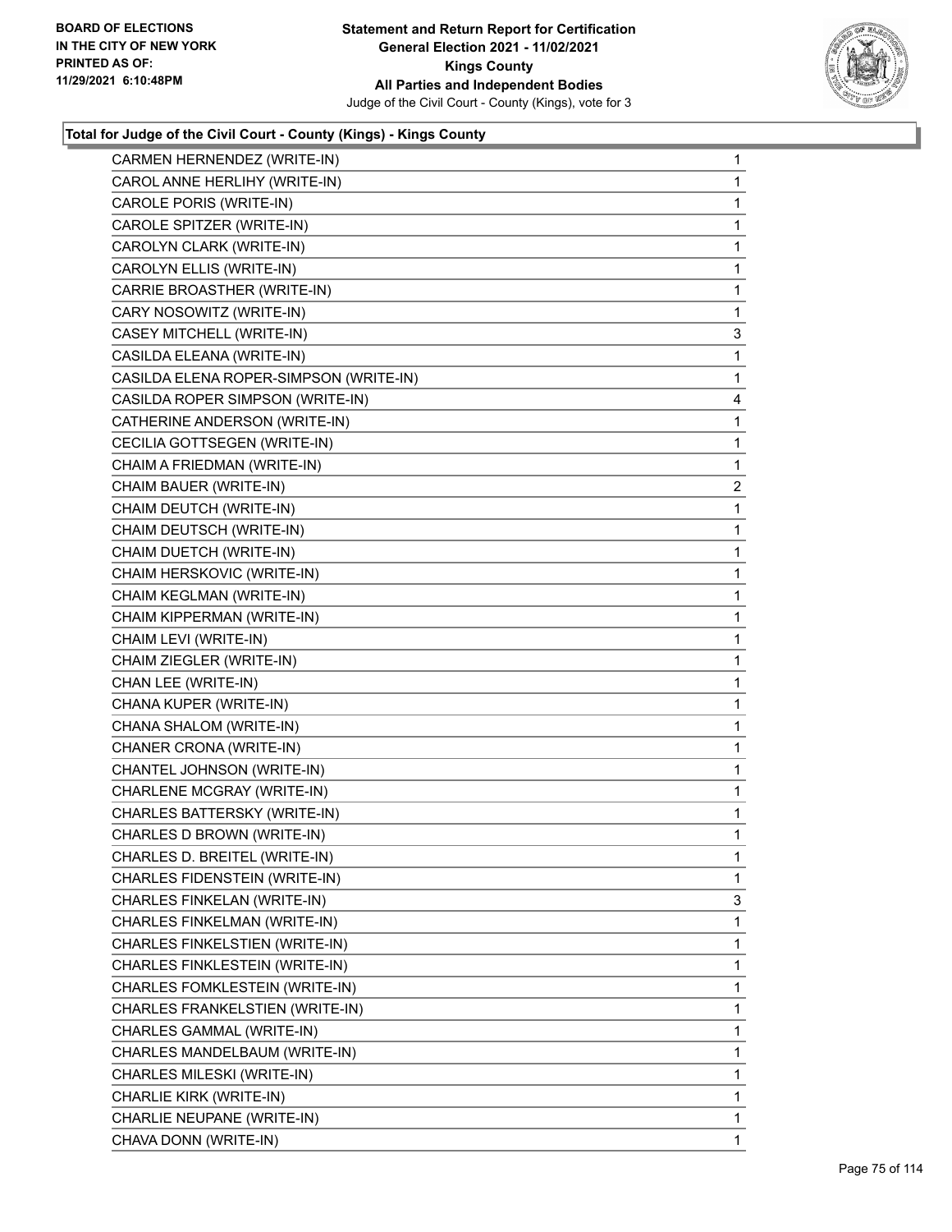### Total for Judge of the Civil Court - County (Kings) - Kings County

| Candidate | Votes |
|---|---|
| CARMEN HERNENDEZ (WRITE-IN) | 1 |
| CAROL ANNE HERLIHY (WRITE-IN) | 1 |
| CAROLE PORIS (WRITE-IN) | 1 |
| CAROLE SPITZER (WRITE-IN) | 1 |
| CAROLYN CLARK (WRITE-IN) | 1 |
| CAROLYN ELLIS (WRITE-IN) | 1 |
| CARRIE BROASTHER (WRITE-IN) | 1 |
| CARY NOSOWITZ (WRITE-IN) | 1 |
| CASEY MITCHELL (WRITE-IN) | 3 |
| CASILDA ELEANA (WRITE-IN) | 1 |
| CASILDA ELENA ROPER-SIMPSON (WRITE-IN) | 1 |
| CASILDA ROPER SIMPSON (WRITE-IN) | 4 |
| CATHERINE ANDERSON (WRITE-IN) | 1 |
| CECILIA GOTTSEGEN (WRITE-IN) | 1 |
| CHAIM A FRIEDMAN (WRITE-IN) | 1 |
| CHAIM BAUER (WRITE-IN) | 2 |
| CHAIM DEUTCH (WRITE-IN) | 1 |
| CHAIM DEUTSCH (WRITE-IN) | 1 |
| CHAIM DUETCH (WRITE-IN) | 1 |
| CHAIM HERSKOVIC (WRITE-IN) | 1 |
| CHAIM KEGLMAN (WRITE-IN) | 1 |
| CHAIM KIPPERMAN (WRITE-IN) | 1 |
| CHAIM LEVI (WRITE-IN) | 1 |
| CHAIM ZIEGLER (WRITE-IN) | 1 |
| CHAN LEE (WRITE-IN) | 1 |
| CHANA KUPER (WRITE-IN) | 1 |
| CHANA SHALOM (WRITE-IN) | 1 |
| CHANER CRONA (WRITE-IN) | 1 |
| CHANTEL JOHNSON (WRITE-IN) | 1 |
| CHARLENE MCGRAY (WRITE-IN) | 1 |
| CHARLES BATTERSKY (WRITE-IN) | 1 |
| CHARLES D BROWN (WRITE-IN) | 1 |
| CHARLES D. BREITEL (WRITE-IN) | 1 |
| CHARLES FIDENSTEIN (WRITE-IN) | 1 |
| CHARLES FINKELAN (WRITE-IN) | 3 |
| CHARLES FINKELMAN (WRITE-IN) | 1 |
| CHARLES FINKELSTIEN (WRITE-IN) | 1 |
| CHARLES FINKLESTEIN (WRITE-IN) | 1 |
| CHARLES FOMKLESTEIN (WRITE-IN) | 1 |
| CHARLES FRANKELSTIEN (WRITE-IN) | 1 |
| CHARLES GAMMAL (WRITE-IN) | 1 |
| CHARLES MANDELBAUM (WRITE-IN) | 1 |
| CHARLES MILESKI (WRITE-IN) | 1 |
| CHARLIE KIRK (WRITE-IN) | 1 |
| CHARLIE NEUPANE (WRITE-IN) | 1 |
| CHAVA DONN (WRITE-IN) | 1 |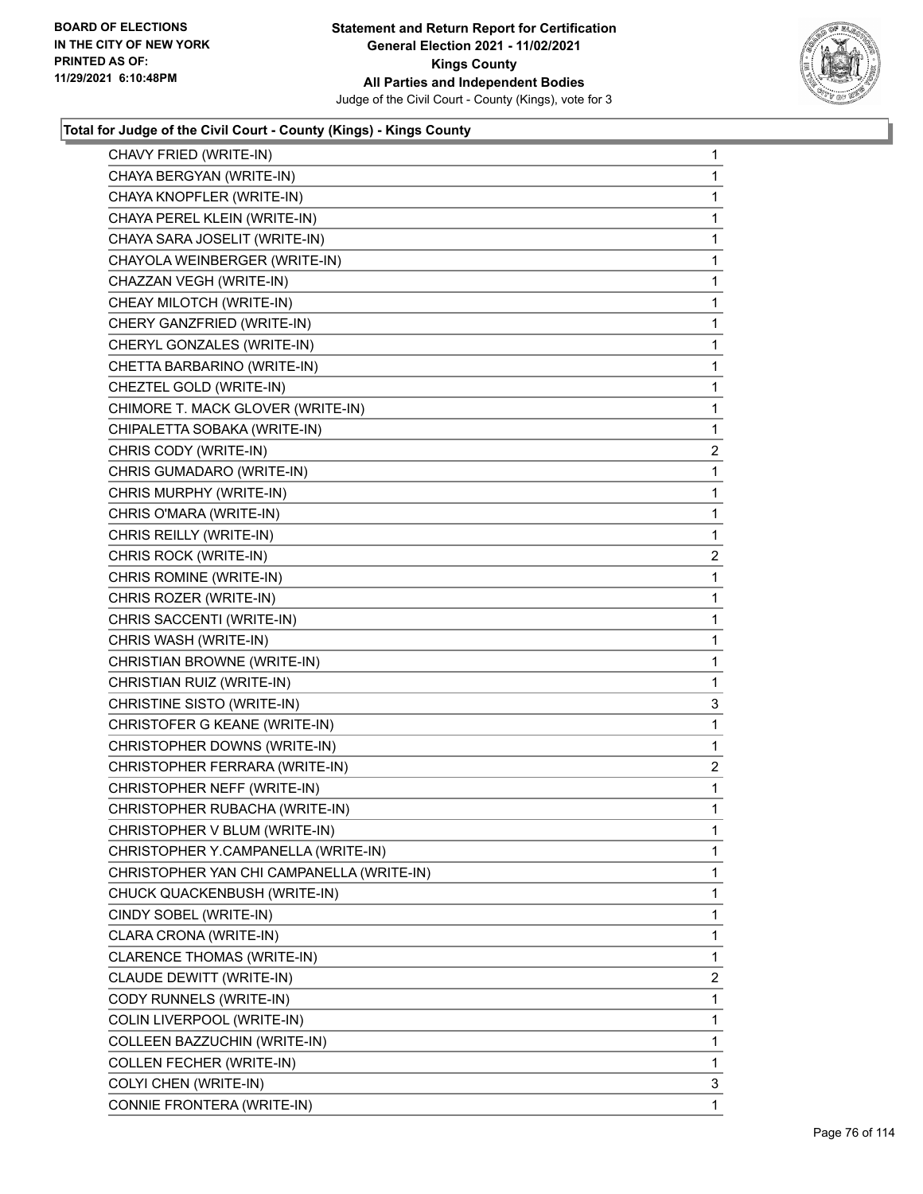BOARD OF ELECTIONS
IN THE CITY OF NEW YORK
PRINTED AS OF:
11/29/2021 6:10:48PM

**Statement and Return Report for Certification**
**General Election 2021 - 11/02/2021**
**Kings County**
**All Parties and Independent Bodies**
Judge of the Civil Court - County (Kings), vote for 3

### Total for Judge of the Civil Court - County (Kings) - Kings County

| | |
|---|---|
| CHAVY FRIED (WRITE-IN) | 1 |
| CHAYA BERGYAN (WRITE-IN) | 1 |
| CHAYA KNOPFLER (WRITE-IN) | 1 |
| CHAYA PEREL KLEIN (WRITE-IN) | 1 |
| CHAYA SARA JOSELIT (WRITE-IN) | 1 |
| CHAYOLA WEINBERGER (WRITE-IN) | 1 |
| CHAZZAN VEGH (WRITE-IN) | 1 |
| CHEAY MILOTCH (WRITE-IN) | 1 |
| CHERY GANZFRIED (WRITE-IN) | 1 |
| CHERYL GONZALES (WRITE-IN) | 1 |
| CHETTA BARBARINO (WRITE-IN) | 1 |
| CHEZTEL GOLD (WRITE-IN) | 1 |
| CHIMORE T. MACK GLOVER (WRITE-IN) | 1 |
| CHIPALETTA SOBAKA (WRITE-IN) | 1 |
| CHRIS CODY (WRITE-IN) | 2 |
| CHRIS GUMADARO (WRITE-IN) | 1 |
| CHRIS MURPHY (WRITE-IN) | 1 |
| CHRIS O'MARA (WRITE-IN) | 1 |
| CHRIS REILLY (WRITE-IN) | 1 |
| CHRIS ROCK (WRITE-IN) | 2 |
| CHRIS ROMINE (WRITE-IN) | 1 |
| CHRIS ROZER (WRITE-IN) | 1 |
| CHRIS SACCENTI (WRITE-IN) | 1 |
| CHRIS WASH (WRITE-IN) | 1 |
| CHRISTIAN BROWNE (WRITE-IN) | 1 |
| CHRISTIAN RUIZ (WRITE-IN) | 1 |
| CHRISTINE SISTO (WRITE-IN) | 3 |
| CHRISTOFER G KEANE (WRITE-IN) | 1 |
| CHRISTOPHER DOWNS (WRITE-IN) | 1 |
| CHRISTOPHER FERRARA (WRITE-IN) | 2 |
| CHRISTOPHER NEFF (WRITE-IN) | 1 |
| CHRISTOPHER RUBACHA (WRITE-IN) | 1 |
| CHRISTOPHER V BLUM (WRITE-IN) | 1 |
| CHRISTOPHER Y.CAMPANELLA (WRITE-IN) | 1 |
| CHRISTOPHER YAN CHI CAMPANELLA (WRITE-IN) | 1 |
| CHUCK QUACKENBUSH (WRITE-IN) | 1 |
| CINDY SOBEL (WRITE-IN) | 1 |
| CLARA CRONA (WRITE-IN) | 1 |
| CLARENCE THOMAS (WRITE-IN) | 1 |
| CLAUDE DEWITT (WRITE-IN) | 2 |
| CODY RUNNELS (WRITE-IN) | 1 |
| COLIN LIVERPOOL (WRITE-IN) | 1 |
| COLLEEN BAZZUCHIN (WRITE-IN) | 1 |
| COLLEN FECHER (WRITE-IN) | 1 |
| COLYI CHEN (WRITE-IN) | 3 |
| CONNIE FRONTERA (WRITE-IN) | 1 |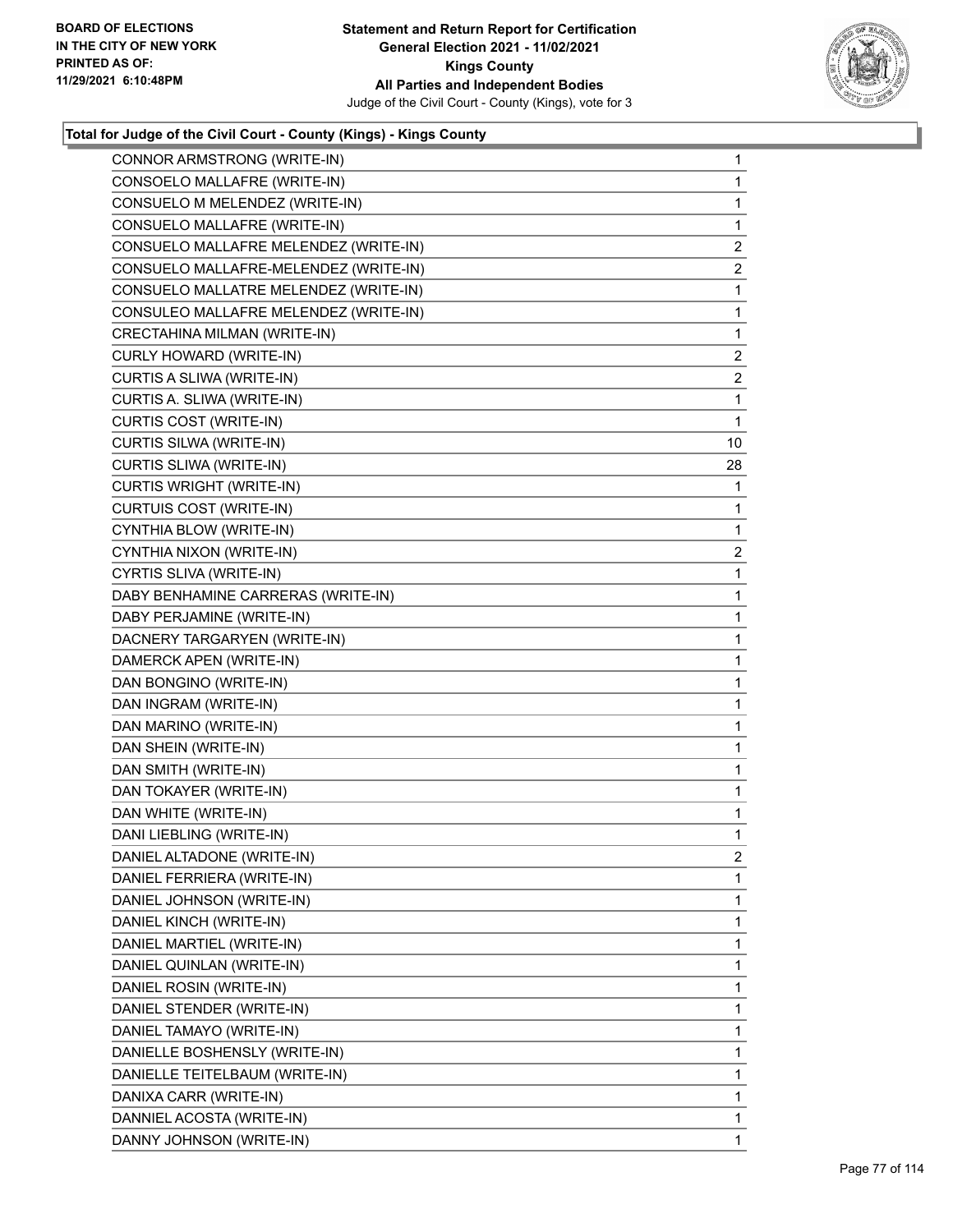### Total for Judge of the Civil Court - County (Kings) - Kings County

| Candidate | Votes |
|---|---|
| CONNOR ARMSTRONG (WRITE-IN) | 1 |
| CONSOELO MALLAFRE (WRITE-IN) | 1 |
| CONSUELO M MELENDEZ (WRITE-IN) | 1 |
| CONSUELO MALLAFRE (WRITE-IN) | 1 |
| CONSUELO MALLAFRE MELENDEZ (WRITE-IN) | 2 |
| CONSUELO MALLAFRE-MELENDEZ (WRITE-IN) | 2 |
| CONSUELO MALLATRE MELENDEZ (WRITE-IN) | 1 |
| CONSULEO MALLAFRE MELENDEZ (WRITE-IN) | 1 |
| CRECTAHINA MILMAN (WRITE-IN) | 1 |
| CURLY HOWARD (WRITE-IN) | 2 |
| CURTIS A SLIWA (WRITE-IN) | 2 |
| CURTIS A. SLIWA (WRITE-IN) | 1 |
| CURTIS COST (WRITE-IN) | 1 |
| CURTIS SILWA (WRITE-IN) | 10 |
| CURTIS SLIWA (WRITE-IN) | 28 |
| CURTIS WRIGHT (WRITE-IN) | 1 |
| CURTUIS COST (WRITE-IN) | 1 |
| CYNTHIA BLOW (WRITE-IN) | 1 |
| CYNTHIA NIXON (WRITE-IN) | 2 |
| CYRTIS SLIVA (WRITE-IN) | 1 |
| DABY BENHAMINE CARRERAS (WRITE-IN) | 1 |
| DABY PERJAMINE (WRITE-IN) | 1 |
| DACNERY TARGARYEN (WRITE-IN) | 1 |
| DAMERCK APEN (WRITE-IN) | 1 |
| DAN BONGINO (WRITE-IN) | 1 |
| DAN INGRAM (WRITE-IN) | 1 |
| DAN MARINO (WRITE-IN) | 1 |
| DAN SHEIN (WRITE-IN) | 1 |
| DAN SMITH (WRITE-IN) | 1 |
| DAN TOKAYER (WRITE-IN) | 1 |
| DAN WHITE (WRITE-IN) | 1 |
| DANI LIEBLING (WRITE-IN) | 1 |
| DANIEL ALTADONE (WRITE-IN) | 2 |
| DANIEL FERRIERA (WRITE-IN) | 1 |
| DANIEL JOHNSON (WRITE-IN) | 1 |
| DANIEL KINCH (WRITE-IN) | 1 |
| DANIEL MARTIEL (WRITE-IN) | 1 |
| DANIEL QUINLAN (WRITE-IN) | 1 |
| DANIEL ROSIN (WRITE-IN) | 1 |
| DANIEL STENDER (WRITE-IN) | 1 |
| DANIEL TAMAYO (WRITE-IN) | 1 |
| DANIELLE BOSHENSLY (WRITE-IN) | 1 |
| DANIELLE TEITELBAUM (WRITE-IN) | 1 |
| DANIXA CARR (WRITE-IN) | 1 |
| DANNIEL ACOSTA (WRITE-IN) | 1 |
| DANNY JOHNSON (WRITE-IN) | 1 |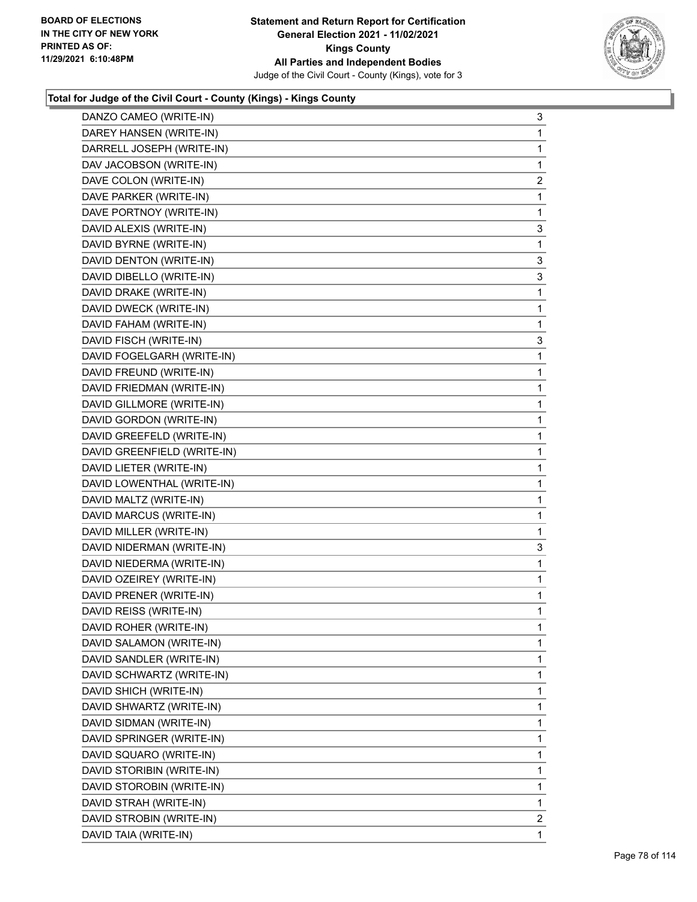BOARD OF ELECTIONS
IN THE CITY OF NEW YORK
PRINTED AS OF:
11/29/2021 6:10:48PM

**Statement and Return Report for Certification**
**General Election 2021 - 11/02/2021**
**Kings County**
**All Parties and Independent Bodies**
Judge of the Civil Court - County (Kings), vote for 3

### Total for Judge of the Civil Court - County (Kings) - Kings County

| Candidate | Votes |
|---|---|
| DANZO CAMEO (WRITE-IN) | 3 |
| DAREY HANSEN (WRITE-IN) | 1 |
| DARRELL JOSEPH (WRITE-IN) | 1 |
| DAV JACOBSON (WRITE-IN) | 1 |
| DAVE COLON (WRITE-IN) | 2 |
| DAVE PARKER (WRITE-IN) | 1 |
| DAVE PORTNOY (WRITE-IN) | 1 |
| DAVID ALEXIS (WRITE-IN) | 3 |
| DAVID BYRNE (WRITE-IN) | 1 |
| DAVID DENTON (WRITE-IN) | 3 |
| DAVID DIBELLO (WRITE-IN) | 3 |
| DAVID DRAKE (WRITE-IN) | 1 |
| DAVID DWECK (WRITE-IN) | 1 |
| DAVID FAHAM (WRITE-IN) | 1 |
| DAVID FISCH (WRITE-IN) | 3 |
| DAVID FOGELGARH (WRITE-IN) | 1 |
| DAVID FREUND (WRITE-IN) | 1 |
| DAVID FRIEDMAN (WRITE-IN) | 1 |
| DAVID GILLMORE (WRITE-IN) | 1 |
| DAVID GORDON (WRITE-IN) | 1 |
| DAVID GREEFELD (WRITE-IN) | 1 |
| DAVID GREENFIELD (WRITE-IN) | 1 |
| DAVID LIETER (WRITE-IN) | 1 |
| DAVID LOWENTHAL (WRITE-IN) | 1 |
| DAVID MALTZ (WRITE-IN) | 1 |
| DAVID MARCUS (WRITE-IN) | 1 |
| DAVID MILLER (WRITE-IN) | 1 |
| DAVID NIDERMAN (WRITE-IN) | 3 |
| DAVID NIEDERMA (WRITE-IN) | 1 |
| DAVID OZEIREY (WRITE-IN) | 1 |
| DAVID PRENER (WRITE-IN) | 1 |
| DAVID REISS (WRITE-IN) | 1 |
| DAVID ROHER (WRITE-IN) | 1 |
| DAVID SALAMON (WRITE-IN) | 1 |
| DAVID SANDLER (WRITE-IN) | 1 |
| DAVID SCHWARTZ (WRITE-IN) | 1 |
| DAVID SHICH (WRITE-IN) | 1 |
| DAVID SHWARTZ (WRITE-IN) | 1 |
| DAVID SIDMAN (WRITE-IN) | 1 |
| DAVID SPRINGER (WRITE-IN) | 1 |
| DAVID SQUARO (WRITE-IN) | 1 |
| DAVID STORIBIN (WRITE-IN) | 1 |
| DAVID STOROBIN (WRITE-IN) | 1 |
| DAVID STRAH (WRITE-IN) | 1 |
| DAVID STROBIN (WRITE-IN) | 2 |
| DAVID TAIA (WRITE-IN) | 1 |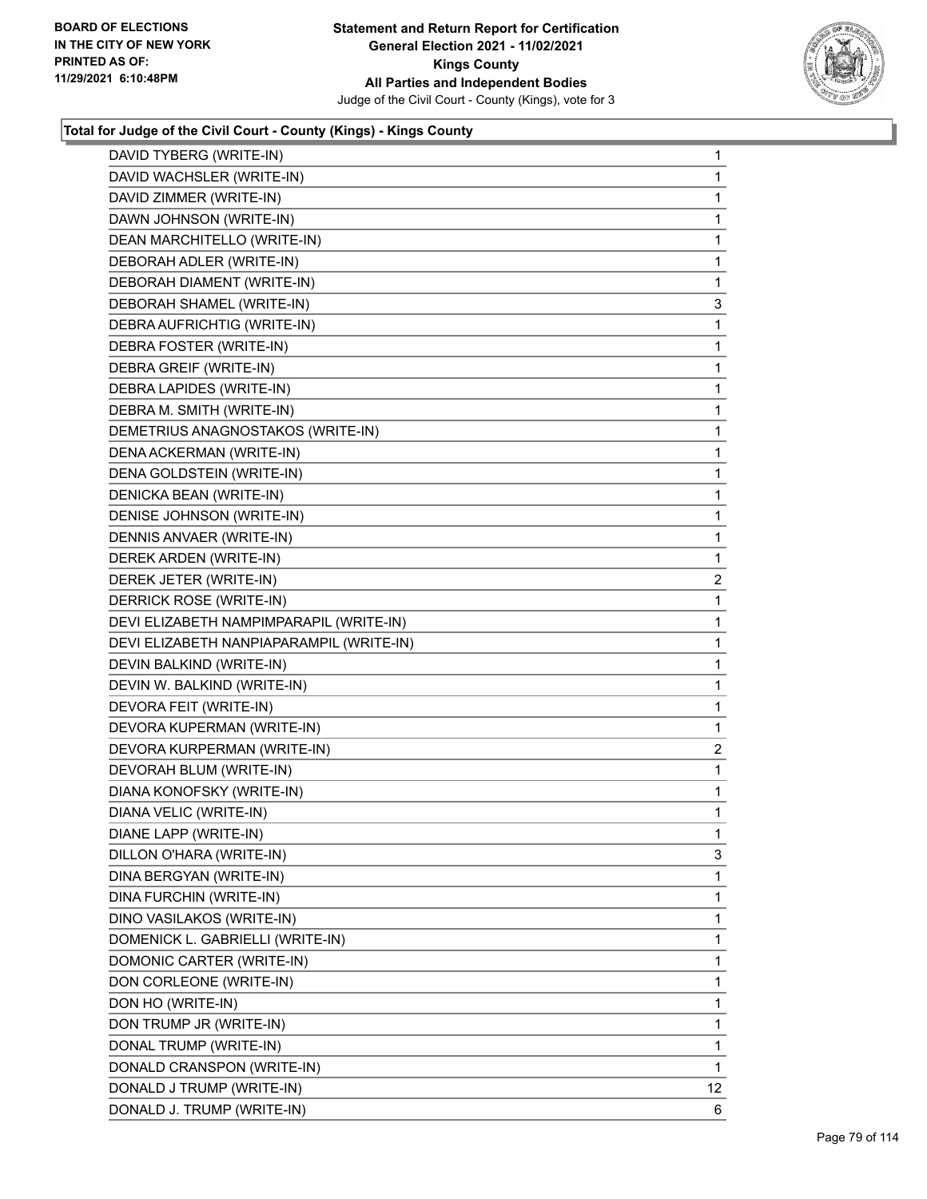### Total for Judge of the Civil Court - County (Kings) - Kings County

| Candidate | Votes |
|---|---|
| DAVID TYBERG (WRITE-IN) | 1 |
| DAVID WACHSLER (WRITE-IN) | 1 |
| DAVID ZIMMER (WRITE-IN) | 1 |
| DAWN JOHNSON (WRITE-IN) | 1 |
| DEAN MARCHITELLO (WRITE-IN) | 1 |
| DEBORAH ADLER (WRITE-IN) | 1 |
| DEBORAH DIAMENT (WRITE-IN) | 1 |
| DEBORAH SHAMEL (WRITE-IN) | 3 |
| DEBRA AUFRICHTIG (WRITE-IN) | 1 |
| DEBRA FOSTER (WRITE-IN) | 1 |
| DEBRA GREIF (WRITE-IN) | 1 |
| DEBRA LAPIDES (WRITE-IN) | 1 |
| DEBRA M. SMITH (WRITE-IN) | 1 |
| DEMETRIUS ANAGNOSTAKOS (WRITE-IN) | 1 |
| DENA ACKERMAN (WRITE-IN) | 1 |
| DENA GOLDSTEIN (WRITE-IN) | 1 |
| DENICKA BEAN (WRITE-IN) | 1 |
| DENISE JOHNSON (WRITE-IN) | 1 |
| DENNIS ANVAER (WRITE-IN) | 1 |
| DEREK ARDEN (WRITE-IN) | 1 |
| DEREK JETER (WRITE-IN) | 2 |
| DERRICK ROSE (WRITE-IN) | 1 |
| DEVI ELIZABETH NAMPIMPARAPIL (WRITE-IN) | 1 |
| DEVI ELIZABETH NANPIAPARAMPIL (WRITE-IN) | 1 |
| DEVIN BALKIND (WRITE-IN) | 1 |
| DEVIN W. BALKIND (WRITE-IN) | 1 |
| DEVORA FEIT (WRITE-IN) | 1 |
| DEVORA KUPERMAN (WRITE-IN) | 1 |
| DEVORA KURPERMAN (WRITE-IN) | 2 |
| DEVORAH BLUM (WRITE-IN) | 1 |
| DIANA KONOFSKY (WRITE-IN) | 1 |
| DIANA VELIC (WRITE-IN) | 1 |
| DIANE LAPP (WRITE-IN) | 1 |
| DILLON O'HARA (WRITE-IN) | 3 |
| DINA BERGYAN (WRITE-IN) | 1 |
| DINA FURCHIN (WRITE-IN) | 1 |
| DINO VASILAKOS (WRITE-IN) | 1 |
| DOMENICK L. GABRIELLI (WRITE-IN) | 1 |
| DOMONIC CARTER (WRITE-IN) | 1 |
| DON CORLEONE (WRITE-IN) | 1 |
| DON HO (WRITE-IN) | 1 |
| DON TRUMP JR (WRITE-IN) | 1 |
| DONAL TRUMP (WRITE-IN) | 1 |
| DONALD CRANSPON (WRITE-IN) | 1 |
| DONALD J TRUMP (WRITE-IN) | 12 |
| DONALD J. TRUMP (WRITE-IN) | 6 |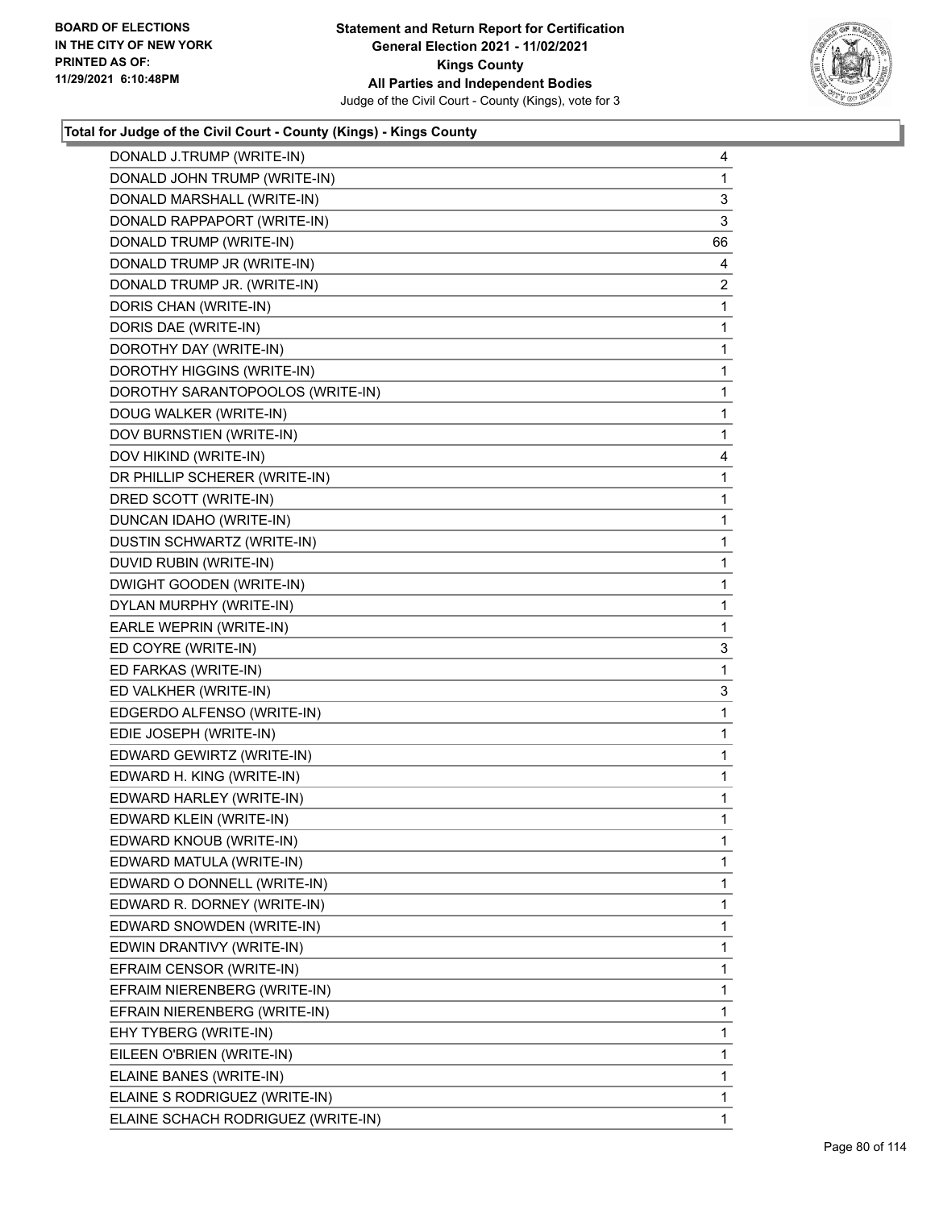**Total for Judge of the Civil Court - County (Kings) - Kings County**

| | |
|---|---|
| DONALD J.TRUMP (WRITE-IN) | 4 |
| DONALD JOHN TRUMP (WRITE-IN) | 1 |
| DONALD MARSHALL (WRITE-IN) | 3 |
| DONALD RAPPAPORT (WRITE-IN) | 3 |
| DONALD TRUMP (WRITE-IN) | 66 |
| DONALD TRUMP JR (WRITE-IN) | 4 |
| DONALD TRUMP JR. (WRITE-IN) | 2 |
| DORIS CHAN (WRITE-IN) | 1 |
| DORIS DAE (WRITE-IN) | 1 |
| DOROTHY DAY (WRITE-IN) | 1 |
| DOROTHY HIGGINS (WRITE-IN) | 1 |
| DOROTHY SARANTOPOOLOS (WRITE-IN) | 1 |
| DOUG WALKER (WRITE-IN) | 1 |
| DOV BURNSTIEN (WRITE-IN) | 1 |
| DOV HIKIND (WRITE-IN) | 4 |
| DR PHILLIP SCHERER (WRITE-IN) | 1 |
| DRED SCOTT (WRITE-IN) | 1 |
| DUNCAN IDAHO (WRITE-IN) | 1 |
| DUSTIN SCHWARTZ (WRITE-IN) | 1 |
| DUVID RUBIN (WRITE-IN) | 1 |
| DWIGHT GOODEN (WRITE-IN) | 1 |
| DYLAN MURPHY (WRITE-IN) | 1 |
| EARLE WEPRIN (WRITE-IN) | 1 |
| ED COYRE (WRITE-IN) | 3 |
| ED FARKAS (WRITE-IN) | 1 |
| ED VALKHER (WRITE-IN) | 3 |
| EDGERDO ALFENSO (WRITE-IN) | 1 |
| EDIE JOSEPH (WRITE-IN) | 1 |
| EDWARD GEWIRTZ (WRITE-IN) | 1 |
| EDWARD H. KING (WRITE-IN) | 1 |
| EDWARD HARLEY (WRITE-IN) | 1 |
| EDWARD KLEIN (WRITE-IN) | 1 |
| EDWARD KNOUB (WRITE-IN) | 1 |
| EDWARD MATULA (WRITE-IN) | 1 |
| EDWARD O DONNELL (WRITE-IN) | 1 |
| EDWARD R. DORNEY (WRITE-IN) | 1 |
| EDWARD SNOWDEN (WRITE-IN) | 1 |
| EDWIN DRANTIVY (WRITE-IN) | 1 |
| EFRAIM CENSOR (WRITE-IN) | 1 |
| EFRAIM NIERENBERG (WRITE-IN) | 1 |
| EFRAIN NIERENBERG (WRITE-IN) | 1 |
| EHY TYBERG (WRITE-IN) | 1 |
| EILEEN O'BRIEN (WRITE-IN) | 1 |
| ELAINE BANES (WRITE-IN) | 1 |
| ELAINE S RODRIGUEZ (WRITE-IN) | 1 |
| ELAINE SCHACH RODRIGUEZ (WRITE-IN) | 1 |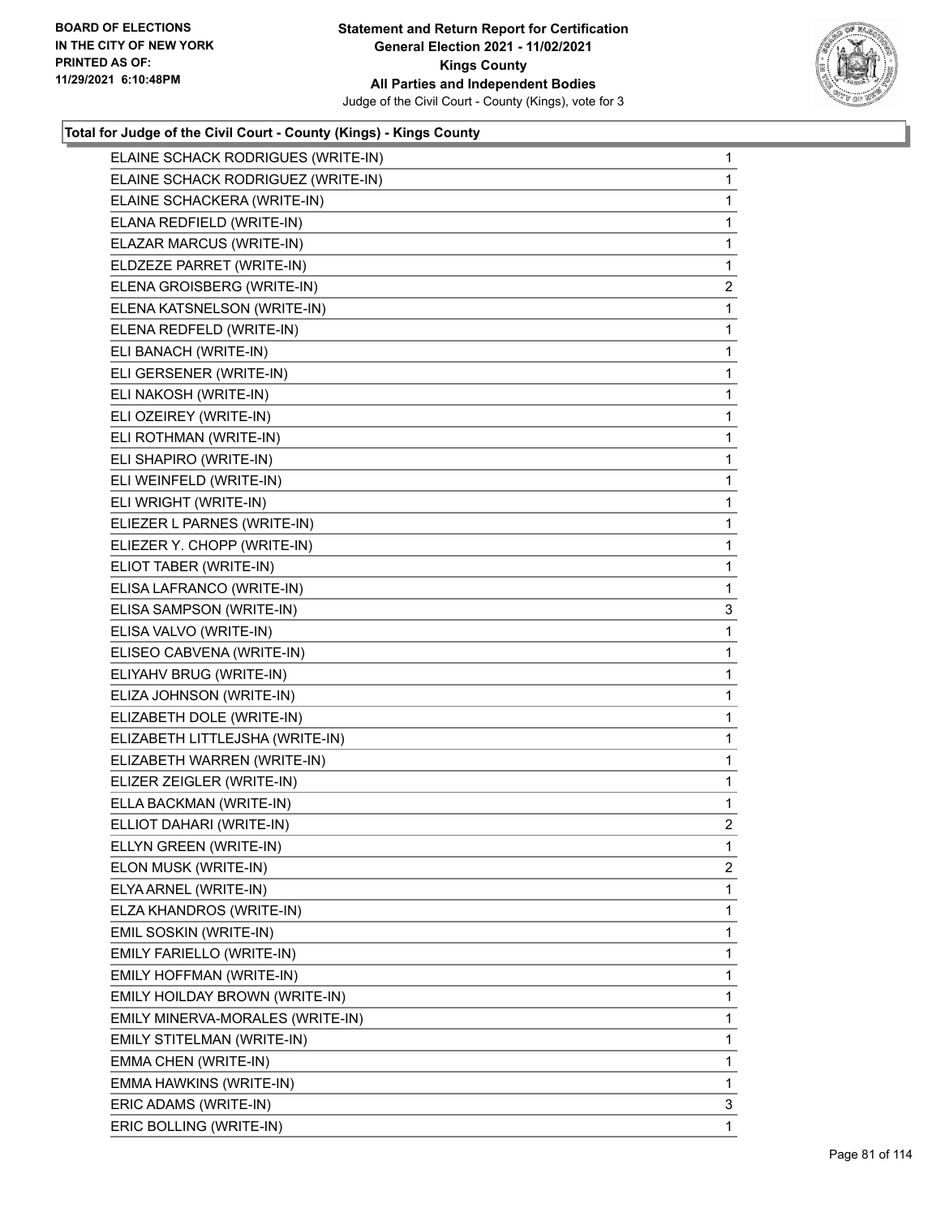**Total for Judge of the Civil Court - County (Kings) - Kings County**

| Candidate | Votes |
|---|---|
| ELAINE SCHACK RODRIGUES (WRITE-IN) | 1 |
| ELAINE SCHACK RODRIGUEZ (WRITE-IN) | 1 |
| ELAINE SCHACKERA (WRITE-IN) | 1 |
| ELANA REDFIELD (WRITE-IN) | 1 |
| ELAZAR MARCUS (WRITE-IN) | 1 |
| ELDZEZE PARRET (WRITE-IN) | 1 |
| ELENA GROISBERG (WRITE-IN) | 2 |
| ELENA KATSNELSON (WRITE-IN) | 1 |
| ELENA REDFELD (WRITE-IN) | 1 |
| ELI BANACH (WRITE-IN) | 1 |
| ELI GERSENER (WRITE-IN) | 1 |
| ELI NAKOSH (WRITE-IN) | 1 |
| ELI OZEIREY (WRITE-IN) | 1 |
| ELI ROTHMAN (WRITE-IN) | 1 |
| ELI SHAPIRO (WRITE-IN) | 1 |
| ELI WEINFELD (WRITE-IN) | 1 |
| ELI WRIGHT (WRITE-IN) | 1 |
| ELIEZER L PARNES (WRITE-IN) | 1 |
| ELIEZER Y. CHOPP (WRITE-IN) | 1 |
| ELIOT TABER (WRITE-IN) | 1 |
| ELISA LAFRANCO (WRITE-IN) | 1 |
| ELISA SAMPSON (WRITE-IN) | 3 |
| ELISA VALVO (WRITE-IN) | 1 |
| ELISEO CABVENA (WRITE-IN) | 1 |
| ELIYAHV BRUG (WRITE-IN) | 1 |
| ELIZA JOHNSON (WRITE-IN) | 1 |
| ELIZABETH DOLE (WRITE-IN) | 1 |
| ELIZABETH LITTLEJSHA (WRITE-IN) | 1 |
| ELIZABETH WARREN (WRITE-IN) | 1 |
| ELIZER ZEIGLER (WRITE-IN) | 1 |
| ELLA BACKMAN (WRITE-IN) | 1 |
| ELLIOT DAHARI (WRITE-IN) | 2 |
| ELLYN GREEN (WRITE-IN) | 1 |
| ELON MUSK (WRITE-IN) | 2 |
| ELYA ARNEL (WRITE-IN) | 1 |
| ELZA KHANDROS (WRITE-IN) | 1 |
| EMIL SOSKIN (WRITE-IN) | 1 |
| EMILY FARIELLO (WRITE-IN) | 1 |
| EMILY HOFFMAN (WRITE-IN) | 1 |
| EMILY HOILDAY BROWN (WRITE-IN) | 1 |
| EMILY MINERVA-MORALES (WRITE-IN) | 1 |
| EMILY STITELMAN (WRITE-IN) | 1 |
| EMMA CHEN (WRITE-IN) | 1 |
| EMMA HAWKINS (WRITE-IN) | 1 |
| ERIC ADAMS (WRITE-IN) | 3 |
| ERIC BOLLING (WRITE-IN) | 1 |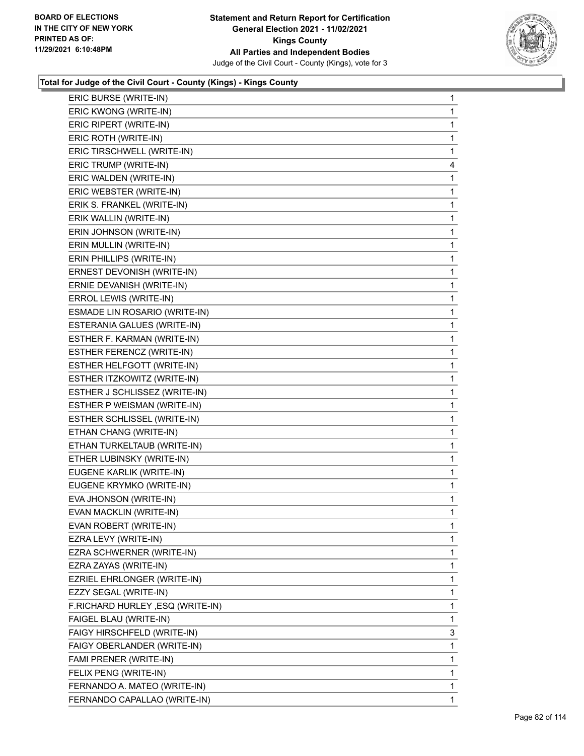**Statement and Return Report for Certification**
**General Election 2021 - 11/02/2021**
**Kings County**
**All Parties and Independent Bodies**
Judge of the Civil Court - County (Kings), vote for 3

BOARD OF ELECTIONS IN THE CITY OF NEW YORK PRINTED AS OF: 11/29/2021 6:10:48PM

### Total for Judge of the Civil Court - County (Kings) - Kings County

| | |
|---|---|
| ERIC BURSE (WRITE-IN) | 1 |
| ERIC KWONG (WRITE-IN) | 1 |
| ERIC RIPERT (WRITE-IN) | 1 |
| ERIC ROTH (WRITE-IN) | 1 |
| ERIC TIRSCHWELL (WRITE-IN) | 1 |
| ERIC TRUMP (WRITE-IN) | 4 |
| ERIC WALDEN (WRITE-IN) | 1 |
| ERIC WEBSTER (WRITE-IN) | 1 |
| ERIK S. FRANKEL (WRITE-IN) | 1 |
| ERIK WALLIN (WRITE-IN) | 1 |
| ERIN JOHNSON (WRITE-IN) | 1 |
| ERIN MULLIN (WRITE-IN) | 1 |
| ERIN PHILLIPS (WRITE-IN) | 1 |
| ERNEST DEVONISH (WRITE-IN) | 1 |
| ERNIE DEVANISH (WRITE-IN) | 1 |
| ERROL LEWIS (WRITE-IN) | 1 |
| ESMADE LIN ROSARIO (WRITE-IN) | 1 |
| ESTERANIA GALUES (WRITE-IN) | 1 |
| ESTHER F. KARMAN (WRITE-IN) | 1 |
| ESTHER FERENCZ (WRITE-IN) | 1 |
| ESTHER HELFGOTT (WRITE-IN) | 1 |
| ESTHER ITZKOWITZ (WRITE-IN) | 1 |
| ESTHER J SCHLISSEZ (WRITE-IN) | 1 |
| ESTHER P WEISMAN (WRITE-IN) | 1 |
| ESTHER SCHLISSEL (WRITE-IN) | 1 |
| ETHAN CHANG (WRITE-IN) | 1 |
| ETHAN TURKELTAUB (WRITE-IN) | 1 |
| ETHER LUBINSKY (WRITE-IN) | 1 |
| EUGENE KARLIK (WRITE-IN) | 1 |
| EUGENE KRYMKO (WRITE-IN) | 1 |
| EVA JHONSON (WRITE-IN) | 1 |
| EVAN MACKLIN (WRITE-IN) | 1 |
| EVAN ROBERT (WRITE-IN) | 1 |
| EZRA LEVY (WRITE-IN) | 1 |
| EZRA SCHWERNER (WRITE-IN) | 1 |
| EZRA ZAYAS (WRITE-IN) | 1 |
| EZRIEL EHRLONGER (WRITE-IN) | 1 |
| EZZY SEGAL (WRITE-IN) | 1 |
| F.RICHARD HURLEY ,ESQ (WRITE-IN) | 1 |
| FAIGEL BLAU (WRITE-IN) | 1 |
| FAIGY HIRSCHFELD (WRITE-IN) | 3 |
| FAIGY OBERLANDER (WRITE-IN) | 1 |
| FAMI PRENER (WRITE-IN) | 1 |
| FELIX PENG (WRITE-IN) | 1 |
| FERNANDO A. MATEO (WRITE-IN) | 1 |
| FERNANDO CAPALLAO (WRITE-IN) | 1 |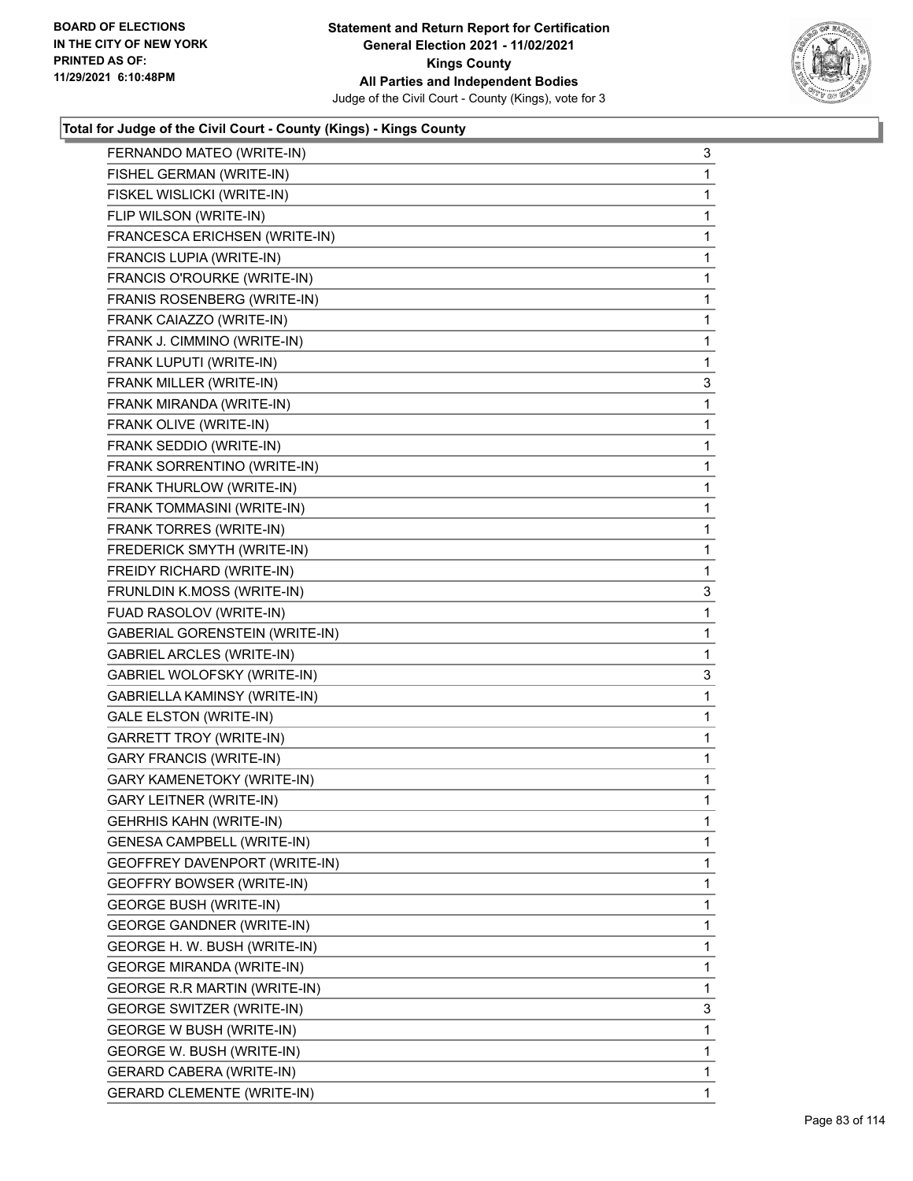**Total for Judge of the Civil Court - County (Kings) - Kings County**

| | |
|---|---|
| FERNANDO MATEO (WRITE-IN) | 3 |
| FISHEL GERMAN (WRITE-IN) | 1 |
| FISKEL WISLICKI (WRITE-IN) | 1 |
| FLIP WILSON (WRITE-IN) | 1 |
| FRANCESCA ERICHSEN (WRITE-IN) | 1 |
| FRANCIS LUPIA (WRITE-IN) | 1 |
| FRANCIS O'ROURKE (WRITE-IN) | 1 |
| FRANIS ROSENBERG (WRITE-IN) | 1 |
| FRANK CAIAZZO (WRITE-IN) | 1 |
| FRANK J. CIMMINO (WRITE-IN) | 1 |
| FRANK LUPUTI (WRITE-IN) | 1 |
| FRANK MILLER (WRITE-IN) | 3 |
| FRANK MIRANDA (WRITE-IN) | 1 |
| FRANK OLIVE (WRITE-IN) | 1 |
| FRANK SEDDIO (WRITE-IN) | 1 |
| FRANK SORRENTINO (WRITE-IN) | 1 |
| FRANK THURLOW (WRITE-IN) | 1 |
| FRANK TOMMASINI (WRITE-IN) | 1 |
| FRANK TORRES (WRITE-IN) | 1 |
| FREDERICK SMYTH (WRITE-IN) | 1 |
| FREIDY RICHARD (WRITE-IN) | 1 |
| FRUNLDIN K.MOSS (WRITE-IN) | 3 |
| FUAD RASOLOV (WRITE-IN) | 1 |
| GABERIAL GORENSTEIN (WRITE-IN) | 1 |
| GABRIEL ARCLES (WRITE-IN) | 1 |
| GABRIEL WOLOFSKY (WRITE-IN) | 3 |
| GABRIELLA KAMINSY (WRITE-IN) | 1 |
| GALE ELSTON (WRITE-IN) | 1 |
| GARRETT TROY (WRITE-IN) | 1 |
| GARY FRANCIS (WRITE-IN) | 1 |
| GARY KAMENETOKY (WRITE-IN) | 1 |
| GARY LEITNER (WRITE-IN) | 1 |
| GEHRHIS KAHN (WRITE-IN) | 1 |
| GENESA CAMPBELL (WRITE-IN) | 1 |
| GEOFFREY DAVENPORT (WRITE-IN) | 1 |
| GEOFFRY BOWSER (WRITE-IN) | 1 |
| GEORGE BUSH (WRITE-IN) | 1 |
| GEORGE GANDNER (WRITE-IN) | 1 |
| GEORGE H. W. BUSH (WRITE-IN) | 1 |
| GEORGE MIRANDA (WRITE-IN) | 1 |
| GEORGE R.R MARTIN (WRITE-IN) | 1 |
| GEORGE SWITZER (WRITE-IN) | 3 |
| GEORGE W BUSH (WRITE-IN) | 1 |
| GEORGE W. BUSH (WRITE-IN) | 1 |
| GERARD CABERA (WRITE-IN) | 1 |
| GERARD CLEMENTE (WRITE-IN) | 1 |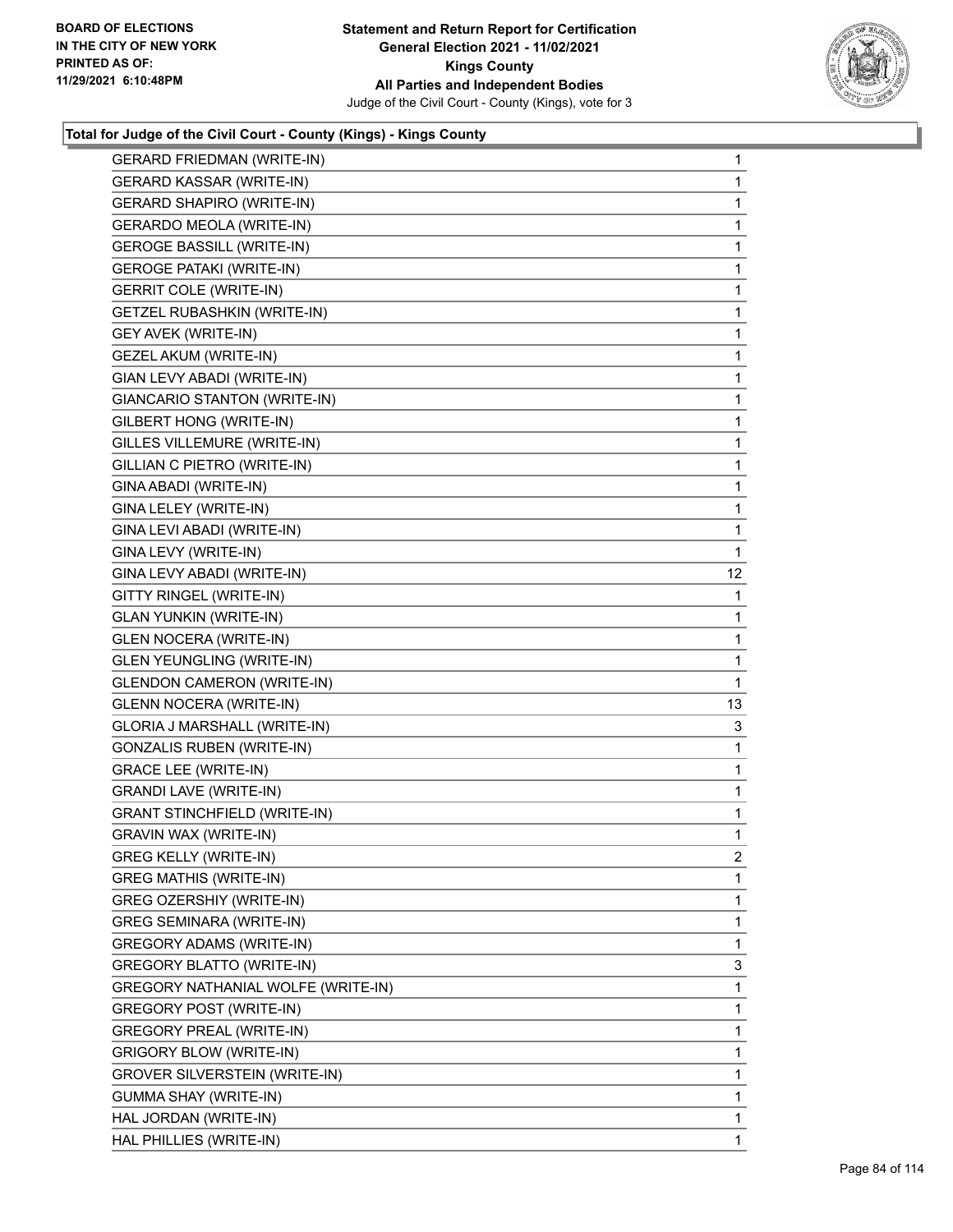### Total for Judge of the Civil Court - County (Kings) - Kings County

| | |
|---|---|
| GERARD FRIEDMAN (WRITE-IN) | 1 |
| GERARD KASSAR (WRITE-IN) | 1 |
| GERARD SHAPIRO (WRITE-IN) | 1 |
| GERARDO MEOLA (WRITE-IN) | 1 |
| GEROGE BASSILL (WRITE-IN) | 1 |
| GEROGE PATAKI (WRITE-IN) | 1 |
| GERRIT COLE (WRITE-IN) | 1 |
| GETZEL RUBASHKIN (WRITE-IN) | 1 |
| GEY AVEK (WRITE-IN) | 1 |
| GEZEL AKUM (WRITE-IN) | 1 |
| GIAN LEVY ABADI (WRITE-IN) | 1 |
| GIANCARIO STANTON (WRITE-IN) | 1 |
| GILBERT HONG (WRITE-IN) | 1 |
| GILLES VILLEMURE (WRITE-IN) | 1 |
| GILLIAN C PIETRO (WRITE-IN) | 1 |
| GINA ABADI (WRITE-IN) | 1 |
| GINA LELEY (WRITE-IN) | 1 |
| GINA LEVI ABADI (WRITE-IN) | 1 |
| GINA LEVY (WRITE-IN) | 1 |
| GINA LEVY ABADI (WRITE-IN) | 12 |
| GITTY RINGEL (WRITE-IN) | 1 |
| GLAN YUNKIN (WRITE-IN) | 1 |
| GLEN NOCERA (WRITE-IN) | 1 |
| GLEN YEUNGLING (WRITE-IN) | 1 |
| GLENDON CAMERON (WRITE-IN) | 1 |
| GLENN NOCERA (WRITE-IN) | 13 |
| GLORIA J MARSHALL (WRITE-IN) | 3 |
| GONZALIS RUBEN (WRITE-IN) | 1 |
| GRACE LEE (WRITE-IN) | 1 |
| GRANDI LAVE (WRITE-IN) | 1 |
| GRANT STINCHFIELD (WRITE-IN) | 1 |
| GRAVIN WAX (WRITE-IN) | 1 |
| GREG KELLY (WRITE-IN) | 2 |
| GREG MATHIS (WRITE-IN) | 1 |
| GREG OZERSHIY (WRITE-IN) | 1 |
| GREG SEMINARA (WRITE-IN) | 1 |
| GREGORY ADAMS (WRITE-IN) | 1 |
| GREGORY BLATTO (WRITE-IN) | 3 |
| GREGORY NATHANIAL WOLFE (WRITE-IN) | 1 |
| GREGORY POST (WRITE-IN) | 1 |
| GREGORY PREAL (WRITE-IN) | 1 |
| GRIGORY BLOW (WRITE-IN) | 1 |
| GROVER SILVERSTEIN (WRITE-IN) | 1 |
| GUMMA SHAY (WRITE-IN) | 1 |
| HAL JORDAN (WRITE-IN) | 1 |
| HAL PHILLIES (WRITE-IN) | 1 |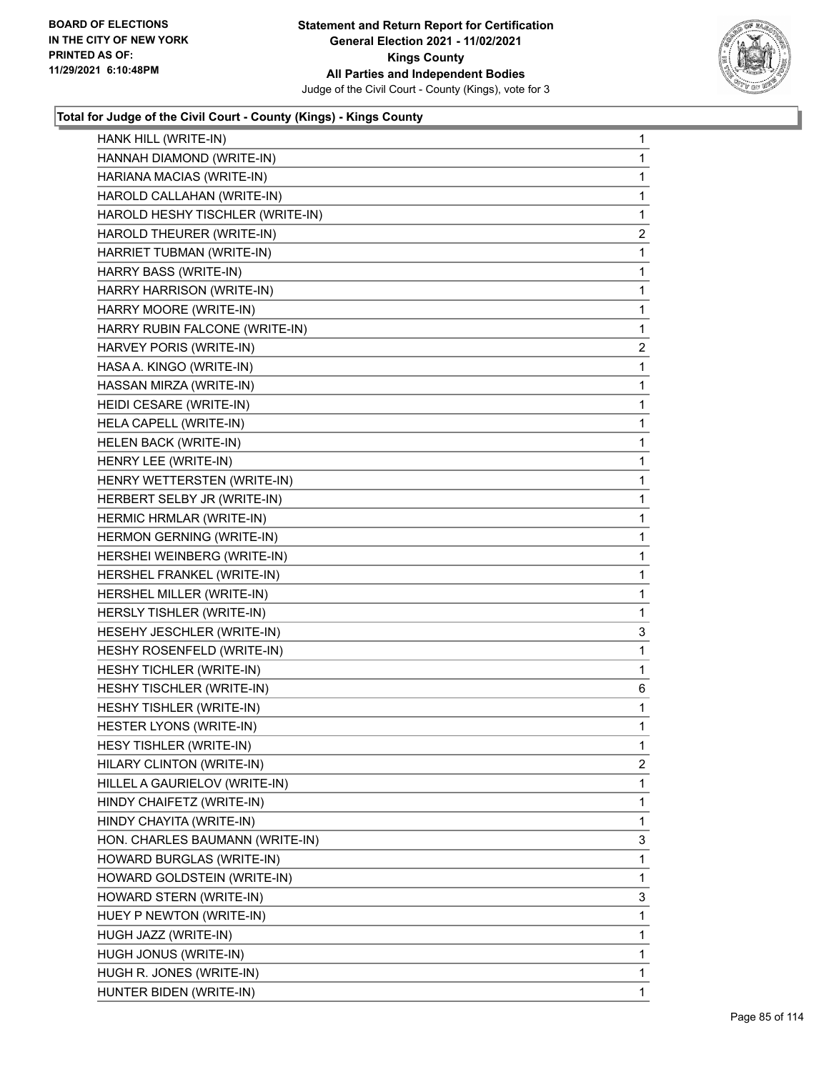**Statement and Return Report for Certification**
**General Election 2021 - 11/02/2021**
**Kings County**
**All Parties and Independent Bodies**
Judge of the Civil Court - County (Kings), vote for 3

BOARD OF ELECTIONS
IN THE CITY OF NEW YORK
PRINTED AS OF:
11/29/2021 6:10:48PM

### Total for Judge of the Civil Court - County (Kings) - Kings County

| Candidate | Votes |
|---|---|
| HANK HILL (WRITE-IN) | 1 |
| HANNAH DIAMOND (WRITE-IN) | 1 |
| HARIANA MACIAS (WRITE-IN) | 1 |
| HAROLD CALLAHAN (WRITE-IN) | 1 |
| HAROLD HESHY TISCHLER (WRITE-IN) | 1 |
| HAROLD THEURER (WRITE-IN) | 2 |
| HARRIET TUBMAN (WRITE-IN) | 1 |
| HARRY BASS (WRITE-IN) | 1 |
| HARRY HARRISON (WRITE-IN) | 1 |
| HARRY MOORE (WRITE-IN) | 1 |
| HARRY RUBIN FALCONE (WRITE-IN) | 1 |
| HARVEY PORIS (WRITE-IN) | 2 |
| HASA A. KINGO (WRITE-IN) | 1 |
| HASSAN MIRZA (WRITE-IN) | 1 |
| HEIDI CESARE (WRITE-IN) | 1 |
| HELA CAPELL (WRITE-IN) | 1 |
| HELEN BACK (WRITE-IN) | 1 |
| HENRY LEE (WRITE-IN) | 1 |
| HENRY WETTERSTEN (WRITE-IN) | 1 |
| HERBERT SELBY JR (WRITE-IN) | 1 |
| HERMIC HRMLAR (WRITE-IN) | 1 |
| HERMON GERNING (WRITE-IN) | 1 |
| HERSHEI WEINBERG (WRITE-IN) | 1 |
| HERSHEL FRANKEL (WRITE-IN) | 1 |
| HERSHEL MILLER (WRITE-IN) | 1 |
| HERSLY TISHLER (WRITE-IN) | 1 |
| HESEHY JESCHLER (WRITE-IN) | 3 |
| HESHY ROSENFELD (WRITE-IN) | 1 |
| HESHY TICHLER (WRITE-IN) | 1 |
| HESHY TISCHLER (WRITE-IN) | 6 |
| HESHY TISHLER (WRITE-IN) | 1 |
| HESTER LYONS (WRITE-IN) | 1 |
| HESY TISHLER (WRITE-IN) | 1 |
| HILARY CLINTON (WRITE-IN) | 2 |
| HILLEL A GAURIELOV (WRITE-IN) | 1 |
| HINDY CHAIFETZ (WRITE-IN) | 1 |
| HINDY CHAYITA (WRITE-IN) | 1 |
| HON. CHARLES BAUMANN (WRITE-IN) | 3 |
| HOWARD BURGLAS (WRITE-IN) | 1 |
| HOWARD GOLDSTEIN (WRITE-IN) | 1 |
| HOWARD STERN (WRITE-IN) | 3 |
| HUEY P NEWTON (WRITE-IN) | 1 |
| HUGH JAZZ (WRITE-IN) | 1 |
| HUGH JONUS (WRITE-IN) | 1 |
| HUGH R. JONES (WRITE-IN) | 1 |
| HUNTER BIDEN (WRITE-IN) | 1 |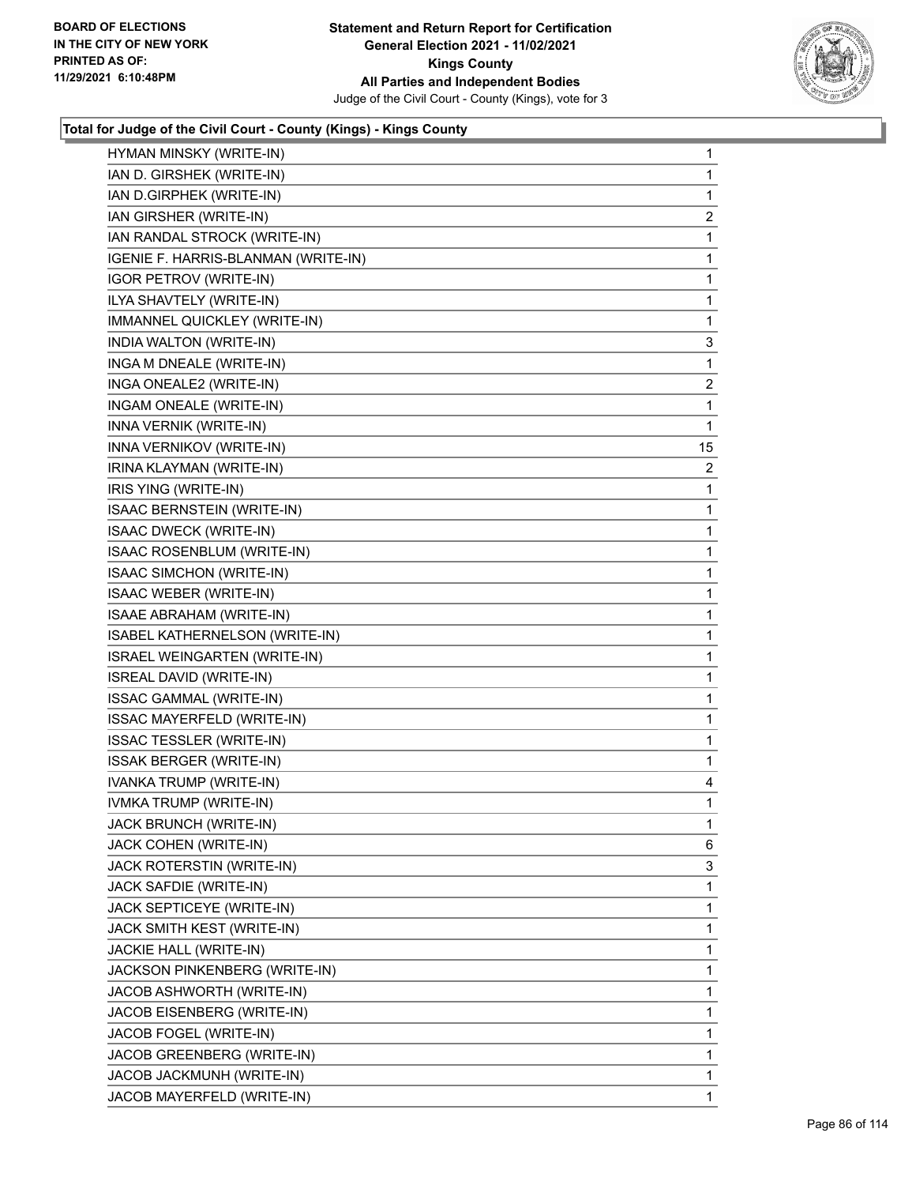### Total for Judge of the Civil Court - County (Kings) - Kings County

| Candidate | Votes |
|---|---|
| HYMAN MINSKY (WRITE-IN) | 1 |
| IAN D. GIRSHEK (WRITE-IN) | 1 |
| IAN D.GIRPHEK (WRITE-IN) | 1 |
| IAN GIRSHER (WRITE-IN) | 2 |
| IAN RANDAL STROCK (WRITE-IN) | 1 |
| IGENIE F. HARRIS-BLANMAN (WRITE-IN) | 1 |
| IGOR PETROV (WRITE-IN) | 1 |
| ILYA SHAVTELY (WRITE-IN) | 1 |
| IMMANNEL QUICKLEY (WRITE-IN) | 1 |
| INDIA WALTON (WRITE-IN) | 3 |
| INGA M DNEALE (WRITE-IN) | 1 |
| INGA ONEALE2 (WRITE-IN) | 2 |
| INGAM ONEALE (WRITE-IN) | 1 |
| INNA VERNIK (WRITE-IN) | 1 |
| INNA VERNIKOV (WRITE-IN) | 15 |
| IRINA KLAYMAN (WRITE-IN) | 2 |
| IRIS YING (WRITE-IN) | 1 |
| ISAAC BERNSTEIN (WRITE-IN) | 1 |
| ISAAC DWECK (WRITE-IN) | 1 |
| ISAAC ROSENBLUM (WRITE-IN) | 1 |
| ISAAC SIMCHON (WRITE-IN) | 1 |
| ISAAC WEBER (WRITE-IN) | 1 |
| ISAAE ABRAHAM (WRITE-IN) | 1 |
| ISABEL KATHERNELSON (WRITE-IN) | 1 |
| ISRAEL WEINGARTEN (WRITE-IN) | 1 |
| ISREAL DAVID (WRITE-IN) | 1 |
| ISSAC GAMMAL (WRITE-IN) | 1 |
| ISSAC MAYERFELD (WRITE-IN) | 1 |
| ISSAC TESSLER (WRITE-IN) | 1 |
| ISSAK BERGER (WRITE-IN) | 1 |
| IVANKA TRUMP (WRITE-IN) | 4 |
| IVMKA TRUMP (WRITE-IN) | 1 |
| JACK BRUNCH (WRITE-IN) | 1 |
| JACK COHEN (WRITE-IN) | 6 |
| JACK ROTERSTIN (WRITE-IN) | 3 |
| JACK SAFDIE (WRITE-IN) | 1 |
| JACK SEPTICEYE (WRITE-IN) | 1 |
| JACK SMITH KEST (WRITE-IN) | 1 |
| JACKIE HALL (WRITE-IN) | 1 |
| JACKSON PINKENBERG (WRITE-IN) | 1 |
| JACOB ASHWORTH (WRITE-IN) | 1 |
| JACOB EISENBERG (WRITE-IN) | 1 |
| JACOB FOGEL (WRITE-IN) | 1 |
| JACOB GREENBERG (WRITE-IN) | 1 |
| JACOB JACKMUNH (WRITE-IN) | 1 |
| JACOB MAYERFELD (WRITE-IN) | 1 |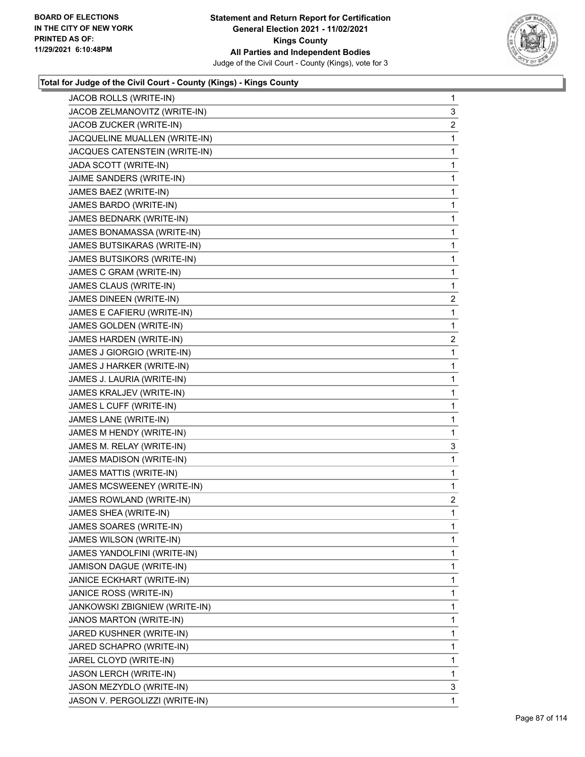**Statement and Return Report for Certification**
**General Election 2021 - 11/02/2021**
**Kings County**
**All Parties and Independent Bodies**
Judge of the Civil Court - County (Kings), vote for 3

BOARD OF ELECTIONS
IN THE CITY OF NEW YORK
PRINTED AS OF:
11/29/2021 6:10:48PM

### Total for Judge of the Civil Court - County (Kings) - Kings County

| Candidate | Votes |
|---|---|
| JACOB ROLLS (WRITE-IN) | 1 |
| JACOB ZELMANOVITZ (WRITE-IN) | 3 |
| JACOB ZUCKER (WRITE-IN) | 2 |
| JACQUELINE MUALLEN (WRITE-IN) | 1 |
| JACQUES CATENSTEIN (WRITE-IN) | 1 |
| JADA SCOTT (WRITE-IN) | 1 |
| JAIME SANDERS (WRITE-IN) | 1 |
| JAMES BAEZ (WRITE-IN) | 1 |
| JAMES BARDO (WRITE-IN) | 1 |
| JAMES BEDNARK (WRITE-IN) | 1 |
| JAMES BONAMASSA (WRITE-IN) | 1 |
| JAMES BUTSIKARAS (WRITE-IN) | 1 |
| JAMES BUTSIKORS (WRITE-IN) | 1 |
| JAMES C GRAM (WRITE-IN) | 1 |
| JAMES CLAUS (WRITE-IN) | 1 |
| JAMES DINEEN (WRITE-IN) | 2 |
| JAMES E CAFIERU (WRITE-IN) | 1 |
| JAMES GOLDEN (WRITE-IN) | 1 |
| JAMES HARDEN (WRITE-IN) | 2 |
| JAMES J GIORGIO (WRITE-IN) | 1 |
| JAMES J HARKER (WRITE-IN) | 1 |
| JAMES J. LAURIA (WRITE-IN) | 1 |
| JAMES KRALJEV (WRITE-IN) | 1 |
| JAMES L CUFF (WRITE-IN) | 1 |
| JAMES LANE (WRITE-IN) | 1 |
| JAMES M HENDY (WRITE-IN) | 1 |
| JAMES M. RELAY (WRITE-IN) | 3 |
| JAMES MADISON (WRITE-IN) | 1 |
| JAMES MATTIS (WRITE-IN) | 1 |
| JAMES MCSWEENEY (WRITE-IN) | 1 |
| JAMES ROWLAND (WRITE-IN) | 2 |
| JAMES SHEA (WRITE-IN) | 1 |
| JAMES SOARES (WRITE-IN) | 1 |
| JAMES WILSON (WRITE-IN) | 1 |
| JAMES YANDOLFINI (WRITE-IN) | 1 |
| JAMISON DAGUE (WRITE-IN) | 1 |
| JANICE ECKHART (WRITE-IN) | 1 |
| JANICE ROSS (WRITE-IN) | 1 |
| JANKOWSKI ZBIGNIEW (WRITE-IN) | 1 |
| JANOS MARTON (WRITE-IN) | 1 |
| JARED KUSHNER (WRITE-IN) | 1 |
| JARED SCHAPRO (WRITE-IN) | 1 |
| JAREL CLOYD (WRITE-IN) | 1 |
| JASON LERCH (WRITE-IN) | 1 |
| JASON MEZYDLO (WRITE-IN) | 3 |
| JASON V. PERGOLIZZI (WRITE-IN) | 1 |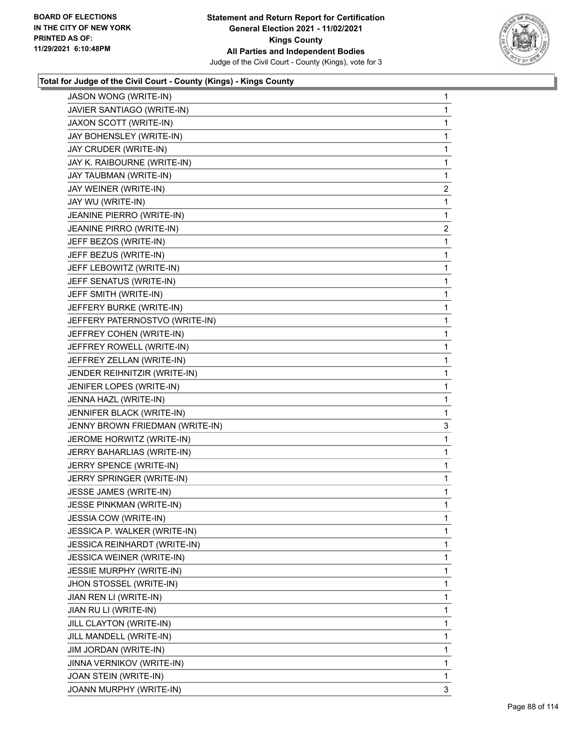**BOARD OF ELECTIONS IN THE CITY OF NEW YORK PRINTED AS OF: 11/29/2021 6:10:48PM**

**Statement and Return Report for Certification General Election 2021 - 11/02/2021 Kings County All Parties and Independent Bodies**

Judge of the Civil Court - County (Kings), vote for 3

### Total for Judge of the Civil Court - County (Kings) - Kings County

| | |
|---|---|
| JASON WONG (WRITE-IN) | 1 |
| JAVIER SANTIAGO (WRITE-IN) | 1 |
| JAXON SCOTT (WRITE-IN) | 1 |
| JAY BOHENSLEY (WRITE-IN) | 1 |
| JAY CRUDER (WRITE-IN) | 1 |
| JAY K. RAIBOURNE (WRITE-IN) | 1 |
| JAY TAUBMAN (WRITE-IN) | 1 |
| JAY WEINER (WRITE-IN) | 2 |
| JAY WU (WRITE-IN) | 1 |
| JEANINE PIERRO (WRITE-IN) | 1 |
| JEANINE PIRRO (WRITE-IN) | 2 |
| JEFF BEZOS (WRITE-IN) | 1 |
| JEFF BEZUS (WRITE-IN) | 1 |
| JEFF LEBOWITZ (WRITE-IN) | 1 |
| JEFF SENATUS (WRITE-IN) | 1 |
| JEFF SMITH (WRITE-IN) | 1 |
| JEFFERY BURKE (WRITE-IN) | 1 |
| JEFFERY PATERNOSTVO (WRITE-IN) | 1 |
| JEFFREY COHEN (WRITE-IN) | 1 |
| JEFFREY ROWELL (WRITE-IN) | 1 |
| JEFFREY ZELLAN (WRITE-IN) | 1 |
| JENDER REIHNITZIR (WRITE-IN) | 1 |
| JENIFER LOPES (WRITE-IN) | 1 |
| JENNA HAZL (WRITE-IN) | 1 |
| JENNIFER BLACK (WRITE-IN) | 1 |
| JENNY BROWN FRIEDMAN (WRITE-IN) | 3 |
| JEROME HORWITZ (WRITE-IN) | 1 |
| JERRY BAHARLIAS (WRITE-IN) | 1 |
| JERRY SPENCE (WRITE-IN) | 1 |
| JERRY SPRINGER (WRITE-IN) | 1 |
| JESSE JAMES (WRITE-IN) | 1 |
| JESSE PINKMAN (WRITE-IN) | 1 |
| JESSIA COW (WRITE-IN) | 1 |
| JESSICA P. WALKER (WRITE-IN) | 1 |
| JESSICA REINHARDT (WRITE-IN) | 1 |
| JESSICA WEINER (WRITE-IN) | 1 |
| JESSIE MURPHY (WRITE-IN) | 1 |
| JHON STOSSEL (WRITE-IN) | 1 |
| JIAN REN LI (WRITE-IN) | 1 |
| JIAN RU LI (WRITE-IN) | 1 |
| JILL CLAYTON (WRITE-IN) | 1 |
| JILL MANDELL (WRITE-IN) | 1 |
| JIM JORDAN (WRITE-IN) | 1 |
| JINNA VERNIKOV (WRITE-IN) | 1 |
| JOAN STEIN (WRITE-IN) | 1 |
| JOANN MURPHY (WRITE-IN) | 3 |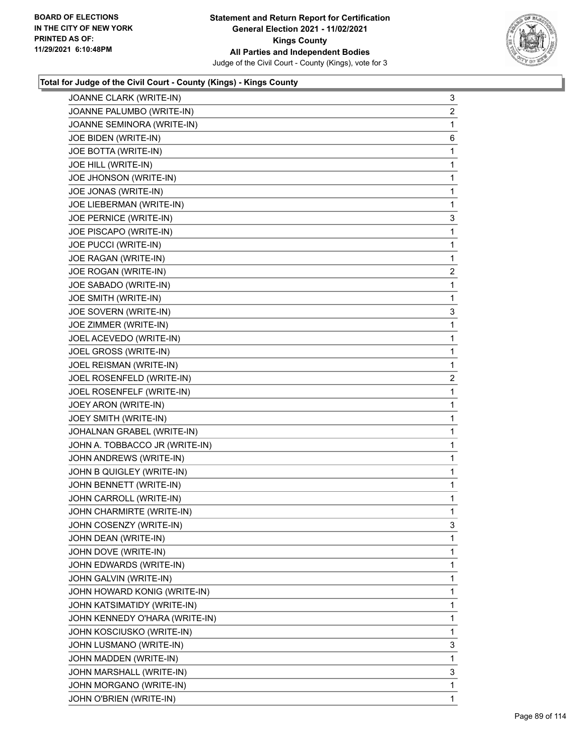**Total for Judge of the Civil Court - County (Kings) - Kings County**

| Name | Votes |
|---|---|
| JOANNE CLARK (WRITE-IN) | 3 |
| JOANNE PALUMBO (WRITE-IN) | 2 |
| JOANNE SEMINORA (WRITE-IN) | 1 |
| JOE BIDEN (WRITE-IN) | 6 |
| JOE BOTTA (WRITE-IN) | 1 |
| JOE HILL (WRITE-IN) | 1 |
| JOE JHONSON (WRITE-IN) | 1 |
| JOE JONAS (WRITE-IN) | 1 |
| JOE LIEBERMAN (WRITE-IN) | 1 |
| JOE PERNICE (WRITE-IN) | 3 |
| JOE PISCAPO (WRITE-IN) | 1 |
| JOE PUCCI (WRITE-IN) | 1 |
| JOE RAGAN (WRITE-IN) | 1 |
| JOE ROGAN (WRITE-IN) | 2 |
| JOE SABADO (WRITE-IN) | 1 |
| JOE SMITH (WRITE-IN) | 1 |
| JOE SOVERN (WRITE-IN) | 3 |
| JOE ZIMMER (WRITE-IN) | 1 |
| JOEL ACEVEDO (WRITE-IN) | 1 |
| JOEL GROSS (WRITE-IN) | 1 |
| JOEL REISMAN (WRITE-IN) | 1 |
| JOEL ROSENFELD (WRITE-IN) | 2 |
| JOEL ROSENFELF (WRITE-IN) | 1 |
| JOEY ARON (WRITE-IN) | 1 |
| JOEY SMITH (WRITE-IN) | 1 |
| JOHALNAN GRABEL (WRITE-IN) | 1 |
| JOHN A. TOBBACCO JR (WRITE-IN) | 1 |
| JOHN ANDREWS (WRITE-IN) | 1 |
| JOHN B QUIGLEY (WRITE-IN) | 1 |
| JOHN BENNETT (WRITE-IN) | 1 |
| JOHN CARROLL (WRITE-IN) | 1 |
| JOHN CHARMIRTE (WRITE-IN) | 1 |
| JOHN COSENZY (WRITE-IN) | 3 |
| JOHN DEAN (WRITE-IN) | 1 |
| JOHN DOVE (WRITE-IN) | 1 |
| JOHN EDWARDS (WRITE-IN) | 1 |
| JOHN GALVIN (WRITE-IN) | 1 |
| JOHN HOWARD KONIG (WRITE-IN) | 1 |
| JOHN KATSIMATIDY (WRITE-IN) | 1 |
| JOHN KENNEDY O'HARA (WRITE-IN) | 1 |
| JOHN KOSCIUSKO (WRITE-IN) | 1 |
| JOHN LUSMANO (WRITE-IN) | 3 |
| JOHN MADDEN (WRITE-IN) | 1 |
| JOHN MARSHALL (WRITE-IN) | 3 |
| JOHN MORGANO (WRITE-IN) | 1 |
| JOHN O'BRIEN (WRITE-IN) | 1 |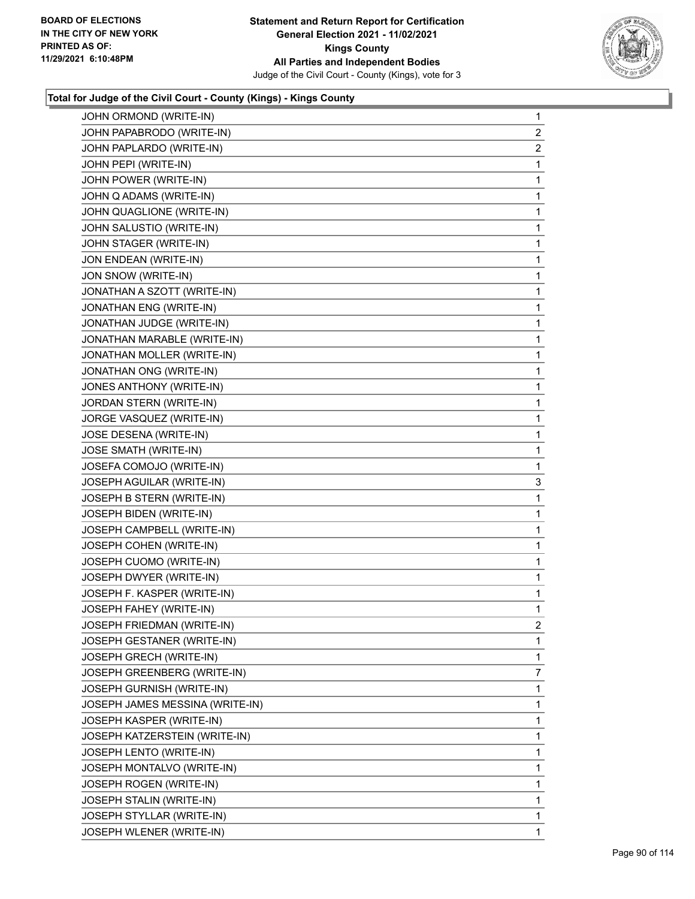**Total for Judge of the Civil Court - County (Kings) - Kings County**

| | |
|---|---|
| JOHN ORMOND (WRITE-IN) | 1 |
| JOHN PAPABRODO (WRITE-IN) | 2 |
| JOHN PAPLARDO (WRITE-IN) | 2 |
| JOHN PEPI (WRITE-IN) | 1 |
| JOHN POWER (WRITE-IN) | 1 |
| JOHN Q ADAMS (WRITE-IN) | 1 |
| JOHN QUAGLIONE (WRITE-IN) | 1 |
| JOHN SALUSTIO (WRITE-IN) | 1 |
| JOHN STAGER (WRITE-IN) | 1 |
| JON ENDEAN (WRITE-IN) | 1 |
| JON SNOW (WRITE-IN) | 1 |
| JONATHAN A SZOTT (WRITE-IN) | 1 |
| JONATHAN ENG (WRITE-IN) | 1 |
| JONATHAN JUDGE (WRITE-IN) | 1 |
| JONATHAN MARABLE (WRITE-IN) | 1 |
| JONATHAN MOLLER (WRITE-IN) | 1 |
| JONATHAN ONG (WRITE-IN) | 1 |
| JONES ANTHONY (WRITE-IN) | 1 |
| JORDAN STERN (WRITE-IN) | 1 |
| JORGE VASQUEZ (WRITE-IN) | 1 |
| JOSE DESENA (WRITE-IN) | 1 |
| JOSE SMATH (WRITE-IN) | 1 |
| JOSEFA COMOJO (WRITE-IN) | 1 |
| JOSEPH AGUILAR (WRITE-IN) | 3 |
| JOSEPH B STERN (WRITE-IN) | 1 |
| JOSEPH BIDEN (WRITE-IN) | 1 |
| JOSEPH CAMPBELL (WRITE-IN) | 1 |
| JOSEPH COHEN (WRITE-IN) | 1 |
| JOSEPH CUOMO (WRITE-IN) | 1 |
| JOSEPH DWYER (WRITE-IN) | 1 |
| JOSEPH F. KASPER (WRITE-IN) | 1 |
| JOSEPH FAHEY (WRITE-IN) | 1 |
| JOSEPH FRIEDMAN (WRITE-IN) | 2 |
| JOSEPH GESTANER (WRITE-IN) | 1 |
| JOSEPH GRECH (WRITE-IN) | 1 |
| JOSEPH GREENBERG (WRITE-IN) | 7 |
| JOSEPH GURNISH (WRITE-IN) | 1 |
| JOSEPH JAMES MESSINA (WRITE-IN) | 1 |
| JOSEPH KASPER (WRITE-IN) | 1 |
| JOSEPH KATZERSTEIN (WRITE-IN) | 1 |
| JOSEPH LENTO (WRITE-IN) | 1 |
| JOSEPH MONTALVO (WRITE-IN) | 1 |
| JOSEPH ROGEN (WRITE-IN) | 1 |
| JOSEPH STALIN (WRITE-IN) | 1 |
| JOSEPH STYLLAR (WRITE-IN) | 1 |
| JOSEPH WLENER (WRITE-IN) | 1 |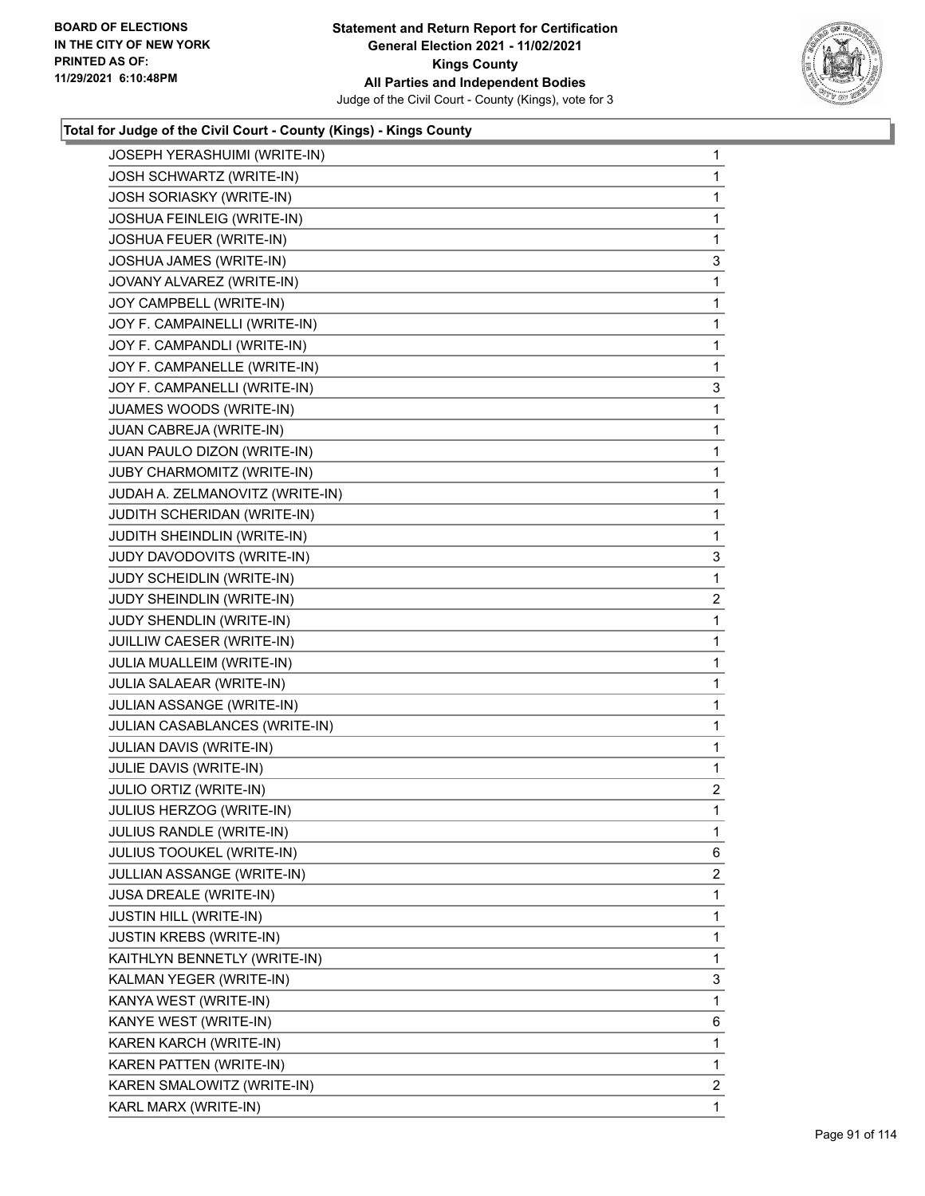**BOARD OF ELECTIONS IN THE CITY OF NEW YORK PRINTED AS OF: 11/29/2021 6:10:48PM**

**Statement and Return Report for Certification General Election 2021 - 11/02/2021 Kings County All Parties and Independent Bodies**

Judge of the Civil Court - County (Kings), vote for 3

### Total for Judge of the Civil Court - County (Kings) - Kings County

| | |
|---|---|
| JOSEPH YERASHUIMI (WRITE-IN) | 1 |
| JOSH SCHWARTZ (WRITE-IN) | 1 |
| JOSH SORIASKY (WRITE-IN) | 1 |
| JOSHUA FEINLEIG (WRITE-IN) | 1 |
| JOSHUA FEUER (WRITE-IN) | 1 |
| JOSHUA JAMES (WRITE-IN) | 3 |
| JOVANY ALVAREZ (WRITE-IN) | 1 |
| JOY CAMPBELL (WRITE-IN) | 1 |
| JOY F. CAMPAINELLI (WRITE-IN) | 1 |
| JOY F. CAMPANDLI (WRITE-IN) | 1 |
| JOY F. CAMPANELLE (WRITE-IN) | 1 |
| JOY F. CAMPANELLI (WRITE-IN) | 3 |
| JUAMES WOODS (WRITE-IN) | 1 |
| JUAN CABREJA (WRITE-IN) | 1 |
| JUAN PAULO DIZON (WRITE-IN) | 1 |
| JUBY CHARMOMITZ (WRITE-IN) | 1 |
| JUDAH A. ZELMANOVITZ (WRITE-IN) | 1 |
| JUDITH SCHERIDAN (WRITE-IN) | 1 |
| JUDITH SHEINDLIN (WRITE-IN) | 1 |
| JUDY DAVODOVITS (WRITE-IN) | 3 |
| JUDY SCHEIDLIN (WRITE-IN) | 1 |
| JUDY SHEINDLIN (WRITE-IN) | 2 |
| JUDY SHENDLIN (WRITE-IN) | 1 |
| JUILLIW CAESER (WRITE-IN) | 1 |
| JULIA MUALLEIM (WRITE-IN) | 1 |
| JULIA SALAEAR (WRITE-IN) | 1 |
| JULIAN ASSANGE (WRITE-IN) | 1 |
| JULIAN CASABLANCES (WRITE-IN) | 1 |
| JULIAN DAVIS (WRITE-IN) | 1 |
| JULIE DAVIS (WRITE-IN) | 1 |
| JULIO ORTIZ (WRITE-IN) | 2 |
| JULIUS HERZOG (WRITE-IN) | 1 |
| JULIUS RANDLE (WRITE-IN) | 1 |
| JULIUS TOOUKEL (WRITE-IN) | 6 |
| JULLIAN ASSANGE (WRITE-IN) | 2 |
| JUSA DREALE (WRITE-IN) | 1 |
| JUSTIN HILL (WRITE-IN) | 1 |
| JUSTIN KREBS (WRITE-IN) | 1 |
| KAITHLYN BENNETLY (WRITE-IN) | 1 |
| KALMAN YEGER (WRITE-IN) | 3 |
| KANYA WEST (WRITE-IN) | 1 |
| KANYE WEST (WRITE-IN) | 6 |
| KAREN KARCH (WRITE-IN) | 1 |
| KAREN PATTEN (WRITE-IN) | 1 |
| KAREN SMALOWITZ (WRITE-IN) | 2 |
| KARL MARX (WRITE-IN) | 1 |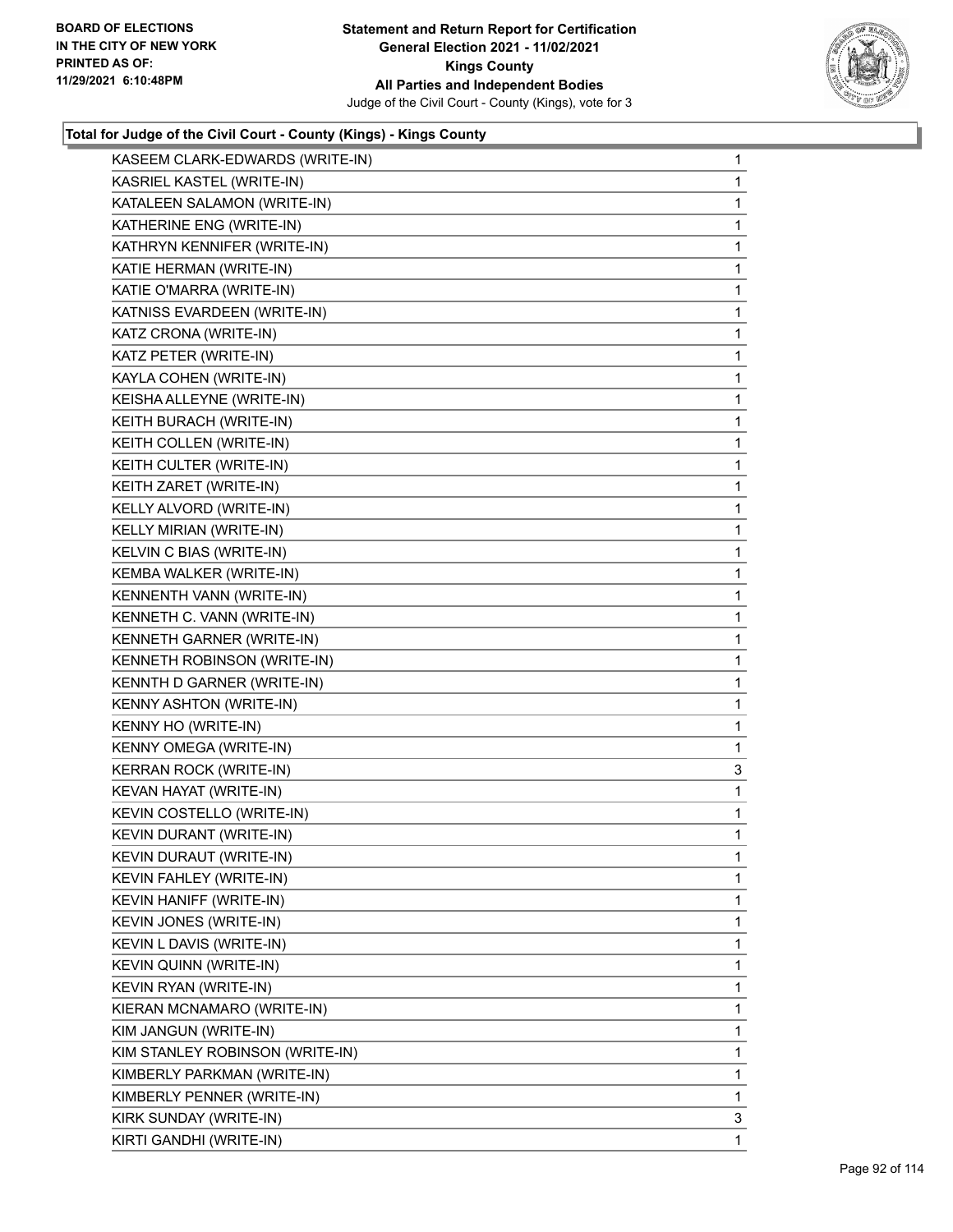**Total for Judge of the Civil Court - County (Kings) - Kings County**

| | |
|---|---|
| KASEEM CLARK-EDWARDS (WRITE-IN) | 1 |
| KASRIEL KASTEL (WRITE-IN) | 1 |
| KATALEEN SALAMON (WRITE-IN) | 1 |
| KATHERINE ENG (WRITE-IN) | 1 |
| KATHRYN KENNIFER (WRITE-IN) | 1 |
| KATIE HERMAN (WRITE-IN) | 1 |
| KATIE O'MARRA (WRITE-IN) | 1 |
| KATNISS EVARDEEN (WRITE-IN) | 1 |
| KATZ CRONA (WRITE-IN) | 1 |
| KATZ PETER (WRITE-IN) | 1 |
| KAYLA COHEN (WRITE-IN) | 1 |
| KEISHA ALLEYNE (WRITE-IN) | 1 |
| KEITH BURACH (WRITE-IN) | 1 |
| KEITH COLLEN (WRITE-IN) | 1 |
| KEITH CULTER (WRITE-IN) | 1 |
| KEITH ZARET (WRITE-IN) | 1 |
| KELLY ALVORD (WRITE-IN) | 1 |
| KELLY MIRIAN (WRITE-IN) | 1 |
| KELVIN C BIAS (WRITE-IN) | 1 |
| KEMBA WALKER (WRITE-IN) | 1 |
| KENNENTH VANN (WRITE-IN) | 1 |
| KENNETH C. VANN (WRITE-IN) | 1 |
| KENNETH GARNER (WRITE-IN) | 1 |
| KENNETH ROBINSON (WRITE-IN) | 1 |
| KENNTH D GARNER (WRITE-IN) | 1 |
| KENNY ASHTON (WRITE-IN) | 1 |
| KENNY HO (WRITE-IN) | 1 |
| KENNY OMEGA (WRITE-IN) | 1 |
| KERRAN ROCK (WRITE-IN) | 3 |
| KEVAN HAYAT (WRITE-IN) | 1 |
| KEVIN COSTELLO (WRITE-IN) | 1 |
| KEVIN DURANT (WRITE-IN) | 1 |
| KEVIN DURAUT (WRITE-IN) | 1 |
| KEVIN FAHLEY (WRITE-IN) | 1 |
| KEVIN HANIFF (WRITE-IN) | 1 |
| KEVIN JONES (WRITE-IN) | 1 |
| KEVIN L DAVIS (WRITE-IN) | 1 |
| KEVIN QUINN (WRITE-IN) | 1 |
| KEVIN RYAN (WRITE-IN) | 1 |
| KIERAN MCNAMARO (WRITE-IN) | 1 |
| KIM JANGUN (WRITE-IN) | 1 |
| KIM STANLEY ROBINSON (WRITE-IN) | 1 |
| KIMBERLY PARKMAN (WRITE-IN) | 1 |
| KIMBERLY PENNER (WRITE-IN) | 1 |
| KIRK SUNDAY (WRITE-IN) | 3 |
| KIRTI GANDHI (WRITE-IN) | 1 |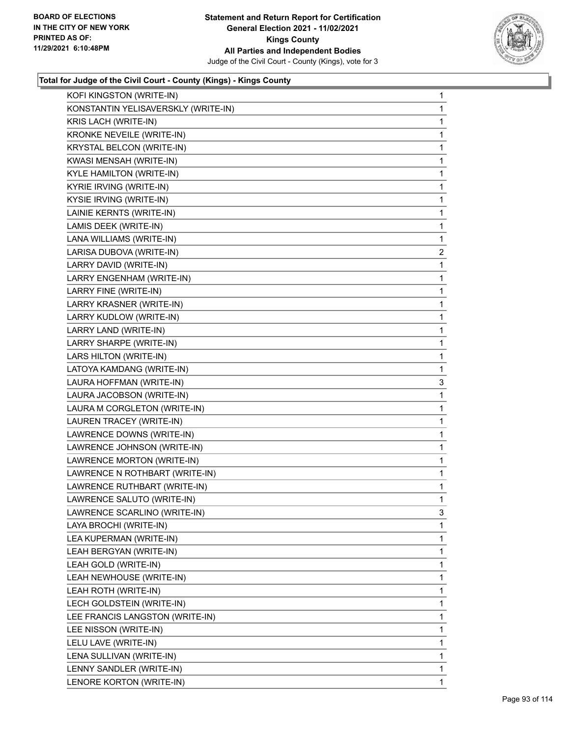### Total for Judge of the Civil Court - County (Kings) - Kings County

| Candidate | Votes |
|---|---|
| KOFI KINGSTON (WRITE-IN) | 1 |
| KONSTANTIN YELISAVERSKLY (WRITE-IN) | 1 |
| KRIS LACH (WRITE-IN) | 1 |
| KRONKE NEVEILE (WRITE-IN) | 1 |
| KRYSTAL BELCON (WRITE-IN) | 1 |
| KWASI MENSAH (WRITE-IN) | 1 |
| KYLE HAMILTON (WRITE-IN) | 1 |
| KYRIE IRVING (WRITE-IN) | 1 |
| KYSIE IRVING (WRITE-IN) | 1 |
| LAINIE KERNTS (WRITE-IN) | 1 |
| LAMIS DEEK (WRITE-IN) | 1 |
| LANA WILLIAMS (WRITE-IN) | 1 |
| LARISA DUBOVA (WRITE-IN) | 2 |
| LARRY DAVID (WRITE-IN) | 1 |
| LARRY ENGENHAM (WRITE-IN) | 1 |
| LARRY FINE (WRITE-IN) | 1 |
| LARRY KRASNER (WRITE-IN) | 1 |
| LARRY KUDLOW (WRITE-IN) | 1 |
| LARRY LAND (WRITE-IN) | 1 |
| LARRY SHARPE (WRITE-IN) | 1 |
| LARS HILTON (WRITE-IN) | 1 |
| LATOYA KAMDANG (WRITE-IN) | 1 |
| LAURA HOFFMAN (WRITE-IN) | 3 |
| LAURA JACOBSON (WRITE-IN) | 1 |
| LAURA M CORGLETON (WRITE-IN) | 1 |
| LAUREN TRACEY (WRITE-IN) | 1 |
| LAWRENCE DOWNS (WRITE-IN) | 1 |
| LAWRENCE JOHNSON (WRITE-IN) | 1 |
| LAWRENCE MORTON (WRITE-IN) | 1 |
| LAWRENCE N ROTHBART (WRITE-IN) | 1 |
| LAWRENCE RUTHBART (WRITE-IN) | 1 |
| LAWRENCE SALUTO (WRITE-IN) | 1 |
| LAWRENCE SCARLINO (WRITE-IN) | 3 |
| LAYA BROCHI (WRITE-IN) | 1 |
| LEA KUPERMAN (WRITE-IN) | 1 |
| LEAH BERGYAN (WRITE-IN) | 1 |
| LEAH GOLD (WRITE-IN) | 1 |
| LEAH NEWHOUSE (WRITE-IN) | 1 |
| LEAH ROTH (WRITE-IN) | 1 |
| LECH GOLDSTEIN (WRITE-IN) | 1 |
| LEE FRANCIS LANGSTON (WRITE-IN) | 1 |
| LEE NISSON (WRITE-IN) | 1 |
| LELU LAVE (WRITE-IN) | 1 |
| LENA SULLIVAN (WRITE-IN) | 1 |
| LENNY SANDLER (WRITE-IN) | 1 |
| LENORE KORTON (WRITE-IN) | 1 |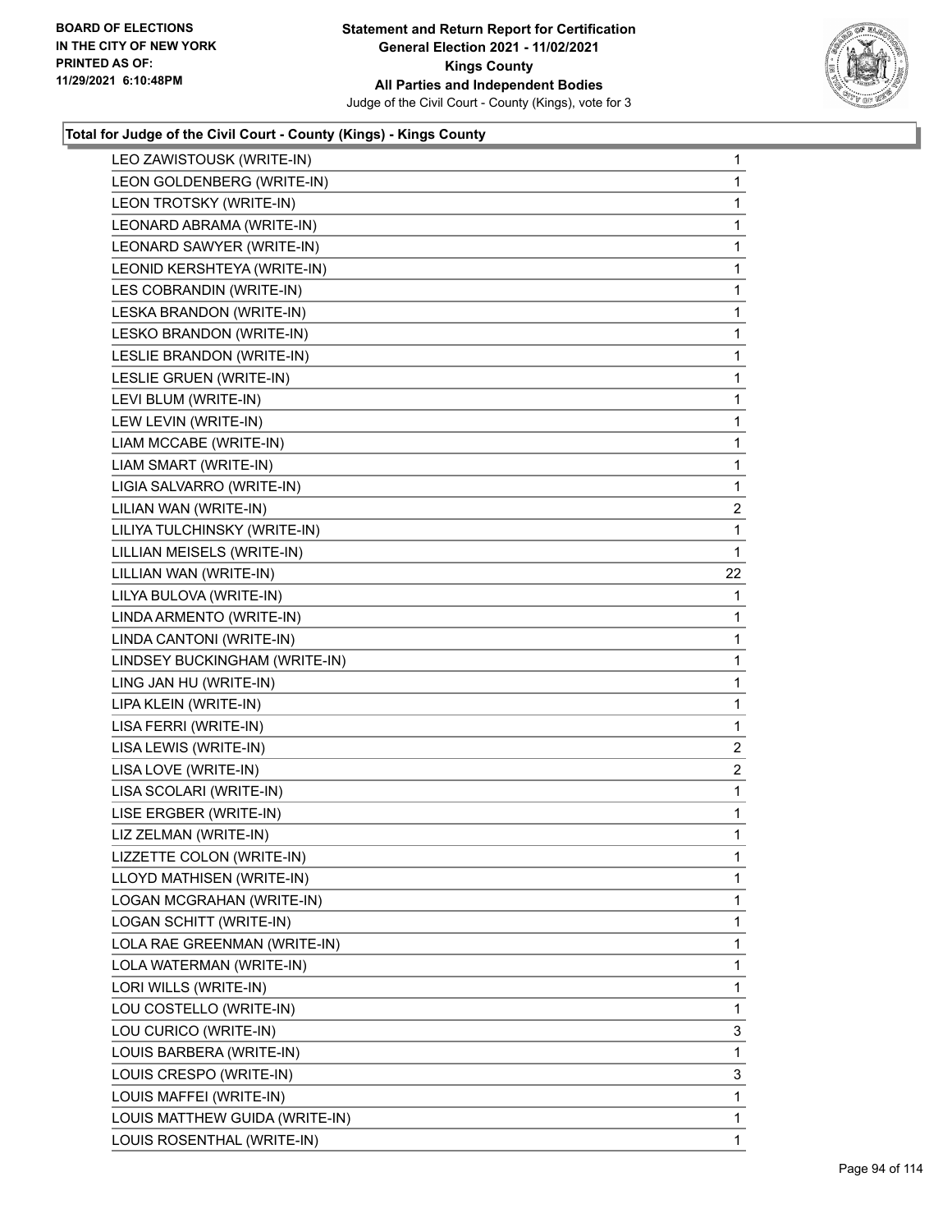**Total for Judge of the Civil Court - County (Kings) - Kings County**

| | |
|---|---|
| LEO ZAWISTOUSK (WRITE-IN) | 1 |
| LEON GOLDENBERG (WRITE-IN) | 1 |
| LEON TROTSKY (WRITE-IN) | 1 |
| LEONARD ABRAMA (WRITE-IN) | 1 |
| LEONARD SAWYER (WRITE-IN) | 1 |
| LEONID KERSHTEYA (WRITE-IN) | 1 |
| LES COBRANDIN (WRITE-IN) | 1 |
| LESKA BRANDON (WRITE-IN) | 1 |
| LESKO BRANDON (WRITE-IN) | 1 |
| LESLIE BRANDON (WRITE-IN) | 1 |
| LESLIE GRUEN (WRITE-IN) | 1 |
| LEVI BLUM (WRITE-IN) | 1 |
| LEW LEVIN (WRITE-IN) | 1 |
| LIAM MCCABE (WRITE-IN) | 1 |
| LIAM SMART (WRITE-IN) | 1 |
| LIGIA SALVARRO (WRITE-IN) | 1 |
| LILIAN WAN (WRITE-IN) | 2 |
| LILIYA TULCHINSKY (WRITE-IN) | 1 |
| LILLIAN MEISELS (WRITE-IN) | 1 |
| LILLIAN WAN (WRITE-IN) | 22 |
| LILYA BULOVA (WRITE-IN) | 1 |
| LINDA ARMENTO (WRITE-IN) | 1 |
| LINDA CANTONI (WRITE-IN) | 1 |
| LINDSEY BUCKINGHAM (WRITE-IN) | 1 |
| LING JAN HU (WRITE-IN) | 1 |
| LIPA KLEIN (WRITE-IN) | 1 |
| LISA FERRI (WRITE-IN) | 1 |
| LISA LEWIS (WRITE-IN) | 2 |
| LISA LOVE (WRITE-IN) | 2 |
| LISA SCOLARI (WRITE-IN) | 1 |
| LISE ERGBER (WRITE-IN) | 1 |
| LIZ ZELMAN (WRITE-IN) | 1 |
| LIZZETTE COLON (WRITE-IN) | 1 |
| LLOYD MATHISEN (WRITE-IN) | 1 |
| LOGAN MCGRAHAN (WRITE-IN) | 1 |
| LOGAN SCHITT (WRITE-IN) | 1 |
| LOLA RAE GREENMAN (WRITE-IN) | 1 |
| LOLA WATERMAN (WRITE-IN) | 1 |
| LORI WILLS (WRITE-IN) | 1 |
| LOU COSTELLO (WRITE-IN) | 1 |
| LOU CURICO (WRITE-IN) | 3 |
| LOUIS BARBERA (WRITE-IN) | 1 |
| LOUIS CRESPO (WRITE-IN) | 3 |
| LOUIS MAFFEI (WRITE-IN) | 1 |
| LOUIS MATTHEW GUIDA (WRITE-IN) | 1 |
| LOUIS ROSENTHAL (WRITE-IN) | 1 |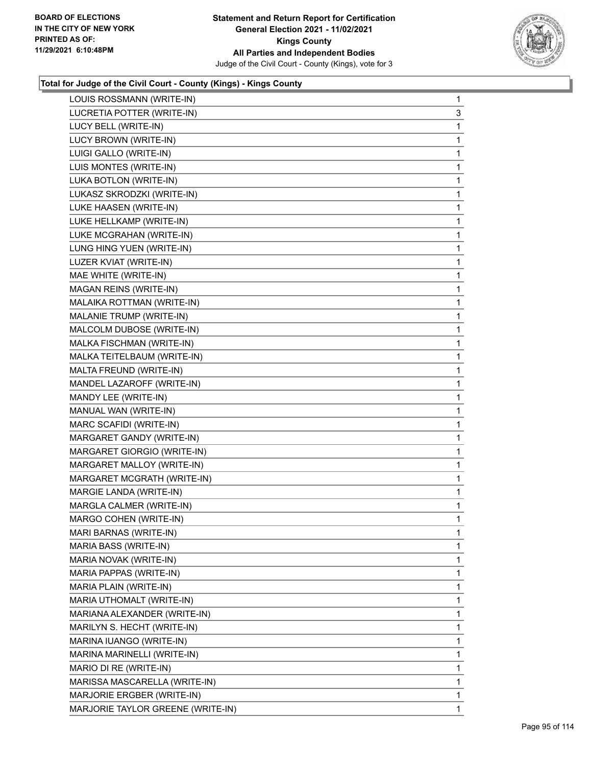**Total for Judge of the Civil Court - County (Kings) - Kings County**

| | |
|---|---|
| LOUIS ROSSMANN (WRITE-IN) | 1 |
| LUCRETIA POTTER (WRITE-IN) | 3 |
| LUCY BELL (WRITE-IN) | 1 |
| LUCY BROWN (WRITE-IN) | 1 |
| LUIGI GALLO (WRITE-IN) | 1 |
| LUIS MONTES (WRITE-IN) | 1 |
| LUKA BOTLON (WRITE-IN) | 1 |
| LUKASZ SKRODZKI (WRITE-IN) | 1 |
| LUKE HAASEN (WRITE-IN) | 1 |
| LUKE HELLKAMP (WRITE-IN) | 1 |
| LUKE MCGRAHAN (WRITE-IN) | 1 |
| LUNG HING YUEN (WRITE-IN) | 1 |
| LUZER KVIAT (WRITE-IN) | 1 |
| MAE WHITE (WRITE-IN) | 1 |
| MAGAN REINS (WRITE-IN) | 1 |
| MALAIKA ROTTMAN (WRITE-IN) | 1 |
| MALANIE TRUMP (WRITE-IN) | 1 |
| MALCOLM DUBOSE (WRITE-IN) | 1 |
| MALKA FISCHMAN (WRITE-IN) | 1 |
| MALKA TEITELBAUM (WRITE-IN) | 1 |
| MALTA FREUND (WRITE-IN) | 1 |
| MANDEL LAZAROFF (WRITE-IN) | 1 |
| MANDY LEE (WRITE-IN) | 1 |
| MANUAL WAN (WRITE-IN) | 1 |
| MARC SCAFIDI (WRITE-IN) | 1 |
| MARGARET GANDY (WRITE-IN) | 1 |
| MARGARET GIORGIO (WRITE-IN) | 1 |
| MARGARET MALLOY (WRITE-IN) | 1 |
| MARGARET MCGRATH (WRITE-IN) | 1 |
| MARGIE LANDA (WRITE-IN) | 1 |
| MARGLA CALMER (WRITE-IN) | 1 |
| MARGO COHEN (WRITE-IN) | 1 |
| MARI BARNAS (WRITE-IN) | 1 |
| MARIA BASS (WRITE-IN) | 1 |
| MARIA NOVAK (WRITE-IN) | 1 |
| MARIA PAPPAS (WRITE-IN) | 1 |
| MARIA PLAIN (WRITE-IN) | 1 |
| MARIA UTHOMALT (WRITE-IN) | 1 |
| MARIANA ALEXANDER (WRITE-IN) | 1 |
| MARILYN S. HECHT (WRITE-IN) | 1 |
| MARINA IUANGO (WRITE-IN) | 1 |
| MARINA MARINELLI (WRITE-IN) | 1 |
| MARIO DI RE (WRITE-IN) | 1 |
| MARISSA MASCARELLA (WRITE-IN) | 1 |
| MARJORIE ERGBER (WRITE-IN) | 1 |
| MARJORIE TAYLOR GREENE (WRITE-IN) | 1 |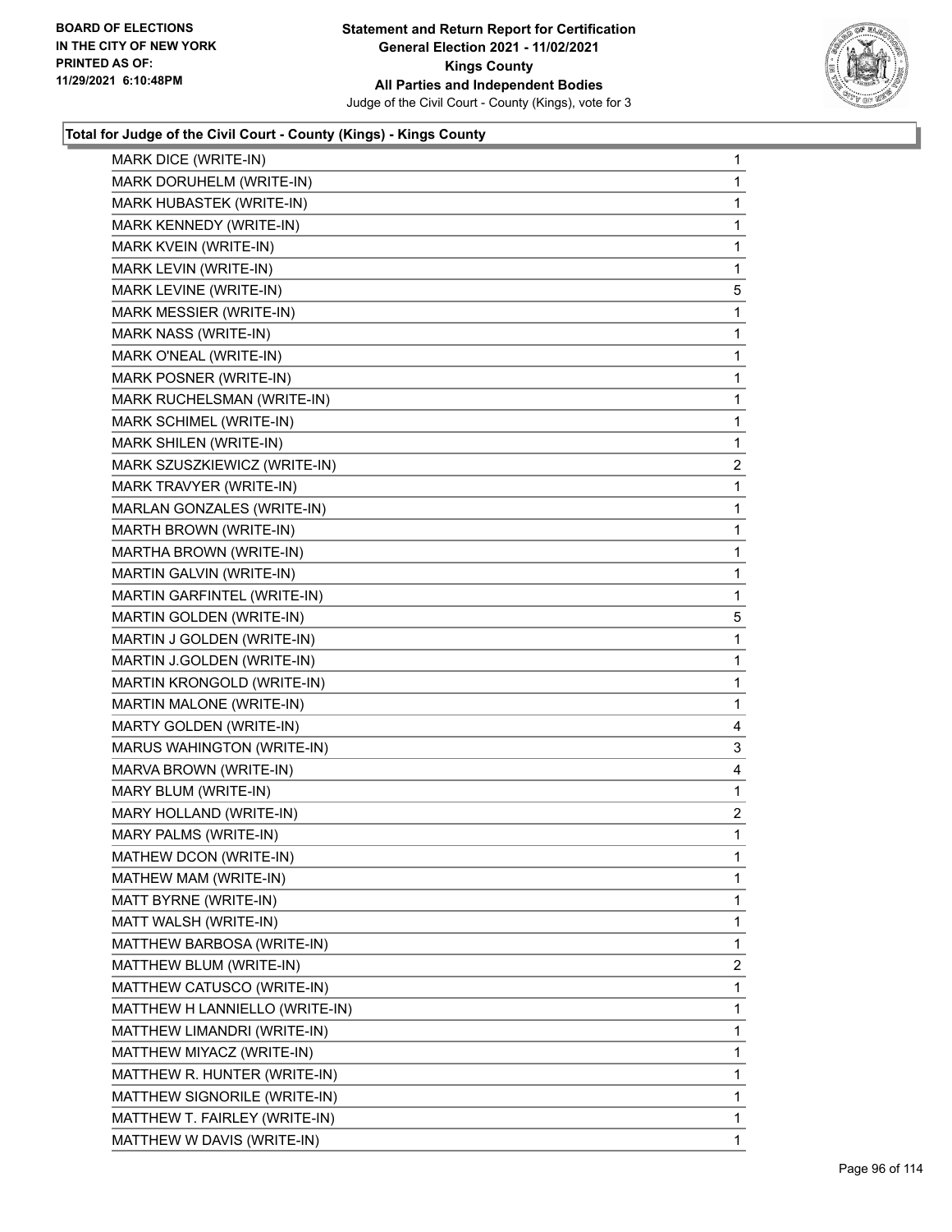**Total for Judge of the Civil Court - County (Kings) - Kings County**

| Candidate | Votes |
|---|---|
| MARK DICE (WRITE-IN) | 1 |
| MARK DORUHELM (WRITE-IN) | 1 |
| MARK HUBASTEK (WRITE-IN) | 1 |
| MARK KENNEDY (WRITE-IN) | 1 |
| MARK KVEIN (WRITE-IN) | 1 |
| MARK LEVIN (WRITE-IN) | 1 |
| MARK LEVINE (WRITE-IN) | 5 |
| MARK MESSIER (WRITE-IN) | 1 |
| MARK NASS (WRITE-IN) | 1 |
| MARK O'NEAL (WRITE-IN) | 1 |
| MARK POSNER (WRITE-IN) | 1 |
| MARK RUCHELSMAN (WRITE-IN) | 1 |
| MARK SCHIMEL (WRITE-IN) | 1 |
| MARK SHILEN (WRITE-IN) | 1 |
| MARK SZUSZKIEWICZ (WRITE-IN) | 2 |
| MARK TRAVYER (WRITE-IN) | 1 |
| MARLAN GONZALES (WRITE-IN) | 1 |
| MARTH BROWN (WRITE-IN) | 1 |
| MARTHA BROWN (WRITE-IN) | 1 |
| MARTIN GALVIN (WRITE-IN) | 1 |
| MARTIN GARFINTEL (WRITE-IN) | 1 |
| MARTIN GOLDEN (WRITE-IN) | 5 |
| MARTIN J GOLDEN (WRITE-IN) | 1 |
| MARTIN J.GOLDEN (WRITE-IN) | 1 |
| MARTIN KRONGOLD (WRITE-IN) | 1 |
| MARTIN MALONE (WRITE-IN) | 1 |
| MARTY GOLDEN (WRITE-IN) | 4 |
| MARUS WAHINGTON (WRITE-IN) | 3 |
| MARVA BROWN (WRITE-IN) | 4 |
| MARY BLUM (WRITE-IN) | 1 |
| MARY HOLLAND (WRITE-IN) | 2 |
| MARY PALMS (WRITE-IN) | 1 |
| MATHEW DCON (WRITE-IN) | 1 |
| MATHEW MAM (WRITE-IN) | 1 |
| MATT BYRNE (WRITE-IN) | 1 |
| MATT WALSH (WRITE-IN) | 1 |
| MATTHEW BARBOSA (WRITE-IN) | 1 |
| MATTHEW BLUM (WRITE-IN) | 2 |
| MATTHEW CATUSCO (WRITE-IN) | 1 |
| MATTHEW H LANNIELLO (WRITE-IN) | 1 |
| MATTHEW LIMANDRI (WRITE-IN) | 1 |
| MATTHEW MIYACZ (WRITE-IN) | 1 |
| MATTHEW R. HUNTER (WRITE-IN) | 1 |
| MATTHEW SIGNORILE (WRITE-IN) | 1 |
| MATTHEW T. FAIRLEY (WRITE-IN) | 1 |
| MATTHEW W DAVIS (WRITE-IN) | 1 |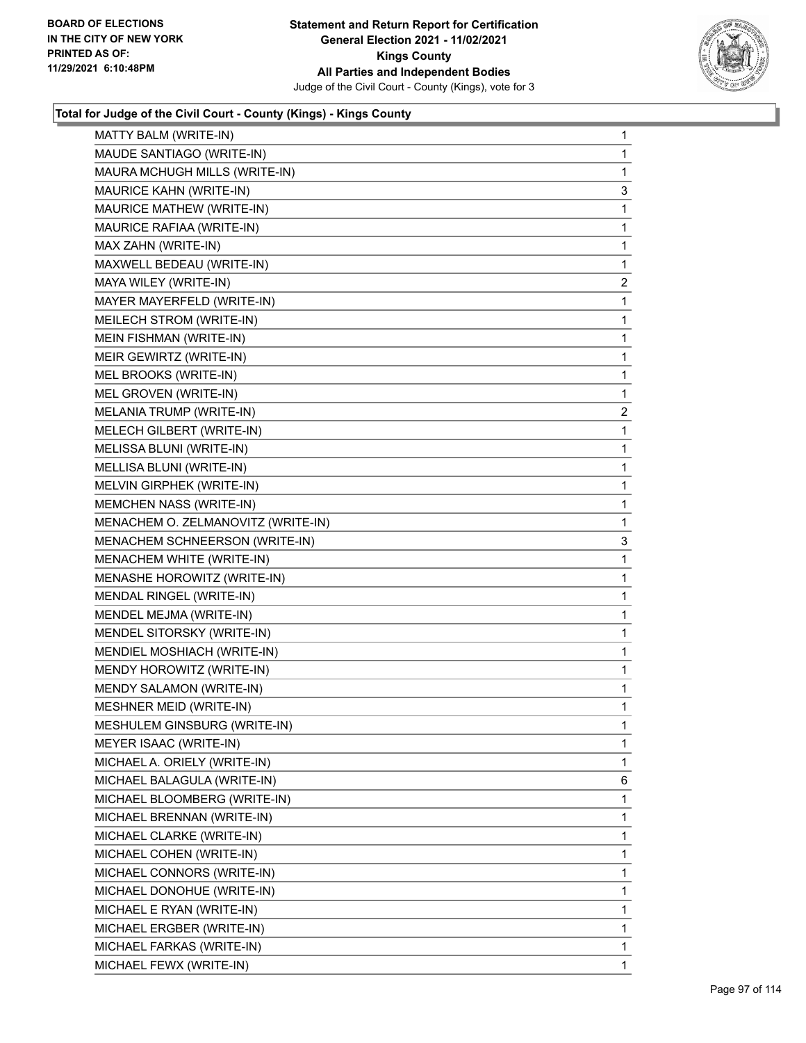**Total for Judge of the Civil Court - County (Kings) - Kings County**

| | |
|---|---|
| MATTY BALM (WRITE-IN) | 1 |
| MAUDE SANTIAGO (WRITE-IN) | 1 |
| MAURA MCHUGH MILLS (WRITE-IN) | 1 |
| MAURICE KAHN (WRITE-IN) | 3 |
| MAURICE MATHEW (WRITE-IN) | 1 |
| MAURICE RAFIAA (WRITE-IN) | 1 |
| MAX ZAHN (WRITE-IN) | 1 |
| MAXWELL BEDEAU (WRITE-IN) | 1 |
| MAYA WILEY (WRITE-IN) | 2 |
| MAYER MAYERFELD (WRITE-IN) | 1 |
| MEILECH STROM (WRITE-IN) | 1 |
| MEIN FISHMAN (WRITE-IN) | 1 |
| MEIR GEWIRTZ (WRITE-IN) | 1 |
| MEL BROOKS (WRITE-IN) | 1 |
| MEL GROVEN (WRITE-IN) | 1 |
| MELANIA TRUMP (WRITE-IN) | 2 |
| MELECH GILBERT (WRITE-IN) | 1 |
| MELISSA BLUNI (WRITE-IN) | 1 |
| MELLISA BLUNI (WRITE-IN) | 1 |
| MELVIN GIRPHEK (WRITE-IN) | 1 |
| MEMCHEN NASS (WRITE-IN) | 1 |
| MENACHEM O. ZELMANOVITZ (WRITE-IN) | 1 |
| MENACHEM SCHNEERSON (WRITE-IN) | 3 |
| MENACHEM WHITE (WRITE-IN) | 1 |
| MENASHE HOROWITZ (WRITE-IN) | 1 |
| MENDAL RINGEL (WRITE-IN) | 1 |
| MENDEL MEJMA (WRITE-IN) | 1 |
| MENDEL SITORSKY (WRITE-IN) | 1 |
| MENDIEL MOSHIACH (WRITE-IN) | 1 |
| MENDY HOROWITZ (WRITE-IN) | 1 |
| MENDY SALAMON (WRITE-IN) | 1 |
| MESHNER MEID (WRITE-IN) | 1 |
| MESHULEM GINSBURG (WRITE-IN) | 1 |
| MEYER ISAAC (WRITE-IN) | 1 |
| MICHAEL A. ORIELY (WRITE-IN) | 1 |
| MICHAEL BALAGULA (WRITE-IN) | 6 |
| MICHAEL BLOOMBERG (WRITE-IN) | 1 |
| MICHAEL BRENNAN (WRITE-IN) | 1 |
| MICHAEL CLARKE (WRITE-IN) | 1 |
| MICHAEL COHEN (WRITE-IN) | 1 |
| MICHAEL CONNORS (WRITE-IN) | 1 |
| MICHAEL DONOHUE (WRITE-IN) | 1 |
| MICHAEL E RYAN (WRITE-IN) | 1 |
| MICHAEL ERGBER (WRITE-IN) | 1 |
| MICHAEL FARKAS (WRITE-IN) | 1 |
| MICHAEL FEWX (WRITE-IN) | 1 |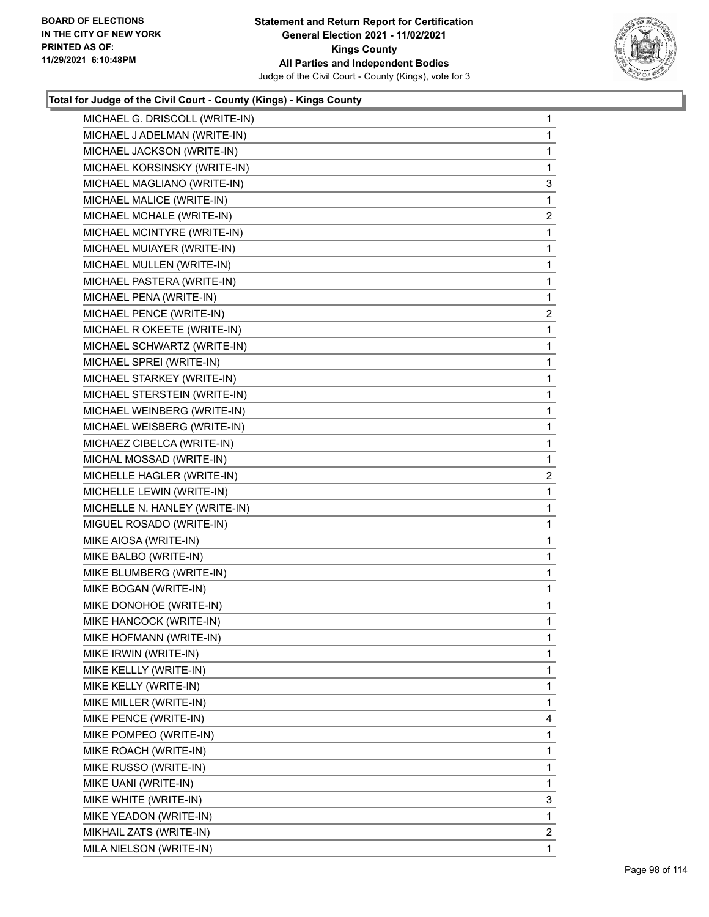**Total for Judge of the Civil Court - County (Kings) - Kings County**

| | |
|---|---|
| MICHAEL G. DRISCOLL (WRITE-IN) | 1 |
| MICHAEL J ADELMAN (WRITE-IN) | 1 |
| MICHAEL JACKSON (WRITE-IN) | 1 |
| MICHAEL KORSINSKY (WRITE-IN) | 1 |
| MICHAEL MAGLIANO (WRITE-IN) | 3 |
| MICHAEL MALICE (WRITE-IN) | 1 |
| MICHAEL MCHALE (WRITE-IN) | 2 |
| MICHAEL MCINTYRE (WRITE-IN) | 1 |
| MICHAEL MUIAYER (WRITE-IN) | 1 |
| MICHAEL MULLEN (WRITE-IN) | 1 |
| MICHAEL PASTERA (WRITE-IN) | 1 |
| MICHAEL PENA (WRITE-IN) | 1 |
| MICHAEL PENCE (WRITE-IN) | 2 |
| MICHAEL R OKEETE (WRITE-IN) | 1 |
| MICHAEL SCHWARTZ (WRITE-IN) | 1 |
| MICHAEL SPREI (WRITE-IN) | 1 |
| MICHAEL STARKEY (WRITE-IN) | 1 |
| MICHAEL STERSTEIN (WRITE-IN) | 1 |
| MICHAEL WEINBERG (WRITE-IN) | 1 |
| MICHAEL WEISBERG (WRITE-IN) | 1 |
| MICHAEZ CIBELCA (WRITE-IN) | 1 |
| MICHAL MOSSAD (WRITE-IN) | 1 |
| MICHELLE HAGLER (WRITE-IN) | 2 |
| MICHELLE LEWIN (WRITE-IN) | 1 |
| MICHELLE N. HANLEY (WRITE-IN) | 1 |
| MIGUEL ROSADO (WRITE-IN) | 1 |
| MIKE AIOSA (WRITE-IN) | 1 |
| MIKE BALBO (WRITE-IN) | 1 |
| MIKE BLUMBERG (WRITE-IN) | 1 |
| MIKE BOGAN (WRITE-IN) | 1 |
| MIKE DONOHOE (WRITE-IN) | 1 |
| MIKE HANCOCK (WRITE-IN) | 1 |
| MIKE HOFMANN (WRITE-IN) | 1 |
| MIKE IRWIN (WRITE-IN) | 1 |
| MIKE KELLLY (WRITE-IN) | 1 |
| MIKE KELLY (WRITE-IN) | 1 |
| MIKE MILLER (WRITE-IN) | 1 |
| MIKE PENCE (WRITE-IN) | 4 |
| MIKE POMPEO (WRITE-IN) | 1 |
| MIKE ROACH (WRITE-IN) | 1 |
| MIKE RUSSO (WRITE-IN) | 1 |
| MIKE UANI (WRITE-IN) | 1 |
| MIKE WHITE (WRITE-IN) | 3 |
| MIKE YEADON (WRITE-IN) | 1 |
| MIKHAIL ZATS (WRITE-IN) | 2 |
| MILA NIELSON (WRITE-IN) | 1 |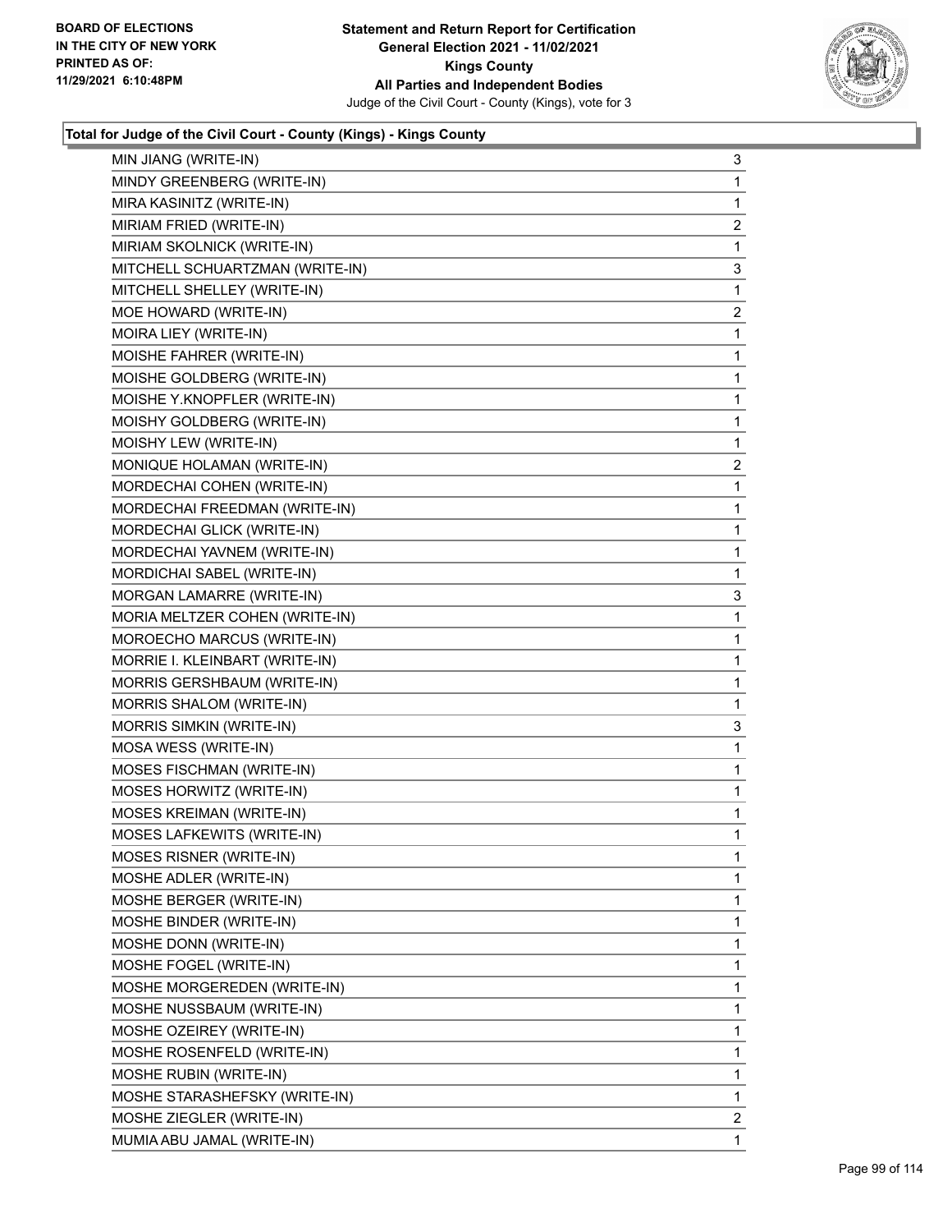**Statement and Return Report for Certification**
**General Election 2021 - 11/02/2021**
**Kings County**
**All Parties and Independent Bodies**
Judge of the Civil Court - County (Kings), vote for 3

BOARD OF ELECTIONS
IN THE CITY OF NEW YORK
PRINTED AS OF:
11/29/2021 6:10:48PM

### Total for Judge of the Civil Court - County (Kings) - Kings County

| | |
|---|---|
| MIN JIANG (WRITE-IN) | 3 |
| MINDY GREENBERG (WRITE-IN) | 1 |
| MIRA KASINITZ (WRITE-IN) | 1 |
| MIRIAM FRIED (WRITE-IN) | 2 |
| MIRIAM SKOLNICK (WRITE-IN) | 1 |
| MITCHELL SCHUARTZMAN (WRITE-IN) | 3 |
| MITCHELL SHELLEY (WRITE-IN) | 1 |
| MOE HOWARD (WRITE-IN) | 2 |
| MOIRA LIEY (WRITE-IN) | 1 |
| MOISHE FAHRER (WRITE-IN) | 1 |
| MOISHE GOLDBERG (WRITE-IN) | 1 |
| MOISHE Y.KNOPFLER (WRITE-IN) | 1 |
| MOISHY GOLDBERG (WRITE-IN) | 1 |
| MOISHY LEW (WRITE-IN) | 1 |
| MONIQUE HOLAMAN (WRITE-IN) | 2 |
| MORDECHAI COHEN (WRITE-IN) | 1 |
| MORDECHAI FREEDMAN (WRITE-IN) | 1 |
| MORDECHAI GLICK (WRITE-IN) | 1 |
| MORDECHAI YAVNEM (WRITE-IN) | 1 |
| MORDICHAI SABEL (WRITE-IN) | 1 |
| MORGAN LAMARRE (WRITE-IN) | 3 |
| MORIA MELTZER COHEN (WRITE-IN) | 1 |
| MOROECHO MARCUS (WRITE-IN) | 1 |
| MORRIE I. KLEINBART (WRITE-IN) | 1 |
| MORRIS GERSHBAUM (WRITE-IN) | 1 |
| MORRIS SHALOM (WRITE-IN) | 1 |
| MORRIS SIMKIN (WRITE-IN) | 3 |
| MOSA WESS (WRITE-IN) | 1 |
| MOSES FISCHMAN (WRITE-IN) | 1 |
| MOSES HORWITZ (WRITE-IN) | 1 |
| MOSES KREIMAN (WRITE-IN) | 1 |
| MOSES LAFKEWITS (WRITE-IN) | 1 |
| MOSES RISNER (WRITE-IN) | 1 |
| MOSHE ADLER (WRITE-IN) | 1 |
| MOSHE BERGER (WRITE-IN) | 1 |
| MOSHE BINDER (WRITE-IN) | 1 |
| MOSHE DONN (WRITE-IN) | 1 |
| MOSHE FOGEL (WRITE-IN) | 1 |
| MOSHE MORGEREDEN (WRITE-IN) | 1 |
| MOSHE NUSSBAUM (WRITE-IN) | 1 |
| MOSHE OZEIREY (WRITE-IN) | 1 |
| MOSHE ROSENFELD (WRITE-IN) | 1 |
| MOSHE RUBIN (WRITE-IN) | 1 |
| MOSHE STARASHEFSKY (WRITE-IN) | 1 |
| MOSHE ZIEGLER (WRITE-IN) | 2 |
| MUMIA ABU JAMAL (WRITE-IN) | 1 |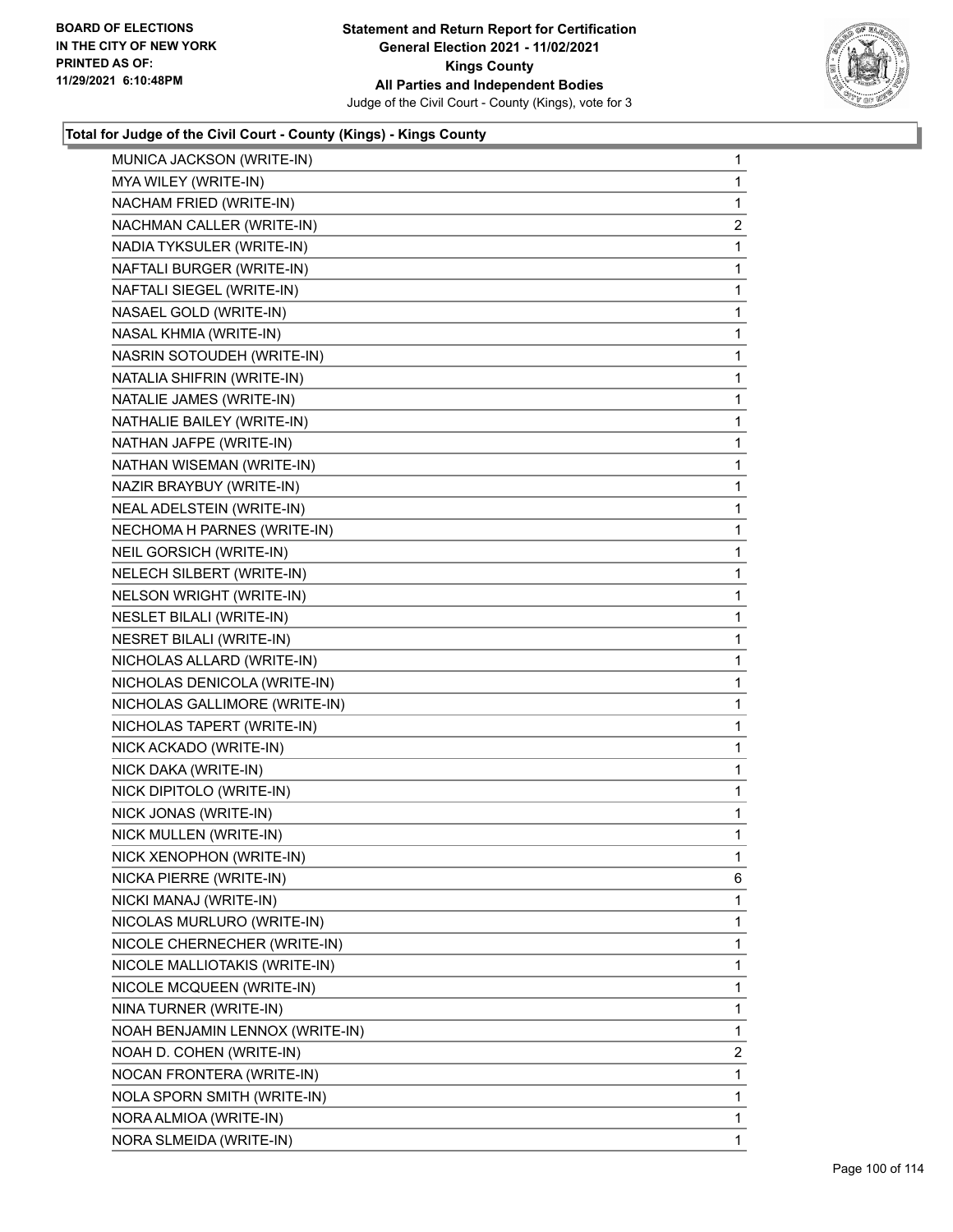**Total for Judge of the Civil Court - County (Kings) - Kings County**

| | |
|---|---|
| MUNICA JACKSON (WRITE-IN) | 1 |
| MYA WILEY (WRITE-IN) | 1 |
| NACHAM FRIED (WRITE-IN) | 1 |
| NACHMAN CALLER (WRITE-IN) | 2 |
| NADIA TYKSULER (WRITE-IN) | 1 |
| NAFTALI BURGER (WRITE-IN) | 1 |
| NAFTALI SIEGEL (WRITE-IN) | 1 |
| NASAEL GOLD (WRITE-IN) | 1 |
| NASAL KHMIA (WRITE-IN) | 1 |
| NASRIN SOTOUDEH (WRITE-IN) | 1 |
| NATALIA SHIFRIN (WRITE-IN) | 1 |
| NATALIE JAMES (WRITE-IN) | 1 |
| NATHALIE BAILEY (WRITE-IN) | 1 |
| NATHAN JAFPE (WRITE-IN) | 1 |
| NATHAN WISEMAN (WRITE-IN) | 1 |
| NAZIR BRAYBUY (WRITE-IN) | 1 |
| NEAL ADELSTEIN (WRITE-IN) | 1 |
| NECHOMA H PARNES (WRITE-IN) | 1 |
| NEIL GORSICH (WRITE-IN) | 1 |
| NELECH SILBERT (WRITE-IN) | 1 |
| NELSON WRIGHT (WRITE-IN) | 1 |
| NESLET BILALI (WRITE-IN) | 1 |
| NESRET BILALI (WRITE-IN) | 1 |
| NICHOLAS ALLARD (WRITE-IN) | 1 |
| NICHOLAS DENICOLA (WRITE-IN) | 1 |
| NICHOLAS GALLIMORE (WRITE-IN) | 1 |
| NICHOLAS TAPERT (WRITE-IN) | 1 |
| NICK ACKADO (WRITE-IN) | 1 |
| NICK DAKA (WRITE-IN) | 1 |
| NICK DIPITOLO (WRITE-IN) | 1 |
| NICK JONAS (WRITE-IN) | 1 |
| NICK MULLEN (WRITE-IN) | 1 |
| NICK XENOPHON (WRITE-IN) | 1 |
| NICKA PIERRE (WRITE-IN) | 6 |
| NICKI MANAJ (WRITE-IN) | 1 |
| NICOLAS MURLURO (WRITE-IN) | 1 |
| NICOLE CHERNECHER (WRITE-IN) | 1 |
| NICOLE MALLIOTAKIS (WRITE-IN) | 1 |
| NICOLE MCQUEEN (WRITE-IN) | 1 |
| NINA TURNER (WRITE-IN) | 1 |
| NOAH BENJAMIN LENNOX (WRITE-IN) | 1 |
| NOAH D. COHEN (WRITE-IN) | 2 |
| NOCAN FRONTERA (WRITE-IN) | 1 |
| NOLA SPORN SMITH (WRITE-IN) | 1 |
| NORA ALMIOA (WRITE-IN) | 1 |
| NORA SLMEIDA (WRITE-IN) | 1 |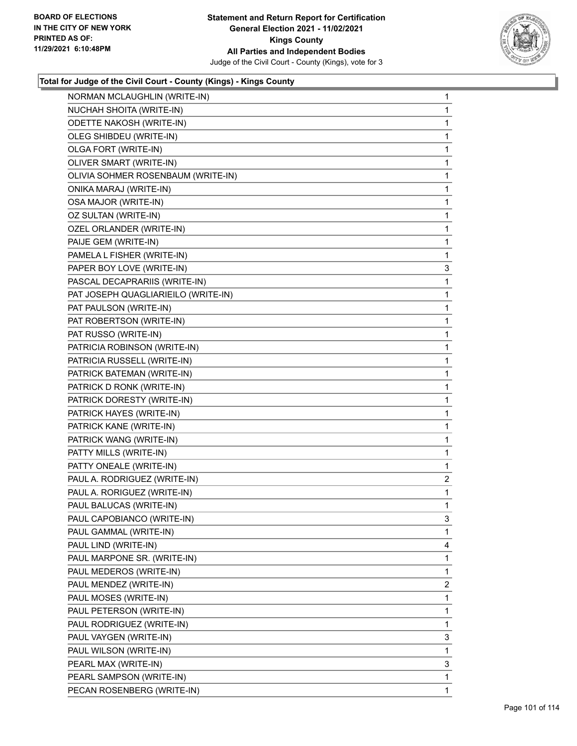**Total for Judge of the Civil Court - County (Kings) - Kings County**

| | |
|---|---|
| NORMAN MCLAUGHLIN (WRITE-IN) | 1 |
| NUCHAH SHOITA (WRITE-IN) | 1 |
| ODETTE NAKOSH (WRITE-IN) | 1 |
| OLEG SHIBDEU (WRITE-IN) | 1 |
| OLGA FORT (WRITE-IN) | 1 |
| OLIVER SMART (WRITE-IN) | 1 |
| OLIVIA SOHMER ROSENBAUM (WRITE-IN) | 1 |
| ONIKA MARAJ (WRITE-IN) | 1 |
| OSA MAJOR (WRITE-IN) | 1 |
| OZ SULTAN (WRITE-IN) | 1 |
| OZEL ORLANDER (WRITE-IN) | 1 |
| PAIJE GEM (WRITE-IN) | 1 |
| PAMELA L FISHER (WRITE-IN) | 1 |
| PAPER BOY LOVE (WRITE-IN) | 3 |
| PASCAL DECAPRARIIS (WRITE-IN) | 1 |
| PAT JOSEPH QUAGLIARIEILO (WRITE-IN) | 1 |
| PAT PAULSON (WRITE-IN) | 1 |
| PAT ROBERTSON (WRITE-IN) | 1 |
| PAT RUSSO (WRITE-IN) | 1 |
| PATRICIA ROBINSON (WRITE-IN) | 1 |
| PATRICIA RUSSELL (WRITE-IN) | 1 |
| PATRICK BATEMAN (WRITE-IN) | 1 |
| PATRICK D RONK (WRITE-IN) | 1 |
| PATRICK DORESTY (WRITE-IN) | 1 |
| PATRICK HAYES (WRITE-IN) | 1 |
| PATRICK KANE (WRITE-IN) | 1 |
| PATRICK WANG (WRITE-IN) | 1 |
| PATTY MILLS (WRITE-IN) | 1 |
| PATTY ONEALE (WRITE-IN) | 1 |
| PAUL A. RODRIGUEZ (WRITE-IN) | 2 |
| PAUL A. RORIGUEZ (WRITE-IN) | 1 |
| PAUL BALUCAS (WRITE-IN) | 1 |
| PAUL CAPOBIANCO (WRITE-IN) | 3 |
| PAUL GAMMAL (WRITE-IN) | 1 |
| PAUL LIND (WRITE-IN) | 4 |
| PAUL MARPONE SR. (WRITE-IN) | 1 |
| PAUL MEDEROS (WRITE-IN) | 1 |
| PAUL MENDEZ (WRITE-IN) | 2 |
| PAUL MOSES (WRITE-IN) | 1 |
| PAUL PETERSON (WRITE-IN) | 1 |
| PAUL RODRIGUEZ (WRITE-IN) | 1 |
| PAUL VAYGEN (WRITE-IN) | 3 |
| PAUL WILSON (WRITE-IN) | 1 |
| PEARL MAX (WRITE-IN) | 3 |
| PEARL SAMPSON (WRITE-IN) | 1 |
| PECAN ROSENBERG (WRITE-IN) | 1 |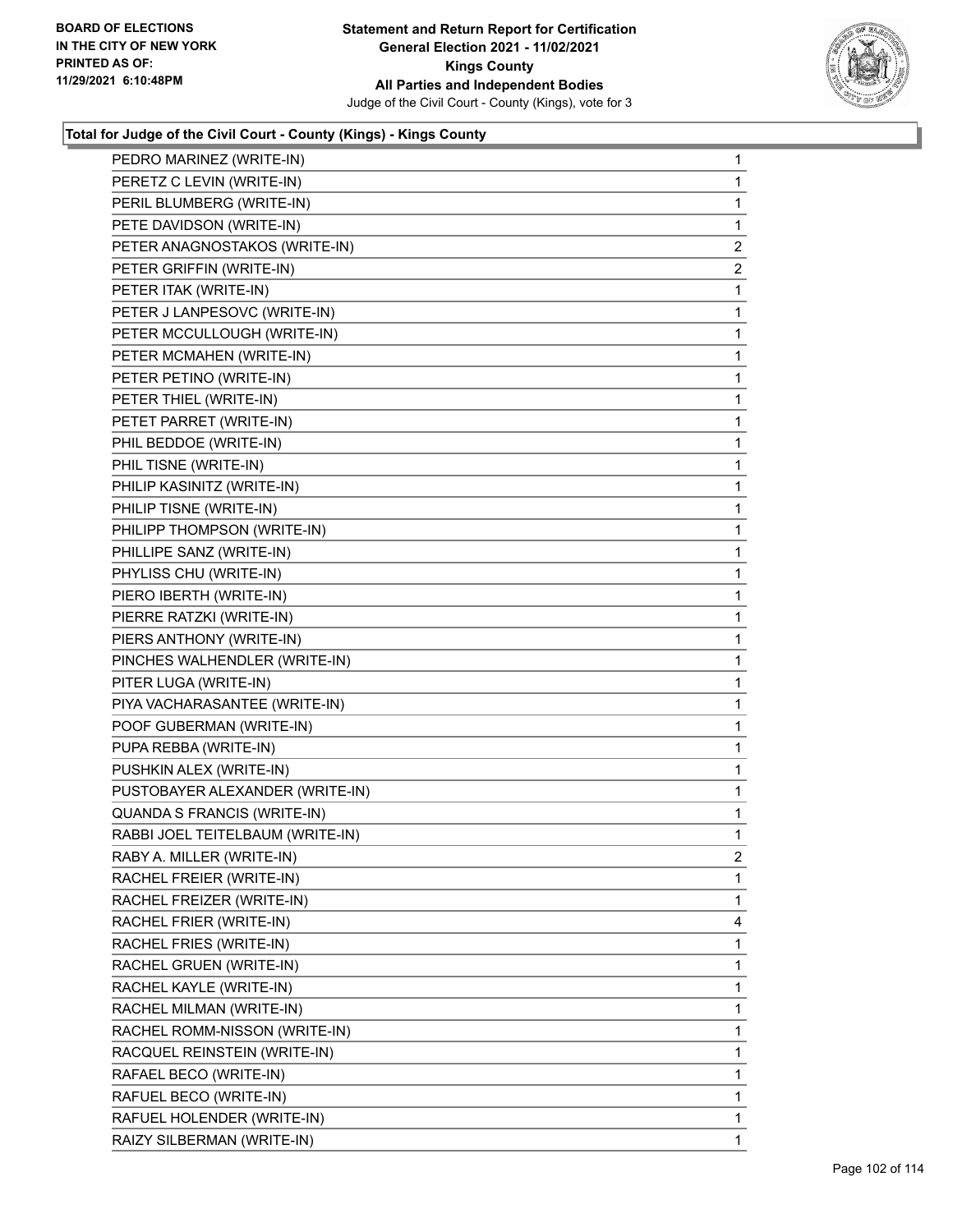BOARD OF ELECTIONS
IN THE CITY OF NEW YORK
PRINTED AS OF:
11/29/2021 6:10:48PM

**Statement and Return Report for Certification**
**General Election 2021 - 11/02/2021**
**Kings County**
**All Parties and Independent Bodies**
Judge of the Civil Court - County (Kings), vote for 3

### Total for Judge of the Civil Court - County (Kings) - Kings County

| Candidate | Votes |
|---|---|
| PEDRO MARINEZ (WRITE-IN) | 1 |
| PERETZ C LEVIN (WRITE-IN) | 1 |
| PERIL BLUMBERG (WRITE-IN) | 1 |
| PETE DAVIDSON (WRITE-IN) | 1 |
| PETER ANAGNOSTAKOS (WRITE-IN) | 2 |
| PETER GRIFFIN (WRITE-IN) | 2 |
| PETER ITAK (WRITE-IN) | 1 |
| PETER J LANPESOVC (WRITE-IN) | 1 |
| PETER MCCULLOUGH (WRITE-IN) | 1 |
| PETER MCMAHEN (WRITE-IN) | 1 |
| PETER PETINO (WRITE-IN) | 1 |
| PETER THIEL (WRITE-IN) | 1 |
| PETET PARRET (WRITE-IN) | 1 |
| PHIL BEDDOE (WRITE-IN) | 1 |
| PHIL TISNE (WRITE-IN) | 1 |
| PHILIP KASINITZ (WRITE-IN) | 1 |
| PHILIP TISNE (WRITE-IN) | 1 |
| PHILIPP THOMPSON (WRITE-IN) | 1 |
| PHILLIPE SANZ (WRITE-IN) | 1 |
| PHYLISS CHU (WRITE-IN) | 1 |
| PIERO IBERTH (WRITE-IN) | 1 |
| PIERRE RATZKI (WRITE-IN) | 1 |
| PIERS ANTHONY (WRITE-IN) | 1 |
| PINCHES WALHENDLER (WRITE-IN) | 1 |
| PITER LUGA (WRITE-IN) | 1 |
| PIYA VACHARASANTEE (WRITE-IN) | 1 |
| POOF GUBERMAN (WRITE-IN) | 1 |
| PUPA REBBA (WRITE-IN) | 1 |
| PUSHKIN ALEX (WRITE-IN) | 1 |
| PUSTOBAYER ALEXANDER (WRITE-IN) | 1 |
| QUANDA S FRANCIS (WRITE-IN) | 1 |
| RABBI JOEL TEITELBAUM (WRITE-IN) | 1 |
| RABY A. MILLER (WRITE-IN) | 2 |
| RACHEL FREIER (WRITE-IN) | 1 |
| RACHEL FREIZER (WRITE-IN) | 1 |
| RACHEL FRIER (WRITE-IN) | 4 |
| RACHEL FRIES (WRITE-IN) | 1 |
| RACHEL GRUEN (WRITE-IN) | 1 |
| RACHEL KAYLE (WRITE-IN) | 1 |
| RACHEL MILMAN (WRITE-IN) | 1 |
| RACHEL ROMM-NISSON (WRITE-IN) | 1 |
| RACQUEL REINSTEIN (WRITE-IN) | 1 |
| RAFAEL BECO (WRITE-IN) | 1 |
| RAFUEL BECO (WRITE-IN) | 1 |
| RAFUEL HOLENDER (WRITE-IN) | 1 |
| RAIZY SILBERMAN (WRITE-IN) | 1 |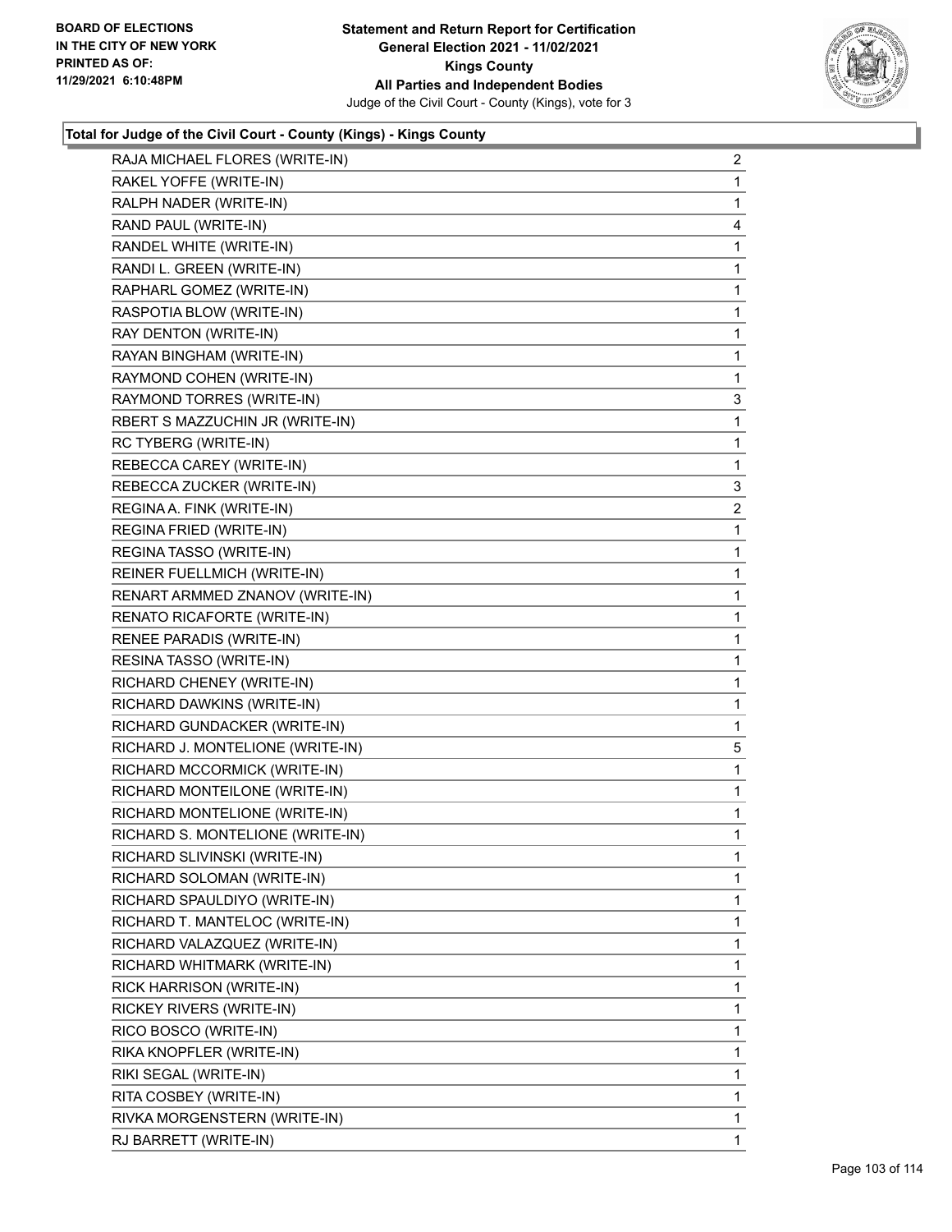**Total for Judge of the Civil Court - County (Kings) - Kings County**

| Candidate | Votes |
|---|---|
| RAJA MICHAEL FLORES (WRITE-IN) | 2 |
| RAKEL YOFFE (WRITE-IN) | 1 |
| RALPH NADER (WRITE-IN) | 1 |
| RAND PAUL (WRITE-IN) | 4 |
| RANDEL WHITE (WRITE-IN) | 1 |
| RANDI L. GREEN (WRITE-IN) | 1 |
| RAPHARL GOMEZ (WRITE-IN) | 1 |
| RASPOTIA BLOW (WRITE-IN) | 1 |
| RAY DENTON (WRITE-IN) | 1 |
| RAYAN BINGHAM (WRITE-IN) | 1 |
| RAYMOND COHEN (WRITE-IN) | 1 |
| RAYMOND TORRES (WRITE-IN) | 3 |
| RBERT S MAZZUCHIN JR (WRITE-IN) | 1 |
| RC TYBERG (WRITE-IN) | 1 |
| REBECCA CAREY (WRITE-IN) | 1 |
| REBECCA ZUCKER (WRITE-IN) | 3 |
| REGINA A. FINK (WRITE-IN) | 2 |
| REGINA FRIED (WRITE-IN) | 1 |
| REGINA TASSO (WRITE-IN) | 1 |
| REINER FUELLMICH (WRITE-IN) | 1 |
| RENART ARMMED ZNANOV (WRITE-IN) | 1 |
| RENATO RICAFORTE (WRITE-IN) | 1 |
| RENEE PARADIS (WRITE-IN) | 1 |
| RESINA TASSO (WRITE-IN) | 1 |
| RICHARD CHENEY (WRITE-IN) | 1 |
| RICHARD DAWKINS (WRITE-IN) | 1 |
| RICHARD GUNDACKER (WRITE-IN) | 1 |
| RICHARD J. MONTELIONE (WRITE-IN) | 5 |
| RICHARD MCCORMICK (WRITE-IN) | 1 |
| RICHARD MONTEILONE (WRITE-IN) | 1 |
| RICHARD MONTELIONE (WRITE-IN) | 1 |
| RICHARD S. MONTELIONE (WRITE-IN) | 1 |
| RICHARD SLIVINSKI (WRITE-IN) | 1 |
| RICHARD SOLOMAN (WRITE-IN) | 1 |
| RICHARD SPAULDIYO (WRITE-IN) | 1 |
| RICHARD T. MANTELOC (WRITE-IN) | 1 |
| RICHARD VALAZQUEZ (WRITE-IN) | 1 |
| RICHARD WHITMARK (WRITE-IN) | 1 |
| RICK HARRISON (WRITE-IN) | 1 |
| RICKEY RIVERS (WRITE-IN) | 1 |
| RICO BOSCO (WRITE-IN) | 1 |
| RIKA KNOPFLER (WRITE-IN) | 1 |
| RIKI SEGAL (WRITE-IN) | 1 |
| RITA COSBEY (WRITE-IN) | 1 |
| RIVKA MORGENSTERN (WRITE-IN) | 1 |
| RJ BARRETT (WRITE-IN) | 1 |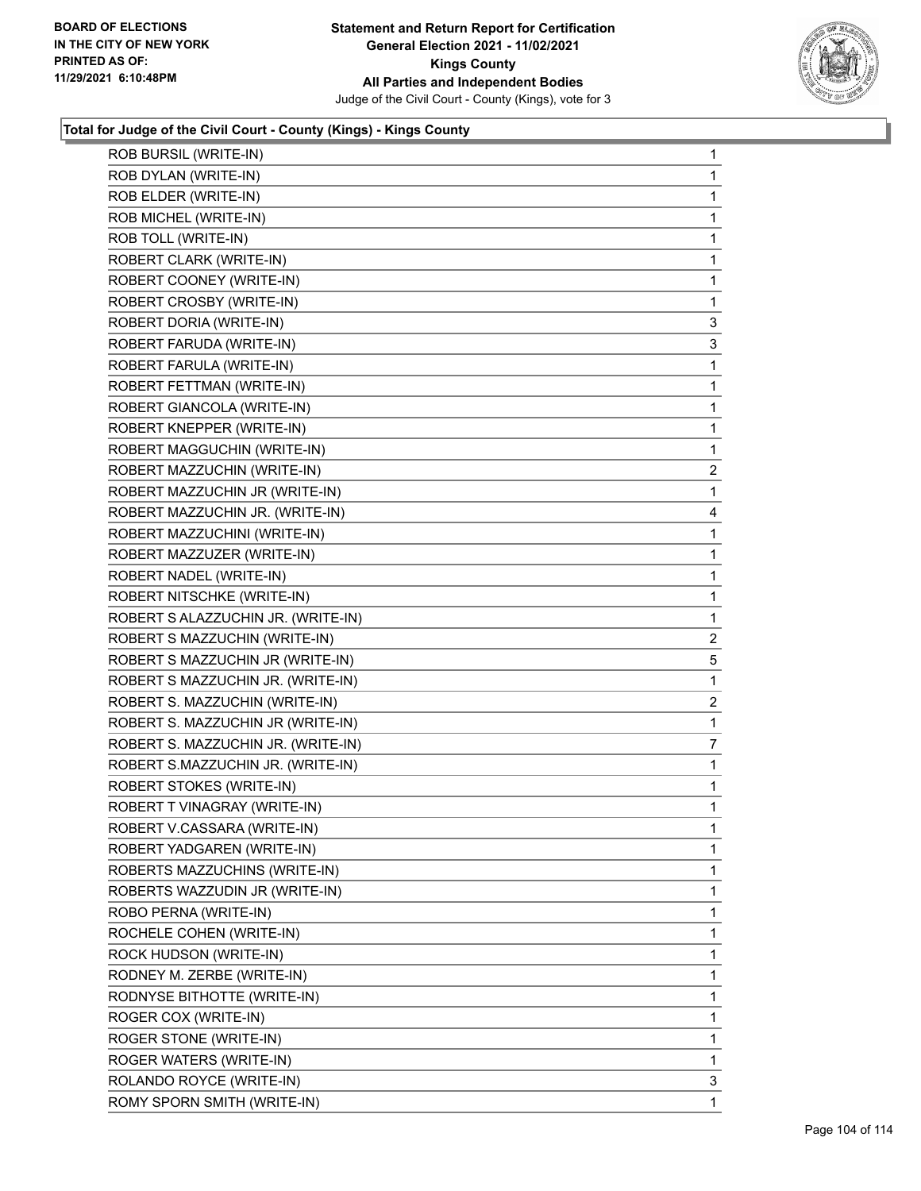**Total for Judge of the Civil Court - County (Kings) - Kings County**

| Candidate | Votes |
|---|---|
| ROB BURSIL (WRITE-IN) | 1 |
| ROB DYLAN (WRITE-IN) | 1 |
| ROB ELDER (WRITE-IN) | 1 |
| ROB MICHEL (WRITE-IN) | 1 |
| ROB TOLL (WRITE-IN) | 1 |
| ROBERT CLARK (WRITE-IN) | 1 |
| ROBERT COONEY (WRITE-IN) | 1 |
| ROBERT CROSBY (WRITE-IN) | 1 |
| ROBERT DORIA (WRITE-IN) | 3 |
| ROBERT FARUDA (WRITE-IN) | 3 |
| ROBERT FARULA (WRITE-IN) | 1 |
| ROBERT FETTMAN (WRITE-IN) | 1 |
| ROBERT GIANCOLA (WRITE-IN) | 1 |
| ROBERT KNEPPER (WRITE-IN) | 1 |
| ROBERT MAGGUCHIN (WRITE-IN) | 1 |
| ROBERT MAZZUCHIN (WRITE-IN) | 2 |
| ROBERT MAZZUCHIN JR (WRITE-IN) | 1 |
| ROBERT MAZZUCHIN JR. (WRITE-IN) | 4 |
| ROBERT MAZZUCHINI (WRITE-IN) | 1 |
| ROBERT MAZZUZER (WRITE-IN) | 1 |
| ROBERT NADEL (WRITE-IN) | 1 |
| ROBERT NITSCHKE (WRITE-IN) | 1 |
| ROBERT S ALAZZUCHIN JR. (WRITE-IN) | 1 |
| ROBERT S MAZZUCHIN (WRITE-IN) | 2 |
| ROBERT S MAZZUCHIN JR (WRITE-IN) | 5 |
| ROBERT S MAZZUCHIN JR. (WRITE-IN) | 1 |
| ROBERT S. MAZZUCHIN (WRITE-IN) | 2 |
| ROBERT S. MAZZUCHIN JR (WRITE-IN) | 1 |
| ROBERT S. MAZZUCHIN JR. (WRITE-IN) | 7 |
| ROBERT S.MAZZUCHIN JR. (WRITE-IN) | 1 |
| ROBERT STOKES (WRITE-IN) | 1 |
| ROBERT T VINAGRAY (WRITE-IN) | 1 |
| ROBERT V.CASSARA (WRITE-IN) | 1 |
| ROBERT YADGAREN (WRITE-IN) | 1 |
| ROBERTS MAZZUCHINS (WRITE-IN) | 1 |
| ROBERTS WAZZUDIN JR (WRITE-IN) | 1 |
| ROBO PERNA (WRITE-IN) | 1 |
| ROCHELE COHEN (WRITE-IN) | 1 |
| ROCK HUDSON (WRITE-IN) | 1 |
| RODNEY M. ZERBE (WRITE-IN) | 1 |
| RODNYSE BITHOTTE (WRITE-IN) | 1 |
| ROGER COX (WRITE-IN) | 1 |
| ROGER STONE (WRITE-IN) | 1 |
| ROGER WATERS (WRITE-IN) | 1 |
| ROLANDO ROYCE (WRITE-IN) | 3 |
| ROMY SPORN SMITH (WRITE-IN) | 1 |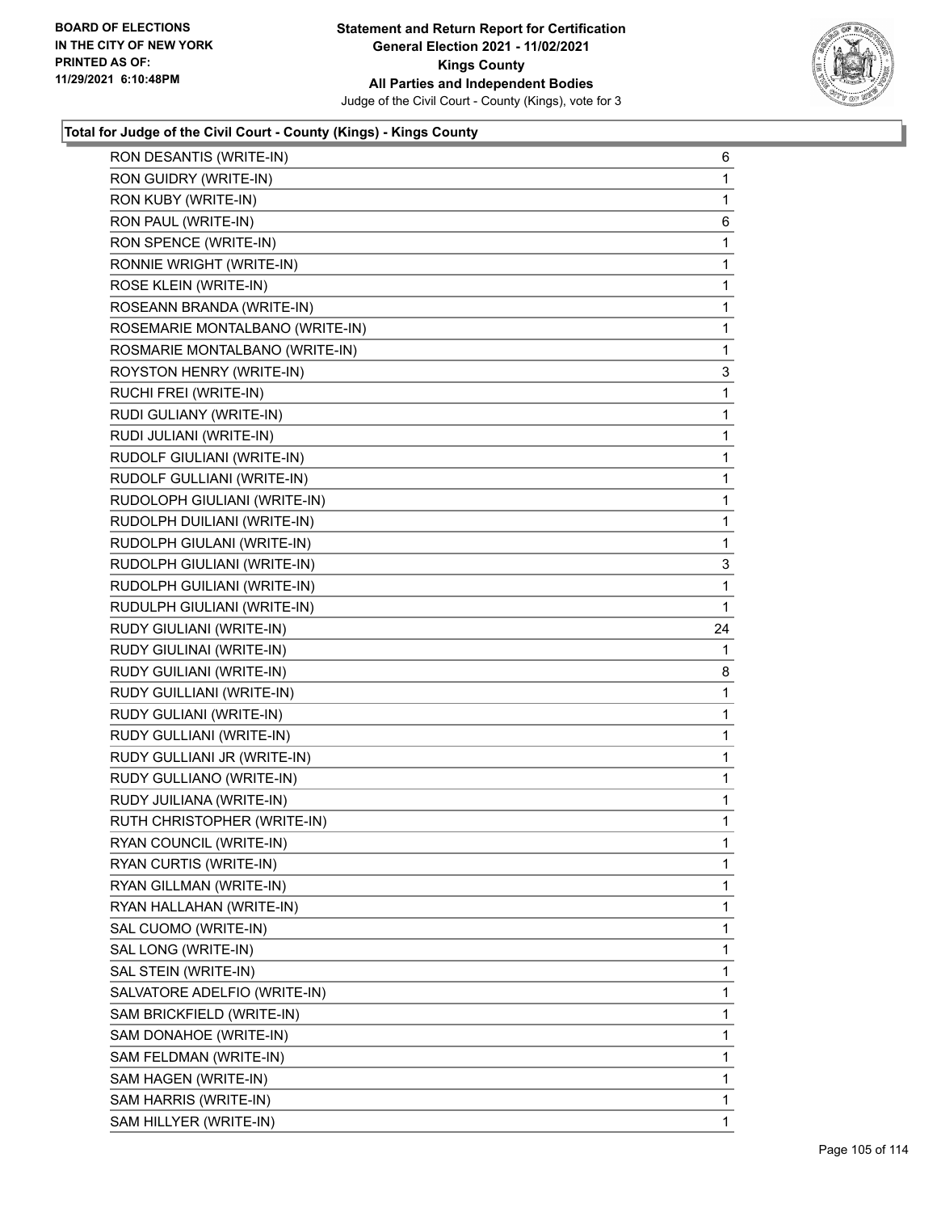### Total for Judge of the Civil Court - County (Kings) - Kings County

| Candidate | Votes |
|---|---|
| RON DESANTIS (WRITE-IN) | 6 |
| RON GUIDRY (WRITE-IN) | 1 |
| RON KUBY (WRITE-IN) | 1 |
| RON PAUL (WRITE-IN) | 6 |
| RON SPENCE (WRITE-IN) | 1 |
| RONNIE WRIGHT (WRITE-IN) | 1 |
| ROSE KLEIN (WRITE-IN) | 1 |
| ROSEANN BRANDA (WRITE-IN) | 1 |
| ROSEMARIE MONTALBANO (WRITE-IN) | 1 |
| ROSMARIE MONTALBANO (WRITE-IN) | 1 |
| ROYSTON HENRY (WRITE-IN) | 3 |
| RUCHI FREI (WRITE-IN) | 1 |
| RUDI GULIANY (WRITE-IN) | 1 |
| RUDI JULIANI (WRITE-IN) | 1 |
| RUDOLF GIULIANI (WRITE-IN) | 1 |
| RUDOLF GULLIANI (WRITE-IN) | 1 |
| RUDOLOPH GIULIANI (WRITE-IN) | 1 |
| RUDOLPH DUILIANI (WRITE-IN) | 1 |
| RUDOLPH GIULANI (WRITE-IN) | 1 |
| RUDOLPH GIULIANI (WRITE-IN) | 3 |
| RUDOLPH GUILIANI (WRITE-IN) | 1 |
| RUDULPH GIULIANI (WRITE-IN) | 1 |
| RUDY GIULIANI (WRITE-IN) | 24 |
| RUDY GIULINAI (WRITE-IN) | 1 |
| RUDY GUILIANI (WRITE-IN) | 8 |
| RUDY GUILLIANI (WRITE-IN) | 1 |
| RUDY GULIANI (WRITE-IN) | 1 |
| RUDY GULLIANI (WRITE-IN) | 1 |
| RUDY GULLIANI JR (WRITE-IN) | 1 |
| RUDY GULLIANO (WRITE-IN) | 1 |
| RUDY JUILIANA (WRITE-IN) | 1 |
| RUTH CHRISTOPHER (WRITE-IN) | 1 |
| RYAN COUNCIL (WRITE-IN) | 1 |
| RYAN CURTIS (WRITE-IN) | 1 |
| RYAN GILLMAN (WRITE-IN) | 1 |
| RYAN HALLAHAN (WRITE-IN) | 1 |
| SAL CUOMO (WRITE-IN) | 1 |
| SAL LONG (WRITE-IN) | 1 |
| SAL STEIN (WRITE-IN) | 1 |
| SALVATORE ADELFIO (WRITE-IN) | 1 |
| SAM BRICKFIELD (WRITE-IN) | 1 |
| SAM DONAHOE (WRITE-IN) | 1 |
| SAM FELDMAN (WRITE-IN) | 1 |
| SAM HAGEN (WRITE-IN) | 1 |
| SAM HARRIS (WRITE-IN) | 1 |
| SAM HILLYER (WRITE-IN) | 1 |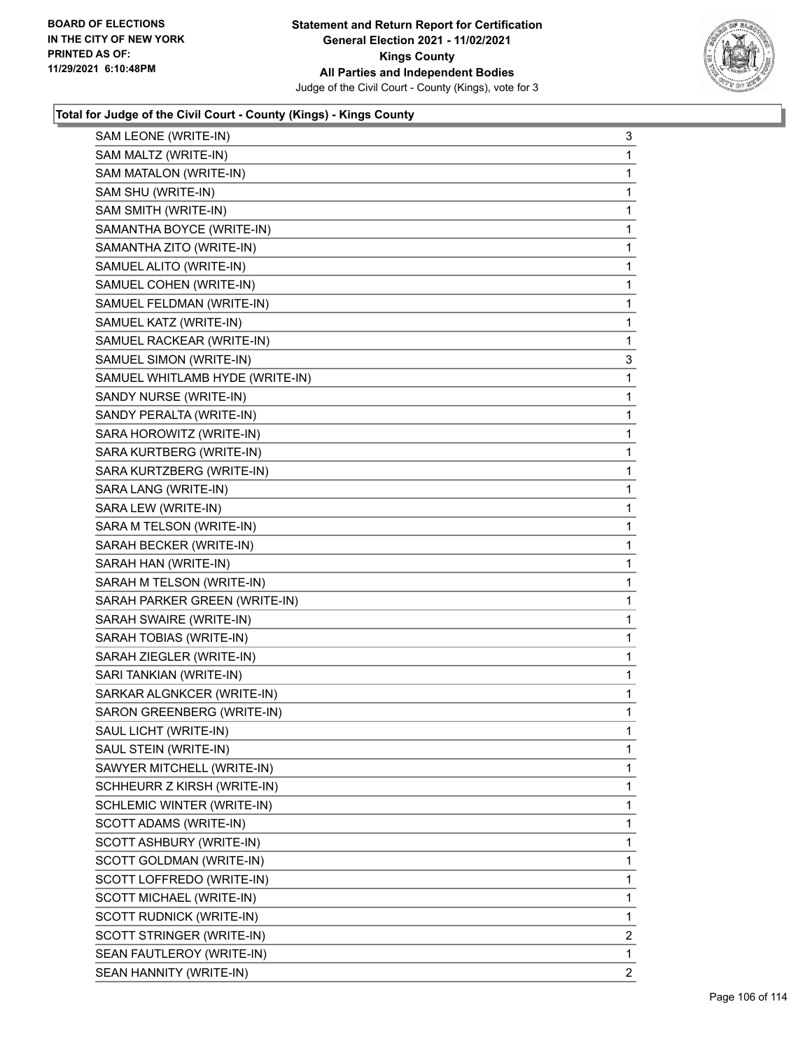**Total for Judge of the Civil Court - County (Kings) - Kings County**

| | |
|---|---|
| SAM LEONE (WRITE-IN) | 3 |
| SAM MALTZ (WRITE-IN) | 1 |
| SAM MATALON (WRITE-IN) | 1 |
| SAM SHU (WRITE-IN) | 1 |
| SAM SMITH (WRITE-IN) | 1 |
| SAMANTHA BOYCE (WRITE-IN) | 1 |
| SAMANTHA ZITO (WRITE-IN) | 1 |
| SAMUEL ALITO (WRITE-IN) | 1 |
| SAMUEL COHEN (WRITE-IN) | 1 |
| SAMUEL FELDMAN (WRITE-IN) | 1 |
| SAMUEL KATZ (WRITE-IN) | 1 |
| SAMUEL RACKEAR (WRITE-IN) | 1 |
| SAMUEL SIMON (WRITE-IN) | 3 |
| SAMUEL WHITLAMB HYDE (WRITE-IN) | 1 |
| SANDY NURSE (WRITE-IN) | 1 |
| SANDY PERALTA (WRITE-IN) | 1 |
| SARA HOROWITZ (WRITE-IN) | 1 |
| SARA KURTBERG (WRITE-IN) | 1 |
| SARA KURTZBERG (WRITE-IN) | 1 |
| SARA LANG (WRITE-IN) | 1 |
| SARA LEW (WRITE-IN) | 1 |
| SARA M TELSON (WRITE-IN) | 1 |
| SARAH BECKER (WRITE-IN) | 1 |
| SARAH HAN (WRITE-IN) | 1 |
| SARAH M TELSON (WRITE-IN) | 1 |
| SARAH PARKER GREEN (WRITE-IN) | 1 |
| SARAH SWAIRE (WRITE-IN) | 1 |
| SARAH TOBIAS (WRITE-IN) | 1 |
| SARAH ZIEGLER (WRITE-IN) | 1 |
| SARI TANKIAN (WRITE-IN) | 1 |
| SARKAR ALGNKCER (WRITE-IN) | 1 |
| SARON GREENBERG (WRITE-IN) | 1 |
| SAUL LICHT (WRITE-IN) | 1 |
| SAUL STEIN (WRITE-IN) | 1 |
| SAWYER MITCHELL (WRITE-IN) | 1 |
| SCHHEURR Z KIRSH (WRITE-IN) | 1 |
| SCHLEMIC WINTER (WRITE-IN) | 1 |
| SCOTT ADAMS (WRITE-IN) | 1 |
| SCOTT ASHBURY (WRITE-IN) | 1 |
| SCOTT GOLDMAN (WRITE-IN) | 1 |
| SCOTT LOFFREDO (WRITE-IN) | 1 |
| SCOTT MICHAEL (WRITE-IN) | 1 |
| SCOTT RUDNICK (WRITE-IN) | 1 |
| SCOTT STRINGER (WRITE-IN) | 2 |
| SEAN FAUTLEROY (WRITE-IN) | 1 |
| SEAN HANNITY (WRITE-IN) | 2 |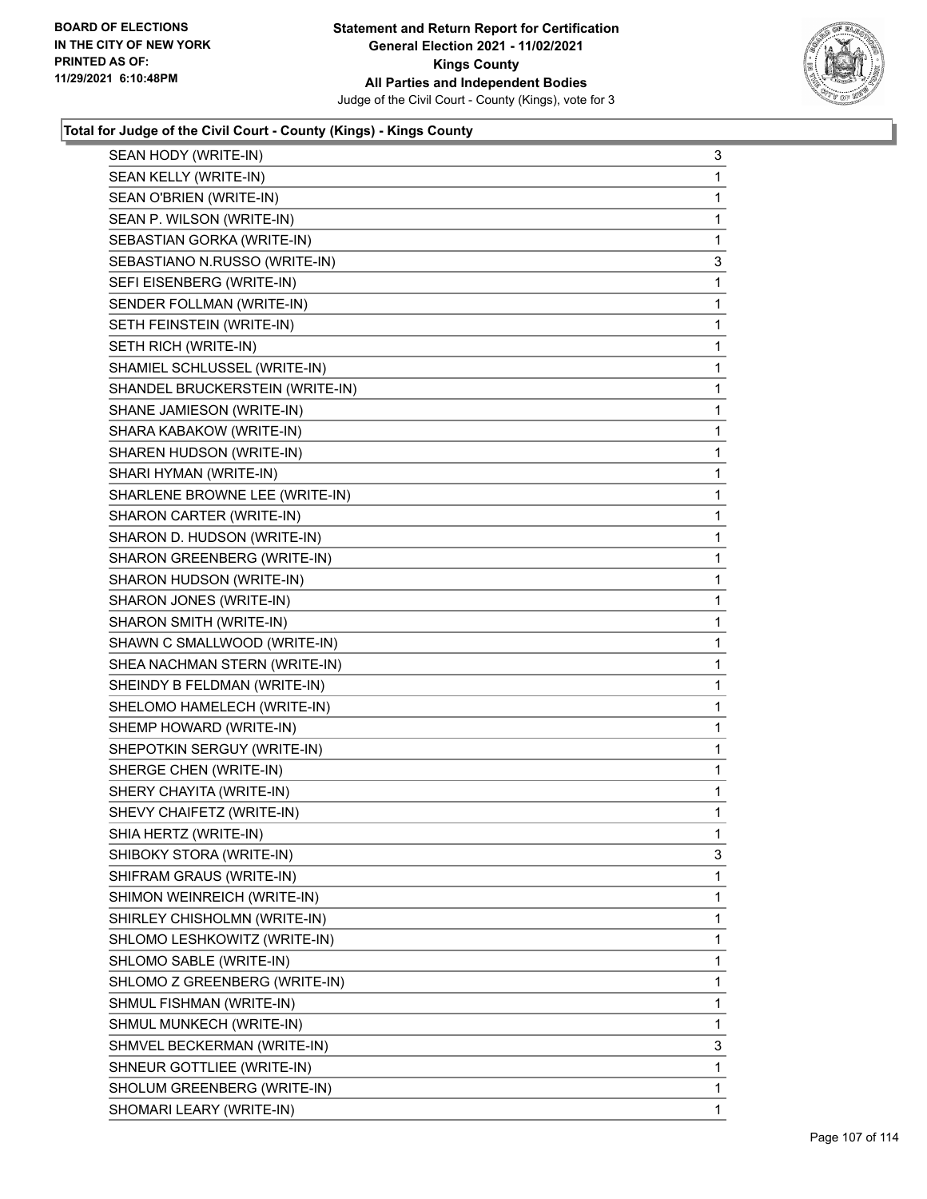**Total for Judge of the Civil Court - County (Kings) - Kings County**

| | |
|---|---|
| SEAN HODY (WRITE-IN) | 3 |
| SEAN KELLY (WRITE-IN) | 1 |
| SEAN O'BRIEN (WRITE-IN) | 1 |
| SEAN P. WILSON (WRITE-IN) | 1 |
| SEBASTIAN GORKA (WRITE-IN) | 1 |
| SEBASTIANO N.RUSSO (WRITE-IN) | 3 |
| SEFI EISENBERG (WRITE-IN) | 1 |
| SENDER FOLLMAN (WRITE-IN) | 1 |
| SETH FEINSTEIN (WRITE-IN) | 1 |
| SETH RICH (WRITE-IN) | 1 |
| SHAMIEL SCHLUSSEL (WRITE-IN) | 1 |
| SHANDEL BRUCKERSTEIN (WRITE-IN) | 1 |
| SHANE JAMIESON (WRITE-IN) | 1 |
| SHARA KABAKOW (WRITE-IN) | 1 |
| SHAREN HUDSON (WRITE-IN) | 1 |
| SHARI HYMAN (WRITE-IN) | 1 |
| SHARLENE BROWNE LEE (WRITE-IN) | 1 |
| SHARON CARTER (WRITE-IN) | 1 |
| SHARON D. HUDSON (WRITE-IN) | 1 |
| SHARON GREENBERG (WRITE-IN) | 1 |
| SHARON HUDSON (WRITE-IN) | 1 |
| SHARON JONES (WRITE-IN) | 1 |
| SHARON SMITH (WRITE-IN) | 1 |
| SHAWN C SMALLWOOD (WRITE-IN) | 1 |
| SHEA NACHMAN STERN (WRITE-IN) | 1 |
| SHEINDY B FELDMAN (WRITE-IN) | 1 |
| SHELOMO HAMELECH (WRITE-IN) | 1 |
| SHEMP HOWARD (WRITE-IN) | 1 |
| SHEPOTKIN SERGUY (WRITE-IN) | 1 |
| SHERGE CHEN (WRITE-IN) | 1 |
| SHERY CHAYITA (WRITE-IN) | 1 |
| SHEVY CHAIFETZ (WRITE-IN) | 1 |
| SHIA HERTZ (WRITE-IN) | 1 |
| SHIBOKY STORA (WRITE-IN) | 3 |
| SHIFRAM GRAUS (WRITE-IN) | 1 |
| SHIMON WEINREICH (WRITE-IN) | 1 |
| SHIRLEY CHISHOLMN (WRITE-IN) | 1 |
| SHLOMO LESHKOWITZ (WRITE-IN) | 1 |
| SHLOMO SABLE (WRITE-IN) | 1 |
| SHLOMO Z GREENBERG (WRITE-IN) | 1 |
| SHMUL FISHMAN (WRITE-IN) | 1 |
| SHMUL MUNKECH (WRITE-IN) | 1 |
| SHMVEL BECKERMAN (WRITE-IN) | 3 |
| SHNEUR GOTTLIEE (WRITE-IN) | 1 |
| SHOLUM GREENBERG (WRITE-IN) | 1 |
| SHOMARI LEARY (WRITE-IN) | 1 |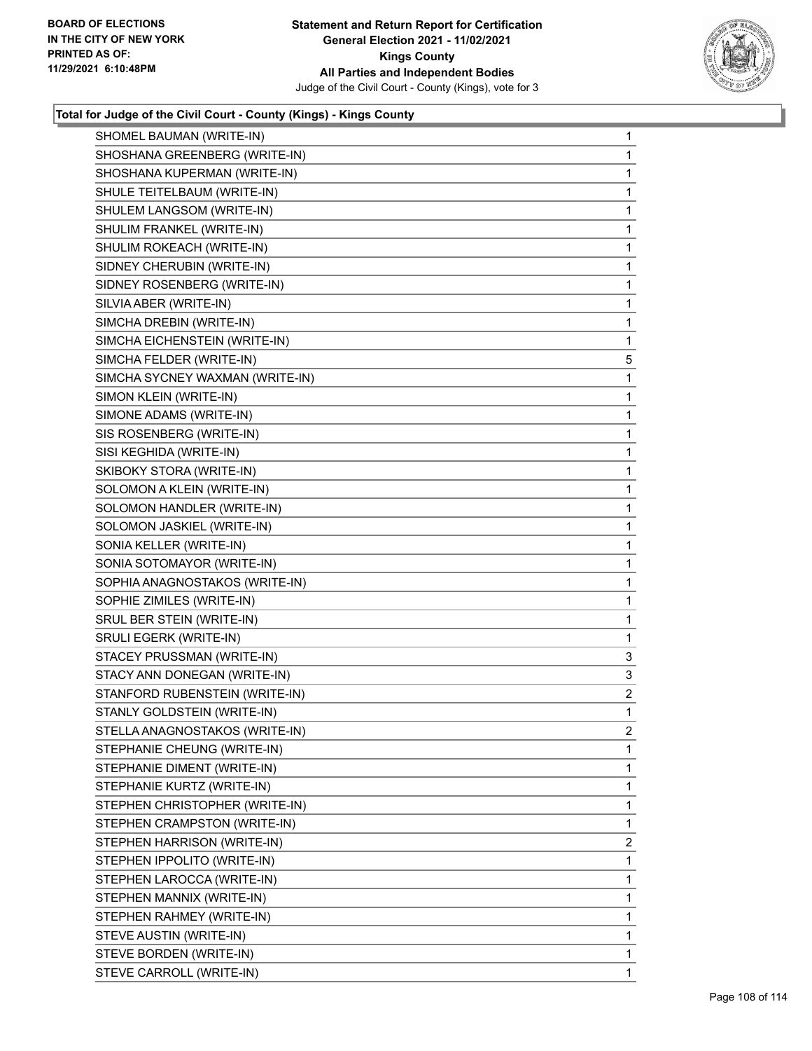**Total for Judge of the Civil Court - County (Kings) - Kings County**

| | |
|---|---|
| SHOMEL BAUMAN (WRITE-IN) | 1 |
| SHOSHANA GREENBERG (WRITE-IN) | 1 |
| SHOSHANA KUPERMAN (WRITE-IN) | 1 |
| SHULE TEITELBAUM (WRITE-IN) | 1 |
| SHULEM LANGSOM (WRITE-IN) | 1 |
| SHULIM FRANKEL (WRITE-IN) | 1 |
| SHULIM ROKEACH (WRITE-IN) | 1 |
| SIDNEY CHERUBIN (WRITE-IN) | 1 |
| SIDNEY ROSENBERG (WRITE-IN) | 1 |
| SILVIA ABER (WRITE-IN) | 1 |
| SIMCHA DREBIN (WRITE-IN) | 1 |
| SIMCHA EICHENSTEIN (WRITE-IN) | 1 |
| SIMCHA FELDER (WRITE-IN) | 5 |
| SIMCHA SYCNEY WAXMAN (WRITE-IN) | 1 |
| SIMON KLEIN (WRITE-IN) | 1 |
| SIMONE ADAMS (WRITE-IN) | 1 |
| SIS ROSENBERG (WRITE-IN) | 1 |
| SISI KEGHIDA (WRITE-IN) | 1 |
| SKIBOKY STORA (WRITE-IN) | 1 |
| SOLOMON A KLEIN (WRITE-IN) | 1 |
| SOLOMON HANDLER (WRITE-IN) | 1 |
| SOLOMON JASKIEL (WRITE-IN) | 1 |
| SONIA KELLER (WRITE-IN) | 1 |
| SONIA SOTOMAYOR (WRITE-IN) | 1 |
| SOPHIA ANAGNOSTAKOS (WRITE-IN) | 1 |
| SOPHIE ZIMILES (WRITE-IN) | 1 |
| SRUL BER STEIN (WRITE-IN) | 1 |
| SRULI EGERK (WRITE-IN) | 1 |
| STACEY PRUSSMAN (WRITE-IN) | 3 |
| STACY ANN DONEGAN (WRITE-IN) | 3 |
| STANFORD RUBENSTEIN (WRITE-IN) | 2 |
| STANLY GOLDSTEIN (WRITE-IN) | 1 |
| STELLA ANAGNOSTAKOS (WRITE-IN) | 2 |
| STEPHANIE CHEUNG (WRITE-IN) | 1 |
| STEPHANIE DIMENT (WRITE-IN) | 1 |
| STEPHANIE KURTZ (WRITE-IN) | 1 |
| STEPHEN CHRISTOPHER (WRITE-IN) | 1 |
| STEPHEN CRAMPSTON (WRITE-IN) | 1 |
| STEPHEN HARRISON (WRITE-IN) | 2 |
| STEPHEN IPPOLITO (WRITE-IN) | 1 |
| STEPHEN LAROCCA (WRITE-IN) | 1 |
| STEPHEN MANNIX (WRITE-IN) | 1 |
| STEPHEN RAHMEY (WRITE-IN) | 1 |
| STEVE AUSTIN (WRITE-IN) | 1 |
| STEVE BORDEN (WRITE-IN) | 1 |
| STEVE CARROLL (WRITE-IN) | 1 |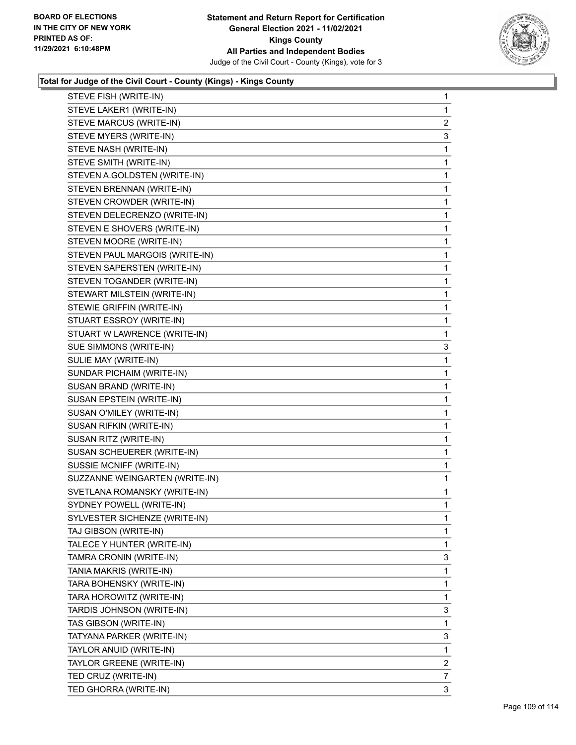BOARD OF ELECTIONS
IN THE CITY OF NEW YORK
PRINTED AS OF:
11/29/2021 6:10:48PM

**Statement and Return Report for Certification**
**General Election 2021 - 11/02/2021**
**Kings County**
**All Parties and Independent Bodies**
Judge of the Civil Court - County (Kings), vote for 3

### Total for Judge of the Civil Court - County (Kings) - Kings County

| Candidate | Votes |
|---|---|
| STEVE FISH (WRITE-IN) | 1 |
| STEVE LAKER1 (WRITE-IN) | 1 |
| STEVE MARCUS (WRITE-IN) | 2 |
| STEVE MYERS (WRITE-IN) | 3 |
| STEVE NASH (WRITE-IN) | 1 |
| STEVE SMITH (WRITE-IN) | 1 |
| STEVEN A.GOLDSTEN (WRITE-IN) | 1 |
| STEVEN BRENNAN (WRITE-IN) | 1 |
| STEVEN CROWDER (WRITE-IN) | 1 |
| STEVEN DELECRENZO (WRITE-IN) | 1 |
| STEVEN E SHOVERS (WRITE-IN) | 1 |
| STEVEN MOORE (WRITE-IN) | 1 |
| STEVEN PAUL MARGOIS (WRITE-IN) | 1 |
| STEVEN SAPERSTEN (WRITE-IN) | 1 |
| STEVEN TOGANDER (WRITE-IN) | 1 |
| STEWART MILSTEIN (WRITE-IN) | 1 |
| STEWIE GRIFFIN (WRITE-IN) | 1 |
| STUART ESSROY (WRITE-IN) | 1 |
| STUART W LAWRENCE (WRITE-IN) | 1 |
| SUE SIMMONS (WRITE-IN) | 3 |
| SULIE MAY (WRITE-IN) | 1 |
| SUNDAR PICHAIM (WRITE-IN) | 1 |
| SUSAN BRAND (WRITE-IN) | 1 |
| SUSAN EPSTEIN (WRITE-IN) | 1 |
| SUSAN O'MILEY (WRITE-IN) | 1 |
| SUSAN RIFKIN (WRITE-IN) | 1 |
| SUSAN RITZ (WRITE-IN) | 1 |
| SUSAN SCHEUERER (WRITE-IN) | 1 |
| SUSSIE MCNIFF (WRITE-IN) | 1 |
| SUZZANNE WEINGARTEN (WRITE-IN) | 1 |
| SVETLANA ROMANSKY (WRITE-IN) | 1 |
| SYDNEY POWELL (WRITE-IN) | 1 |
| SYLVESTER SICHENZE (WRITE-IN) | 1 |
| TAJ GIBSON (WRITE-IN) | 1 |
| TALECE Y HUNTER (WRITE-IN) | 1 |
| TAMRA CRONIN (WRITE-IN) | 3 |
| TANIA MAKRIS (WRITE-IN) | 1 |
| TARA BOHENSKY (WRITE-IN) | 1 |
| TARA HOROWITZ (WRITE-IN) | 1 |
| TARDIS JOHNSON (WRITE-IN) | 3 |
| TAS GIBSON (WRITE-IN) | 1 |
| TATYANA PARKER (WRITE-IN) | 3 |
| TAYLOR ANUID (WRITE-IN) | 1 |
| TAYLOR GREENE (WRITE-IN) | 2 |
| TED CRUZ (WRITE-IN) | 7 |
| TED GHORRA (WRITE-IN) | 3 |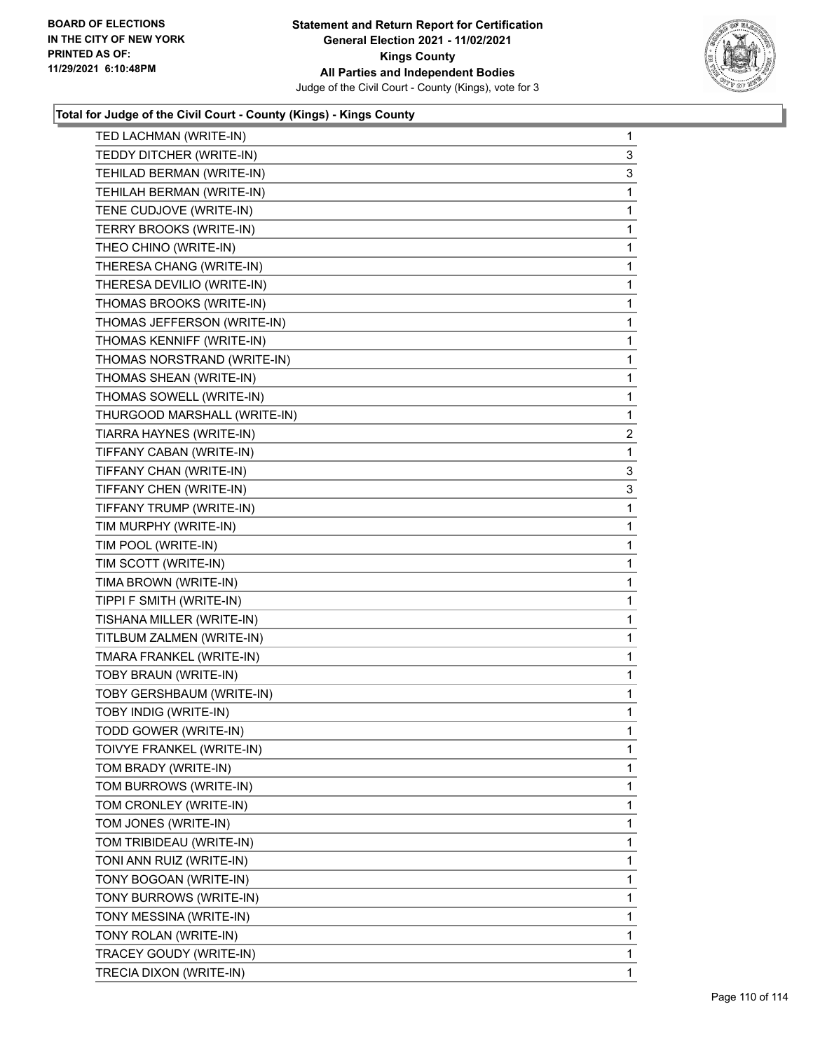**Total for Judge of the Civil Court - County (Kings) - Kings County**

| Candidate | Votes |
|---|---|
| TED LACHMAN (WRITE-IN) | 1 |
| TEDDY DITCHER (WRITE-IN) | 3 |
| TEHILAD BERMAN (WRITE-IN) | 3 |
| TEHILAH BERMAN (WRITE-IN) | 1 |
| TENE CUDJOVE (WRITE-IN) | 1 |
| TERRY BROOKS (WRITE-IN) | 1 |
| THEO CHINO (WRITE-IN) | 1 |
| THERESA CHANG (WRITE-IN) | 1 |
| THERESA DEVILIO (WRITE-IN) | 1 |
| THOMAS BROOKS (WRITE-IN) | 1 |
| THOMAS JEFFERSON (WRITE-IN) | 1 |
| THOMAS KENNIFF (WRITE-IN) | 1 |
| THOMAS NORSTRAND (WRITE-IN) | 1 |
| THOMAS SHEAN (WRITE-IN) | 1 |
| THOMAS SOWELL (WRITE-IN) | 1 |
| THURGOOD MARSHALL (WRITE-IN) | 1 |
| TIARRA HAYNES (WRITE-IN) | 2 |
| TIFFANY CABAN (WRITE-IN) | 1 |
| TIFFANY CHAN (WRITE-IN) | 3 |
| TIFFANY CHEN (WRITE-IN) | 3 |
| TIFFANY TRUMP (WRITE-IN) | 1 |
| TIM MURPHY (WRITE-IN) | 1 |
| TIM POOL (WRITE-IN) | 1 |
| TIM SCOTT (WRITE-IN) | 1 |
| TIMA BROWN (WRITE-IN) | 1 |
| TIPPI F SMITH (WRITE-IN) | 1 |
| TISHANA MILLER (WRITE-IN) | 1 |
| TITLBUM ZALMEN (WRITE-IN) | 1 |
| TMARA FRANKEL (WRITE-IN) | 1 |
| TOBY BRAUN (WRITE-IN) | 1 |
| TOBY GERSHBAUM (WRITE-IN) | 1 |
| TOBY INDIG (WRITE-IN) | 1 |
| TODD GOWER (WRITE-IN) | 1 |
| TOIVYE FRANKEL (WRITE-IN) | 1 |
| TOM BRADY (WRITE-IN) | 1 |
| TOM BURROWS (WRITE-IN) | 1 |
| TOM CRONLEY (WRITE-IN) | 1 |
| TOM JONES (WRITE-IN) | 1 |
| TOM TRIBIDEAU (WRITE-IN) | 1 |
| TONI ANN RUIZ (WRITE-IN) | 1 |
| TONY BOGOAN (WRITE-IN) | 1 |
| TONY BURROWS (WRITE-IN) | 1 |
| TONY MESSINA (WRITE-IN) | 1 |
| TONY ROLAN (WRITE-IN) | 1 |
| TRACEY GOUDY (WRITE-IN) | 1 |
| TRECIA DIXON (WRITE-IN) | 1 |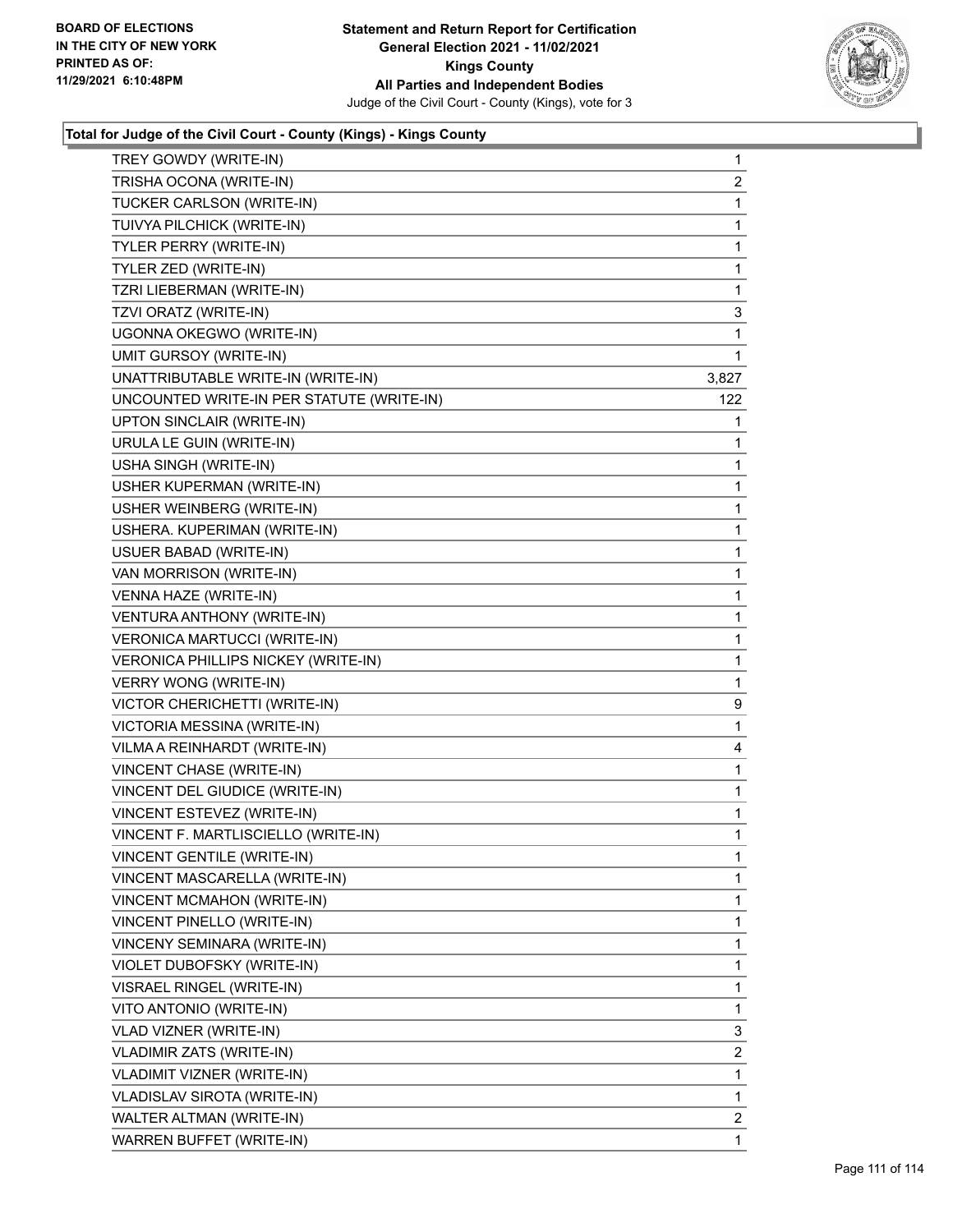### Total for Judge of the Civil Court - County (Kings) - Kings County

| Candidate | Votes |
|---|---|
| TREY GOWDY (WRITE-IN) | 1 |
| TRISHA OCONA (WRITE-IN) | 2 |
| TUCKER CARLSON (WRITE-IN) | 1 |
| TUIVYA PILCHICK (WRITE-IN) | 1 |
| TYLER PERRY (WRITE-IN) | 1 |
| TYLER ZED (WRITE-IN) | 1 |
| TZRI LIEBERMAN (WRITE-IN) | 1 |
| TZVI ORATZ (WRITE-IN) | 3 |
| UGONNA OKEGWO (WRITE-IN) | 1 |
| UMIT GURSOY (WRITE-IN) | 1 |
| UNATTRIBUTABLE WRITE-IN (WRITE-IN) | 3,827 |
| UNCOUNTED WRITE-IN PER STATUTE (WRITE-IN) | 122 |
| UPTON SINCLAIR (WRITE-IN) | 1 |
| URULA LE GUIN (WRITE-IN) | 1 |
| USHA SINGH (WRITE-IN) | 1 |
| USHER KUPERMAN (WRITE-IN) | 1 |
| USHER WEINBERG (WRITE-IN) | 1 |
| USHERA. KUPERIMAN (WRITE-IN) | 1 |
| USUER BABAD (WRITE-IN) | 1 |
| VAN MORRISON (WRITE-IN) | 1 |
| VENNA HAZE (WRITE-IN) | 1 |
| VENTURA ANTHONY (WRITE-IN) | 1 |
| VERONICA MARTUCCI (WRITE-IN) | 1 |
| VERONICA PHILLIPS NICKEY (WRITE-IN) | 1 |
| VERRY WONG (WRITE-IN) | 1 |
| VICTOR CHERICHETTI (WRITE-IN) | 9 |
| VICTORIA MESSINA (WRITE-IN) | 1 |
| VILMA A REINHARDT (WRITE-IN) | 4 |
| VINCENT CHASE (WRITE-IN) | 1 |
| VINCENT DEL GIUDICE (WRITE-IN) | 1 |
| VINCENT ESTEVEZ (WRITE-IN) | 1 |
| VINCENT F. MARTLISCIELLO (WRITE-IN) | 1 |
| VINCENT GENTILE (WRITE-IN) | 1 |
| VINCENT MASCARELLA (WRITE-IN) | 1 |
| VINCENT MCMAHON (WRITE-IN) | 1 |
| VINCENT PINELLO (WRITE-IN) | 1 |
| VINCENY SEMINARA (WRITE-IN) | 1 |
| VIOLET DUBOFSKY (WRITE-IN) | 1 |
| VISRAEL RINGEL (WRITE-IN) | 1 |
| VITO ANTONIO (WRITE-IN) | 1 |
| VLAD VIZNER (WRITE-IN) | 3 |
| VLADIMIR ZATS (WRITE-IN) | 2 |
| VLADIMIT VIZNER (WRITE-IN) | 1 |
| VLADISLAV SIROTA (WRITE-IN) | 1 |
| WALTER ALTMAN (WRITE-IN) | 2 |
| WARREN BUFFET (WRITE-IN) | 1 |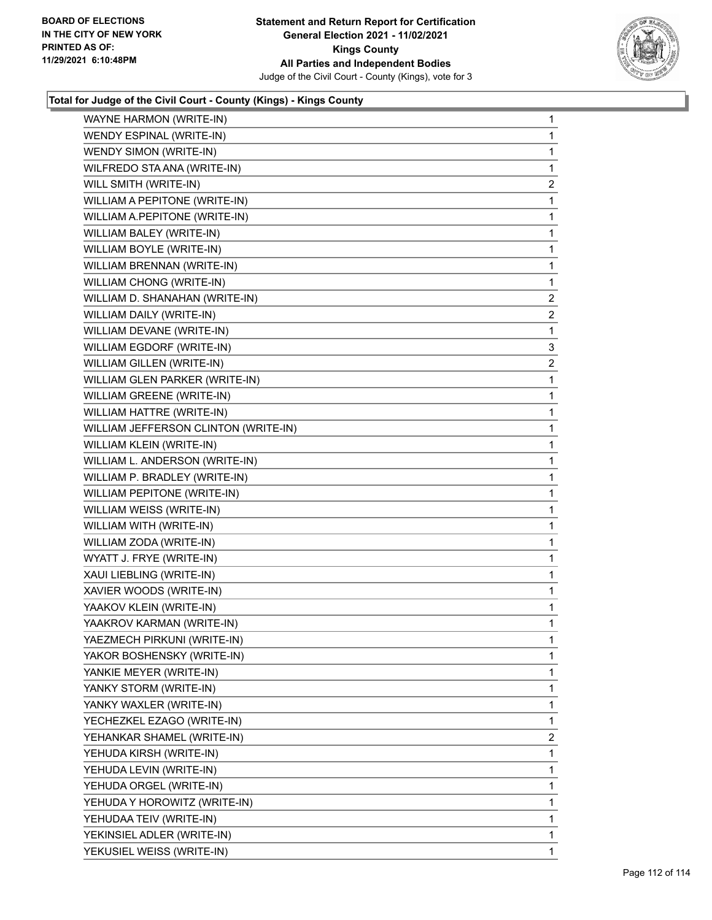### Total for Judge of the Civil Court - County (Kings) - Kings County

| Candidate | Votes |
|---|---|
| WAYNE HARMON (WRITE-IN) | 1 |
| WENDY ESPINAL (WRITE-IN) | 1 |
| WENDY SIMON (WRITE-IN) | 1 |
| WILFREDO STA ANA (WRITE-IN) | 1 |
| WILL SMITH (WRITE-IN) | 2 |
| WILLIAM A PEPITONE (WRITE-IN) | 1 |
| WILLIAM A.PEPITONE (WRITE-IN) | 1 |
| WILLIAM BALEY (WRITE-IN) | 1 |
| WILLIAM BOYLE (WRITE-IN) | 1 |
| WILLIAM BRENNAN (WRITE-IN) | 1 |
| WILLIAM CHONG (WRITE-IN) | 1 |
| WILLIAM D. SHANAHAN (WRITE-IN) | 2 |
| WILLIAM DAILY (WRITE-IN) | 2 |
| WILLIAM DEVANE (WRITE-IN) | 1 |
| WILLIAM EGDORF (WRITE-IN) | 3 |
| WILLIAM GILLEN (WRITE-IN) | 2 |
| WILLIAM GLEN PARKER (WRITE-IN) | 1 |
| WILLIAM GREENE (WRITE-IN) | 1 |
| WILLIAM HATTRE (WRITE-IN) | 1 |
| WILLIAM JEFFERSON CLINTON (WRITE-IN) | 1 |
| WILLIAM KLEIN (WRITE-IN) | 1 |
| WILLIAM L. ANDERSON (WRITE-IN) | 1 |
| WILLIAM P. BRADLEY (WRITE-IN) | 1 |
| WILLIAM PEPITONE (WRITE-IN) | 1 |
| WILLIAM WEISS (WRITE-IN) | 1 |
| WILLIAM WITH (WRITE-IN) | 1 |
| WILLIAM ZODA (WRITE-IN) | 1 |
| WYATT J. FRYE (WRITE-IN) | 1 |
| XAUI LIEBLING (WRITE-IN) | 1 |
| XAVIER WOODS (WRITE-IN) | 1 |
| YAAKOV KLEIN (WRITE-IN) | 1 |
| YAAKROV KARMAN (WRITE-IN) | 1 |
| YAEZMECH PIRKUNI (WRITE-IN) | 1 |
| YAKOR BOSHENSKY (WRITE-IN) | 1 |
| YANKIE MEYER (WRITE-IN) | 1 |
| YANKY STORM (WRITE-IN) | 1 |
| YANKY WAXLER (WRITE-IN) | 1 |
| YECHEZKEL EZAGO (WRITE-IN) | 1 |
| YEHANKAR SHAMEL (WRITE-IN) | 2 |
| YEHUDA KIRSH (WRITE-IN) | 1 |
| YEHUDA LEVIN (WRITE-IN) | 1 |
| YEHUDA ORGEL (WRITE-IN) | 1 |
| YEHUDA Y HOROWITZ (WRITE-IN) | 1 |
| YEHUDAA TEIV (WRITE-IN) | 1 |
| YEKINSIEL ADLER (WRITE-IN) | 1 |
| YEKUSIEL WEISS (WRITE-IN) | 1 |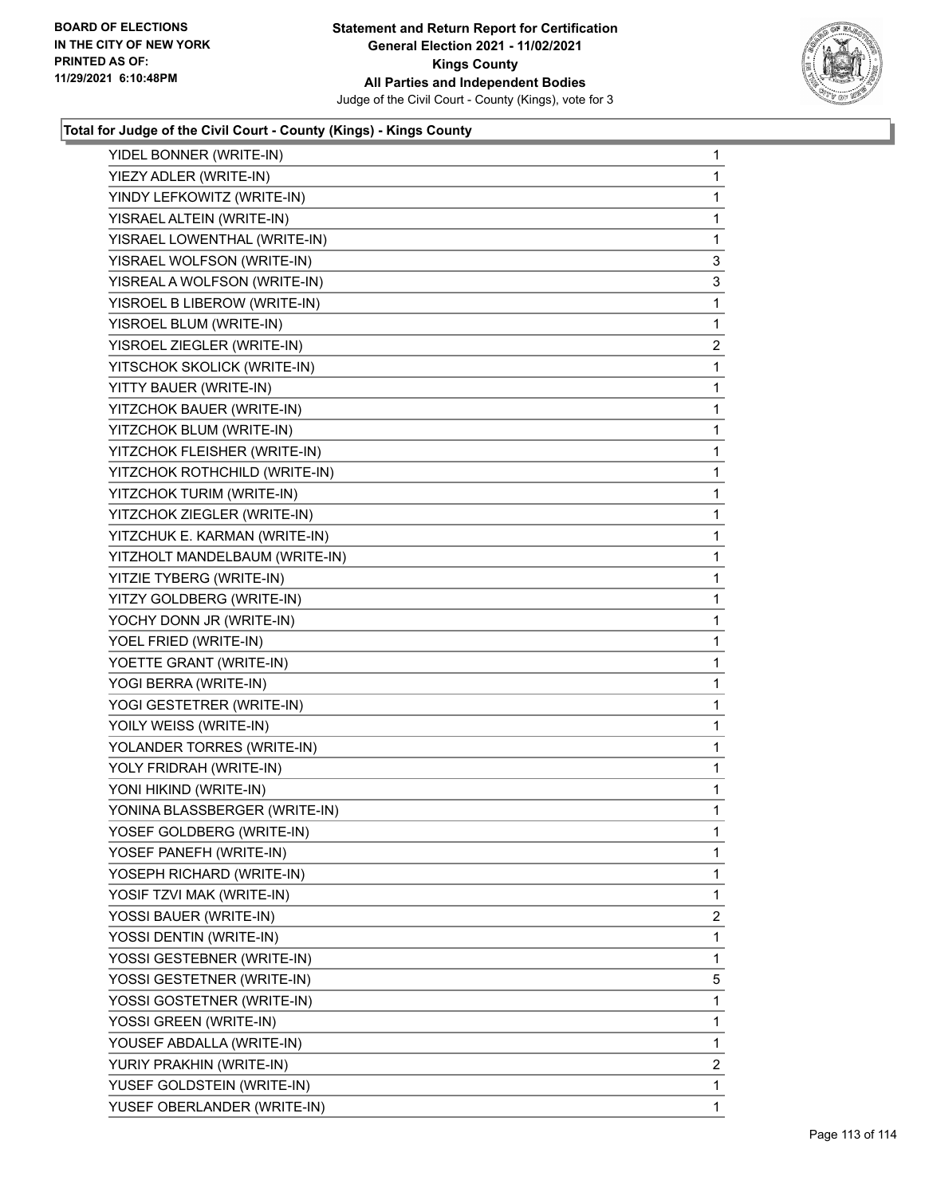**Total for Judge of the Civil Court - County (Kings) - Kings County**

| Candidate | Votes |
|---|---|
| YIDEL BONNER (WRITE-IN) | 1 |
| YIEZY ADLER (WRITE-IN) | 1 |
| YINDY LEFKOWITZ (WRITE-IN) | 1 |
| YISRAEL ALTEIN (WRITE-IN) | 1 |
| YISRAEL LOWENTHAL (WRITE-IN) | 1 |
| YISRAEL WOLFSON (WRITE-IN) | 3 |
| YISREAL A WOLFSON (WRITE-IN) | 3 |
| YISROEL B LIBEROW (WRITE-IN) | 1 |
| YISROEL BLUM (WRITE-IN) | 1 |
| YISROEL ZIEGLER (WRITE-IN) | 2 |
| YITSCHOK SKOLICK (WRITE-IN) | 1 |
| YITTY BAUER (WRITE-IN) | 1 |
| YITZCHOK BAUER (WRITE-IN) | 1 |
| YITZCHOK BLUM (WRITE-IN) | 1 |
| YITZCHOK FLEISHER (WRITE-IN) | 1 |
| YITZCHOK ROTHCHILD (WRITE-IN) | 1 |
| YITZCHOK TURIM (WRITE-IN) | 1 |
| YITZCHOK ZIEGLER (WRITE-IN) | 1 |
| YITZCHUK E. KARMAN (WRITE-IN) | 1 |
| YITZHOLT MANDELBAUM (WRITE-IN) | 1 |
| YITZIE TYBERG (WRITE-IN) | 1 |
| YITZY GOLDBERG (WRITE-IN) | 1 |
| YOCHY DONN JR (WRITE-IN) | 1 |
| YOEL FRIED (WRITE-IN) | 1 |
| YOETTE GRANT (WRITE-IN) | 1 |
| YOGI BERRA (WRITE-IN) | 1 |
| YOGI GESTETRER (WRITE-IN) | 1 |
| YOILY WEISS (WRITE-IN) | 1 |
| YOLANDER TORRES (WRITE-IN) | 1 |
| YOLY FRIDRAH (WRITE-IN) | 1 |
| YONI HIKIND (WRITE-IN) | 1 |
| YONINA BLASSBERGER (WRITE-IN) | 1 |
| YOSEF GOLDBERG (WRITE-IN) | 1 |
| YOSEF PANEFH (WRITE-IN) | 1 |
| YOSEPH RICHARD (WRITE-IN) | 1 |
| YOSIF TZVI MAK (WRITE-IN) | 1 |
| YOSSI BAUER (WRITE-IN) | 2 |
| YOSSI DENTIN (WRITE-IN) | 1 |
| YOSSI GESTEBNER (WRITE-IN) | 1 |
| YOSSI GESTETNER (WRITE-IN) | 5 |
| YOSSI GOSTETNER (WRITE-IN) | 1 |
| YOSSI GREEN (WRITE-IN) | 1 |
| YOUSEF ABDALLA (WRITE-IN) | 1 |
| YURIY PRAKHIN (WRITE-IN) | 2 |
| YUSEF GOLDSTEIN (WRITE-IN) | 1 |
| YUSEF OBERLANDER (WRITE-IN) | 1 |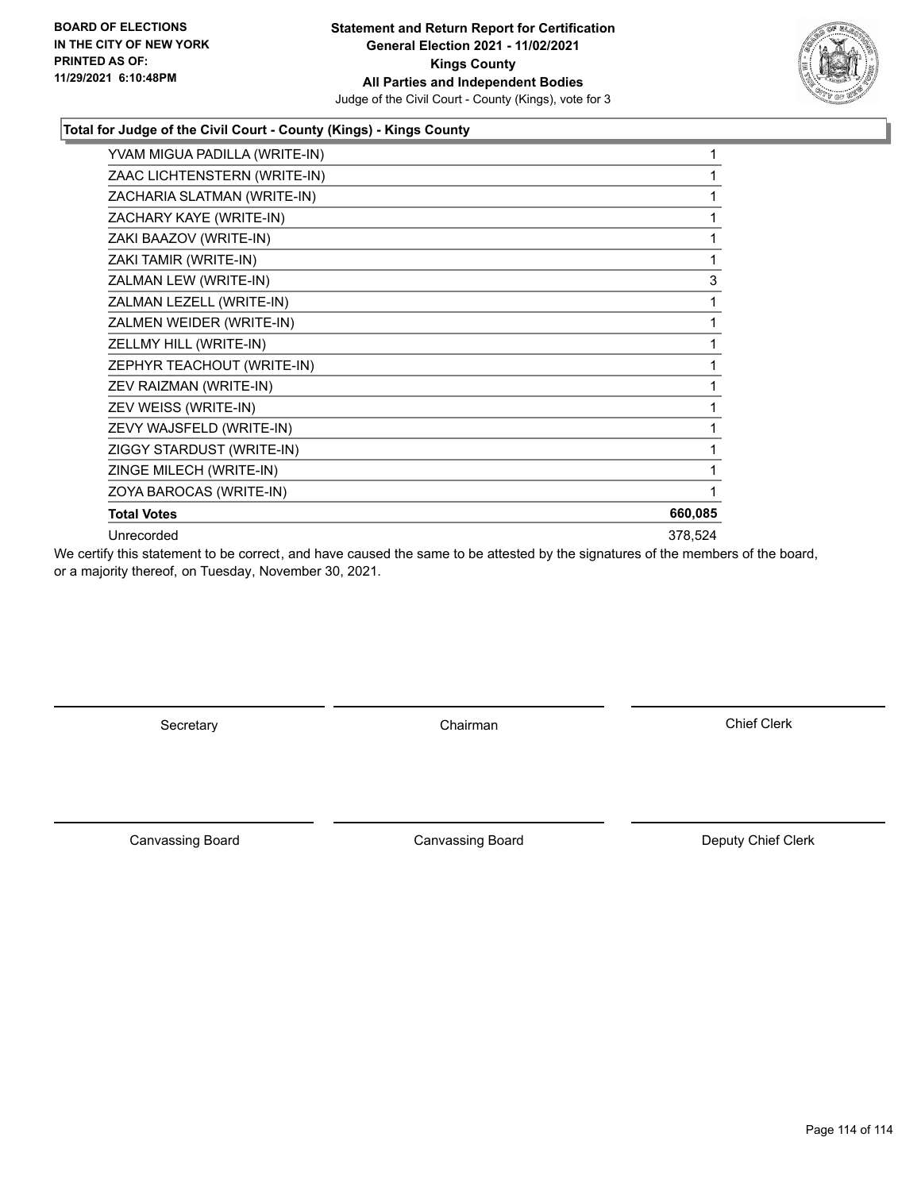**BOARD OF ELECTIONS IN THE CITY OF NEW YORK PRINTED AS OF: 11/29/2021 6:10:48PM**

**Statement and Return Report for Certification General Election 2021 - 11/02/2021 Kings County All Parties and Independent Bodies**

Judge of the Civil Court - County (Kings), vote for 3

### Total for Judge of the Civil Court - County (Kings) - Kings County

| | |
|---|---|
| YVAM MIGUA PADILLA (WRITE-IN) | 1 |
| ZAAC LICHTENSTERN (WRITE-IN) | 1 |
| ZACHARIA SLATMAN (WRITE-IN) | 1 |
| ZACHARY KAYE (WRITE-IN) | 1 |
| ZAKI BAAZOV (WRITE-IN) | 1 |
| ZAKI TAMIR (WRITE-IN) | 1 |
| ZALMAN LEW (WRITE-IN) | 3 |
| ZALMAN LEZELL (WRITE-IN) | 1 |
| ZALMEN WEIDER (WRITE-IN) | 1 |
| ZELLMY HILL (WRITE-IN) | 1 |
| ZEPHYR TEACHOUT (WRITE-IN) | 1 |
| ZEV RAIZMAN (WRITE-IN) | 1 |
| ZEV WEISS (WRITE-IN) | 1 |
| ZEVY WAJSFELD (WRITE-IN) | 1 |
| ZIGGY STARDUST (WRITE-IN) | 1 |
| ZINGE MILECH (WRITE-IN) | 1 |
| ZOYA BAROCAS (WRITE-IN) | 1 |
| **Total Votes** | **660,085** |
| Unrecorded | 378,524 |

We certify this statement to be correct, and have caused the same to be attested by the signatures of the members of the board, or a majority thereof, on Tuesday, November 30, 2021.

Secretary

Chairman

Chief Clerk

Canvassing Board

Canvassing Board

Deputy Chief Clerk